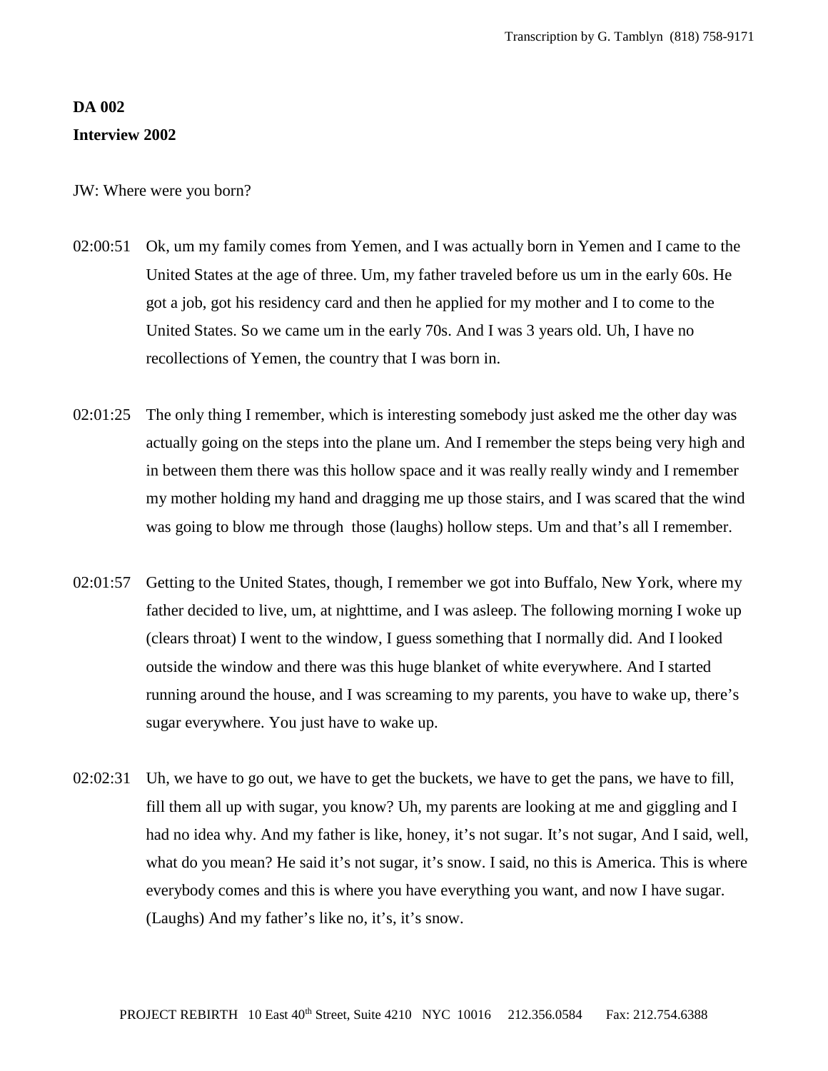**DA 002**
**Interview 2002**

JW: Where were you born?

02:00:51 Ok, um my family comes from Yemen, and I was actually born in Yemen and I came to the United States at the age of three. Um, my father traveled before us um in the early 60s. He got a job, got his residency card and then he applied for my mother and I to come to the United States. So we came um in the early 70s. And I was 3 years old. Uh, I have no recollections of Yemen, the country that I was born in.

02:01:25 The only thing I remember, which is interesting somebody just asked me the other day was actually going on the steps into the plane um. And I remember the steps being very high and in between them there was this hollow space and it was really really windy and I remember my mother holding my hand and dragging me up those stairs, and I was scared that the wind was going to blow me through those (laughs) hollow steps. Um and that's all I remember.

02:01:57 Getting to the United States, though, I remember we got into Buffalo, New York, where my father decided to live, um, at nighttime, and I was asleep. The following morning I woke up (clears throat) I went to the window, I guess something that I normally did. And I looked outside the window and there was this huge blanket of white everywhere. And I started running around the house, and I was screaming to my parents, you have to wake up, there's sugar everywhere. You just have to wake up.

02:02:31 Uh, we have to go out, we have to get the buckets, we have to get the pans, we have to fill, fill them all up with sugar, you know? Uh, my parents are looking at me and giggling and I had no idea why. And my father is like, honey, it's not sugar. It's not sugar, And I said, well, what do you mean? He said it's not sugar, it's snow. I said, no this is America. This is where everybody comes and this is where you have everything you want, and now I have sugar. (Laughs) And my father's like no, it's, it's snow.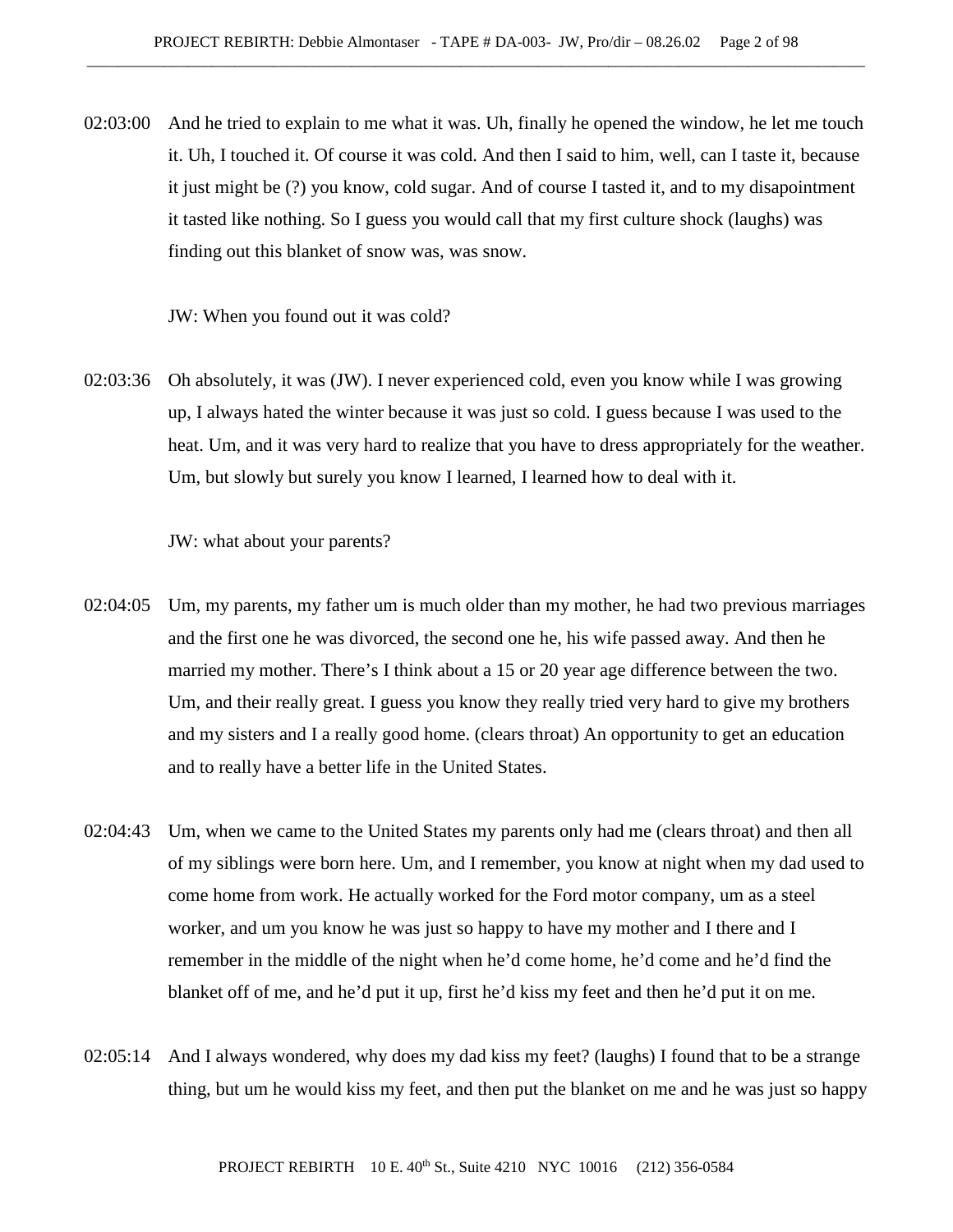02:03:00 And he tried to explain to me what it was. Uh, finally he opened the window, he let me touch it. Uh, I touched it. Of course it was cold. And then I said to him, well, can I taste it, because it just might be (?) you know, cold sugar. And of course I tasted it, and to my disapointment it tasted like nothing. So I guess you would call that my first culture shock (laughs) was finding out this blanket of snow was, was snow.

JW: When you found out it was cold?

02:03:36 Oh absolutely, it was (JW). I never experienced cold, even you know while I was growing up, I always hated the winter because it was just so cold. I guess because I was used to the heat. Um, and it was very hard to realize that you have to dress appropriately for the weather. Um, but slowly but surely you know I learned, I learned how to deal with it.

JW: what about your parents?

02:04:05 Um, my parents, my father um is much older than my mother, he had two previous marriages and the first one he was divorced, the second one he, his wife passed away. And then he married my mother. There's I think about a 15 or 20 year age difference between the two. Um, and their really great. I guess you know they really tried very hard to give my brothers and my sisters and I a really good home. (clears throat) An opportunity to get an education and to really have a better life in the United States.

02:04:43 Um, when we came to the United States my parents only had me (clears throat) and then all of my siblings were born here. Um, and I remember, you know at night when my dad used to come home from work. He actually worked for the Ford motor company, um as a steel worker, and um you know he was just so happy to have my mother and I there and I remember in the middle of the night when he'd come home, he'd come and he'd find the blanket off of me, and he'd put it up, first he'd kiss my feet and then he'd put it on me.

02:05:14 And I always wondered, why does my dad kiss my feet? (laughs) I found that to be a strange thing, but um he would kiss my feet, and then put the blanket on me and he was just so happy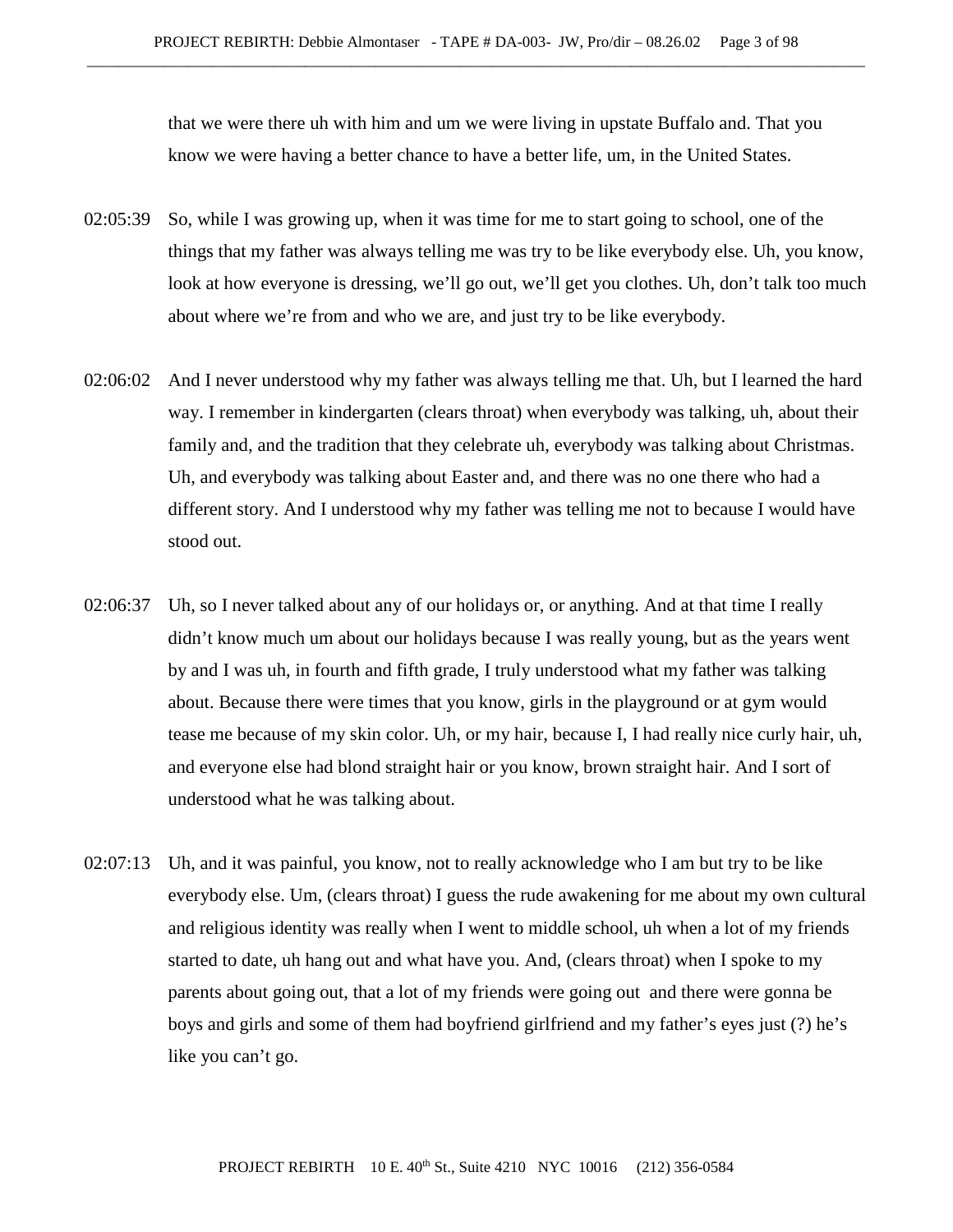that we were there uh with him and um we were living in upstate Buffalo and. That you know we were having a better chance to have a better life, um, in the United States.

02:05:39 So, while I was growing up, when it was time for me to start going to school, one of the things that my father was always telling me was try to be like everybody else. Uh, you know, look at how everyone is dressing, we'll go out, we'll get you clothes. Uh, don't talk too much about where we're from and who we are, and just try to be like everybody.

02:06:02 And I never understood why my father was always telling me that. Uh, but I learned the hard way. I remember in kindergarten (clears throat) when everybody was talking, uh, about their family and, and the tradition that they celebrate uh, everybody was talking about Christmas. Uh, and everybody was talking about Easter and, and there was no one there who had a different story. And I understood why my father was telling me not to because I would have stood out.

02:06:37 Uh, so I never talked about any of our holidays or, or anything. And at that time I really didn't know much um about our holidays because I was really young, but as the years went by and I was uh, in fourth and fifth grade, I truly understood what my father was talking about. Because there were times that you know, girls in the playground or at gym would tease me because of my skin color. Uh, or my hair, because I, I had really nice curly hair, uh, and everyone else had blond straight hair or you know, brown straight hair. And I sort of understood what he was talking about.

02:07:13 Uh, and it was painful, you know, not to really acknowledge who I am but try to be like everybody else. Um, (clears throat) I guess the rude awakening for me about my own cultural and religious identity was really when I went to middle school, uh when a lot of my friends started to date, uh hang out and what have you. And, (clears throat) when I spoke to my parents about going out, that a lot of my friends were going out and there were gonna be boys and girls and some of them had boyfriend girlfriend and my father's eyes just (?) he's like you can't go.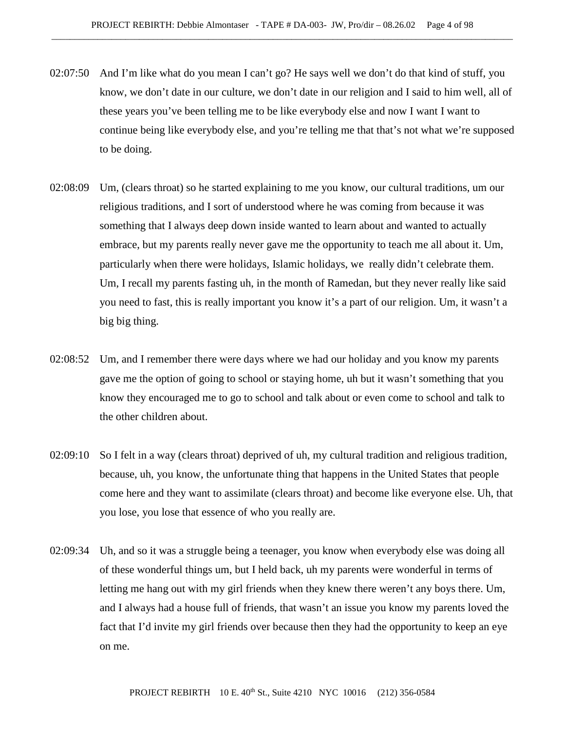02:07:50 And I'm like what do you mean I can't go? He says well we don't do that kind of stuff, you know, we don't date in our culture, we don't date in our religion and I said to him well, all of these years you've been telling me to be like everybody else and now I want I want to continue being like everybody else, and you're telling me that that's not what we're supposed to be doing.

02:08:09 Um, (clears throat) so he started explaining to me you know, our cultural traditions, um our religious traditions, and I sort of understood where he was coming from because it was something that I always deep down inside wanted to learn about and wanted to actually embrace, but my parents really never gave me the opportunity to teach me all about it. Um, particularly when there were holidays, Islamic holidays, we really didn't celebrate them. Um, I recall my parents fasting uh, in the month of Ramedan, but they never really like said you need to fast, this is really important you know it's a part of our religion. Um, it wasn't a big big thing.

02:08:52 Um, and I remember there were days where we had our holiday and you know my parents gave me the option of going to school or staying home, uh but it wasn't something that you know they encouraged me to go to school and talk about or even come to school and talk to the other children about.

02:09:10 So I felt in a way (clears throat) deprived of uh, my cultural tradition and religious tradition, because, uh, you know, the unfortunate thing that happens in the United States that people come here and they want to assimilate (clears throat) and become like everyone else. Uh, that you lose, you lose that essence of who you really are.

02:09:34 Uh, and so it was a struggle being a teenager, you know when everybody else was doing all of these wonderful things um, but I held back, uh my parents were wonderful in terms of letting me hang out with my girl friends when they knew there weren't any boys there. Um, and I always had a house full of friends, that wasn't an issue you know my parents loved the fact that I'd invite my girl friends over because then they had the opportunity to keep an eye on me.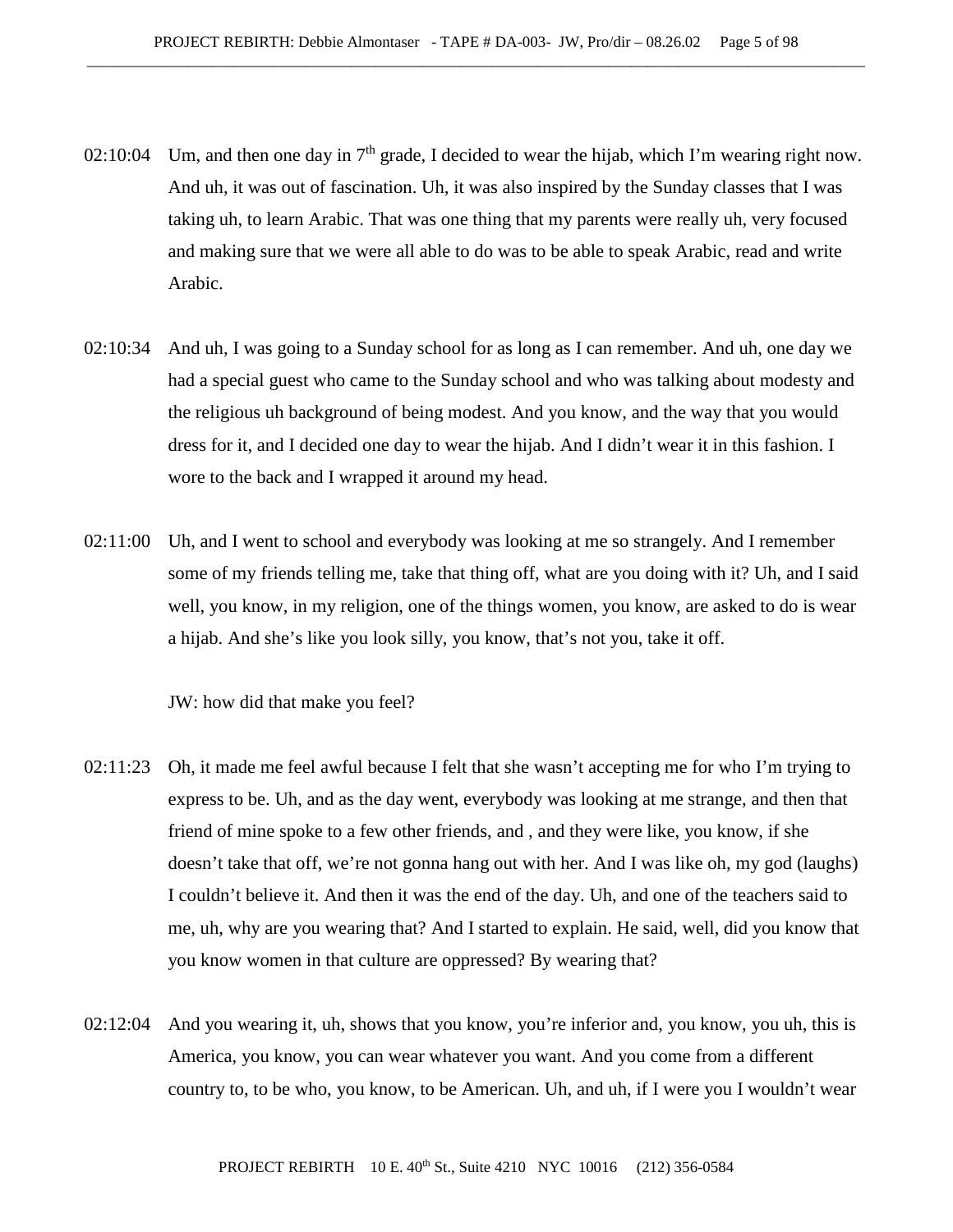02:10:04 Um, and then one day in 7th grade, I decided to wear the hijab, which I'm wearing right now. And uh, it was out of fascination. Uh, it was also inspired by the Sunday classes that I was taking uh, to learn Arabic. That was one thing that my parents were really uh, very focused and making sure that we were all able to do was to be able to speak Arabic, read and write Arabic.

02:10:34 And uh, I was going to a Sunday school for as long as I can remember. And uh, one day we had a special guest who came to the Sunday school and who was talking about modesty and the religious uh background of being modest. And you know, and the way that you would dress for it, and I decided one day to wear the hijab. And I didn't wear it in this fashion. I wore to the back and I wrapped it around my head.

02:11:00 Uh, and I went to school and everybody was looking at me so strangely. And I remember some of my friends telling me, take that thing off, what are you doing with it? Uh, and I said well, you know, in my religion, one of the things women, you know, are asked to do is wear a hijab. And she's like you look silly, you know, that's not you, take it off.

JW: how did that make you feel?

02:11:23 Oh, it made me feel awful because I felt that she wasn't accepting me for who I'm trying to express to be. Uh, and as the day went, everybody was looking at me strange, and then that friend of mine spoke to a few other friends, and , and they were like, you know, if she doesn't take that off, we're not gonna hang out with her. And I was like oh, my god (laughs) I couldn't believe it. And then it was the end of the day. Uh, and one of the teachers said to me, uh, why are you wearing that? And I started to explain. He said, well, did you know that you know women in that culture are oppressed? By wearing that?

02:12:04 And you wearing it, uh, shows that you know, you're inferior and, you know, you uh, this is America, you know, you can wear whatever you want. And you come from a different country to, to be who, you know, to be American. Uh, and uh, if I were you I wouldn't wear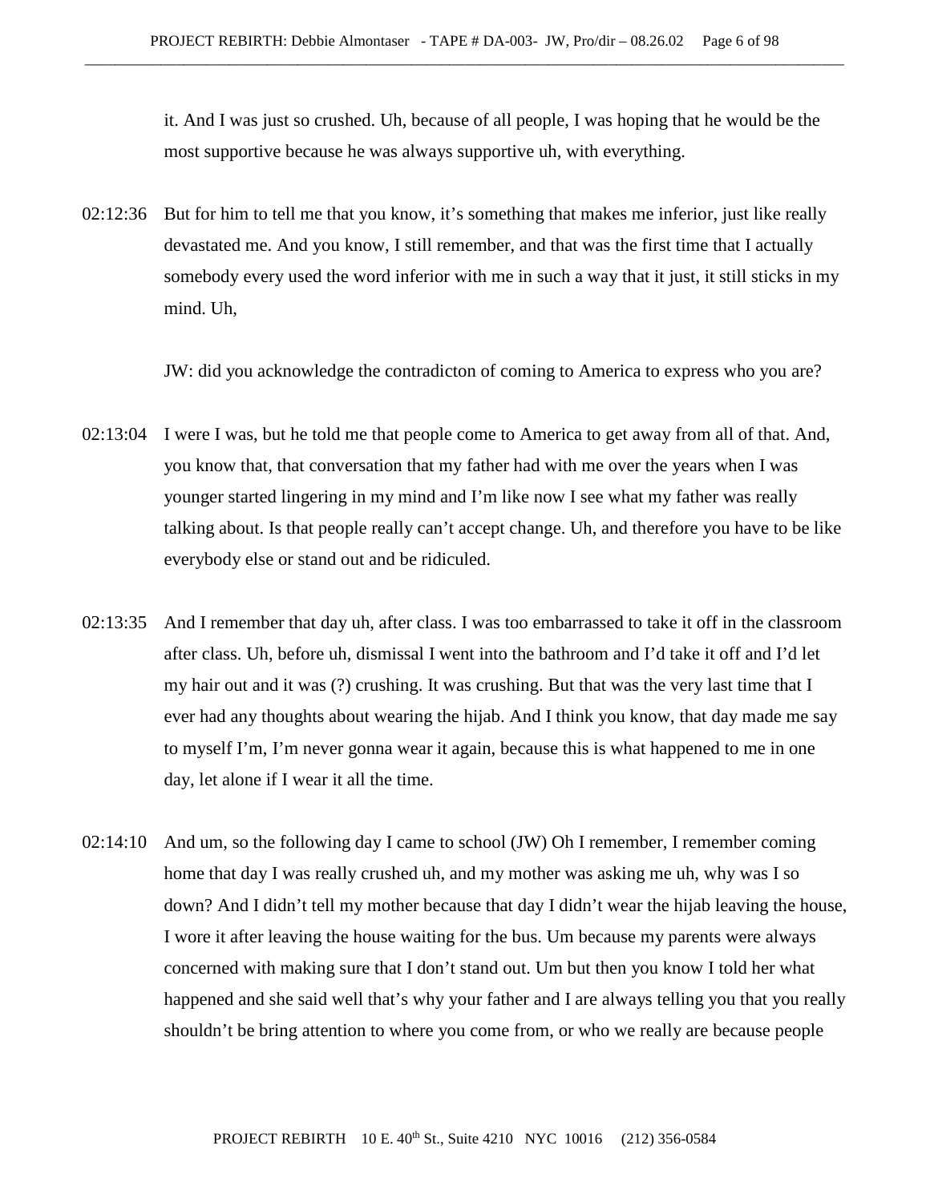it. And I was just so crushed. Uh, because of all people, I was hoping that he would be the most supportive because he was always supportive uh, with everything.

02:12:36 But for him to tell me that you know, it's something that makes me inferior, just like really devastated me. And you know, I still remember, and that was the first time that I actually somebody every used the word inferior with me in such a way that it just, it still sticks in my mind. Uh,

JW: did you acknowledge the contradicton of coming to America to express who you are?

02:13:04 I were I was, but he told me that people come to America to get away from all of that. And, you know that, that conversation that my father had with me over the years when I was younger started lingering in my mind and I'm like now I see what my father was really talking about. Is that people really can't accept change. Uh, and therefore you have to be like everybody else or stand out and be ridiculed.

02:13:35 And I remember that day uh, after class. I was too embarrassed to take it off in the classroom after class. Uh, before uh, dismissal I went into the bathroom and I'd take it off and I'd let my hair out and it was (?) crushing. It was crushing. But that was the very last time that I ever had any thoughts about wearing the hijab. And I think you know, that day made me say to myself I'm, I'm never gonna wear it again, because this is what happened to me in one day, let alone if I wear it all the time.

02:14:10 And um, so the following day I came to school (JW) Oh I remember, I remember coming home that day I was really crushed uh, and my mother was asking me uh, why was I so down? And I didn't tell my mother because that day I didn't wear the hijab leaving the house, I wore it after leaving the house waiting for the bus. Um because my parents were always concerned with making sure that I don't stand out. Um but then you know I told her what happened and she said well that's why your father and I are always telling you that you really shouldn't be bring attention to where you come from, or who we really are because people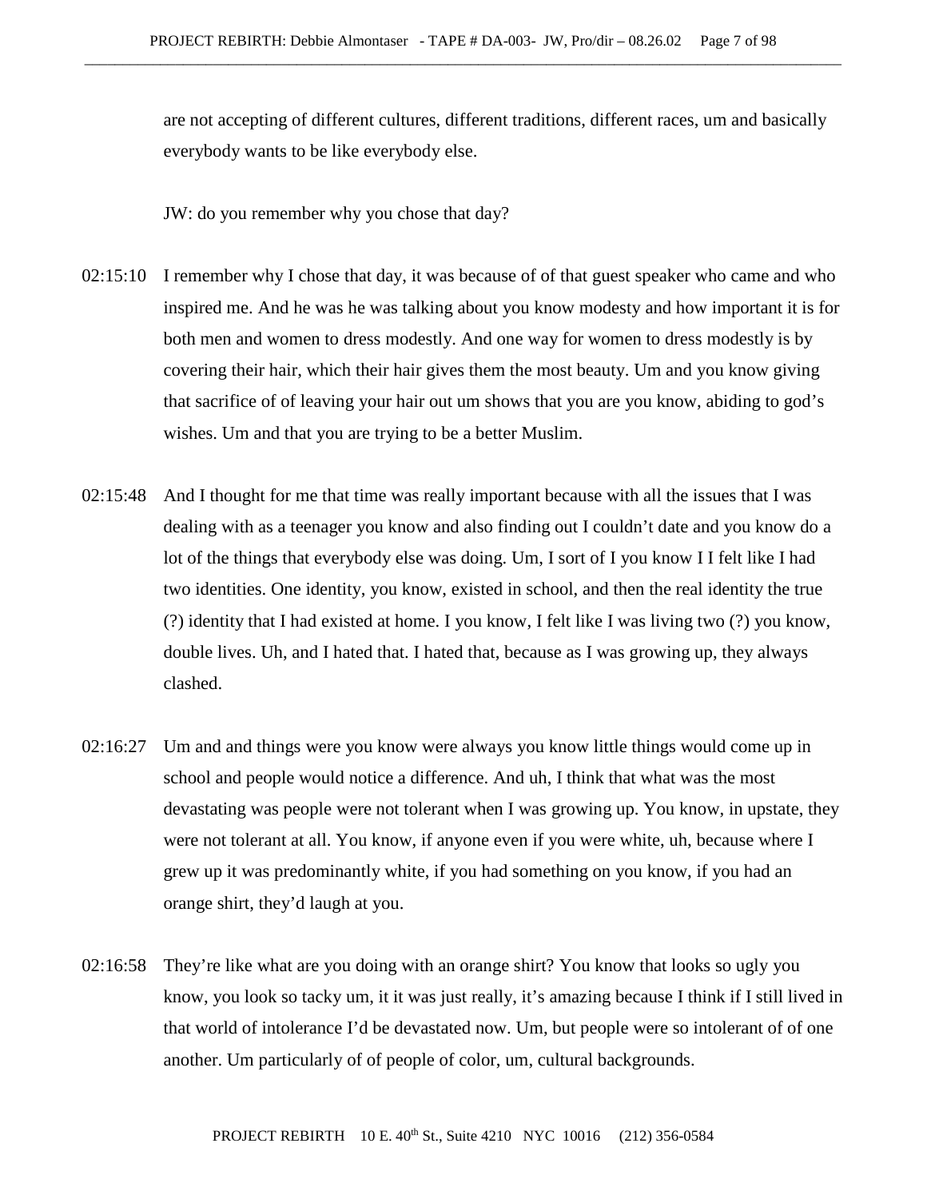are not accepting of different cultures, different traditions, different races, um and basically everybody wants to be like everybody else.

JW: do you remember why you chose that day?

02:15:10 I remember why I chose that day, it was because of of that guest speaker who came and who inspired me. And he was he was talking about you know modesty and how important it is for both men and women to dress modestly. And one way for women to dress modestly is by covering their hair, which their hair gives them the most beauty. Um and you know giving that sacrifice of of leaving your hair out um shows that you are you know, abiding to god's wishes. Um and that you are trying to be a better Muslim.

02:15:48 And I thought for me that time was really important because with all the issues that I was dealing with as a teenager you know and also finding out I couldn't date and you know do a lot of the things that everybody else was doing. Um, I sort of I you know I I felt like I had two identities. One identity, you know, existed in school, and then the real identity the true (?) identity that I had existed at home. I you know, I felt like I was living two (?) you know, double lives. Uh, and I hated that. I hated that, because as I was growing up, they always clashed.

02:16:27 Um and and things were you know were always you know little things would come up in school and people would notice a difference. And uh, I think that what was the most devastating was people were not tolerant when I was growing up. You know, in upstate, they were not tolerant at all. You know, if anyone even if you were white, uh, because where I grew up it was predominantly white, if you had something on you know, if you had an orange shirt, they'd laugh at you.

02:16:58 They're like what are you doing with an orange shirt? You know that looks so ugly you know, you look so tacky um, it it was just really, it's amazing because I think if I still lived in that world of intolerance I'd be devastated now. Um, but people were so intolerant of of one another. Um particularly of of people of color, um, cultural backgrounds.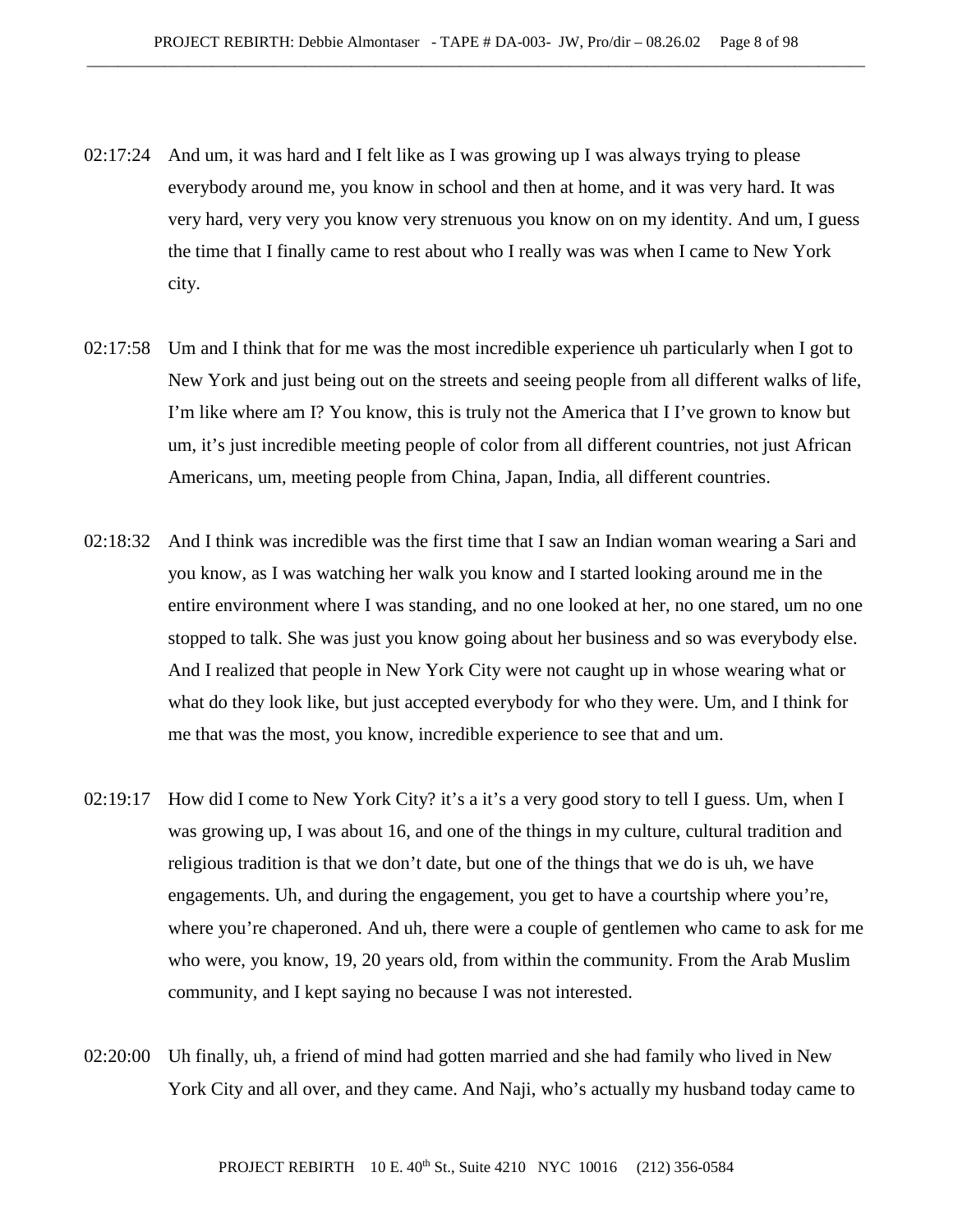02:17:24 And um, it was hard and I felt like as I was growing up I was always trying to please everybody around me, you know in school and then at home, and it was very hard. It was very hard, very very you know very strenuous you know on on my identity. And um, I guess the time that I finally came to rest about who I really was was when I came to New York city.

02:17:58 Um and I think that for me was the most incredible experience uh particularly when I got to New York and just being out on the streets and seeing people from all different walks of life, I'm like where am I? You know, this is truly not the America that I I've grown to know but um, it's just incredible meeting people of color from all different countries, not just African Americans, um, meeting people from China, Japan, India, all different countries.

02:18:32 And I think was incredible was the first time that I saw an Indian woman wearing a Sari and you know, as I was watching her walk you know and I started looking around me in the entire environment where I was standing, and no one looked at her, no one stared, um no one stopped to talk. She was just you know going about her business and so was everybody else. And I realized that people in New York City were not caught up in whose wearing what or what do they look like, but just accepted everybody for who they were. Um, and I think for me that was the most, you know, incredible experience to see that and um.

02:19:17 How did I come to New York City? it's a it's a very good story to tell I guess. Um, when I was growing up, I was about 16, and one of the things in my culture, cultural tradition and religious tradition is that we don't date, but one of the things that we do is uh, we have engagements. Uh, and during the engagement, you get to have a courtship where you're, where you're chaperoned. And uh, there were a couple of gentlemen who came to ask for me who were, you know, 19, 20 years old, from within the community. From the Arab Muslim community, and I kept saying no because I was not interested.

02:20:00 Uh finally, uh, a friend of mind had gotten married and she had family who lived in New York City and all over, and they came. And Naji, who's actually my husband today came to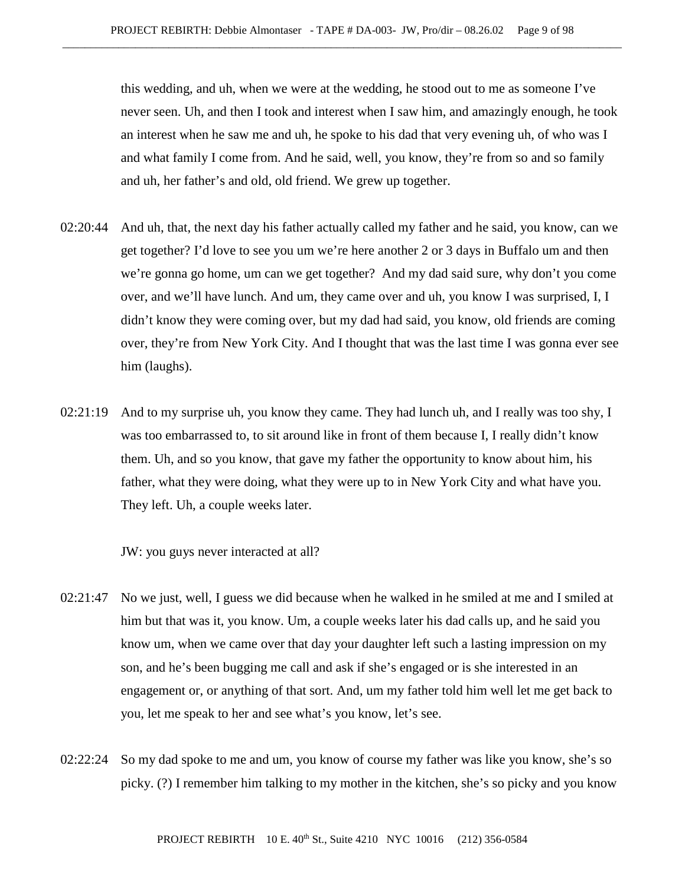this wedding, and uh, when we were at the wedding, he stood out to me as someone I've never seen. Uh, and then I took and interest when I saw him, and amazingly enough, he took an interest when he saw me and uh, he spoke to his dad that very evening uh, of who was I and what family I come from. And he said, well, you know, they're from so and so family and uh, her father's and old, old friend. We grew up together.

02:20:44 And uh, that, the next day his father actually called my father and he said, you know, can we get together? I'd love to see you um we're here another 2 or 3 days in Buffalo um and then we're gonna go home, um can we get together? And my dad said sure, why don't you come over, and we'll have lunch. And um, they came over and uh, you know I was surprised, I, I didn't know they were coming over, but my dad had said, you know, old friends are coming over, they're from New York City. And I thought that was the last time I was gonna ever see him (laughs).

02:21:19 And to my surprise uh, you know they came. They had lunch uh, and I really was too shy, I was too embarrassed to, to sit around like in front of them because I, I really didn't know them. Uh, and so you know, that gave my father the opportunity to know about him, his father, what they were doing, what they were up to in New York City and what have you. They left. Uh, a couple weeks later.

JW: you guys never interacted at all?

02:21:47 No we just, well, I guess we did because when he walked in he smiled at me and I smiled at him but that was it, you know. Um, a couple weeks later his dad calls up, and he said you know um, when we came over that day your daughter left such a lasting impression on my son, and he's been bugging me call and ask if she's engaged or is she interested in an engagement or, or anything of that sort. And, um my father told him well let me get back to you, let me speak to her and see what's you know, let's see.

02:22:24 So my dad spoke to me and um, you know of course my father was like you know, she's so picky. (?) I remember him talking to my mother in the kitchen, she's so picky and you know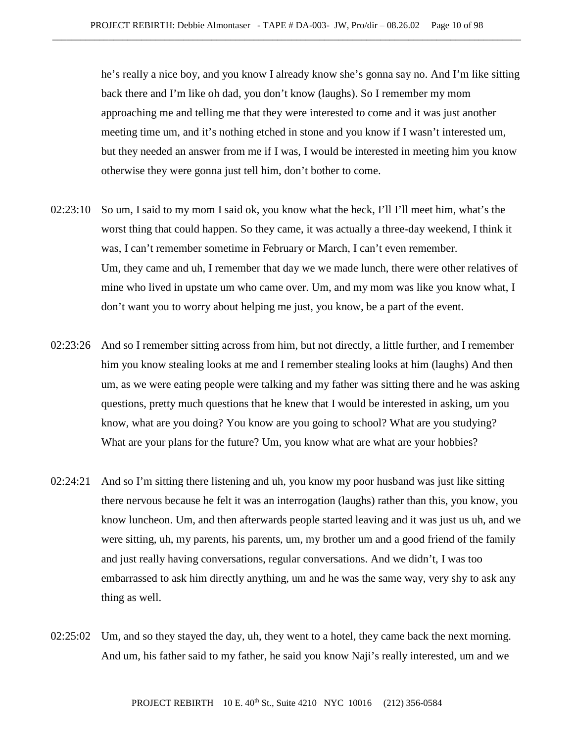he's really a nice boy, and you know I already know she's gonna say no. And I'm like sitting back there and I'm like oh dad, you don't know (laughs). So I remember my mom approaching me and telling me that they were interested to come and it was just another meeting time um, and it's nothing etched in stone and you know if I wasn't interested um, but they needed an answer from me if I was, I would be interested in meeting him you know otherwise they were gonna just tell him, don't bother to come.

02:23:10 So um, I said to my mom I said ok, you know what the heck, I'll I'll meet him, what's the worst thing that could happen. So they came, it was actually a three-day weekend, I think it was, I can't remember sometime in February or March, I can't even remember. Um, they came and uh, I remember that day we we made lunch, there were other relatives of mine who lived in upstate um who came over. Um, and my mom was like you know what, I don't want you to worry about helping me just, you know, be a part of the event.

02:23:26 And so I remember sitting across from him, but not directly, a little further, and I remember him you know stealing looks at me and I remember stealing looks at him (laughs) And then um, as we were eating people were talking and my father was sitting there and he was asking questions, pretty much questions that he knew that I would be interested in asking, um you know, what are you doing? You know are you going to school? What are you studying? What are your plans for the future? Um, you know what are what are your hobbies?

02:24:21 And so I'm sitting there listening and uh, you know my poor husband was just like sitting there nervous because he felt it was an interrogation (laughs) rather than this, you know, you know luncheon. Um, and then afterwards people started leaving and it was just us uh, and we were sitting, uh, my parents, his parents, um, my brother um and a good friend of the family and just really having conversations, regular conversations. And we didn't, I was too embarrassed to ask him directly anything, um and he was the same way, very shy to ask any thing as well.

02:25:02 Um, and so they stayed the day, uh, they went to a hotel, they came back the next morning. And um, his father said to my father, he said you know Naji's really interested, um and we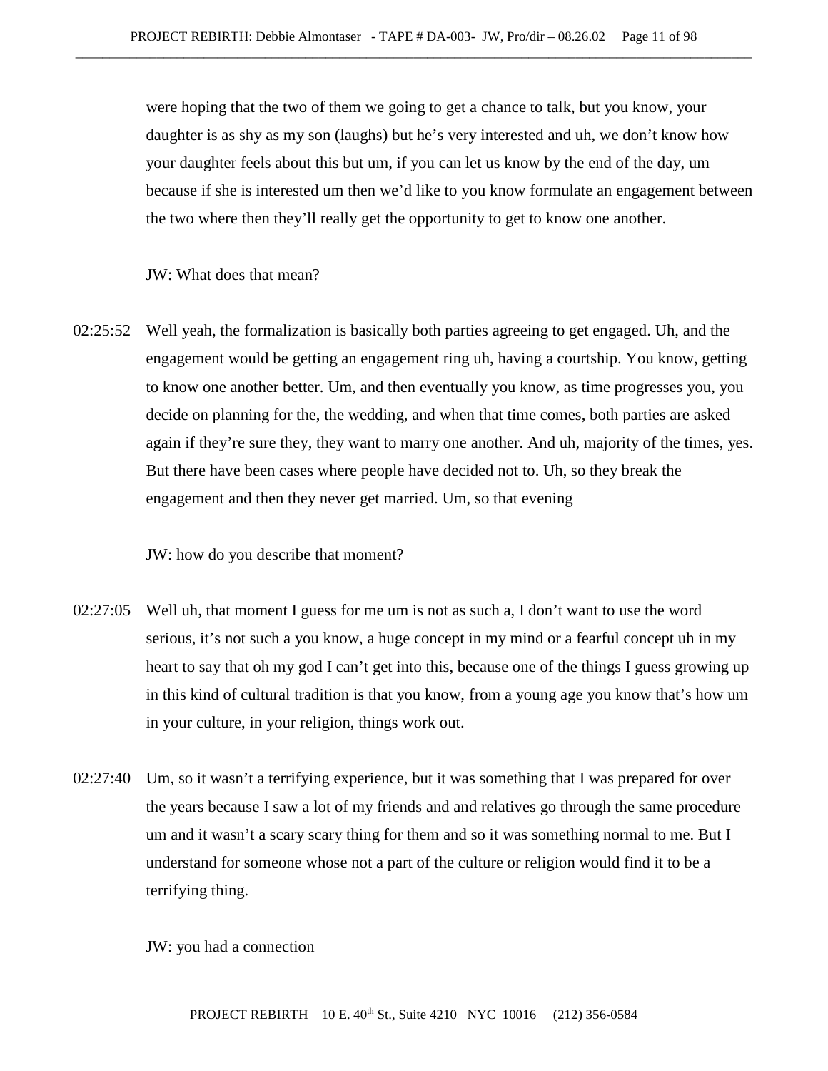were hoping that the two of them we going to get a chance to talk, but you know, your daughter is as shy as my son (laughs) but he's very interested and uh, we don't know how your daughter feels about this but um, if you can let us know by the end of the day, um because if she is interested um then we'd like to you know formulate an engagement between the two where then they'll really get the opportunity to get to know one another.

JW: What does that mean?

02:25:52 Well yeah, the formalization is basically both parties agreeing to get engaged. Uh, and the engagement would be getting an engagement ring uh, having a courtship. You know, getting to know one another better. Um, and then eventually you know, as time progresses you, you decide on planning for the, the wedding, and when that time comes, both parties are asked again if they're sure they, they want to marry one another. And uh, majority of the times, yes. But there have been cases where people have decided not to. Uh, so they break the engagement and then they never get married. Um, so that evening

JW: how do you describe that moment?

02:27:05 Well uh, that moment I guess for me um is not as such a, I don't want to use the word serious, it's not such a you know, a huge concept in my mind or a fearful concept uh in my heart to say that oh my god I can't get into this, because one of the things I guess growing up in this kind of cultural tradition is that you know, from a young age you know that's how um in your culture, in your religion, things work out.

02:27:40 Um, so it wasn't a terrifying experience, but it was something that I was prepared for over the years because I saw a lot of my friends and and relatives go through the same procedure um and it wasn't a scary scary thing for them and so it was something normal to me. But I understand for someone whose not a part of the culture or religion would find it to be a terrifying thing.

JW: you had a connection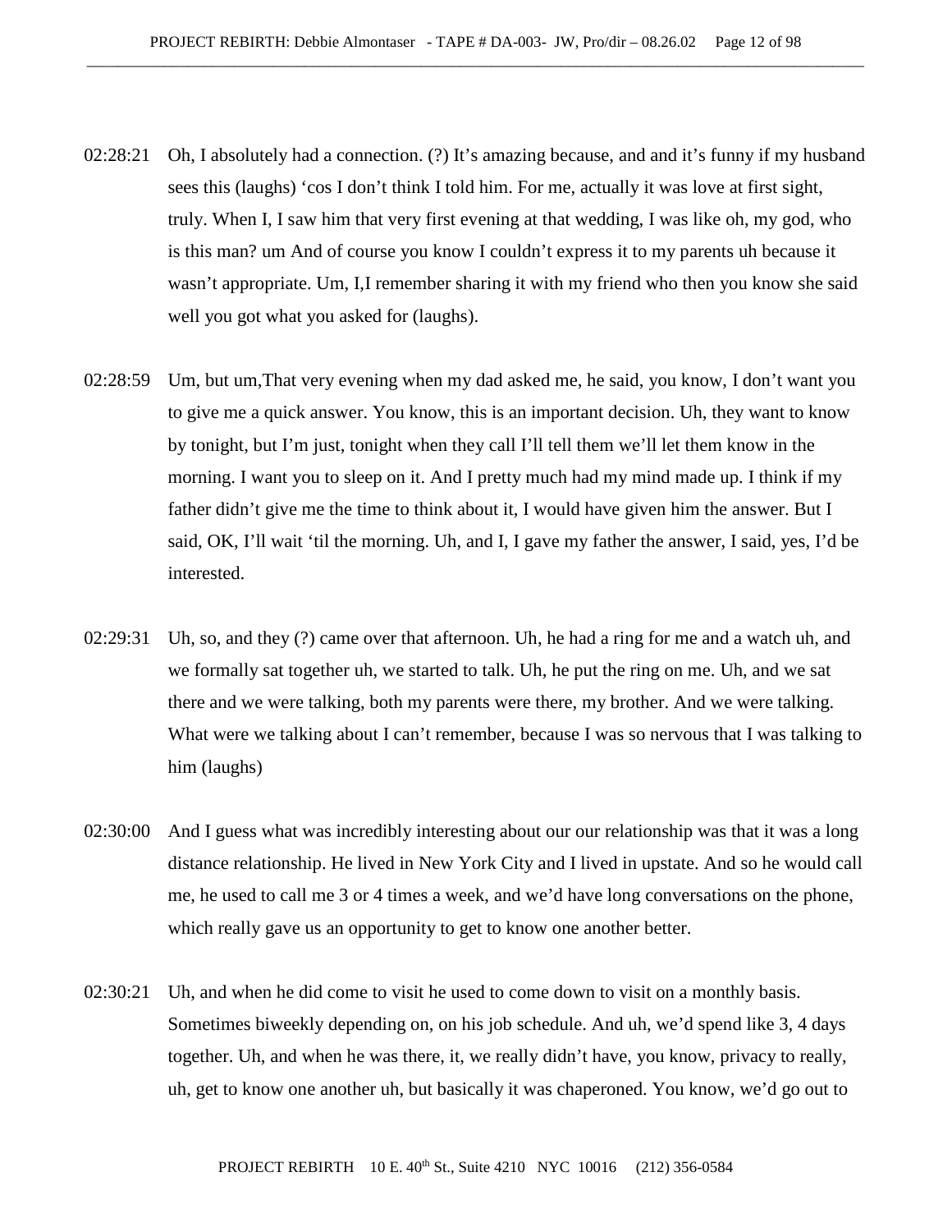02:28:21 Oh, I absolutely had a connection. (?) It's amazing because, and and it's funny if my husband sees this (laughs) 'cos I don't think I told him. For me, actually it was love at first sight, truly. When I, I saw him that very first evening at that wedding, I was like oh, my god, who is this man? um And of course you know I couldn't express it to my parents uh because it wasn't appropriate. Um, I,I remember sharing it with my friend who then you know she said well you got what you asked for (laughs).

02:28:59 Um, but um,That very evening when my dad asked me, he said, you know, I don't want you to give me a quick answer. You know, this is an important decision. Uh, they want to know by tonight, but I'm just, tonight when they call I'll tell them we'll let them know in the morning. I want you to sleep on it. And I pretty much had my mind made up. I think if my father didn't give me the time to think about it, I would have given him the answer. But I said, OK, I'll wait 'til the morning. Uh, and I, I gave my father the answer, I said, yes, I'd be interested.

02:29:31 Uh, so, and they (?) came over that afternoon. Uh, he had a ring for me and a watch uh, and we formally sat together uh, we started to talk. Uh, he put the ring on me. Uh, and we sat there and we were talking, both my parents were there, my brother. And we were talking. What were we talking about I can't remember, because I was so nervous that I was talking to him (laughs)

02:30:00 And I guess what was incredibly interesting about our our relationship was that it was a long distance relationship. He lived in New York City and I lived in upstate. And so he would call me, he used to call me 3 or 4 times a week, and we'd have long conversations on the phone, which really gave us an opportunity to get to know one another better.

02:30:21 Uh, and when he did come to visit he used to come down to visit on a monthly basis. Sometimes biweekly depending on, on his job schedule. And uh, we'd spend like 3, 4 days together. Uh, and when he was there, it, we really didn't have, you know, privacy to really, uh, get to know one another uh, but basically it was chaperoned. You know, we'd go out to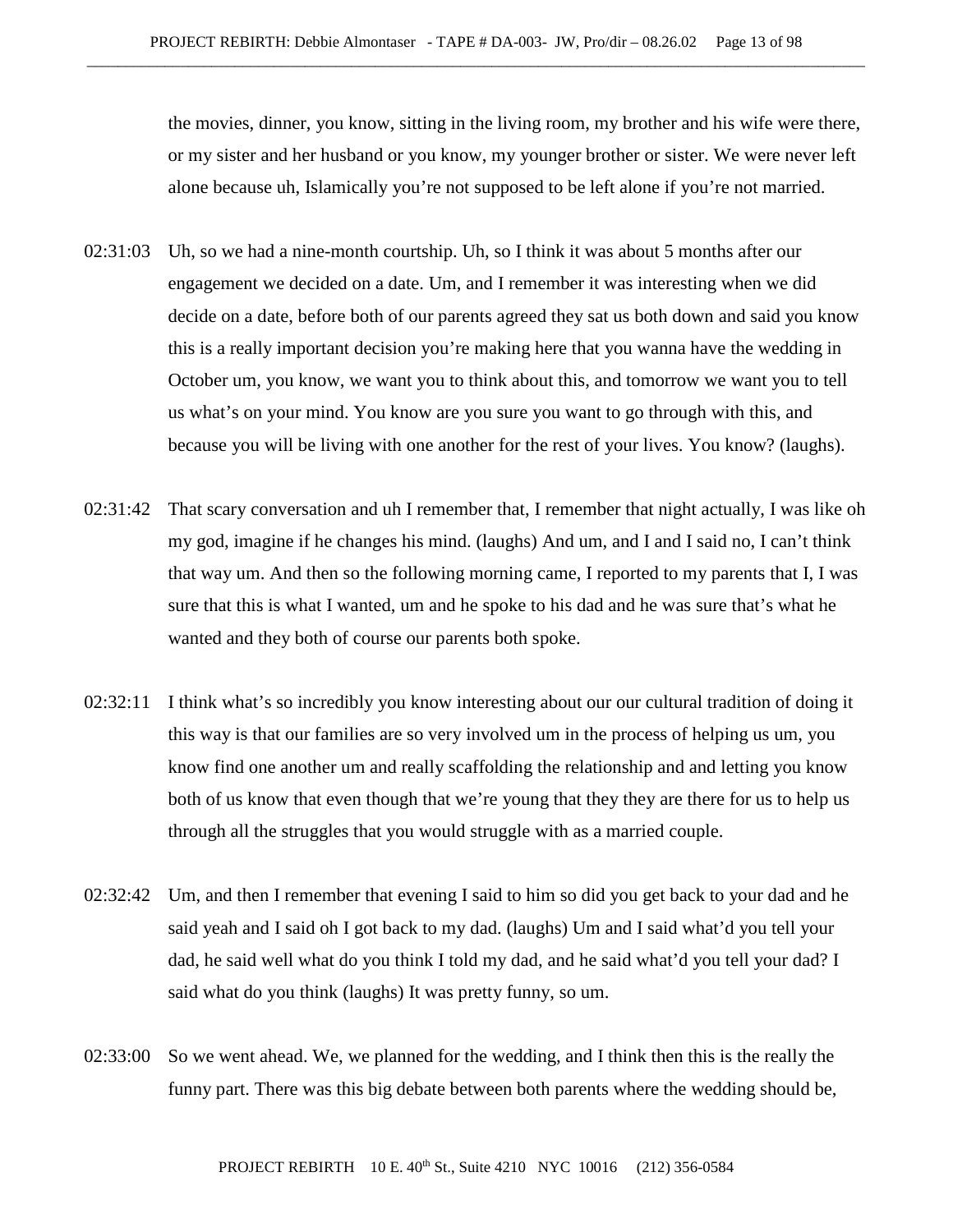the movies, dinner, you know, sitting in the living room, my brother and his wife were there, or my sister and her husband or you know, my younger brother or sister. We were never left alone because uh, Islamically you're not supposed to be left alone if you're not married.

02:31:03 Uh, so we had a nine-month courtship. Uh, so I think it was about 5 months after our engagement we decided on a date. Um, and I remember it was interesting when we did decide on a date, before both of our parents agreed they sat us both down and said you know this is a really important decision you're making here that you wanna have the wedding in October um, you know, we want you to think about this, and tomorrow we want you to tell us what's on your mind. You know are you sure you want to go through with this, and because you will be living with one another for the rest of your lives. You know? (laughs).

02:31:42 That scary conversation and uh I remember that, I remember that night actually, I was like oh my god, imagine if he changes his mind. (laughs) And um, and I and I said no, I can't think that way um. And then so the following morning came, I reported to my parents that I, I was sure that this is what I wanted, um and he spoke to his dad and he was sure that's what he wanted and they both of course our parents both spoke.

02:32:11 I think what's so incredibly you know interesting about our our cultural tradition of doing it this way is that our families are so very involved um in the process of helping us um, you know find one another um and really scaffolding the relationship and and letting you know both of us know that even though that we're young that they they are there for us to help us through all the struggles that you would struggle with as a married couple.

02:32:42 Um, and then I remember that evening I said to him so did you get back to your dad and he said yeah and I said oh I got back to my dad. (laughs) Um and I said what'd you tell your dad, he said well what do you think I told my dad, and he said what'd you tell your dad? I said what do you think (laughs) It was pretty funny, so um.

02:33:00 So we went ahead. We, we planned for the wedding, and I think then this is the really the funny part. There was this big debate between both parents where the wedding should be,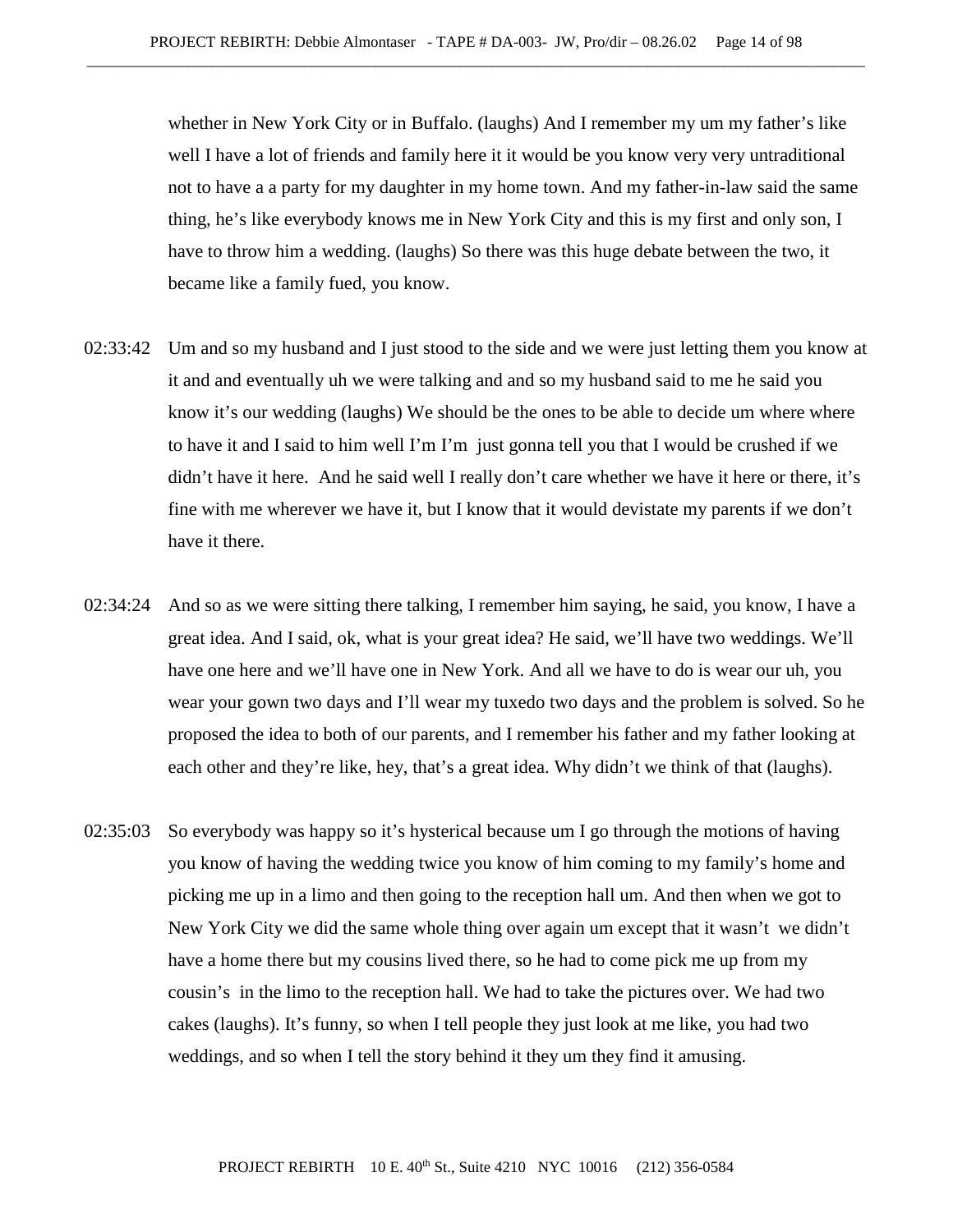whether in New York City or in Buffalo. (laughs) And I remember my um my father's like well I have a lot of friends and family here it it would be you know very very untraditional not to have a a party for my daughter in my home town. And my father-in-law said the same thing, he's like everybody knows me in New York City and this is my first and only son, I have to throw him a wedding. (laughs) So there was this huge debate between the two, it became like a family fued, you know.

02:33:42 Um and so my husband and I just stood to the side and we were just letting them you know at it and and eventually uh we were talking and and so my husband said to me he said you know it's our wedding (laughs) We should be the ones to be able to decide um where where to have it and I said to him well I'm I'm just gonna tell you that I would be crushed if we didn't have it here. And he said well I really don't care whether we have it here or there, it's fine with me wherever we have it, but I know that it would devistate my parents if we don't have it there.

02:34:24 And so as we were sitting there talking, I remember him saying, he said, you know, I have a great idea. And I said, ok, what is your great idea? He said, we'll have two weddings. We'll have one here and we'll have one in New York. And all we have to do is wear our uh, you wear your gown two days and I'll wear my tuxedo two days and the problem is solved. So he proposed the idea to both of our parents, and I remember his father and my father looking at each other and they're like, hey, that's a great idea. Why didn't we think of that (laughs).

02:35:03 So everybody was happy so it's hysterical because um I go through the motions of having you know of having the wedding twice you know of him coming to my family's home and picking me up in a limo and then going to the reception hall um. And then when we got to New York City we did the same whole thing over again um except that it wasn't we didn't have a home there but my cousins lived there, so he had to come pick me up from my cousin's in the limo to the reception hall. We had to take the pictures over. We had two cakes (laughs). It's funny, so when I tell people they just look at me like, you had two weddings, and so when I tell the story behind it they um they find it amusing.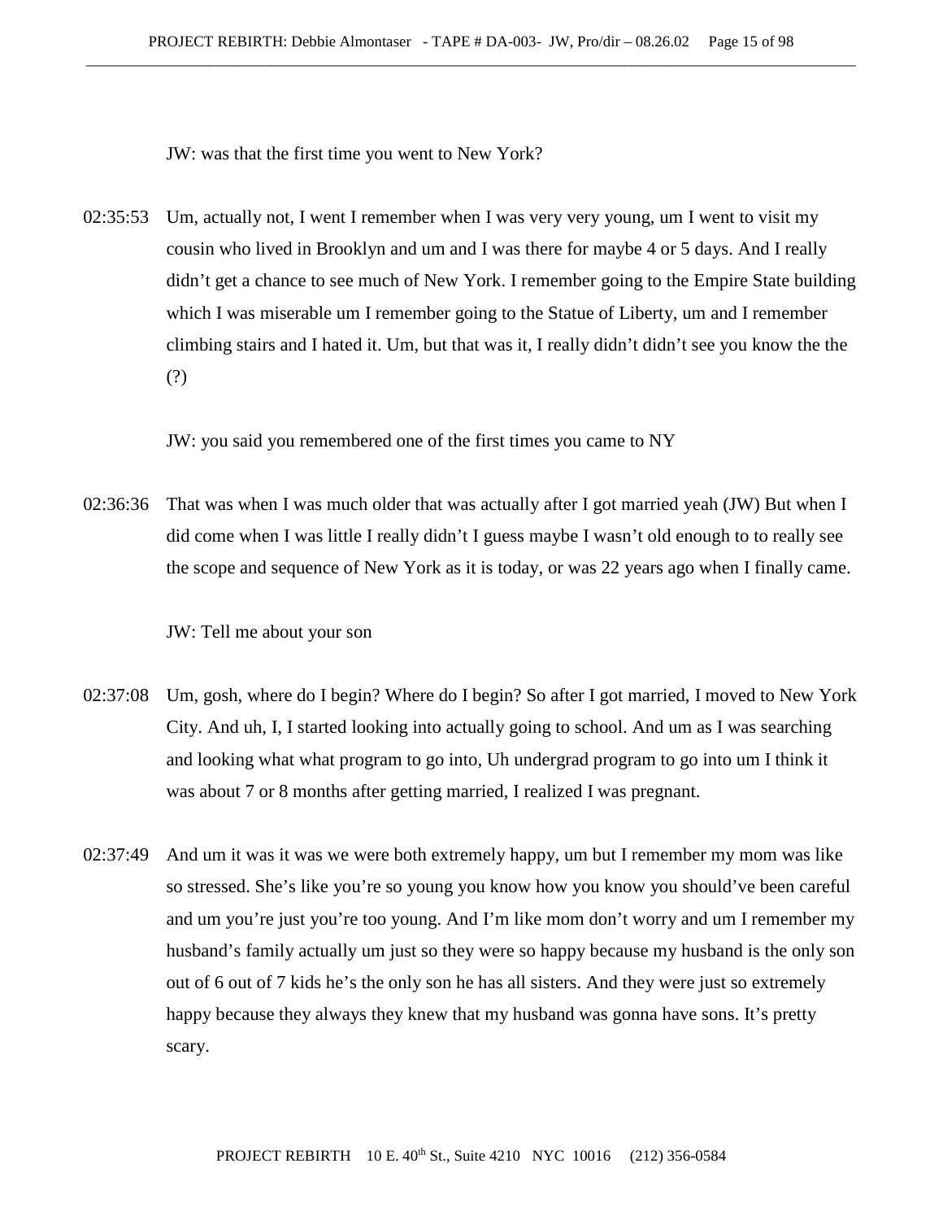JW: was that the first time you went to New York?

02:35:53 Um, actually not, I went I remember when I was very very young, um I went to visit my cousin who lived in Brooklyn and um and I was there for maybe 4 or 5 days. And I really didn't get a chance to see much of New York. I remember going to the Empire State building which I was miserable um I remember going to the Statue of Liberty, um and I remember climbing stairs and I hated it. Um, but that was it, I really didn't didn't see you know the the (?)

JW: you said you remembered one of the first times you came to NY

02:36:36 That was when I was much older that was actually after I got married yeah (JW) But when I did come when I was little I really didn't I guess maybe I wasn't old enough to to really see the scope and sequence of New York as it is today, or was 22 years ago when I finally came.

JW: Tell me about your son

02:37:08 Um, gosh, where do I begin? Where do I begin? So after I got married, I moved to New York City. And uh, I, I started looking into actually going to school. And um as I was searching and looking what what program to go into, Uh undergrad program to go into um I think it was about 7 or 8 months after getting married, I realized I was pregnant.

02:37:49 And um it was it was we were both extremely happy, um but I remember my mom was like so stressed. She's like you're so young you know how you know you should've been careful and um you're just you're too young. And I'm like mom don't worry and um I remember my husband's family actually um just so they were so happy because my husband is the only son out of 6 out of 7 kids he's the only son he has all sisters. And they were just so extremely happy because they always they knew that my husband was gonna have sons. It's pretty scary.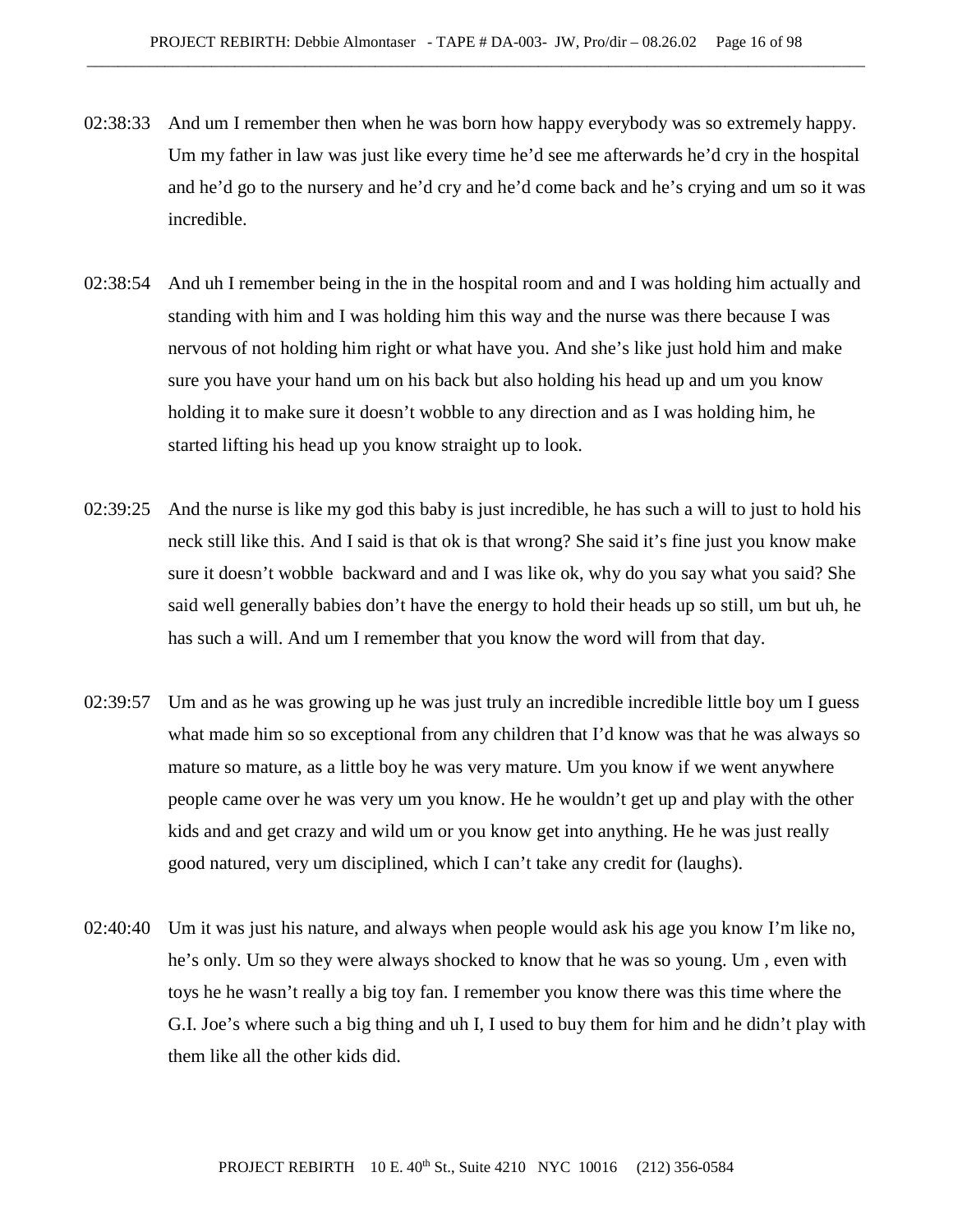02:38:33 And um I remember then when he was born how happy everybody was so extremely happy. Um my father in law was just like every time he'd see me afterwards he'd cry in the hospital and he'd go to the nursery and he'd cry and he'd come back and he's crying and um so it was incredible.

02:38:54 And uh I remember being in the in the hospital room and and I was holding him actually and standing with him and I was holding him this way and the nurse was there because I was nervous of not holding him right or what have you. And she's like just hold him and make sure you have your hand um on his back but also holding his head up and um you know holding it to make sure it doesn't wobble to any direction and as I was holding him, he started lifting his head up you know straight up to look.

02:39:25 And the nurse is like my god this baby is just incredible, he has such a will to just to hold his neck still like this. And I said is that ok is that wrong? She said it's fine just you know make sure it doesn't wobble backward and and I was like ok, why do you say what you said? She said well generally babies don't have the energy to hold their heads up so still, um but uh, he has such a will. And um I remember that you know the word will from that day.

02:39:57 Um and as he was growing up he was just truly an incredible incredible little boy um I guess what made him so so exceptional from any children that I'd know was that he was always so mature so mature, as a little boy he was very mature. Um you know if we went anywhere people came over he was very um you know. He he wouldn't get up and play with the other kids and and get crazy and wild um or you know get into anything. He he was just really good natured, very um disciplined, which I can't take any credit for (laughs).

02:40:40 Um it was just his nature, and always when people would ask his age you know I'm like no, he's only. Um so they were always shocked to know that he was so young. Um , even with toys he he wasn't really a big toy fan. I remember you know there was this time where the G.I. Joe's where such a big thing and uh I, I used to buy them for him and he didn't play with them like all the other kids did.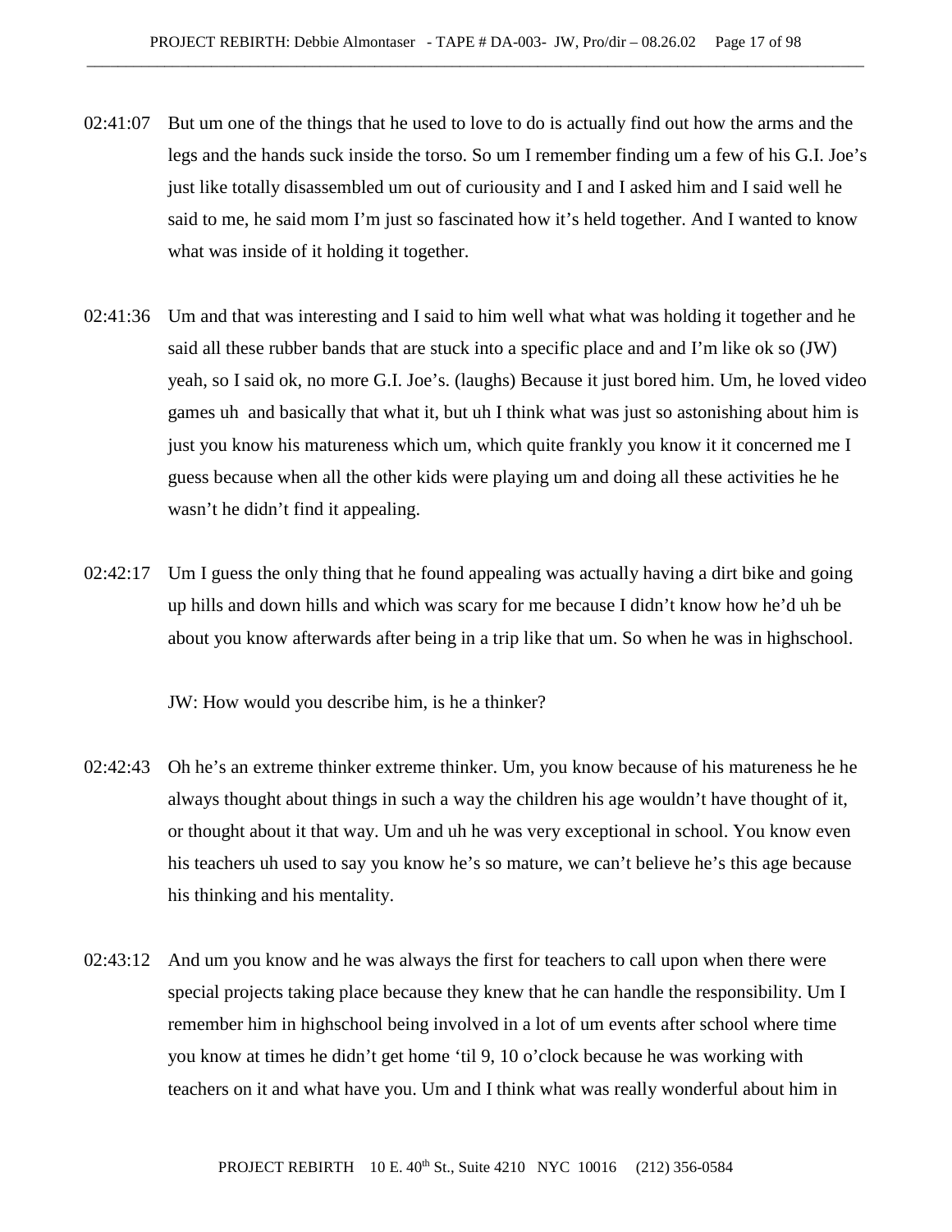02:41:07 But um one of the things that he used to love to do is actually find out how the arms and the legs and the hands suck inside the torso. So um I remember finding um a few of his G.I. Joe's just like totally disassembled um out of curiousity and I and I asked him and I said well he said to me, he said mom I'm just so fascinated how it's held together. And I wanted to know what was inside of it holding it together.

02:41:36 Um and that was interesting and I said to him well what what was holding it together and he said all these rubber bands that are stuck into a specific place and and I'm like ok so (JW) yeah, so I said ok, no more G.I. Joe's. (laughs) Because it just bored him. Um, he loved video games uh and basically that what it, but uh I think what was just so astonishing about him is just you know his matureness which um, which quite frankly you know it it concerned me I guess because when all the other kids were playing um and doing all these activities he he wasn't he didn't find it appealing.

02:42:17 Um I guess the only thing that he found appealing was actually having a dirt bike and going up hills and down hills and which was scary for me because I didn't know how he'd uh be about you know afterwards after being in a trip like that um. So when he was in highschool.

JW: How would you describe him, is he a thinker?

02:42:43 Oh he's an extreme thinker extreme thinker. Um, you know because of his matureness he he always thought about things in such a way the children his age wouldn't have thought of it, or thought about it that way. Um and uh he was very exceptional in school. You know even his teachers uh used to say you know he's so mature, we can't believe he's this age because his thinking and his mentality.

02:43:12 And um you know and he was always the first for teachers to call upon when there were special projects taking place because they knew that he can handle the responsibility. Um I remember him in highschool being involved in a lot of um events after school where time you know at times he didn't get home 'til 9, 10 o'clock because he was working with teachers on it and what have you. Um and I think what was really wonderful about him in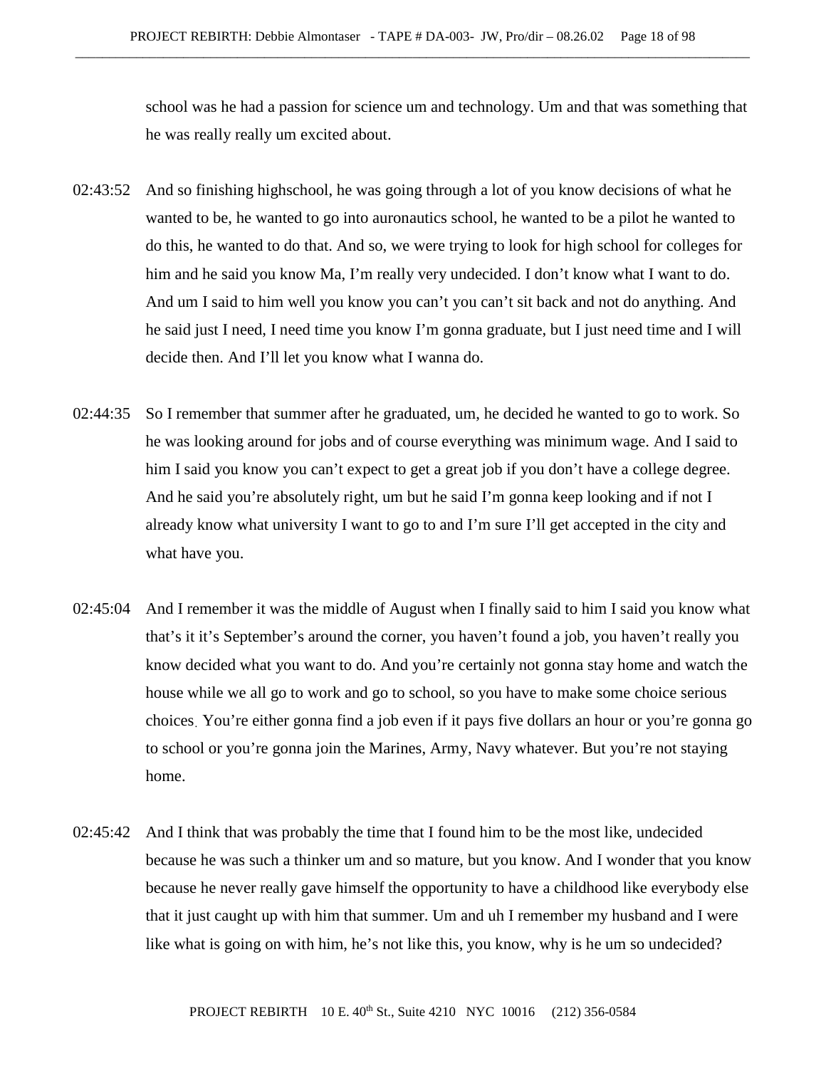school was he had a passion for science um and technology. Um and that was something that he was really really um excited about.

02:43:52 And so finishing highschool, he was going through a lot of you know decisions of what he wanted to be, he wanted to go into auronautics school, he wanted to be a pilot he wanted to do this, he wanted to do that. And so, we were trying to look for high school for colleges for him and he said you know Ma, I'm really very undecided. I don't know what I want to do. And um I said to him well you know you can't you can't sit back and not do anything. And he said just I need, I need time you know I'm gonna graduate, but I just need time and I will decide then. And I'll let you know what I wanna do.

02:44:35 So I remember that summer after he graduated, um, he decided he wanted to go to work. So he was looking around for jobs and of course everything was minimum wage. And I said to him I said you know you can't expect to get a great job if you don't have a college degree. And he said you're absolutely right, um but he said I'm gonna keep looking and if not I already know what university I want to go to and I'm sure I'll get accepted in the city and what have you.

02:45:04 And I remember it was the middle of August when I finally said to him I said you know what that's it it's September's around the corner, you haven't found a job, you haven't really you know decided what you want to do. And you're certainly not gonna stay home and watch the house while we all go to work and go to school, so you have to make some choice serious choices. You're either gonna find a job even if it pays five dollars an hour or you're gonna go to school or you're gonna join the Marines, Army, Navy whatever. But you're not staying home.

02:45:42 And I think that was probably the time that I found him to be the most like, undecided because he was such a thinker um and so mature, but you know. And I wonder that you know because he never really gave himself the opportunity to have a childhood like everybody else that it just caught up with him that summer. Um and uh I remember my husband and I were like what is going on with him, he's not like this, you know, why is he um so undecided?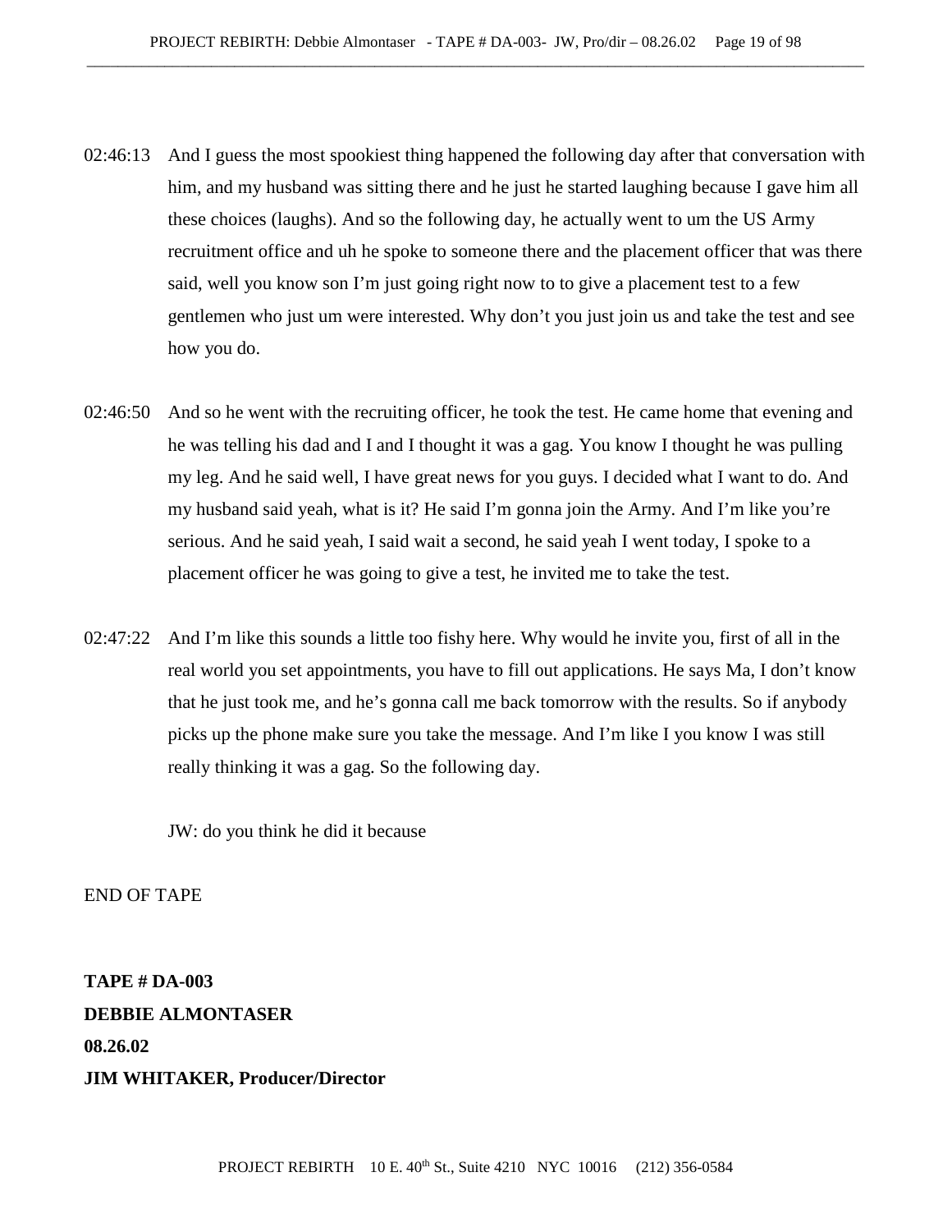02:46:13 And I guess the most spookiest thing happened the following day after that conversation with him, and my husband was sitting there and he just he started laughing because I gave him all these choices (laughs). And so the following day, he actually went to um the US Army recruitment office and uh he spoke to someone there and the placement officer that was there said, well you know son I'm just going right now to to give a placement test to a few gentlemen who just um were interested. Why don't you just join us and take the test and see how you do.

02:46:50 And so he went with the recruiting officer, he took the test. He came home that evening and he was telling his dad and I and I thought it was a gag. You know I thought he was pulling my leg. And he said well, I have great news for you guys. I decided what I want to do. And my husband said yeah, what is it? He said I'm gonna join the Army. And I'm like you're serious. And he said yeah, I said wait a second, he said yeah I went today, I spoke to a placement officer he was going to give a test, he invited me to take the test.

02:47:22 And I'm like this sounds a little too fishy here. Why would he invite you, first of all in the real world you set appointments, you have to fill out applications. He says Ma, I don't know that he just took me, and he's gonna call me back tomorrow with the results. So if anybody picks up the phone make sure you take the message. And I'm like I you know I was still really thinking it was a gag. So the following day.

JW: do you think he did it because

END OF TAPE

**TAPE # DA-003**
**DEBBIE ALMONTASER**
**08.26.02**
**JIM WHITAKER, Producer/Director**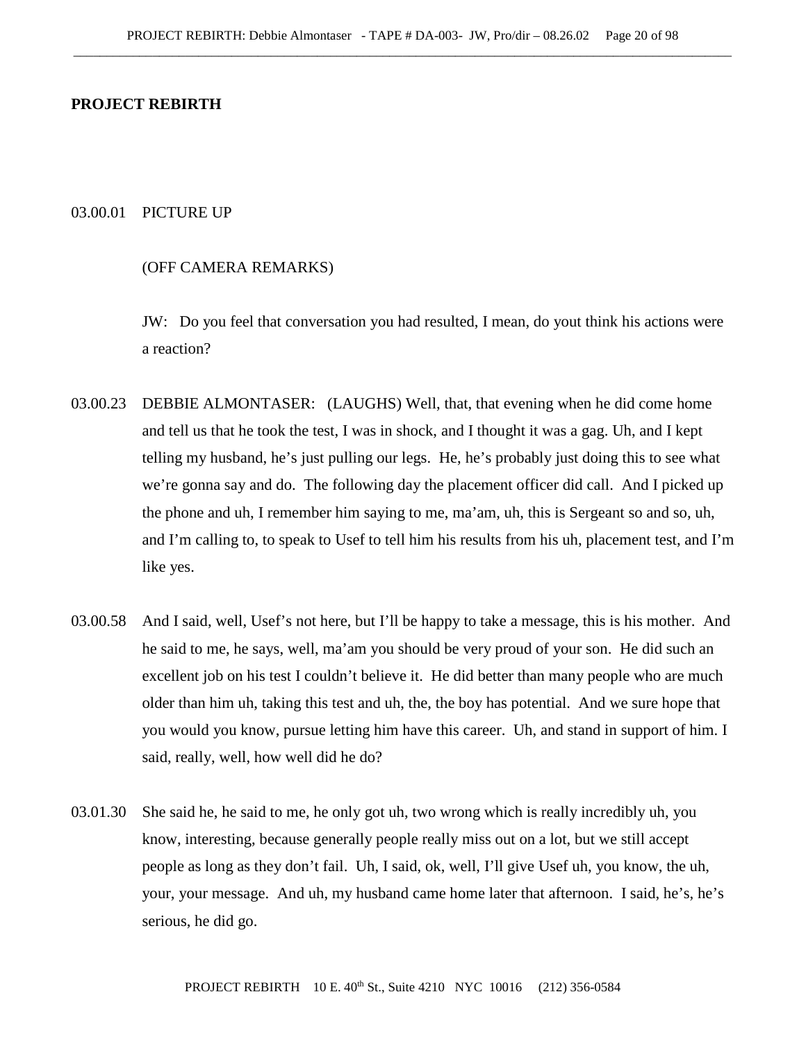**PROJECT REBIRTH**

03.00.01 PICTURE UP

(OFF CAMERA REMARKS)

JW: Do you feel that conversation you had resulted, I mean, do yout think his actions were a reaction?

03.00.23 DEBBIE ALMONTASER: (LAUGHS) Well, that, that evening when he did come home and tell us that he took the test, I was in shock, and I thought it was a gag. Uh, and I kept telling my husband, he's just pulling our legs. He, he's probably just doing this to see what we're gonna say and do. The following day the placement officer did call. And I picked up the phone and uh, I remember him saying to me, ma'am, uh, this is Sergeant so and so, uh, and I'm calling to, to speak to Usef to tell him his results from his uh, placement test, and I'm like yes.

03.00.58 And I said, well, Usef's not here, but I'll be happy to take a message, this is his mother. And he said to me, he says, well, ma'am you should be very proud of your son. He did such an excellent job on his test I couldn't believe it. He did better than many people who are much older than him uh, taking this test and uh, the, the boy has potential. And we sure hope that you would you know, pursue letting him have this career. Uh, and stand in support of him. I said, really, well, how well did he do?

03.01.30 She said he, he said to me, he only got uh, two wrong which is really incredibly uh, you know, interesting, because generally people really miss out on a lot, but we still accept people as long as they don't fail. Uh, I said, ok, well, I'll give Usef uh, you know, the uh, your, your message. And uh, my husband came home later that afternoon. I said, he's, he's serious, he did go.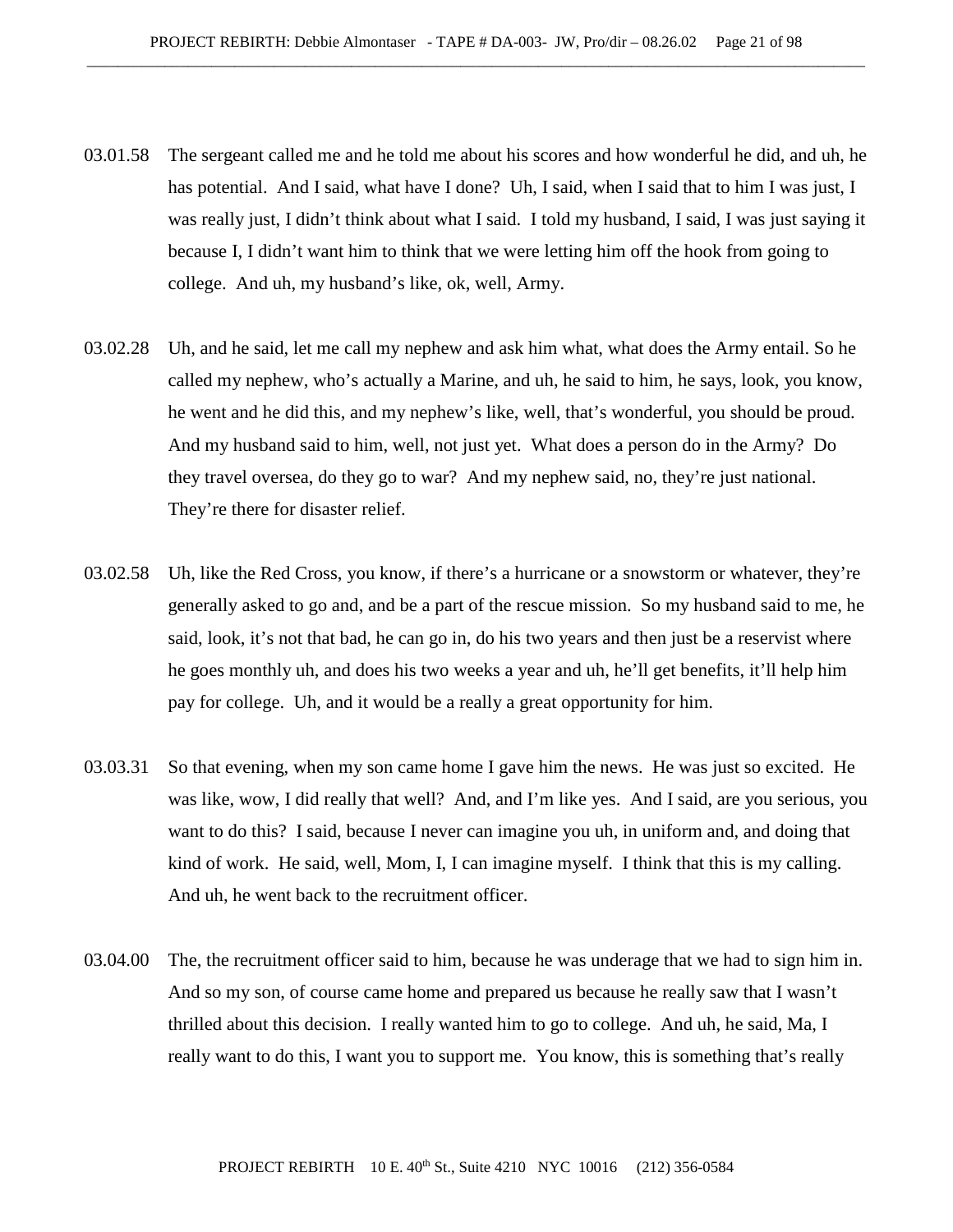03.01.58 The sergeant called me and he told me about his scores and how wonderful he did, and uh, he has potential. And I said, what have I done? Uh, I said, when I said that to him I was just, I was really just, I didn't think about what I said. I told my husband, I said, I was just saying it because I, I didn't want him to think that we were letting him off the hook from going to college. And uh, my husband's like, ok, well, Army.

03.02.28 Uh, and he said, let me call my nephew and ask him what, what does the Army entail. So he called my nephew, who's actually a Marine, and uh, he said to him, he says, look, you know, he went and he did this, and my nephew's like, well, that's wonderful, you should be proud. And my husband said to him, well, not just yet. What does a person do in the Army? Do they travel oversea, do they go to war? And my nephew said, no, they're just national. They're there for disaster relief.

03.02.58 Uh, like the Red Cross, you know, if there's a hurricane or a snowstorm or whatever, they're generally asked to go and, and be a part of the rescue mission. So my husband said to me, he said, look, it's not that bad, he can go in, do his two years and then just be a reservist where he goes monthly uh, and does his two weeks a year and uh, he'll get benefits, it'll help him pay for college. Uh, and it would be a really a great opportunity for him.

03.03.31 So that evening, when my son came home I gave him the news. He was just so excited. He was like, wow, I did really that well? And, and I'm like yes. And I said, are you serious, you want to do this? I said, because I never can imagine you uh, in uniform and, and doing that kind of work. He said, well, Mom, I, I can imagine myself. I think that this is my calling. And uh, he went back to the recruitment officer.

03.04.00 The, the recruitment officer said to him, because he was underage that we had to sign him in. And so my son, of course came home and prepared us because he really saw that I wasn't thrilled about this decision. I really wanted him to go to college. And uh, he said, Ma, I really want to do this, I want you to support me. You know, this is something that's really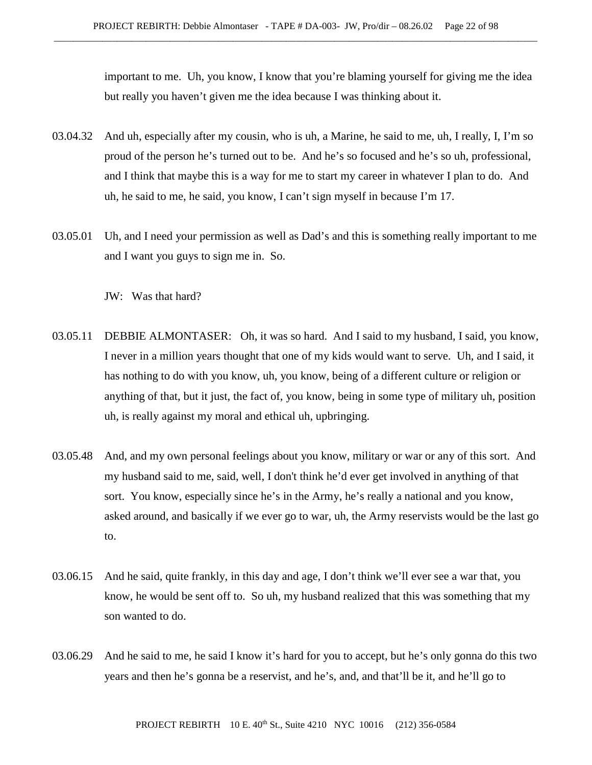important to me. Uh, you know, I know that you're blaming yourself for giving me the idea but really you haven't given me the idea because I was thinking about it.

03.04.32 And uh, especially after my cousin, who is uh, a Marine, he said to me, uh, I really, I, I'm so proud of the person he's turned out to be. And he's so focused and he's so uh, professional, and I think that maybe this is a way for me to start my career in whatever I plan to do. And uh, he said to me, he said, you know, I can't sign myself in because I'm 17.

03.05.01 Uh, and I need your permission as well as Dad's and this is something really important to me and I want you guys to sign me in. So.

JW: Was that hard?

03.05.11 DEBBIE ALMONTASER: Oh, it was so hard. And I said to my husband, I said, you know, I never in a million years thought that one of my kids would want to serve. Uh, and I said, it has nothing to do with you know, uh, you know, being of a different culture or religion or anything of that, but it just, the fact of, you know, being in some type of military uh, position uh, is really against my moral and ethical uh, upbringing.

03.05.48 And, and my own personal feelings about you know, military or war or any of this sort. And my husband said to me, said, well, I don't think he'd ever get involved in anything of that sort. You know, especially since he's in the Army, he's really a national and you know, asked around, and basically if we ever go to war, uh, the Army reservists would be the last go to.

03.06.15 And he said, quite frankly, in this day and age, I don't think we'll ever see a war that, you know, he would be sent off to. So uh, my husband realized that this was something that my son wanted to do.

03.06.29 And he said to me, he said I know it's hard for you to accept, but he's only gonna do this two years and then he's gonna be a reservist, and he's, and, and that'll be it, and he'll go to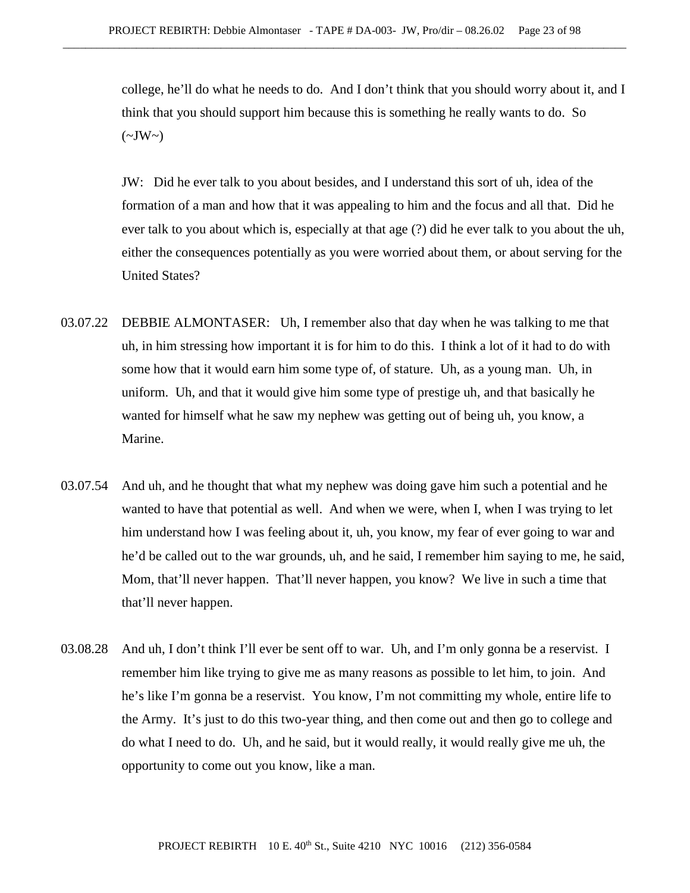college, he'll do what he needs to do. And I don't think that you should worry about it, and I think that you should support him because this is something he really wants to do. So (~JW~)

JW: Did he ever talk to you about besides, and I understand this sort of uh, idea of the formation of a man and how that it was appealing to him and the focus and all that. Did he ever talk to you about which is, especially at that age (?) did he ever talk to you about the uh, either the consequences potentially as you were worried about them, or about serving for the United States?

03.07.22 DEBBIE ALMONTASER: Uh, I remember also that day when he was talking to me that uh, in him stressing how important it is for him to do this. I think a lot of it had to do with some how that it would earn him some type of, of stature. Uh, as a young man. Uh, in uniform. Uh, and that it would give him some type of prestige uh, and that basically he wanted for himself what he saw my nephew was getting out of being uh, you know, a Marine.

03.07.54 And uh, and he thought that what my nephew was doing gave him such a potential and he wanted to have that potential as well. And when we were, when I, when I was trying to let him understand how I was feeling about it, uh, you know, my fear of ever going to war and he'd be called out to the war grounds, uh, and he said, I remember him saying to me, he said, Mom, that'll never happen. That'll never happen, you know? We live in such a time that that'll never happen.

03.08.28 And uh, I don't think I'll ever be sent off to war. Uh, and I'm only gonna be a reservist. I remember him like trying to give me as many reasons as possible to let him, to join. And he's like I'm gonna be a reservist. You know, I'm not committing my whole, entire life to the Army. It's just to do this two-year thing, and then come out and then go to college and do what I need to do. Uh, and he said, but it would really, it would really give me uh, the opportunity to come out you know, like a man.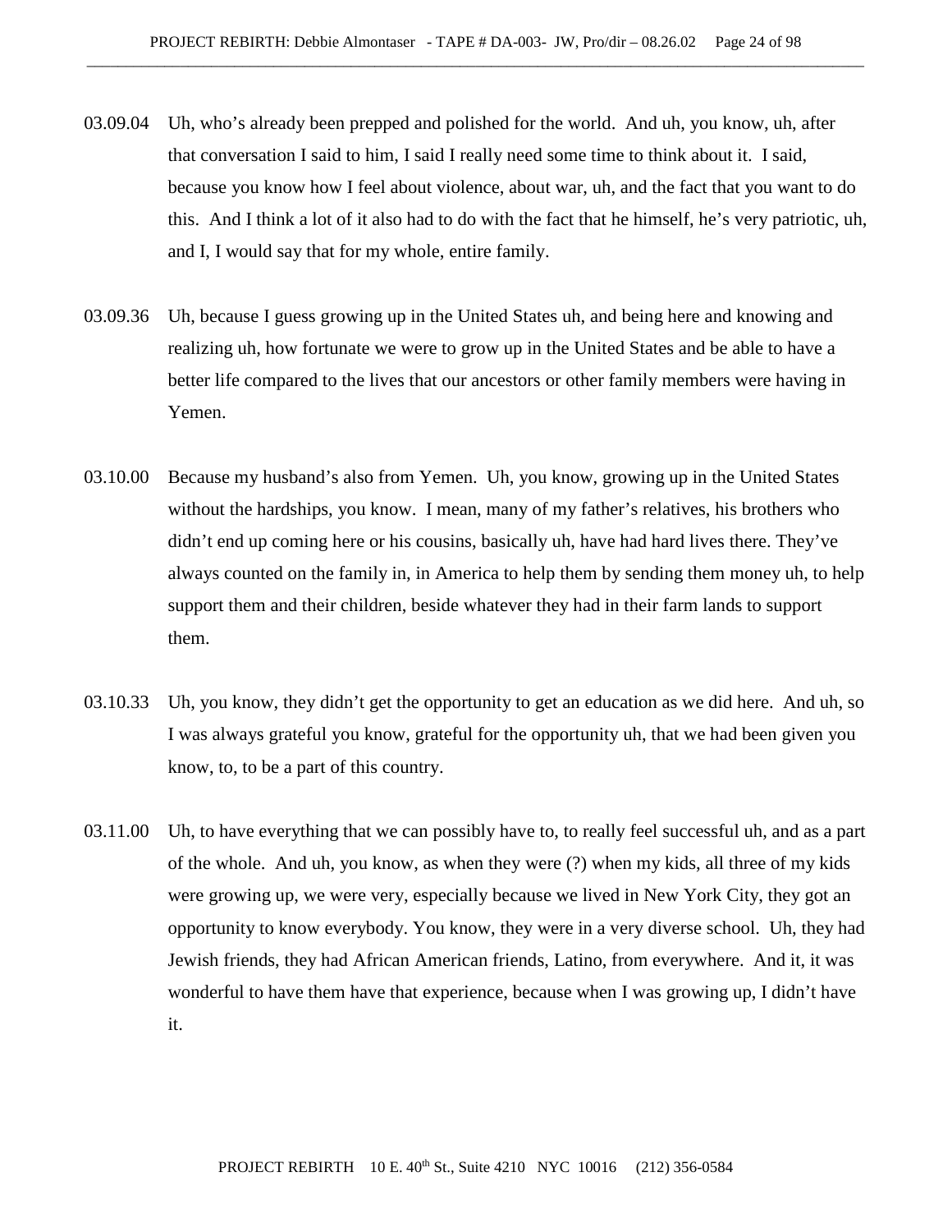03.09.04 Uh, who's already been prepped and polished for the world. And uh, you know, uh, after that conversation I said to him, I said I really need some time to think about it. I said, because you know how I feel about violence, about war, uh, and the fact that you want to do this. And I think a lot of it also had to do with the fact that he himself, he's very patriotic, uh, and I, I would say that for my whole, entire family.

03.09.36 Uh, because I guess growing up in the United States uh, and being here and knowing and realizing uh, how fortunate we were to grow up in the United States and be able to have a better life compared to the lives that our ancestors or other family members were having in Yemen.

03.10.00 Because my husband's also from Yemen. Uh, you know, growing up in the United States without the hardships, you know. I mean, many of my father's relatives, his brothers who didn't end up coming here or his cousins, basically uh, have had hard lives there. They've always counted on the family in, in America to help them by sending them money uh, to help support them and their children, beside whatever they had in their farm lands to support them.

03.10.33 Uh, you know, they didn't get the opportunity to get an education as we did here. And uh, so I was always grateful you know, grateful for the opportunity uh, that we had been given you know, to, to be a part of this country.

03.11.00 Uh, to have everything that we can possibly have to, to really feel successful uh, and as a part of the whole. And uh, you know, as when they were (?) when my kids, all three of my kids were growing up, we were very, especially because we lived in New York City, they got an opportunity to know everybody. You know, they were in a very diverse school. Uh, they had Jewish friends, they had African American friends, Latino, from everywhere. And it, it was wonderful to have them have that experience, because when I was growing up, I didn't have it.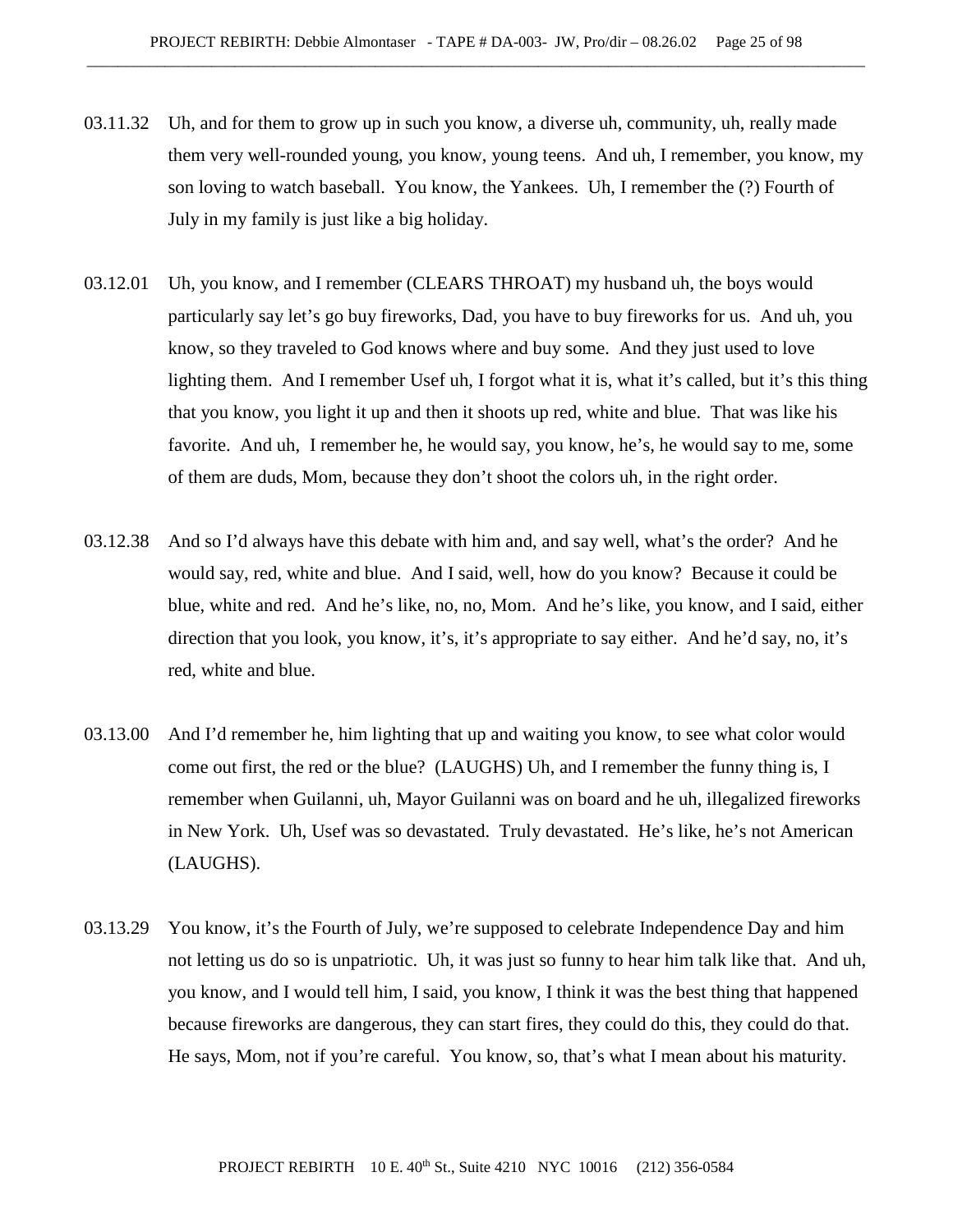03.11.32 Uh, and for them to grow up in such you know, a diverse uh, community, uh, really made them very well-rounded young, you know, young teens. And uh, I remember, you know, my son loving to watch baseball. You know, the Yankees. Uh, I remember the (?) Fourth of July in my family is just like a big holiday.

03.12.01 Uh, you know, and I remember (CLEARS THROAT) my husband uh, the boys would particularly say let's go buy fireworks, Dad, you have to buy fireworks for us. And uh, you know, so they traveled to God knows where and buy some. And they just used to love lighting them. And I remember Usef uh, I forgot what it is, what it's called, but it's this thing that you know, you light it up and then it shoots up red, white and blue. That was like his favorite. And uh, I remember he, he would say, you know, he's, he would say to me, some of them are duds, Mom, because they don't shoot the colors uh, in the right order.

03.12.38 And so I'd always have this debate with him and, and say well, what's the order? And he would say, red, white and blue. And I said, well, how do you know? Because it could be blue, white and red. And he's like, no, no, Mom. And he's like, you know, and I said, either direction that you look, you know, it's, it's appropriate to say either. And he'd say, no, it's red, white and blue.

03.13.00 And I'd remember he, him lighting that up and waiting you know, to see what color would come out first, the red or the blue? (LAUGHS) Uh, and I remember the funny thing is, I remember when Guilanni, uh, Mayor Guilanni was on board and he uh, illegalized fireworks in New York. Uh, Usef was so devastated. Truly devastated. He's like, he's not American (LAUGHS).

03.13.29 You know, it's the Fourth of July, we're supposed to celebrate Independence Day and him not letting us do so is unpatriotic. Uh, it was just so funny to hear him talk like that. And uh, you know, and I would tell him, I said, you know, I think it was the best thing that happened because fireworks are dangerous, they can start fires, they could do this, they could do that. He says, Mom, not if you're careful. You know, so, that's what I mean about his maturity.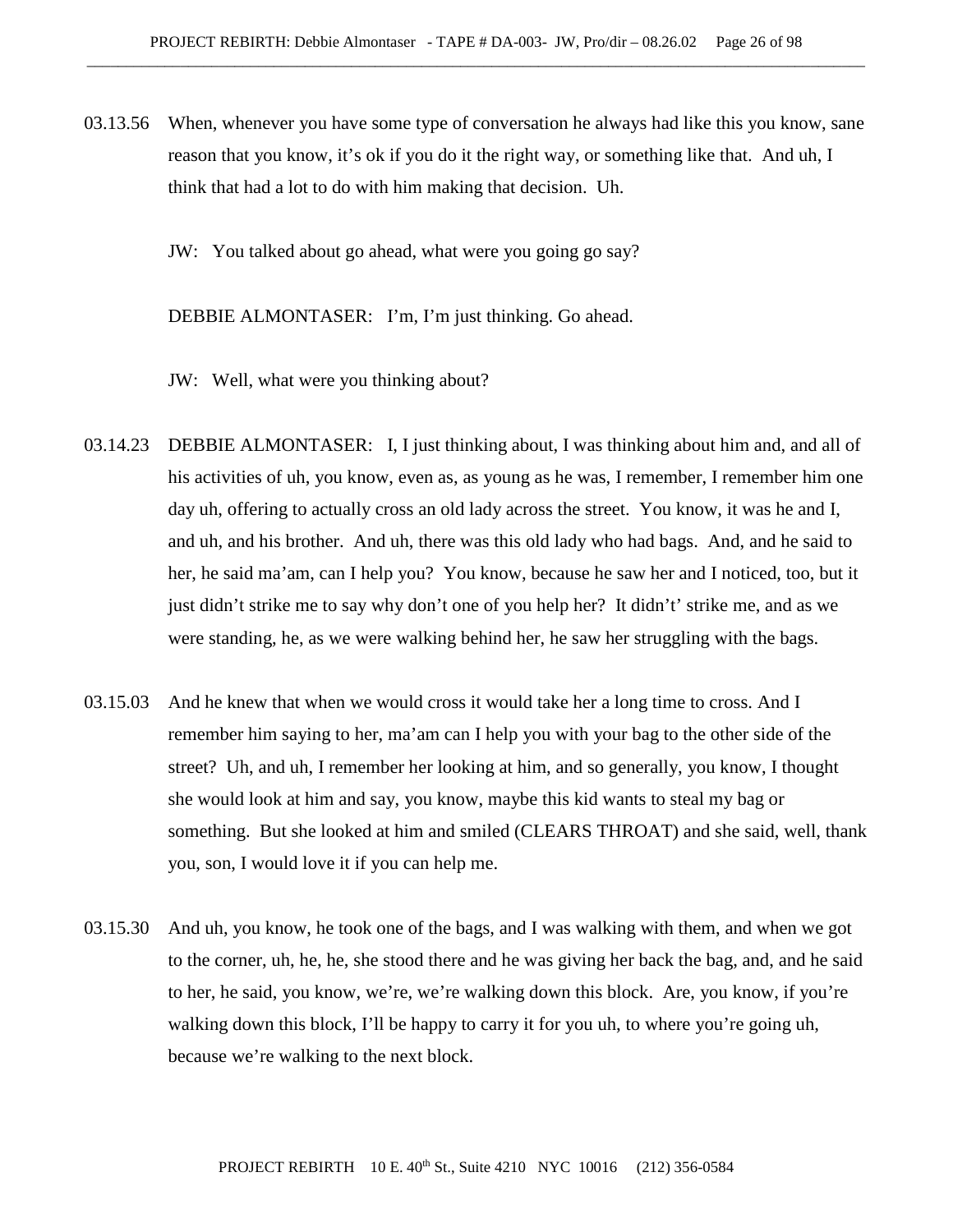03.13.56 When, whenever you have some type of conversation he always had like this you know, sane reason that you know, it's ok if you do it the right way, or something like that. And uh, I think that had a lot to do with him making that decision. Uh.

JW: You talked about go ahead, what were you going go say?

DEBBIE ALMONTASER: I'm, I'm just thinking. Go ahead.

JW: Well, what were you thinking about?

03.14.23 DEBBIE ALMONTASER: I, I just thinking about, I was thinking about him and, and all of his activities of uh, you know, even as, as young as he was, I remember, I remember him one day uh, offering to actually cross an old lady across the street. You know, it was he and I, and uh, and his brother. And uh, there was this old lady who had bags. And, and he said to her, he said ma'am, can I help you? You know, because he saw her and I noticed, too, but it just didn't strike me to say why don't one of you help her? It didn't' strike me, and as we were standing, he, as we were walking behind her, he saw her struggling with the bags.

03.15.03 And he knew that when we would cross it would take her a long time to cross. And I remember him saying to her, ma'am can I help you with your bag to the other side of the street? Uh, and uh, I remember her looking at him, and so generally, you know, I thought she would look at him and say, you know, maybe this kid wants to steal my bag or something. But she looked at him and smiled (CLEARS THROAT) and she said, well, thank you, son, I would love it if you can help me.

03.15.30 And uh, you know, he took one of the bags, and I was walking with them, and when we got to the corner, uh, he, he, she stood there and he was giving her back the bag, and, and he said to her, he said, you know, we're, we're walking down this block. Are, you know, if you're walking down this block, I'll be happy to carry it for you uh, to where you're going uh, because we're walking to the next block.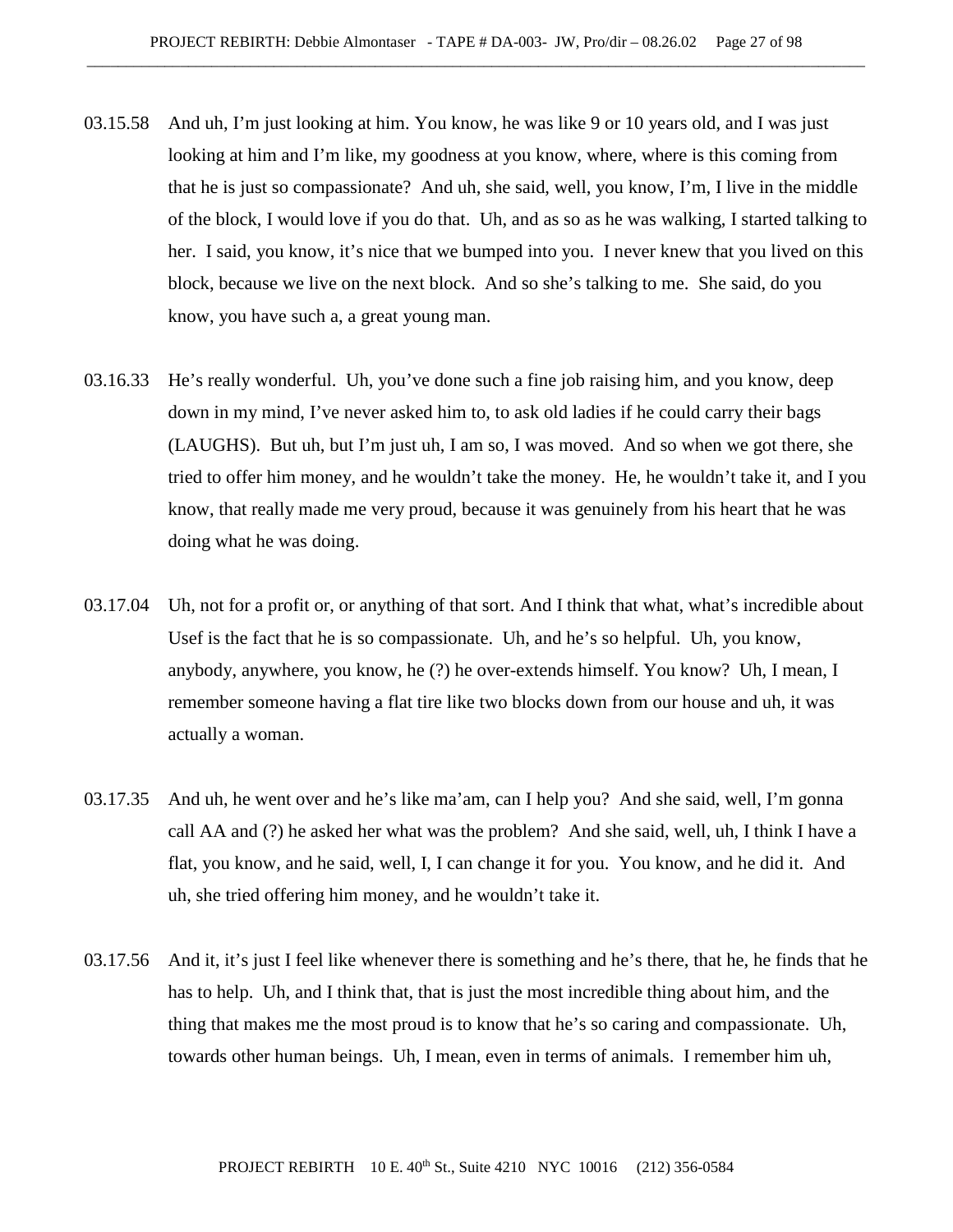03.15.58 And uh, I'm just looking at him. You know, he was like 9 or 10 years old, and I was just looking at him and I'm like, my goodness at you know, where, where is this coming from that he is just so compassionate? And uh, she said, well, you know, I'm, I live in the middle of the block, I would love if you do that. Uh, and as so as he was walking, I started talking to her. I said, you know, it's nice that we bumped into you. I never knew that you lived on this block, because we live on the next block. And so she's talking to me. She said, do you know, you have such a, a great young man.

03.16.33 He's really wonderful. Uh, you've done such a fine job raising him, and you know, deep down in my mind, I've never asked him to, to ask old ladies if he could carry their bags (LAUGHS). But uh, but I'm just uh, I am so, I was moved. And so when we got there, she tried to offer him money, and he wouldn't take the money. He, he wouldn't take it, and I you know, that really made me very proud, because it was genuinely from his heart that he was doing what he was doing.

03.17.04 Uh, not for a profit or, or anything of that sort. And I think that what, what's incredible about Usef is the fact that he is so compassionate. Uh, and he's so helpful. Uh, you know, anybody, anywhere, you know, he (?) he over-extends himself. You know? Uh, I mean, I remember someone having a flat tire like two blocks down from our house and uh, it was actually a woman.

03.17.35 And uh, he went over and he's like ma'am, can I help you? And she said, well, I'm gonna call AA and (?) he asked her what was the problem? And she said, well, uh, I think I have a flat, you know, and he said, well, I, I can change it for you. You know, and he did it. And uh, she tried offering him money, and he wouldn't take it.

03.17.56 And it, it's just I feel like whenever there is something and he's there, that he, he finds that he has to help. Uh, and I think that, that is just the most incredible thing about him, and the thing that makes me the most proud is to know that he's so caring and compassionate. Uh, towards other human beings. Uh, I mean, even in terms of animals. I remember him uh,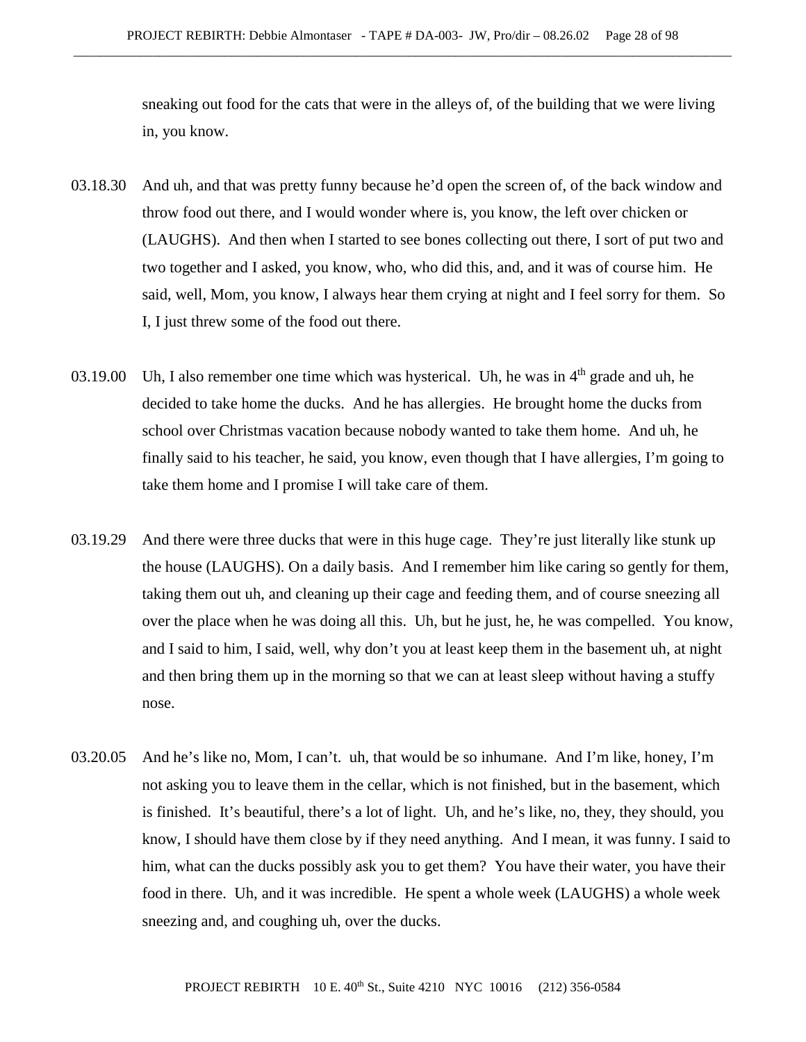sneaking out food for the cats that were in the alleys of, of the building that we were living in, you know.

03.18.30 And uh, and that was pretty funny because he'd open the screen of, of the back window and throw food out there, and I would wonder where is, you know, the left over chicken or (LAUGHS). And then when I started to see bones collecting out there, I sort of put two and two together and I asked, you know, who, who did this, and, and it was of course him. He said, well, Mom, you know, I always hear them crying at night and I feel sorry for them. So I, I just threw some of the food out there.

03.19.00 Uh, I also remember one time which was hysterical. Uh, he was in 4th grade and uh, he decided to take home the ducks. And he has allergies. He brought home the ducks from school over Christmas vacation because nobody wanted to take them home. And uh, he finally said to his teacher, he said, you know, even though that I have allergies, I'm going to take them home and I promise I will take care of them.

03.19.29 And there were three ducks that were in this huge cage. They're just literally like stunk up the house (LAUGHS). On a daily basis. And I remember him like caring so gently for them, taking them out uh, and cleaning up their cage and feeding them, and of course sneezing all over the place when he was doing all this. Uh, but he just, he, he was compelled. You know, and I said to him, I said, well, why don't you at least keep them in the basement uh, at night and then bring them up in the morning so that we can at least sleep without having a stuffy nose.

03.20.05 And he's like no, Mom, I can't. uh, that would be so inhumane. And I'm like, honey, I'm not asking you to leave them in the cellar, which is not finished, but in the basement, which is finished. It's beautiful, there's a lot of light. Uh, and he's like, no, they, they should, you know, I should have them close by if they need anything. And I mean, it was funny. I said to him, what can the ducks possibly ask you to get them? You have their water, you have their food in there. Uh, and it was incredible. He spent a whole week (LAUGHS) a whole week sneezing and, and coughing uh, over the ducks.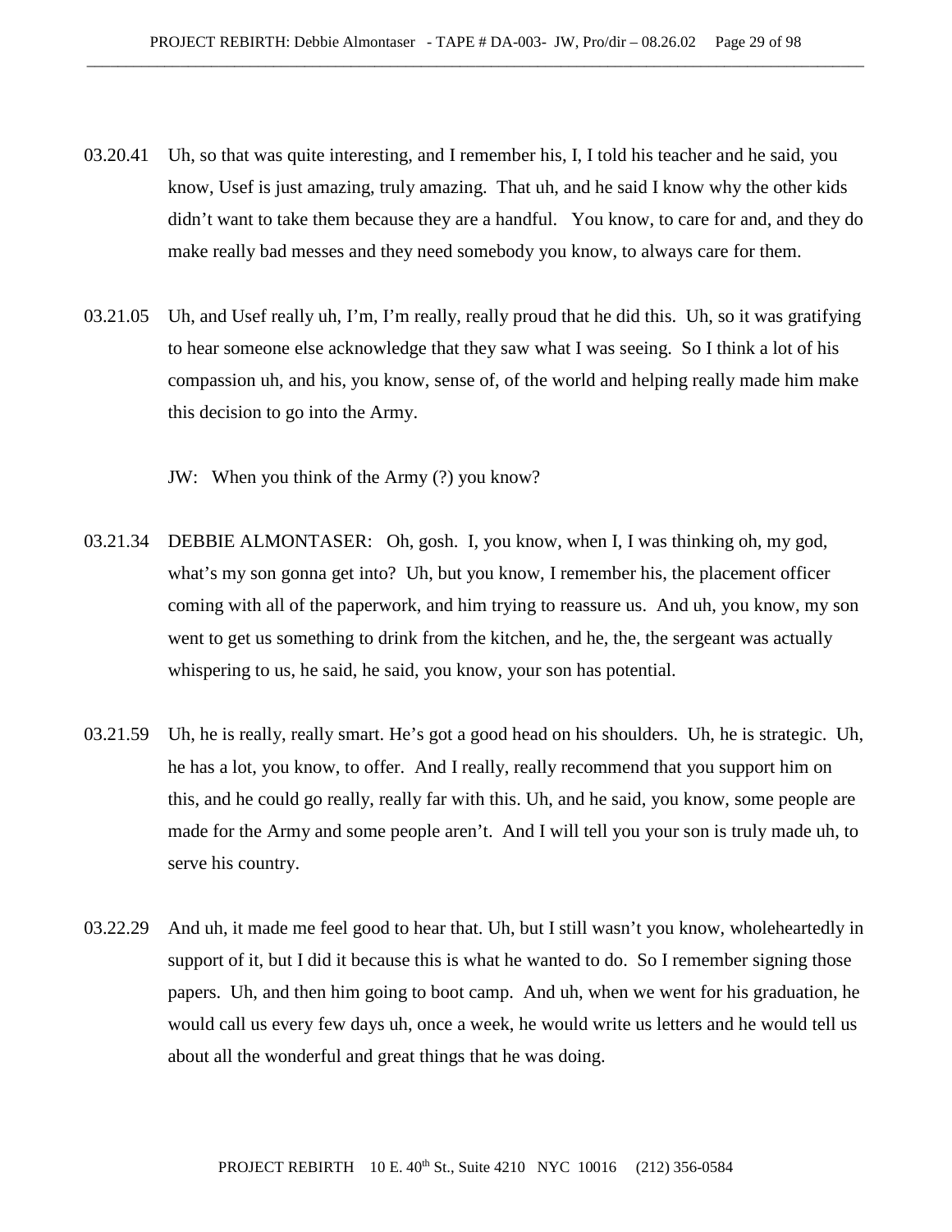03.20.41 Uh, so that was quite interesting, and I remember his, I, I told his teacher and he said, you know, Usef is just amazing, truly amazing. That uh, and he said I know why the other kids didn't want to take them because they are a handful. You know, to care for and, and they do make really bad messes and they need somebody you know, to always care for them.

03.21.05 Uh, and Usef really uh, I'm, I'm really, really proud that he did this. Uh, so it was gratifying to hear someone else acknowledge that they saw what I was seeing. So I think a lot of his compassion uh, and his, you know, sense of, of the world and helping really made him make this decision to go into the Army.

JW: When you think of the Army (?) you know?

03.21.34 DEBBIE ALMONTASER: Oh, gosh. I, you know, when I, I was thinking oh, my god, what's my son gonna get into? Uh, but you know, I remember his, the placement officer coming with all of the paperwork, and him trying to reassure us. And uh, you know, my son went to get us something to drink from the kitchen, and he, the, the sergeant was actually whispering to us, he said, he said, you know, your son has potential.

03.21.59 Uh, he is really, really smart. He's got a good head on his shoulders. Uh, he is strategic. Uh, he has a lot, you know, to offer. And I really, really recommend that you support him on this, and he could go really, really far with this. Uh, and he said, you know, some people are made for the Army and some people aren't. And I will tell you your son is truly made uh, to serve his country.

03.22.29 And uh, it made me feel good to hear that. Uh, but I still wasn't you know, wholeheartedly in support of it, but I did it because this is what he wanted to do. So I remember signing those papers. Uh, and then him going to boot camp. And uh, when we went for his graduation, he would call us every few days uh, once a week, he would write us letters and he would tell us about all the wonderful and great things that he was doing.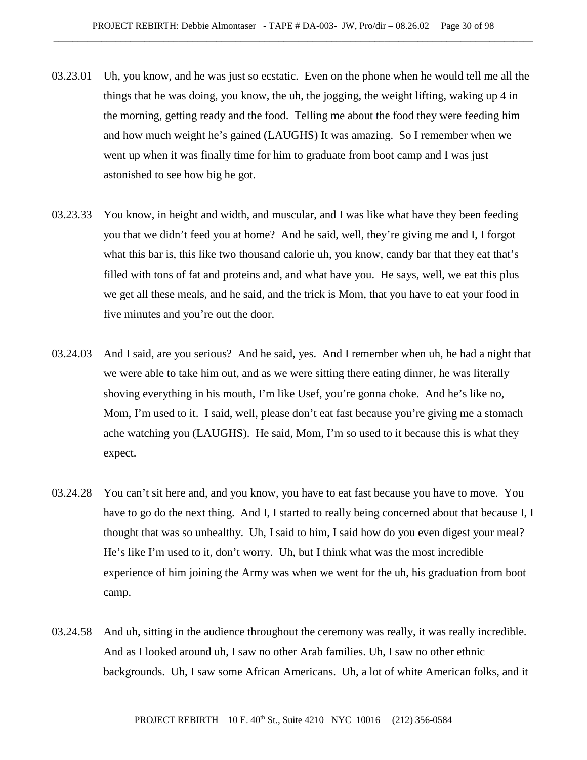03.23.01 Uh, you know, and he was just so ecstatic. Even on the phone when he would tell me all the things that he was doing, you know, the uh, the jogging, the weight lifting, waking up 4 in the morning, getting ready and the food. Telling me about the food they were feeding him and how much weight he's gained (LAUGHS) It was amazing. So I remember when we went up when it was finally time for him to graduate from boot camp and I was just astonished to see how big he got.

03.23.33 You know, in height and width, and muscular, and I was like what have they been feeding you that we didn't feed you at home? And he said, well, they're giving me and I, I forgot what this bar is, this like two thousand calorie uh, you know, candy bar that they eat that's filled with tons of fat and proteins and, and what have you. He says, well, we eat this plus we get all these meals, and he said, and the trick is Mom, that you have to eat your food in five minutes and you're out the door.

03.24.03 And I said, are you serious? And he said, yes. And I remember when uh, he had a night that we were able to take him out, and as we were sitting there eating dinner, he was literally shoving everything in his mouth, I'm like Usef, you're gonna choke. And he's like no, Mom, I'm used to it. I said, well, please don't eat fast because you're giving me a stomach ache watching you (LAUGHS). He said, Mom, I'm so used to it because this is what they expect.

03.24.28 You can't sit here and, and you know, you have to eat fast because you have to move. You have to go do the next thing. And I, I started to really being concerned about that because I, I thought that was so unhealthy. Uh, I said to him, I said how do you even digest your meal? He's like I'm used to it, don't worry. Uh, but I think what was the most incredible experience of him joining the Army was when we went for the uh, his graduation from boot camp.

03.24.58 And uh, sitting in the audience throughout the ceremony was really, it was really incredible. And as I looked around uh, I saw no other Arab families. Uh, I saw no other ethnic backgrounds. Uh, I saw some African Americans. Uh, a lot of white American folks, and it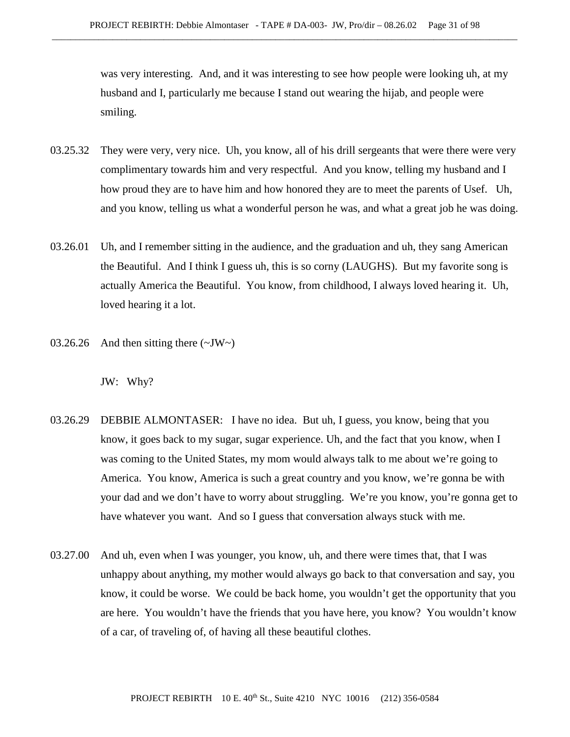was very interesting. And, and it was interesting to see how people were looking uh, at my husband and I, particularly me because I stand out wearing the hijab, and people were smiling.

03.25.32 They were very, very nice. Uh, you know, all of his drill sergeants that were there were very complimentary towards him and very respectful. And you know, telling my husband and I how proud they are to have him and how honored they are to meet the parents of Usef. Uh, and you know, telling us what a wonderful person he was, and what a great job he was doing.

03.26.01 Uh, and I remember sitting in the audience, and the graduation and uh, they sang American the Beautiful. And I think I guess uh, this is so corny (LAUGHS). But my favorite song is actually America the Beautiful. You know, from childhood, I always loved hearing it. Uh, loved hearing it a lot.

03.26.26 And then sitting there (~JW~)

JW: Why?

03.26.29 DEBBIE ALMONTASER: I have no idea. But uh, I guess, you know, being that you know, it goes back to my sugar, sugar experience. Uh, and the fact that you know, when I was coming to the United States, my mom would always talk to me about we're going to America. You know, America is such a great country and you know, we're gonna be with your dad and we don't have to worry about struggling. We're you know, you're gonna get to have whatever you want. And so I guess that conversation always stuck with me.

03.27.00 And uh, even when I was younger, you know, uh, and there were times that, that I was unhappy about anything, my mother would always go back to that conversation and say, you know, it could be worse. We could be back home, you wouldn't get the opportunity that you are here. You wouldn't have the friends that you have here, you know? You wouldn't know of a car, of traveling of, of having all these beautiful clothes.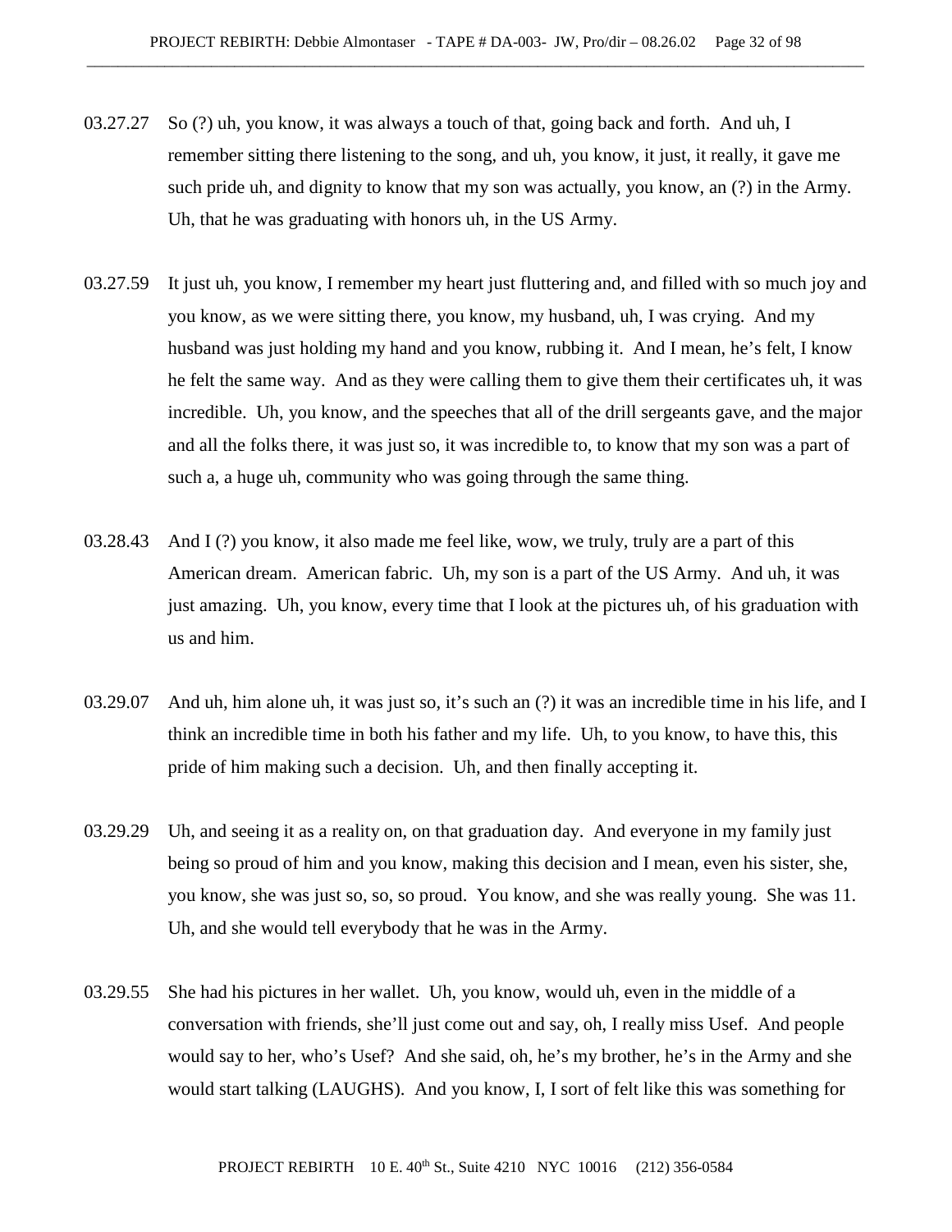03.27.27 So (?) uh, you know, it was always a touch of that, going back and forth. And uh, I remember sitting there listening to the song, and uh, you know, it just, it really, it gave me such pride uh, and dignity to know that my son was actually, you know, an (?) in the Army. Uh, that he was graduating with honors uh, in the US Army.

03.27.59 It just uh, you know, I remember my heart just fluttering and, and filled with so much joy and you know, as we were sitting there, you know, my husband, uh, I was crying. And my husband was just holding my hand and you know, rubbing it. And I mean, he's felt, I know he felt the same way. And as they were calling them to give them their certificates uh, it was incredible. Uh, you know, and the speeches that all of the drill sergeants gave, and the major and all the folks there, it was just so, it was incredible to, to know that my son was a part of such a, a huge uh, community who was going through the same thing.

03.28.43 And I (?) you know, it also made me feel like, wow, we truly, truly are a part of this American dream. American fabric. Uh, my son is a part of the US Army. And uh, it was just amazing. Uh, you know, every time that I look at the pictures uh, of his graduation with us and him.

03.29.07 And uh, him alone uh, it was just so, it's such an (?) it was an incredible time in his life, and I think an incredible time in both his father and my life. Uh, to you know, to have this, this pride of him making such a decision. Uh, and then finally accepting it.

03.29.29 Uh, and seeing it as a reality on, on that graduation day. And everyone in my family just being so proud of him and you know, making this decision and I mean, even his sister, she, you know, she was just so, so, so proud. You know, and she was really young. She was 11. Uh, and she would tell everybody that he was in the Army.

03.29.55 She had his pictures in her wallet. Uh, you know, would uh, even in the middle of a conversation with friends, she'll just come out and say, oh, I really miss Usef. And people would say to her, who's Usef? And she said, oh, he's my brother, he's in the Army and she would start talking (LAUGHS). And you know, I, I sort of felt like this was something for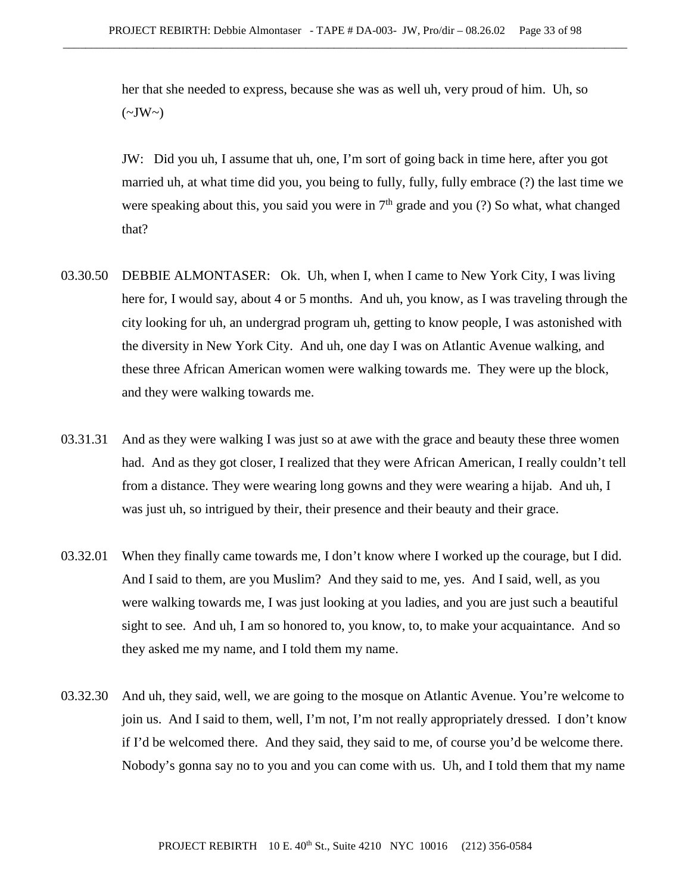her that she needed to express, because she was as well uh, very proud of him. Uh, so (~JW~)

JW: Did you uh, I assume that uh, one, I'm sort of going back in time here, after you got married uh, at what time did you, you being to fully, fully, fully embrace (?) the last time we were speaking about this, you said you were in 7th grade and you (?) So what, what changed that?

03.30.50 DEBBIE ALMONTASER: Ok. Uh, when I, when I came to New York City, I was living here for, I would say, about 4 or 5 months. And uh, you know, as I was traveling through the city looking for uh, an undergrad program uh, getting to know people, I was astonished with the diversity in New York City. And uh, one day I was on Atlantic Avenue walking, and these three African American women were walking towards me. They were up the block, and they were walking towards me.

03.31.31 And as they were walking I was just so at awe with the grace and beauty these three women had. And as they got closer, I realized that they were African American, I really couldn't tell from a distance. They were wearing long gowns and they were wearing a hijab. And uh, I was just uh, so intrigued by their, their presence and their beauty and their grace.

03.32.01 When they finally came towards me, I don't know where I worked up the courage, but I did. And I said to them, are you Muslim? And they said to me, yes. And I said, well, as you were walking towards me, I was just looking at you ladies, and you are just such a beautiful sight to see. And uh, I am so honored to, you know, to, to make your acquaintance. And so they asked me my name, and I told them my name.

03.32.30 And uh, they said, well, we are going to the mosque on Atlantic Avenue. You're welcome to join us. And I said to them, well, I'm not, I'm not really appropriately dressed. I don't know if I'd be welcomed there. And they said, they said to me, of course you'd be welcome there. Nobody's gonna say no to you and you can come with us. Uh, and I told them that my name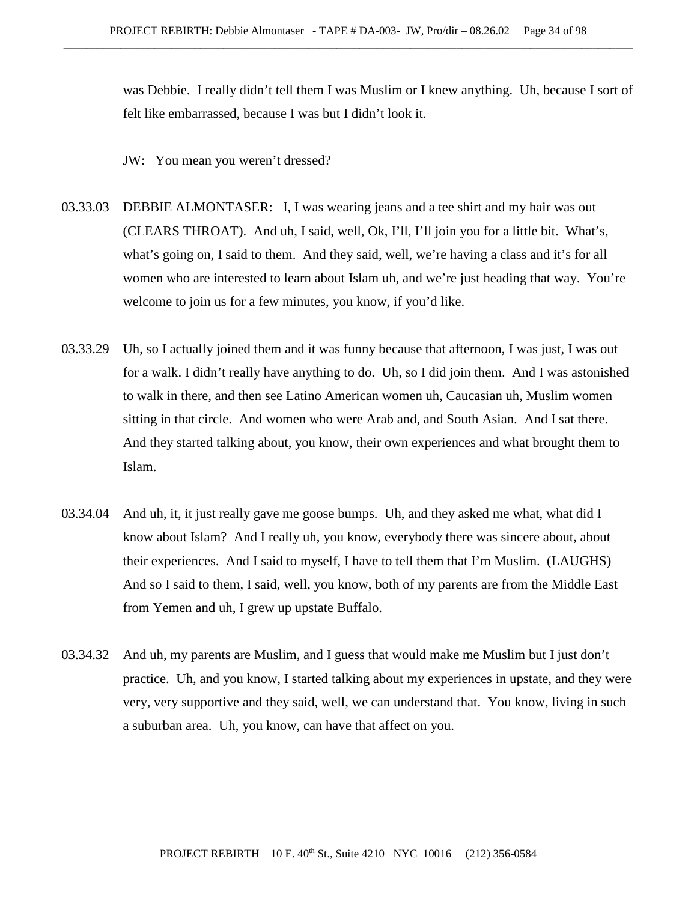was Debbie. I really didn't tell them I was Muslim or I knew anything. Uh, because I sort of felt like embarrassed, because I was but I didn't look it.

JW: You mean you weren't dressed?

03.33.03 DEBBIE ALMONTASER: I, I was wearing jeans and a tee shirt and my hair was out (CLEARS THROAT). And uh, I said, well, Ok, I'll, I'll join you for a little bit. What's, what's going on, I said to them. And they said, well, we're having a class and it's for all women who are interested to learn about Islam uh, and we're just heading that way. You're welcome to join us for a few minutes, you know, if you'd like.

03.33.29 Uh, so I actually joined them and it was funny because that afternoon, I was just, I was out for a walk. I didn't really have anything to do. Uh, so I did join them. And I was astonished to walk in there, and then see Latino American women uh, Caucasian uh, Muslim women sitting in that circle. And women who were Arab and, and South Asian. And I sat there. And they started talking about, you know, their own experiences and what brought them to Islam.

03.34.04 And uh, it, it just really gave me goose bumps. Uh, and they asked me what, what did I know about Islam? And I really uh, you know, everybody there was sincere about, about their experiences. And I said to myself, I have to tell them that I'm Muslim. (LAUGHS) And so I said to them, I said, well, you know, both of my parents are from the Middle East from Yemen and uh, I grew up upstate Buffalo.

03.34.32 And uh, my parents are Muslim, and I guess that would make me Muslim but I just don't practice. Uh, and you know, I started talking about my experiences in upstate, and they were very, very supportive and they said, well, we can understand that. You know, living in such a suburban area. Uh, you know, can have that affect on you.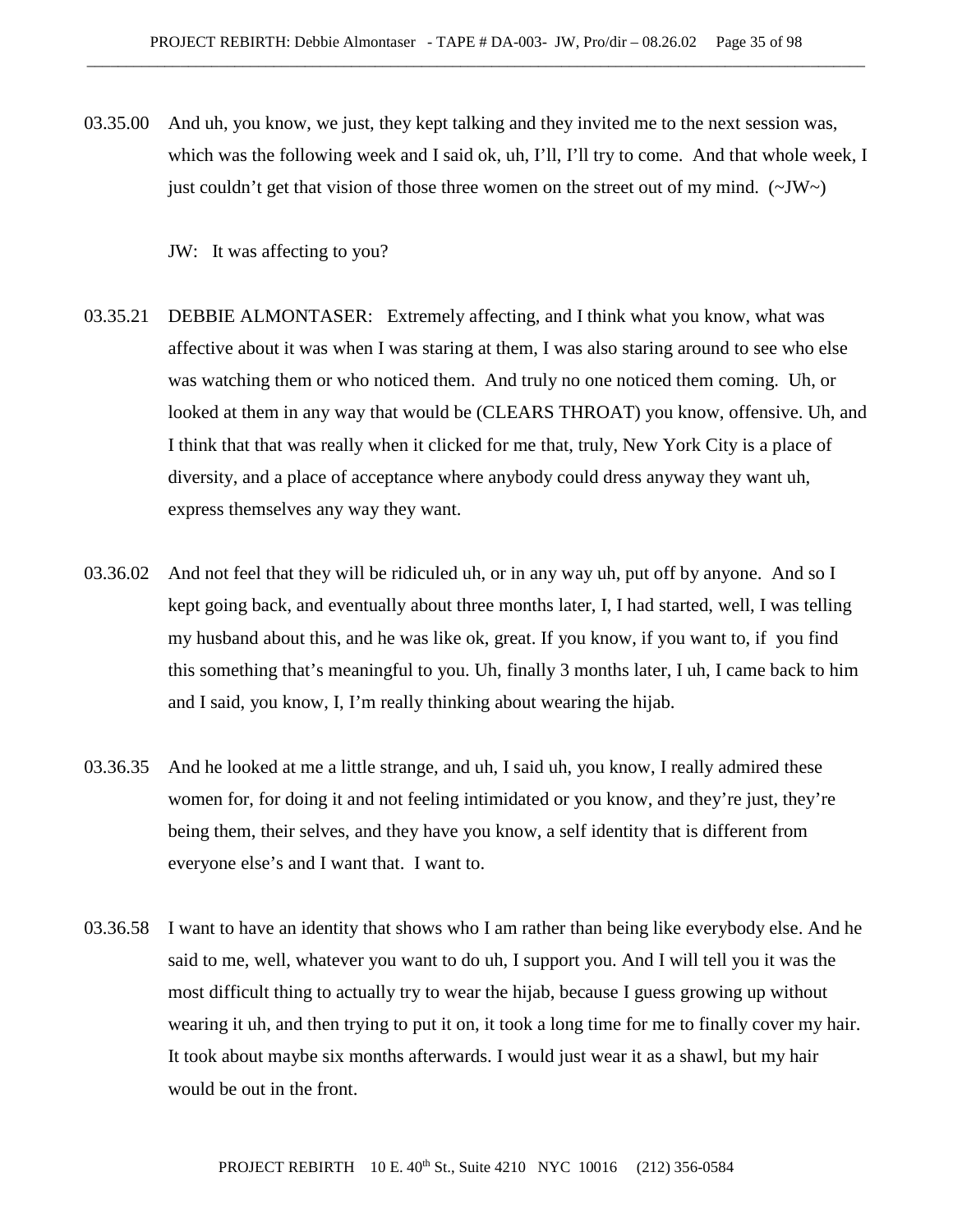03.35.00 And uh, you know, we just, they kept talking and they invited me to the next session was, which was the following week and I said ok, uh, I'll, I'll try to come. And that whole week, I just couldn't get that vision of those three women on the street out of my mind. (~JW~)

JW: It was affecting to you?

03.35.21 DEBBIE ALMONTASER: Extremely affecting, and I think what you know, what was affective about it was when I was staring at them, I was also staring around to see who else was watching them or who noticed them. And truly no one noticed them coming. Uh, or looked at them in any way that would be (CLEARS THROAT) you know, offensive. Uh, and I think that that was really when it clicked for me that, truly, New York City is a place of diversity, and a place of acceptance where anybody could dress anyway they want uh, express themselves any way they want.

03.36.02 And not feel that they will be ridiculed uh, or in any way uh, put off by anyone. And so I kept going back, and eventually about three months later, I, I had started, well, I was telling my husband about this, and he was like ok, great. If you know, if you want to, if you find this something that's meaningful to you. Uh, finally 3 months later, I uh, I came back to him and I said, you know, I, I'm really thinking about wearing the hijab.

03.36.35 And he looked at me a little strange, and uh, I said uh, you know, I really admired these women for, for doing it and not feeling intimidated or you know, and they're just, they're being them, their selves, and they have you know, a self identity that is different from everyone else's and I want that. I want to.

03.36.58 I want to have an identity that shows who I am rather than being like everybody else. And he said to me, well, whatever you want to do uh, I support you. And I will tell you it was the most difficult thing to actually try to wear the hijab, because I guess growing up without wearing it uh, and then trying to put it on, it took a long time for me to finally cover my hair. It took about maybe six months afterwards. I would just wear it as a shawl, but my hair would be out in the front.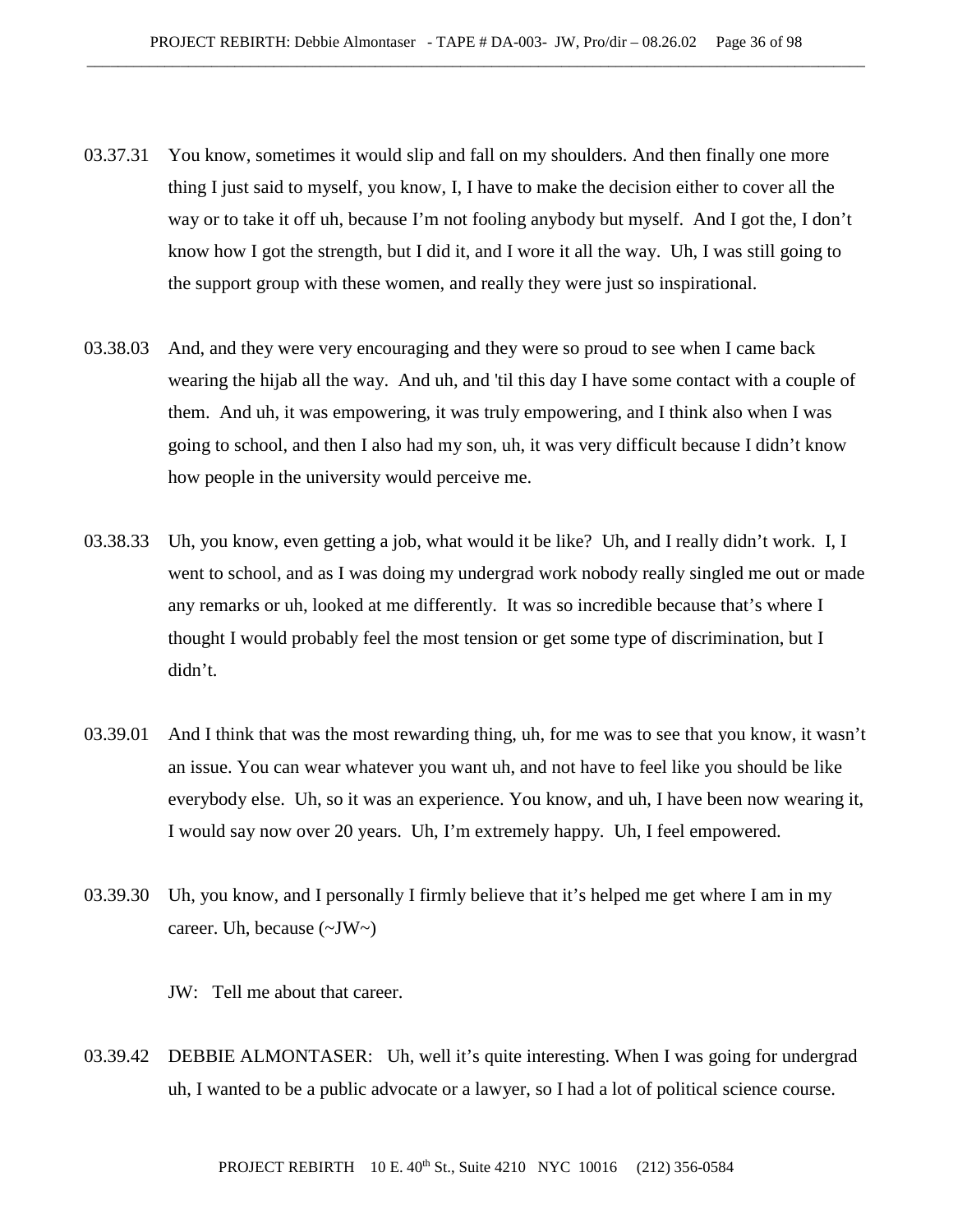03.37.31 You know, sometimes it would slip and fall on my shoulders. And then finally one more thing I just said to myself, you know, I, I have to make the decision either to cover all the way or to take it off uh, because I'm not fooling anybody but myself. And I got the, I don't know how I got the strength, but I did it, and I wore it all the way. Uh, I was still going to the support group with these women, and really they were just so inspirational.

03.38.03 And, and they were very encouraging and they were so proud to see when I came back wearing the hijab all the way. And uh, and 'til this day I have some contact with a couple of them. And uh, it was empowering, it was truly empowering, and I think also when I was going to school, and then I also had my son, uh, it was very difficult because I didn't know how people in the university would perceive me.

03.38.33 Uh, you know, even getting a job, what would it be like? Uh, and I really didn't work. I, I went to school, and as I was doing my undergrad work nobody really singled me out or made any remarks or uh, looked at me differently. It was so incredible because that's where I thought I would probably feel the most tension or get some type of discrimination, but I didn't.

03.39.01 And I think that was the most rewarding thing, uh, for me was to see that you know, it wasn't an issue. You can wear whatever you want uh, and not have to feel like you should be like everybody else. Uh, so it was an experience. You know, and uh, I have been now wearing it, I would say now over 20 years. Uh, I'm extremely happy. Uh, I feel empowered.

03.39.30 Uh, you know, and I personally I firmly believe that it's helped me get where I am in my career. Uh, because (~JW~)

JW: Tell me about that career.

03.39.42 DEBBIE ALMONTASER: Uh, well it's quite interesting. When I was going for undergrad uh, I wanted to be a public advocate or a lawyer, so I had a lot of political science course.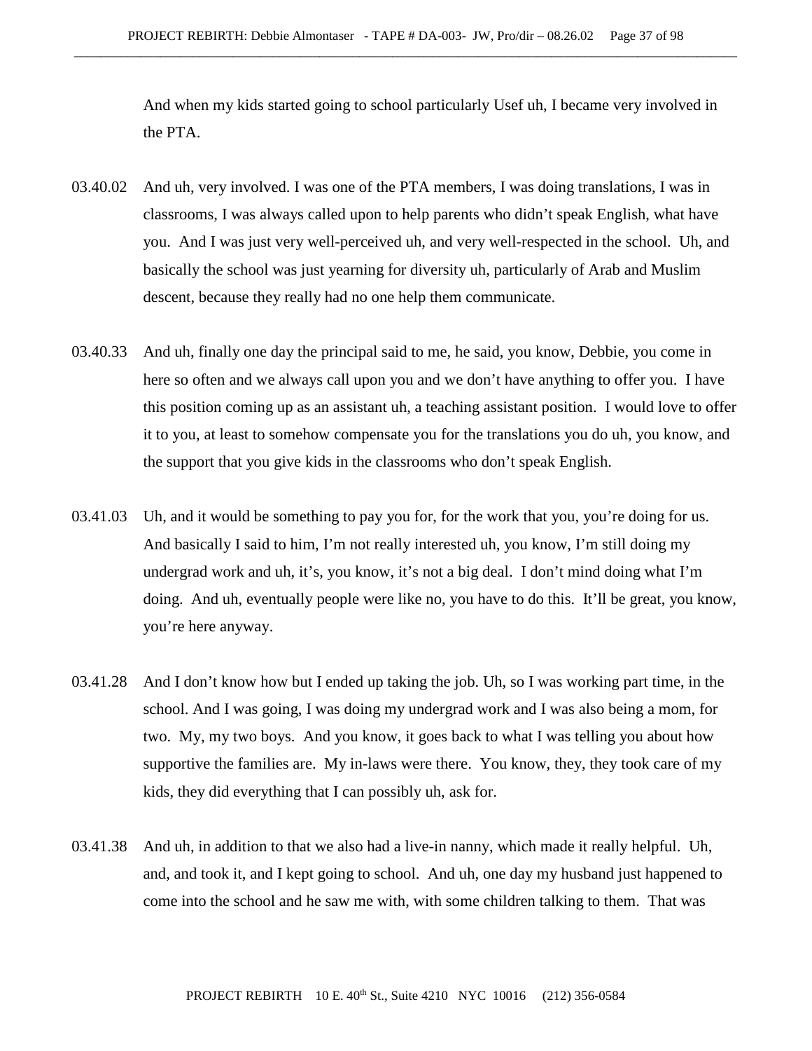And when my kids started going to school particularly Usef uh, I became very involved in the PTA.

03.40.02 And uh, very involved. I was one of the PTA members, I was doing translations, I was in classrooms, I was always called upon to help parents who didn't speak English, what have you. And I was just very well-perceived uh, and very well-respected in the school. Uh, and basically the school was just yearning for diversity uh, particularly of Arab and Muslim descent, because they really had no one help them communicate.

03.40.33 And uh, finally one day the principal said to me, he said, you know, Debbie, you come in here so often and we always call upon you and we don't have anything to offer you. I have this position coming up as an assistant uh, a teaching assistant position. I would love to offer it to you, at least to somehow compensate you for the translations you do uh, you know, and the support that you give kids in the classrooms who don't speak English.

03.41.03 Uh, and it would be something to pay you for, for the work that you, you're doing for us. And basically I said to him, I'm not really interested uh, you know, I'm still doing my undergrad work and uh, it's, you know, it's not a big deal. I don't mind doing what I'm doing. And uh, eventually people were like no, you have to do this. It'll be great, you know, you're here anyway.

03.41.28 And I don't know how but I ended up taking the job. Uh, so I was working part time, in the school. And I was going, I was doing my undergrad work and I was also being a mom, for two. My, my two boys. And you know, it goes back to what I was telling you about how supportive the families are. My in-laws were there. You know, they, they took care of my kids, they did everything that I can possibly uh, ask for.

03.41.38 And uh, in addition to that we also had a live-in nanny, which made it really helpful. Uh, and, and took it, and I kept going to school. And uh, one day my husband just happened to come into the school and he saw me with, with some children talking to them. That was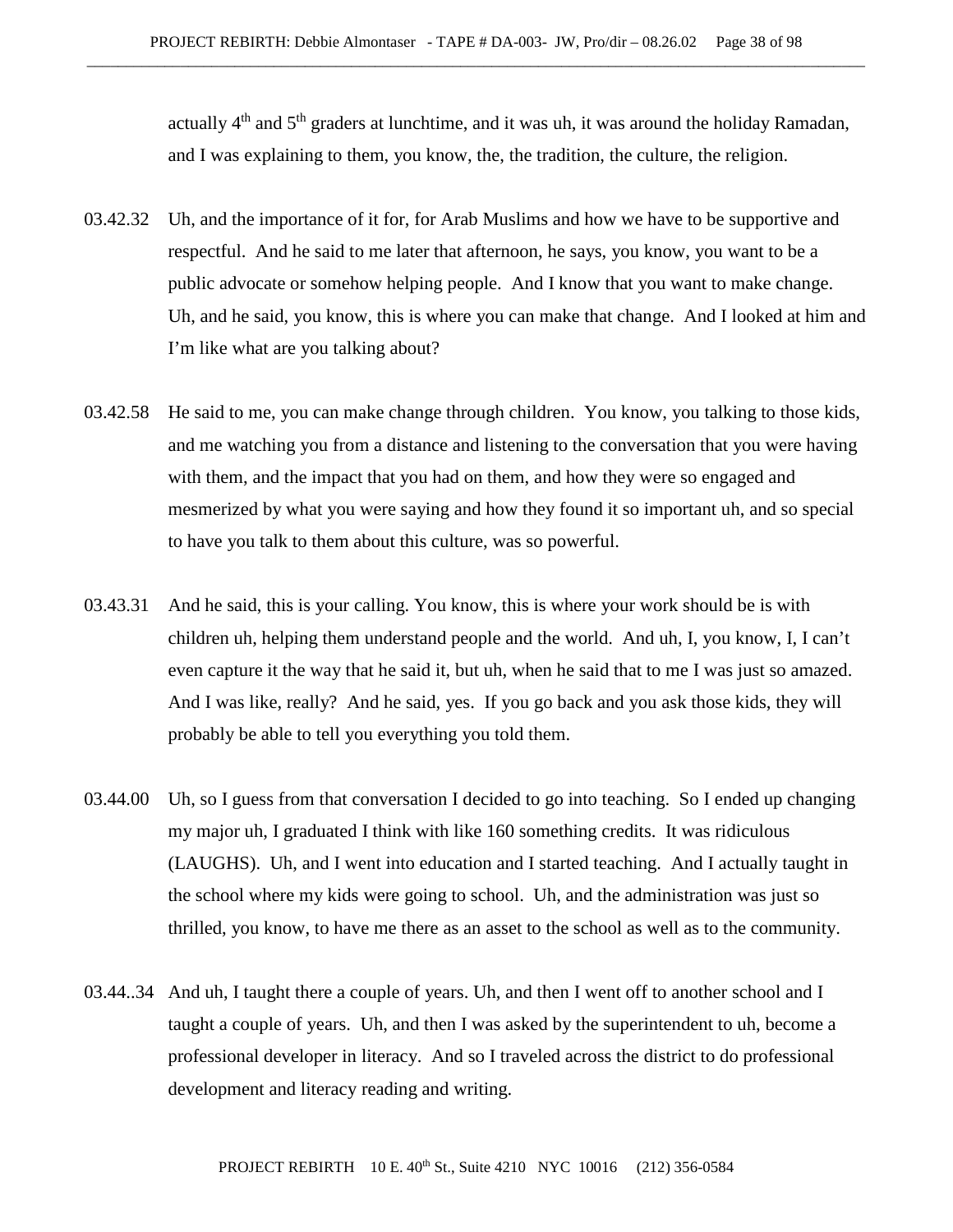actually 4th and 5th graders at lunchtime, and it was uh, it was around the holiday Ramadan, and I was explaining to them, you know, the, the tradition, the culture, the religion.

03.42.32 Uh, and the importance of it for, for Arab Muslims and how we have to be supportive and respectful. And he said to me later that afternoon, he says, you know, you want to be a public advocate or somehow helping people. And I know that you want to make change. Uh, and he said, you know, this is where you can make that change. And I looked at him and I'm like what are you talking about?

03.42.58 He said to me, you can make change through children. You know, you talking to those kids, and me watching you from a distance and listening to the conversation that you were having with them, and the impact that you had on them, and how they were so engaged and mesmerized by what you were saying and how they found it so important uh, and so special to have you talk to them about this culture, was so powerful.

03.43.31 And he said, this is your calling. You know, this is where your work should be is with children uh, helping them understand people and the world. And uh, I, you know, I, I can't even capture it the way that he said it, but uh, when he said that to me I was just so amazed. And I was like, really? And he said, yes. If you go back and you ask those kids, they will probably be able to tell you everything you told them.

03.44.00 Uh, so I guess from that conversation I decided to go into teaching. So I ended up changing my major uh, I graduated I think with like 160 something credits. It was ridiculous (LAUGHS). Uh, and I went into education and I started teaching. And I actually taught in the school where my kids were going to school. Uh, and the administration was just so thrilled, you know, to have me there as an asset to the school as well as to the community.

03.44..34 And uh, I taught there a couple of years. Uh, and then I went off to another school and I taught a couple of years. Uh, and then I was asked by the superintendent to uh, become a professional developer in literacy. And so I traveled across the district to do professional development and literacy reading and writing.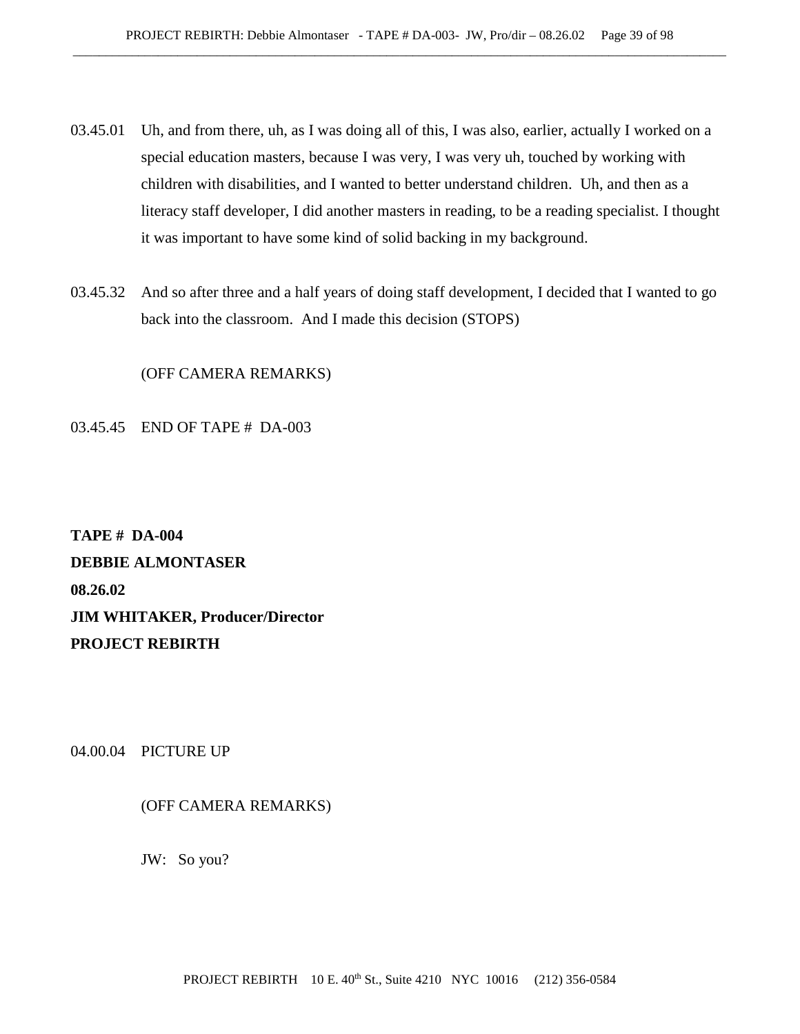03.45.01 Uh, and from there, uh, as I was doing all of this, I was also, earlier, actually I worked on a special education masters, because I was very, I was very uh, touched by working with children with disabilities, and I wanted to better understand children. Uh, and then as a literacy staff developer, I did another masters in reading, to be a reading specialist. I thought it was important to have some kind of solid backing in my background.

03.45.32 And so after three and a half years of doing staff development, I decided that I wanted to go back into the classroom. And I made this decision (STOPS)

(OFF CAMERA REMARKS)

03.45.45 END OF TAPE # DA-003

**TAPE # DA-004**
**DEBBIE ALMONTASER**
**08.26.02**
**JIM WHITAKER, Producer/Director**
**PROJECT REBIRTH**

04.00.04 PICTURE UP

(OFF CAMERA REMARKS)

JW: So you?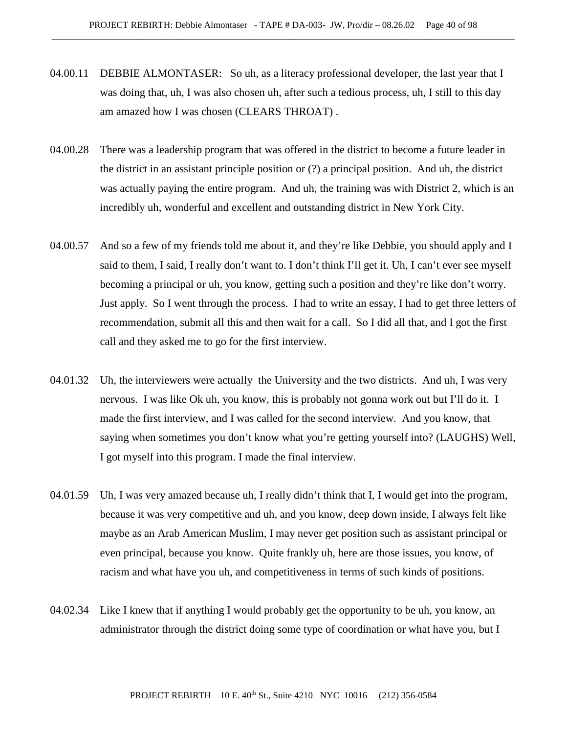04.00.11 DEBBIE ALMONTASER: So uh, as a literacy professional developer, the last year that I was doing that, uh, I was also chosen uh, after such a tedious process, uh, I still to this day am amazed how I was chosen (CLEARS THROAT) .

04.00.28 There was a leadership program that was offered in the district to become a future leader in the district in an assistant principle position or (?) a principal position. And uh, the district was actually paying the entire program. And uh, the training was with District 2, which is an incredibly uh, wonderful and excellent and outstanding district in New York City.

04.00.57 And so a few of my friends told me about it, and they're like Debbie, you should apply and I said to them, I said, I really don't want to. I don't think I'll get it. Uh, I can't ever see myself becoming a principal or uh, you know, getting such a position and they're like don't worry. Just apply. So I went through the process. I had to write an essay, I had to get three letters of recommendation, submit all this and then wait for a call. So I did all that, and I got the first call and they asked me to go for the first interview.

04.01.32 Uh, the interviewers were actually the University and the two districts. And uh, I was very nervous. I was like Ok uh, you know, this is probably not gonna work out but I'll do it. I made the first interview, and I was called for the second interview. And you know, that saying when sometimes you don't know what you're getting yourself into? (LAUGHS) Well, I got myself into this program. I made the final interview.

04.01.59 Uh, I was very amazed because uh, I really didn't think that I, I would get into the program, because it was very competitive and uh, and you know, deep down inside, I always felt like maybe as an Arab American Muslim, I may never get position such as assistant principal or even principal, because you know. Quite frankly uh, here are those issues, you know, of racism and what have you uh, and competitiveness in terms of such kinds of positions.

04.02.34 Like I knew that if anything I would probably get the opportunity to be uh, you know, an administrator through the district doing some type of coordination or what have you, but I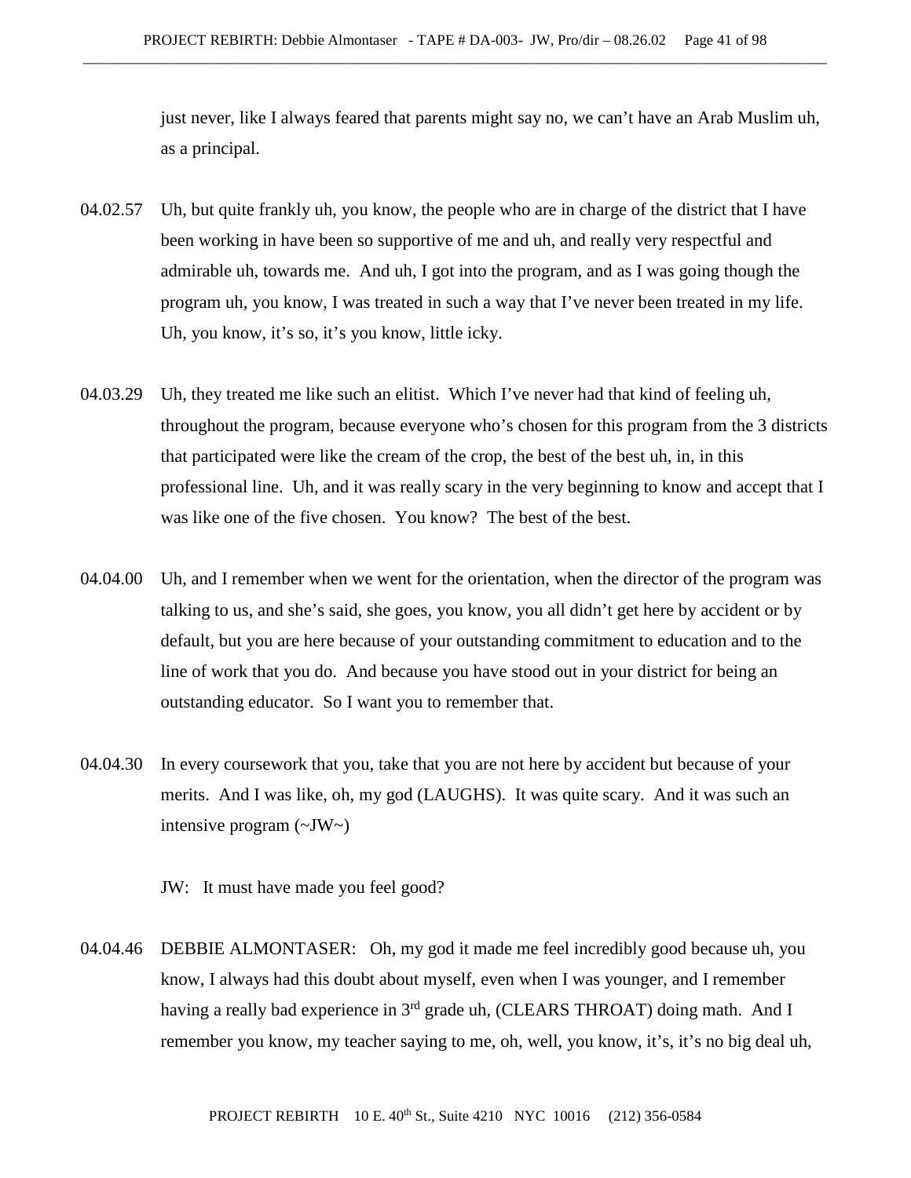just never, like I always feared that parents might say no, we can't have an Arab Muslim uh, as a principal.

04.02.57 Uh, but quite frankly uh, you know, the people who are in charge of the district that I have been working in have been so supportive of me and uh, and really very respectful and admirable uh, towards me. And uh, I got into the program, and as I was going though the program uh, you know, I was treated in such a way that I've never been treated in my life. Uh, you know, it's so, it's you know, little icky.

04.03.29 Uh, they treated me like such an elitist. Which I've never had that kind of feeling uh, throughout the program, because everyone who's chosen for this program from the 3 districts that participated were like the cream of the crop, the best of the best uh, in, in this professional line. Uh, and it was really scary in the very beginning to know and accept that I was like one of the five chosen. You know? The best of the best.

04.04.00 Uh, and I remember when we went for the orientation, when the director of the program was talking to us, and she's said, she goes, you know, you all didn't get here by accident or by default, but you are here because of your outstanding commitment to education and to the line of work that you do. And because you have stood out in your district for being an outstanding educator. So I want you to remember that.

04.04.30 In every coursework that you, take that you are not here by accident but because of your merits. And I was like, oh, my god (LAUGHS). It was quite scary. And it was such an intensive program (~JW~)

JW: It must have made you feel good?

04.04.46 DEBBIE ALMONTASER: Oh, my god it made me feel incredibly good because uh, you know, I always had this doubt about myself, even when I was younger, and I remember having a really bad experience in 3rd grade uh, (CLEARS THROAT) doing math. And I remember you know, my teacher saying to me, oh, well, you know, it's, it's no big deal uh,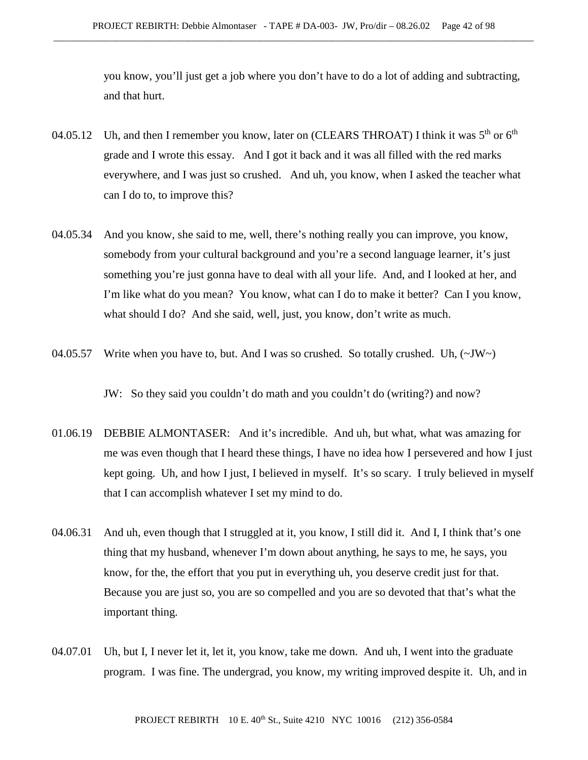you know, you'll just get a job where you don't have to do a lot of adding and subtracting, and that hurt.

04.05.12 Uh, and then I remember you know, later on (CLEARS THROAT) I think it was 5th or 6th grade and I wrote this essay. And I got it back and it was all filled with the red marks everywhere, and I was just so crushed. And uh, you know, when I asked the teacher what can I do to, to improve this?

04.05.34 And you know, she said to me, well, there's nothing really you can improve, you know, somebody from your cultural background and you're a second language learner, it's just something you're just gonna have to deal with all your life. And, and I looked at her, and I'm like what do you mean? You know, what can I do to make it better? Can I you know, what should I do? And she said, well, just, you know, don't write as much.

04.05.57 Write when you have to, but. And I was so crushed. So totally crushed. Uh, (~JW~)

JW: So they said you couldn't do math and you couldn't do (writing?) and now?

01.06.19 DEBBIE ALMONTASER: And it's incredible. And uh, but what, what was amazing for me was even though that I heard these things, I have no idea how I persevered and how I just kept going. Uh, and how I just, I believed in myself. It's so scary. I truly believed in myself that I can accomplish whatever I set my mind to do.

04.06.31 And uh, even though that I struggled at it, you know, I still did it. And I, I think that's one thing that my husband, whenever I'm down about anything, he says to me, he says, you know, for the, the effort that you put in everything uh, you deserve credit just for that. Because you are just so, you are so compelled and you are so devoted that that's what the important thing.

04.07.01 Uh, but I, I never let it, let it, you know, take me down. And uh, I went into the graduate program. I was fine. The undergrad, you know, my writing improved despite it. Uh, and in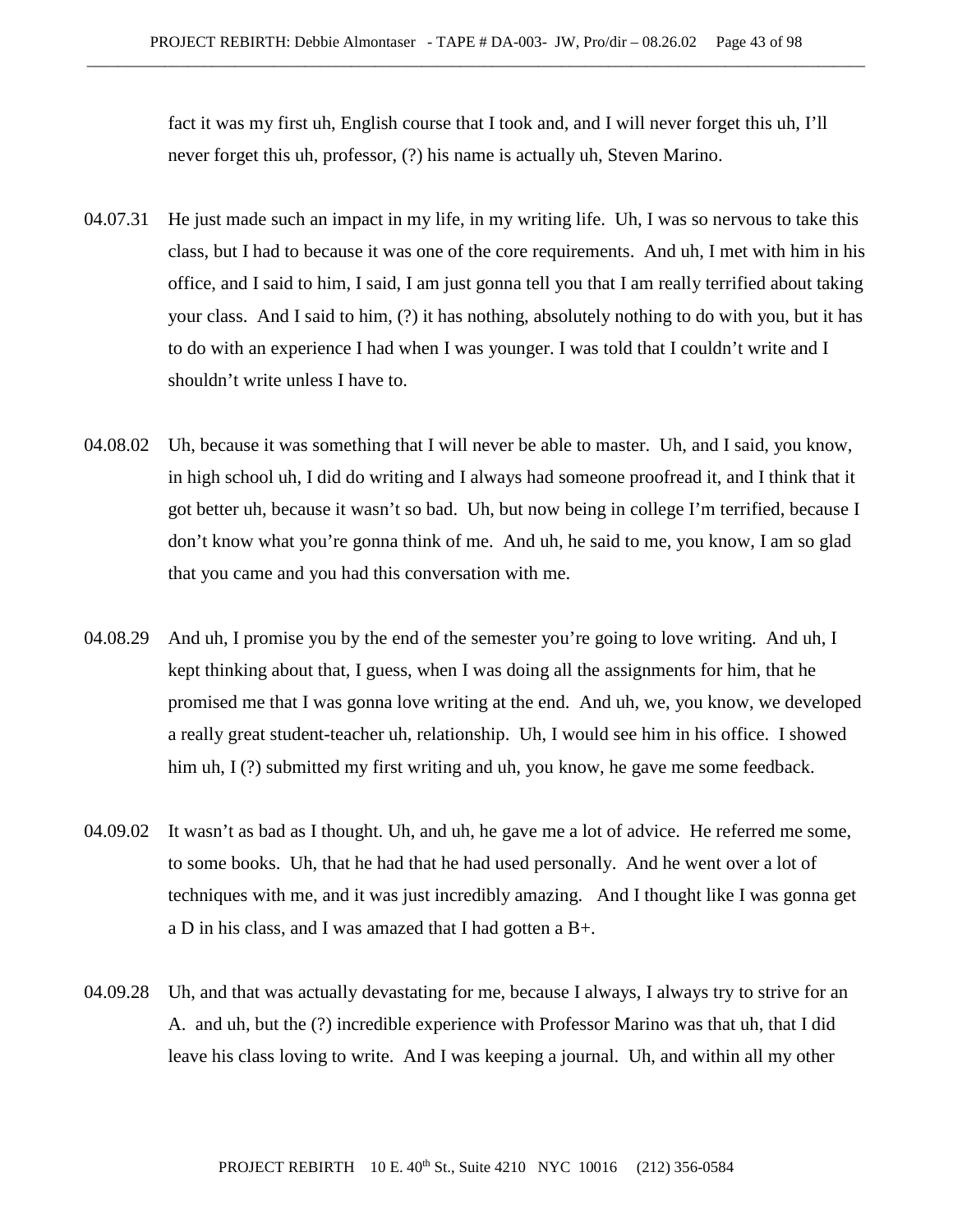fact it was my first uh, English course that I took and, and I will never forget this uh, I'll never forget this uh, professor, (?) his name is actually uh, Steven Marino.

04.07.31 He just made such an impact in my life, in my writing life. Uh, I was so nervous to take this class, but I had to because it was one of the core requirements. And uh, I met with him in his office, and I said to him, I said, I am just gonna tell you that I am really terrified about taking your class. And I said to him, (?) it has nothing, absolutely nothing to do with you, but it has to do with an experience I had when I was younger. I was told that I couldn't write and I shouldn't write unless I have to.

04.08.02 Uh, because it was something that I will never be able to master. Uh, and I said, you know, in high school uh, I did do writing and I always had someone proofread it, and I think that it got better uh, because it wasn't so bad. Uh, but now being in college I'm terrified, because I don't know what you're gonna think of me. And uh, he said to me, you know, I am so glad that you came and you had this conversation with me.

04.08.29 And uh, I promise you by the end of the semester you're going to love writing. And uh, I kept thinking about that, I guess, when I was doing all the assignments for him, that he promised me that I was gonna love writing at the end. And uh, we, you know, we developed a really great student-teacher uh, relationship. Uh, I would see him in his office. I showed him uh, I (?) submitted my first writing and uh, you know, he gave me some feedback.

04.09.02 It wasn't as bad as I thought. Uh, and uh, he gave me a lot of advice. He referred me some, to some books. Uh, that he had that he had used personally. And he went over a lot of techniques with me, and it was just incredibly amazing. And I thought like I was gonna get a D in his class, and I was amazed that I had gotten a B+.

04.09.28 Uh, and that was actually devastating for me, because I always, I always try to strive for an A. and uh, but the (?) incredible experience with Professor Marino was that uh, that I did leave his class loving to write. And I was keeping a journal. Uh, and within all my other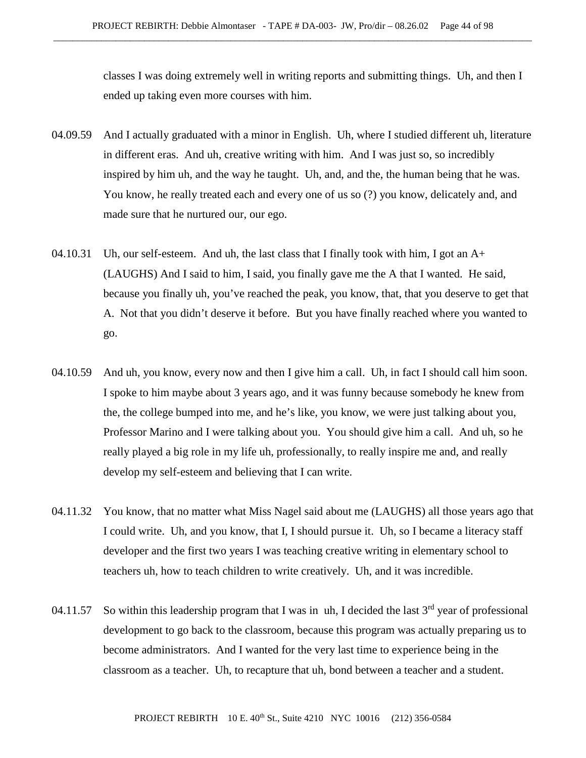classes I was doing extremely well in writing reports and submitting things. Uh, and then I ended up taking even more courses with him.

04.09.59 And I actually graduated with a minor in English. Uh, where I studied different uh, literature in different eras. And uh, creative writing with him. And I was just so, so incredibly inspired by him uh, and the way he taught. Uh, and, and the, the human being that he was. You know, he really treated each and every one of us so (?) you know, delicately and, and made sure that he nurtured our, our ego.

04.10.31 Uh, our self-esteem. And uh, the last class that I finally took with him, I got an A+ (LAUGHS) And I said to him, I said, you finally gave me the A that I wanted. He said, because you finally uh, you've reached the peak, you know, that, that you deserve to get that A. Not that you didn't deserve it before. But you have finally reached where you wanted to go.

04.10.59 And uh, you know, every now and then I give him a call. Uh, in fact I should call him soon. I spoke to him maybe about 3 years ago, and it was funny because somebody he knew from the, the college bumped into me, and he's like, you know, we were just talking about you, Professor Marino and I were talking about you. You should give him a call. And uh, so he really played a big role in my life uh, professionally, to really inspire me and, and really develop my self-esteem and believing that I can write.

04.11.32 You know, that no matter what Miss Nagel said about me (LAUGHS) all those years ago that I could write. Uh, and you know, that I, I should pursue it. Uh, so I became a literacy staff developer and the first two years I was teaching creative writing in elementary school to teachers uh, how to teach children to write creatively. Uh, and it was incredible.

04.11.57 So within this leadership program that I was in uh, I decided the last 3rd year of professional development to go back to the classroom, because this program was actually preparing us to become administrators. And I wanted for the very last time to experience being in the classroom as a teacher. Uh, to recapture that uh, bond between a teacher and a student.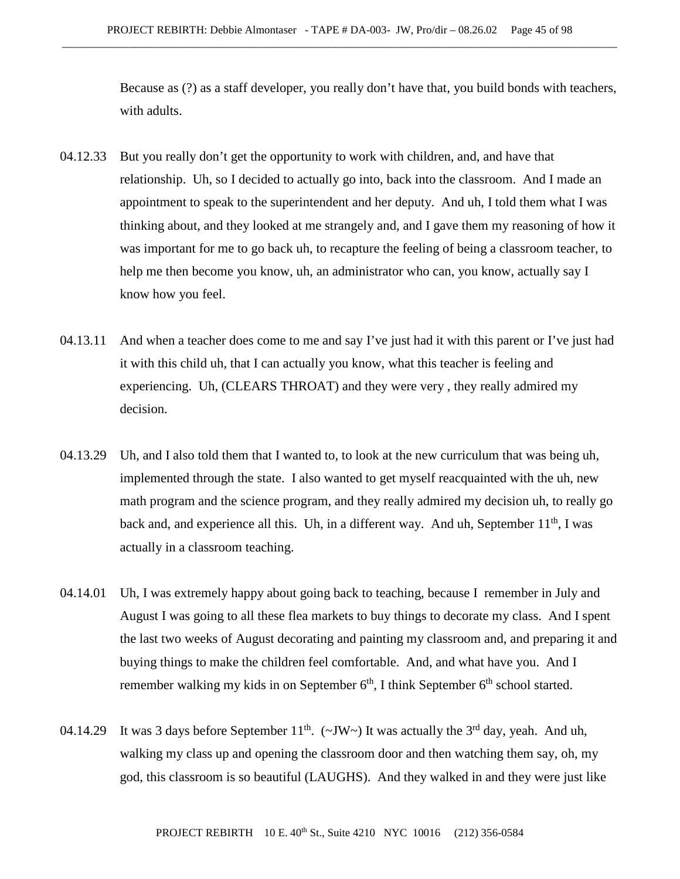Because as (?) as a staff developer, you really don't have that, you build bonds with teachers, with adults.

04.12.33 But you really don't get the opportunity to work with children, and, and have that relationship. Uh, so I decided to actually go into, back into the classroom. And I made an appointment to speak to the superintendent and her deputy. And uh, I told them what I was thinking about, and they looked at me strangely and, and I gave them my reasoning of how it was important for me to go back uh, to recapture the feeling of being a classroom teacher, to help me then become you know, uh, an administrator who can, you know, actually say I know how you feel.

04.13.11 And when a teacher does come to me and say I've just had it with this parent or I've just had it with this child uh, that I can actually you know, what this teacher is feeling and experiencing. Uh, (CLEARS THROAT) and they were very , they really admired my decision.

04.13.29 Uh, and I also told them that I wanted to, to look at the new curriculum that was being uh, implemented through the state. I also wanted to get myself reacquainted with the uh, new math program and the science program, and they really admired my decision uh, to really go back and, and experience all this. Uh, in a different way. And uh, September 11th, I was actually in a classroom teaching.

04.14.01 Uh, I was extremely happy about going back to teaching, because I remember in July and August I was going to all these flea markets to buy things to decorate my class. And I spent the last two weeks of August decorating and painting my classroom and, and preparing it and buying things to make the children feel comfortable. And, and what have you. And I remember walking my kids in on September 6th, I think September 6th school started.

04.14.29 It was 3 days before September 11th. (~JW~) It was actually the 3rd day, yeah. And uh, walking my class up and opening the classroom door and then watching them say, oh, my god, this classroom is so beautiful (LAUGHS). And they walked in and they were just like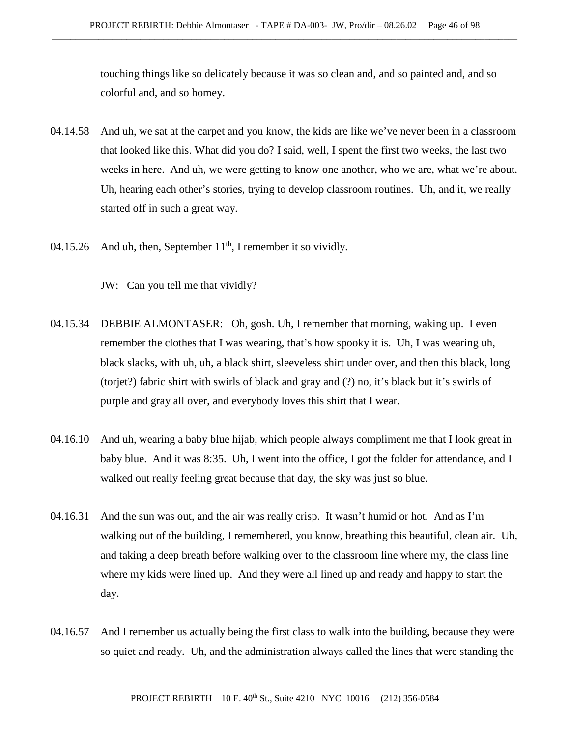touching things like so delicately because it was so clean and, and so painted and, and so colorful and, and so homey.

04.14.58 And uh, we sat at the carpet and you know, the kids are like we've never been in a classroom that looked like this. What did you do? I said, well, I spent the first two weeks, the last two weeks in here. And uh, we were getting to know one another, who we are, what we're about. Uh, hearing each other's stories, trying to develop classroom routines. Uh, and it, we really started off in such a great way.

04.15.26 And uh, then, September 11th, I remember it so vividly.

JW: Can you tell me that vividly?

04.15.34 DEBBIE ALMONTASER: Oh, gosh. Uh, I remember that morning, waking up. I even remember the clothes that I was wearing, that's how spooky it is. Uh, I was wearing uh, black slacks, with uh, uh, a black shirt, sleeveless shirt under over, and then this black, long (torjet?) fabric shirt with swirls of black and gray and (?) no, it's black but it's swirls of purple and gray all over, and everybody loves this shirt that I wear.

04.16.10 And uh, wearing a baby blue hijab, which people always compliment me that I look great in baby blue. And it was 8:35. Uh, I went into the office, I got the folder for attendance, and I walked out really feeling great because that day, the sky was just so blue.

04.16.31 And the sun was out, and the air was really crisp. It wasn't humid or hot. And as I'm walking out of the building, I remembered, you know, breathing this beautiful, clean air. Uh, and taking a deep breath before walking over to the classroom line where my, the class line where my kids were lined up. And they were all lined up and ready and happy to start the day.

04.16.57 And I remember us actually being the first class to walk into the building, because they were so quiet and ready. Uh, and the administration always called the lines that were standing the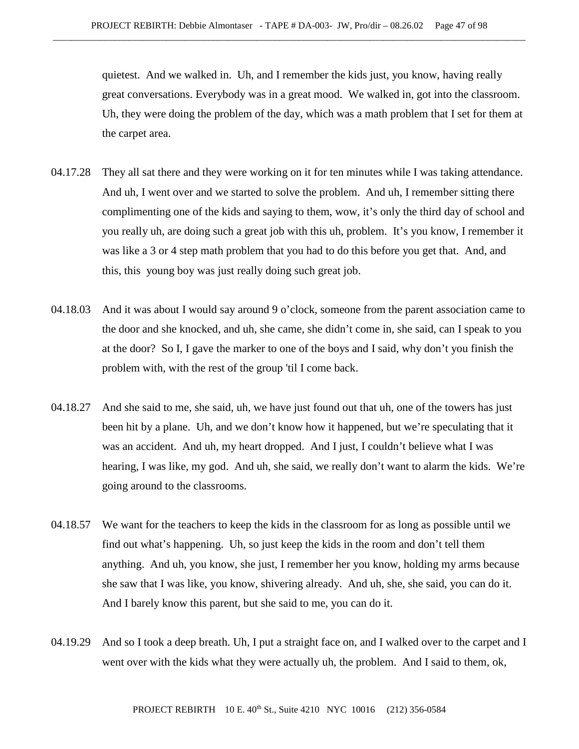quietest. And we walked in. Uh, and I remember the kids just, you know, having really great conversations. Everybody was in a great mood. We walked in, got into the classroom. Uh, they were doing the problem of the day, which was a math problem that I set for them at the carpet area.

04.17.28 They all sat there and they were working on it for ten minutes while I was taking attendance. And uh, I went over and we started to solve the problem. And uh, I remember sitting there complimenting one of the kids and saying to them, wow, it's only the third day of school and you really uh, are doing such a great job with this uh, problem. It's you know, I remember it was like a 3 or 4 step math problem that you had to do this before you get that. And, and this, this young boy was just really doing such great job.

04.18.03 And it was about I would say around 9 o'clock, someone from the parent association came to the door and she knocked, and uh, she came, she didn't come in, she said, can I speak to you at the door? So I, I gave the marker to one of the boys and I said, why don't you finish the problem with, with the rest of the group 'til I come back.

04.18.27 And she said to me, she said, uh, we have just found out that uh, one of the towers has just been hit by a plane. Uh, and we don't know how it happened, but we're speculating that it was an accident. And uh, my heart dropped. And I just, I couldn't believe what I was hearing, I was like, my god. And uh, she said, we really don't want to alarm the kids. We're going around to the classrooms.

04.18.57 We want for the teachers to keep the kids in the classroom for as long as possible until we find out what's happening. Uh, so just keep the kids in the room and don't tell them anything. And uh, you know, she just, I remember her you know, holding my arms because she saw that I was like, you know, shivering already. And uh, she, she said, you can do it. And I barely know this parent, but she said to me, you can do it.

04.19.29 And so I took a deep breath. Uh, I put a straight face on, and I walked over to the carpet and I went over with the kids what they were actually uh, the problem. And I said to them, ok,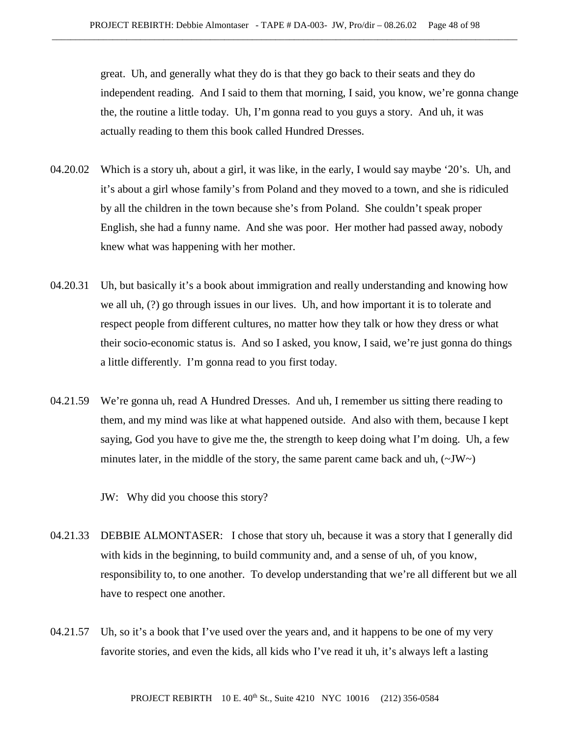great. Uh, and generally what they do is that they go back to their seats and they do independent reading. And I said to them that morning, I said, you know, we're gonna change the, the routine a little today. Uh, I'm gonna read to you guys a story. And uh, it was actually reading to them this book called Hundred Dresses.

04.20.02 Which is a story uh, about a girl, it was like, in the early, I would say maybe '20's. Uh, and it's about a girl whose family's from Poland and they moved to a town, and she is ridiculed by all the children in the town because she's from Poland. She couldn't speak proper English, she had a funny name. And she was poor. Her mother had passed away, nobody knew what was happening with her mother.

04.20.31 Uh, but basically it's a book about immigration and really understanding and knowing how we all uh, (?) go through issues in our lives. Uh, and how important it is to tolerate and respect people from different cultures, no matter how they talk or how they dress or what their socio-economic status is. And so I asked, you know, I said, we're just gonna do things a little differently. I'm gonna read to you first today.

04.21.59 We're gonna uh, read A Hundred Dresses. And uh, I remember us sitting there reading to them, and my mind was like at what happened outside. And also with them, because I kept saying, God you have to give me the, the strength to keep doing what I'm doing. Uh, a few minutes later, in the middle of the story, the same parent came back and uh, (~JW~)

JW: Why did you choose this story?

04.21.33 DEBBIE ALMONTASER: I chose that story uh, because it was a story that I generally did with kids in the beginning, to build community and, and a sense of uh, of you know, responsibility to, to one another. To develop understanding that we're all different but we all have to respect one another.

04.21.57 Uh, so it's a book that I've used over the years and, and it happens to be one of my very favorite stories, and even the kids, all kids who I've read it uh, it's always left a lasting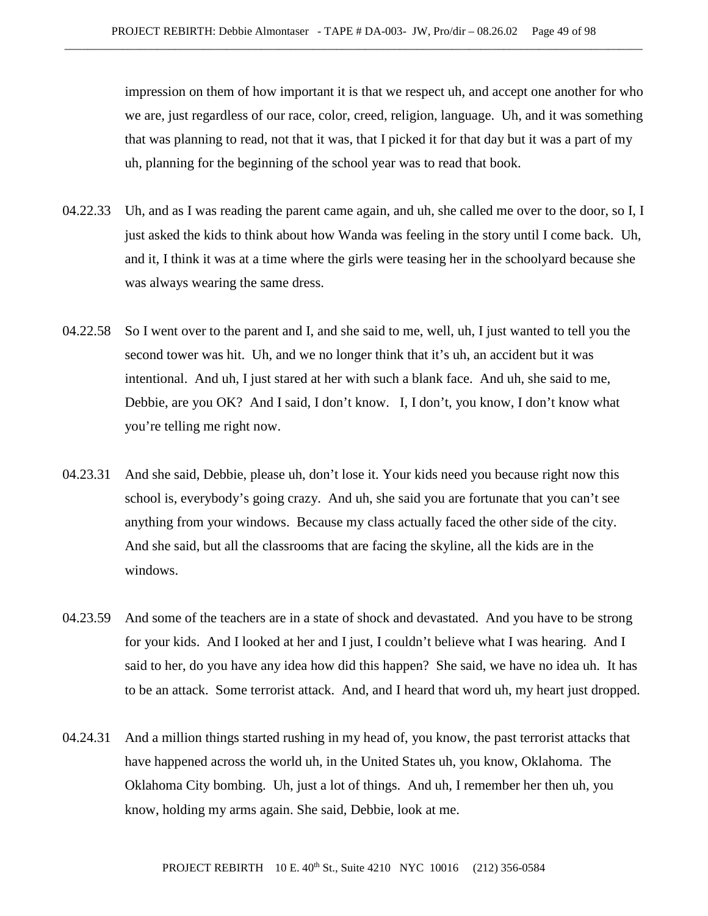impression on them of how important it is that we respect uh, and accept one another for who we are, just regardless of our race, color, creed, religion, language. Uh, and it was something that was planning to read, not that it was, that I picked it for that day but it was a part of my uh, planning for the beginning of the school year was to read that book.

04.22.33 Uh, and as I was reading the parent came again, and uh, she called me over to the door, so I, I just asked the kids to think about how Wanda was feeling in the story until I come back. Uh, and it, I think it was at a time where the girls were teasing her in the schoolyard because she was always wearing the same dress.

04.22.58 So I went over to the parent and I, and she said to me, well, uh, I just wanted to tell you the second tower was hit. Uh, and we no longer think that it's uh, an accident but it was intentional. And uh, I just stared at her with such a blank face. And uh, she said to me, Debbie, are you OK? And I said, I don't know. I, I don't, you know, I don't know what you're telling me right now.

04.23.31 And she said, Debbie, please uh, don't lose it. Your kids need you because right now this school is, everybody's going crazy. And uh, she said you are fortunate that you can't see anything from your windows. Because my class actually faced the other side of the city. And she said, but all the classrooms that are facing the skyline, all the kids are in the windows.

04.23.59 And some of the teachers are in a state of shock and devastated. And you have to be strong for your kids. And I looked at her and I just, I couldn't believe what I was hearing. And I said to her, do you have any idea how did this happen? She said, we have no idea uh. It has to be an attack. Some terrorist attack. And, and I heard that word uh, my heart just dropped.

04.24.31 And a million things started rushing in my head of, you know, the past terrorist attacks that have happened across the world uh, in the United States uh, you know, Oklahoma. The Oklahoma City bombing. Uh, just a lot of things. And uh, I remember her then uh, you know, holding my arms again. She said, Debbie, look at me.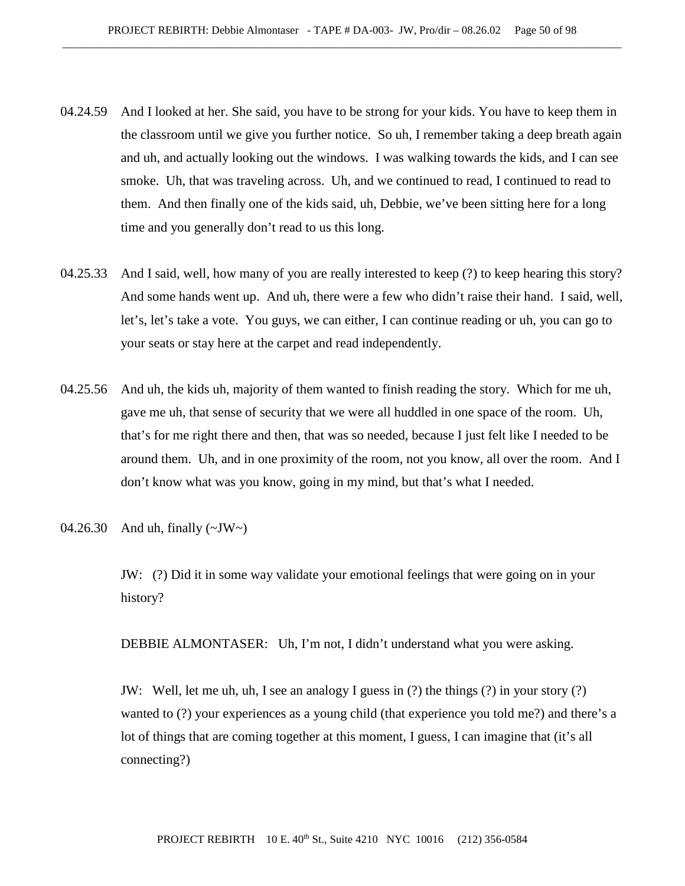04.24.59 And I looked at her. She said, you have to be strong for your kids. You have to keep them in the classroom until we give you further notice. So uh, I remember taking a deep breath again and uh, and actually looking out the windows. I was walking towards the kids, and I can see smoke. Uh, that was traveling across. Uh, and we continued to read, I continued to read to them. And then finally one of the kids said, uh, Debbie, we've been sitting here for a long time and you generally don't read to us this long.

04.25.33 And I said, well, how many of you are really interested to keep (?) to keep hearing this story? And some hands went up. And uh, there were a few who didn't raise their hand. I said, well, let's, let's take a vote. You guys, we can either, I can continue reading or uh, you can go to your seats or stay here at the carpet and read independently.

04.25.56 And uh, the kids uh, majority of them wanted to finish reading the story. Which for me uh, gave me uh, that sense of security that we were all huddled in one space of the room. Uh, that's for me right there and then, that was so needed, because I just felt like I needed to be around them. Uh, and in one proximity of the room, not you know, all over the room. And I don't know what was you know, going in my mind, but that's what I needed.

04.26.30 And uh, finally (~JW~)

JW: (?) Did it in some way validate your emotional feelings that were going on in your history?

DEBBIE ALMONTASER: Uh, I'm not, I didn't understand what you were asking.

JW: Well, let me uh, uh, I see an analogy I guess in (?) the things (?) in your story (?) wanted to (?) your experiences as a young child (that experience you told me?) and there's a lot of things that are coming together at this moment, I guess, I can imagine that (it's all connecting?)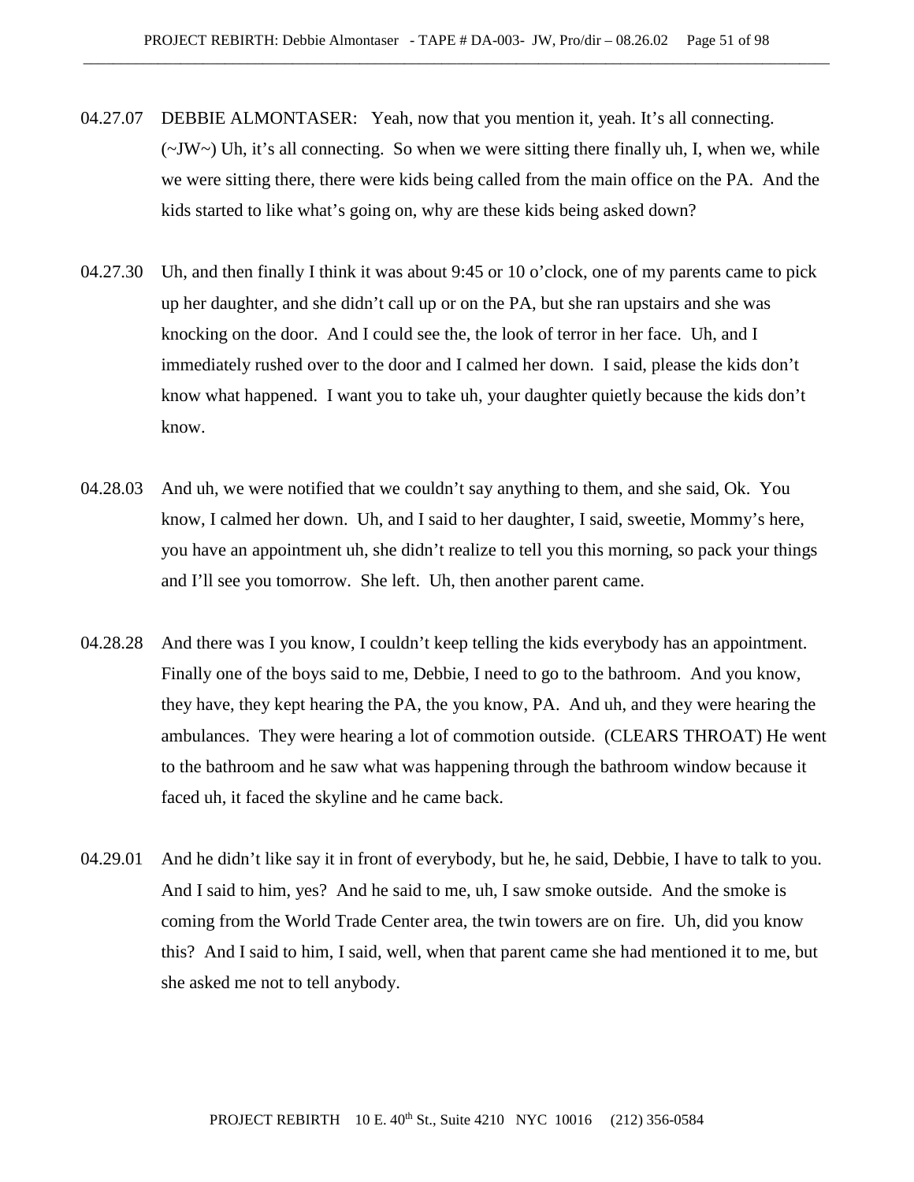04.27.07 DEBBIE ALMONTASER: Yeah, now that you mention it, yeah. It's all connecting. (~JW~) Uh, it's all connecting. So when we were sitting there finally uh, I, when we, while we were sitting there, there were kids being called from the main office on the PA. And the kids started to like what's going on, why are these kids being asked down?

04.27.30 Uh, and then finally I think it was about 9:45 or 10 o'clock, one of my parents came to pick up her daughter, and she didn't call up or on the PA, but she ran upstairs and she was knocking on the door. And I could see the, the look of terror in her face. Uh, and I immediately rushed over to the door and I calmed her down. I said, please the kids don't know what happened. I want you to take uh, your daughter quietly because the kids don't know.

04.28.03 And uh, we were notified that we couldn't say anything to them, and she said, Ok. You know, I calmed her down. Uh, and I said to her daughter, I said, sweetie, Mommy's here, you have an appointment uh, she didn't realize to tell you this morning, so pack your things and I'll see you tomorrow. She left. Uh, then another parent came.

04.28.28 And there was I you know, I couldn't keep telling the kids everybody has an appointment. Finally one of the boys said to me, Debbie, I need to go to the bathroom. And you know, they have, they kept hearing the PA, the you know, PA. And uh, and they were hearing the ambulances. They were hearing a lot of commotion outside. (CLEARS THROAT) He went to the bathroom and he saw what was happening through the bathroom window because it faced uh, it faced the skyline and he came back.

04.29.01 And he didn't like say it in front of everybody, but he, he said, Debbie, I have to talk to you. And I said to him, yes? And he said to me, uh, I saw smoke outside. And the smoke is coming from the World Trade Center area, the twin towers are on fire. Uh, did you know this? And I said to him, I said, well, when that parent came she had mentioned it to me, but she asked me not to tell anybody.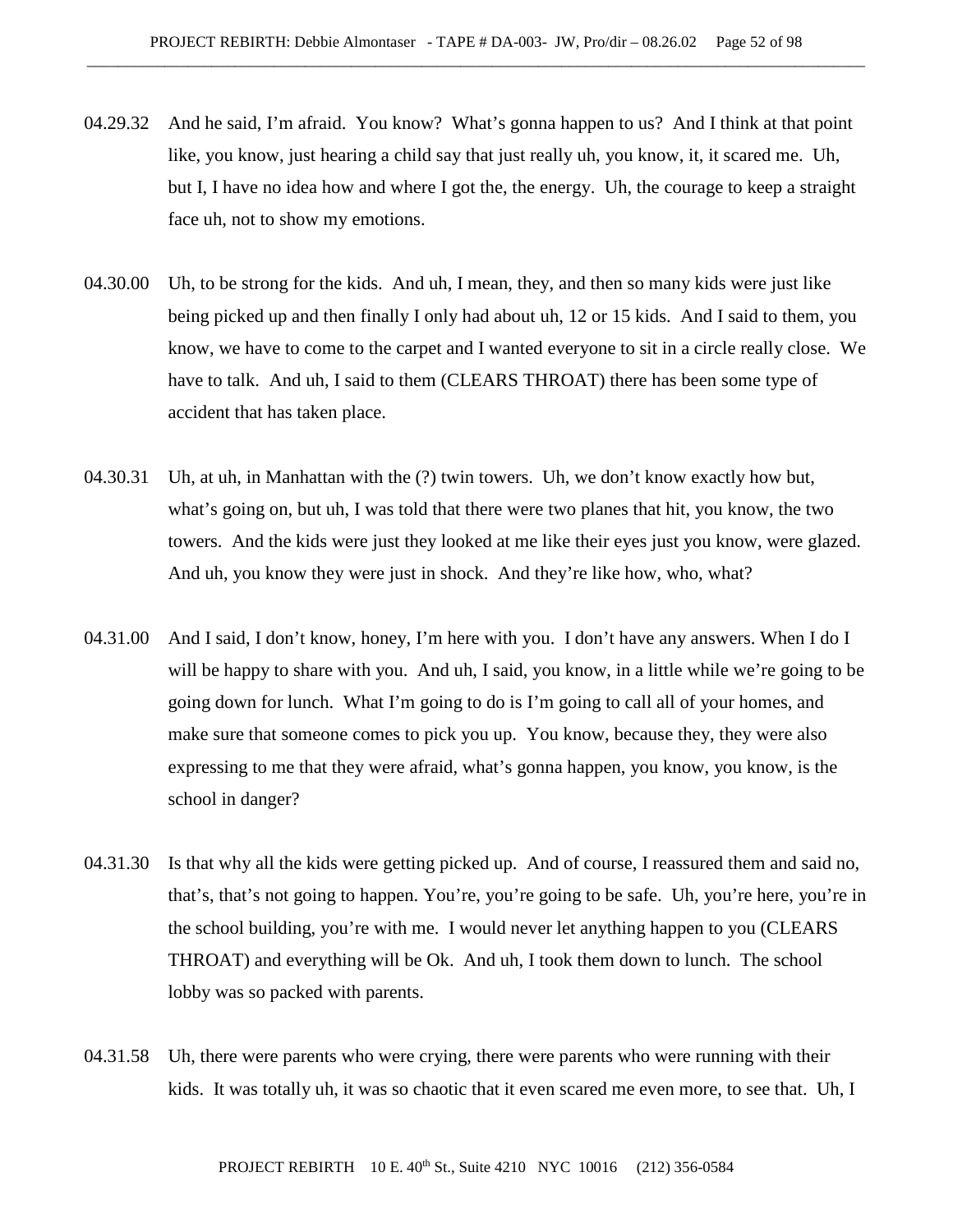04.29.32 And he said, I'm afraid. You know? What's gonna happen to us? And I think at that point like, you know, just hearing a child say that just really uh, you know, it, it scared me. Uh, but I, I have no idea how and where I got the, the energy. Uh, the courage to keep a straight face uh, not to show my emotions.

04.30.00 Uh, to be strong for the kids. And uh, I mean, they, and then so many kids were just like being picked up and then finally I only had about uh, 12 or 15 kids. And I said to them, you know, we have to come to the carpet and I wanted everyone to sit in a circle really close. We have to talk. And uh, I said to them (CLEARS THROAT) there has been some type of accident that has taken place.

04.30.31 Uh, at uh, in Manhattan with the (?) twin towers. Uh, we don't know exactly how but, what's going on, but uh, I was told that there were two planes that hit, you know, the two towers. And the kids were just they looked at me like their eyes just you know, were glazed. And uh, you know they were just in shock. And they're like how, who, what?

04.31.00 And I said, I don't know, honey, I'm here with you. I don't have any answers. When I do I will be happy to share with you. And uh, I said, you know, in a little while we're going to be going down for lunch. What I'm going to do is I'm going to call all of your homes, and make sure that someone comes to pick you up. You know, because they, they were also expressing to me that they were afraid, what's gonna happen, you know, you know, is the school in danger?

04.31.30 Is that why all the kids were getting picked up. And of course, I reassured them and said no, that's, that's not going to happen. You're, you're going to be safe. Uh, you're here, you're in the school building, you're with me. I would never let anything happen to you (CLEARS THROAT) and everything will be Ok. And uh, I took them down to lunch. The school lobby was so packed with parents.

04.31.58 Uh, there were parents who were crying, there were parents who were running with their kids. It was totally uh, it was so chaotic that it even scared me even more, to see that. Uh, I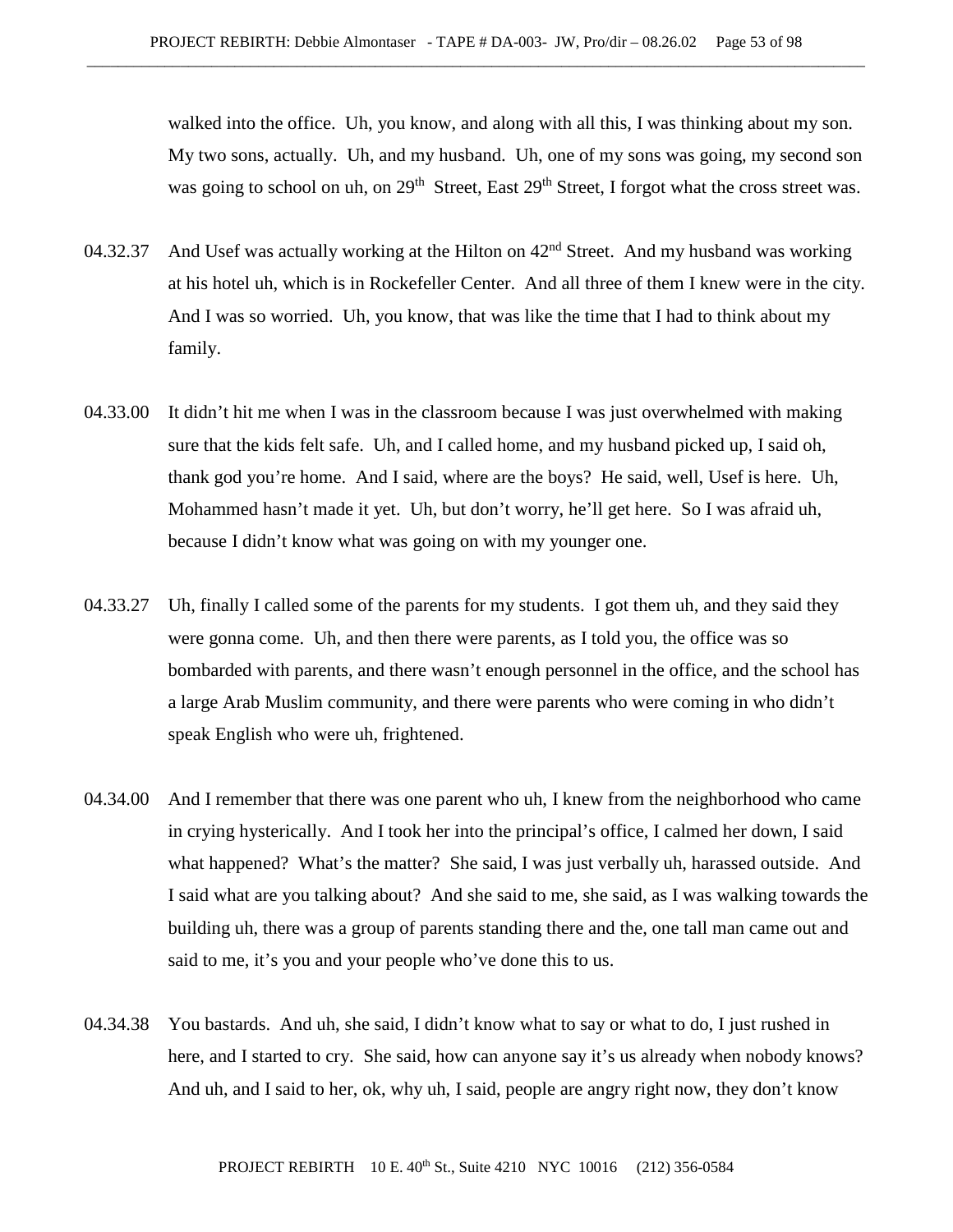walked into the office. Uh, you know, and along with all this, I was thinking about my son. My two sons, actually. Uh, and my husband. Uh, one of my sons was going, my second son was going to school on uh, on 29th Street, East 29th Street, I forgot what the cross street was.

04.32.37 And Usef was actually working at the Hilton on 42nd Street. And my husband was working at his hotel uh, which is in Rockefeller Center. And all three of them I knew were in the city. And I was so worried. Uh, you know, that was like the time that I had to think about my family.

04.33.00 It didn't hit me when I was in the classroom because I was just overwhelmed with making sure that the kids felt safe. Uh, and I called home, and my husband picked up, I said oh, thank god you're home. And I said, where are the boys? He said, well, Usef is here. Uh, Mohammed hasn't made it yet. Uh, but don't worry, he'll get here. So I was afraid uh, because I didn't know what was going on with my younger one.

04.33.27 Uh, finally I called some of the parents for my students. I got them uh, and they said they were gonna come. Uh, and then there were parents, as I told you, the office was so bombarded with parents, and there wasn't enough personnel in the office, and the school has a large Arab Muslim community, and there were parents who were coming in who didn't speak English who were uh, frightened.

04.34.00 And I remember that there was one parent who uh, I knew from the neighborhood who came in crying hysterically. And I took her into the principal's office, I calmed her down, I said what happened? What's the matter? She said, I was just verbally uh, harassed outside. And I said what are you talking about? And she said to me, she said, as I was walking towards the building uh, there was a group of parents standing there and the, one tall man came out and said to me, it's you and your people who've done this to us.

04.34.38 You bastards. And uh, she said, I didn't know what to say or what to do, I just rushed in here, and I started to cry. She said, how can anyone say it's us already when nobody knows? And uh, and I said to her, ok, why uh, I said, people are angry right now, they don't know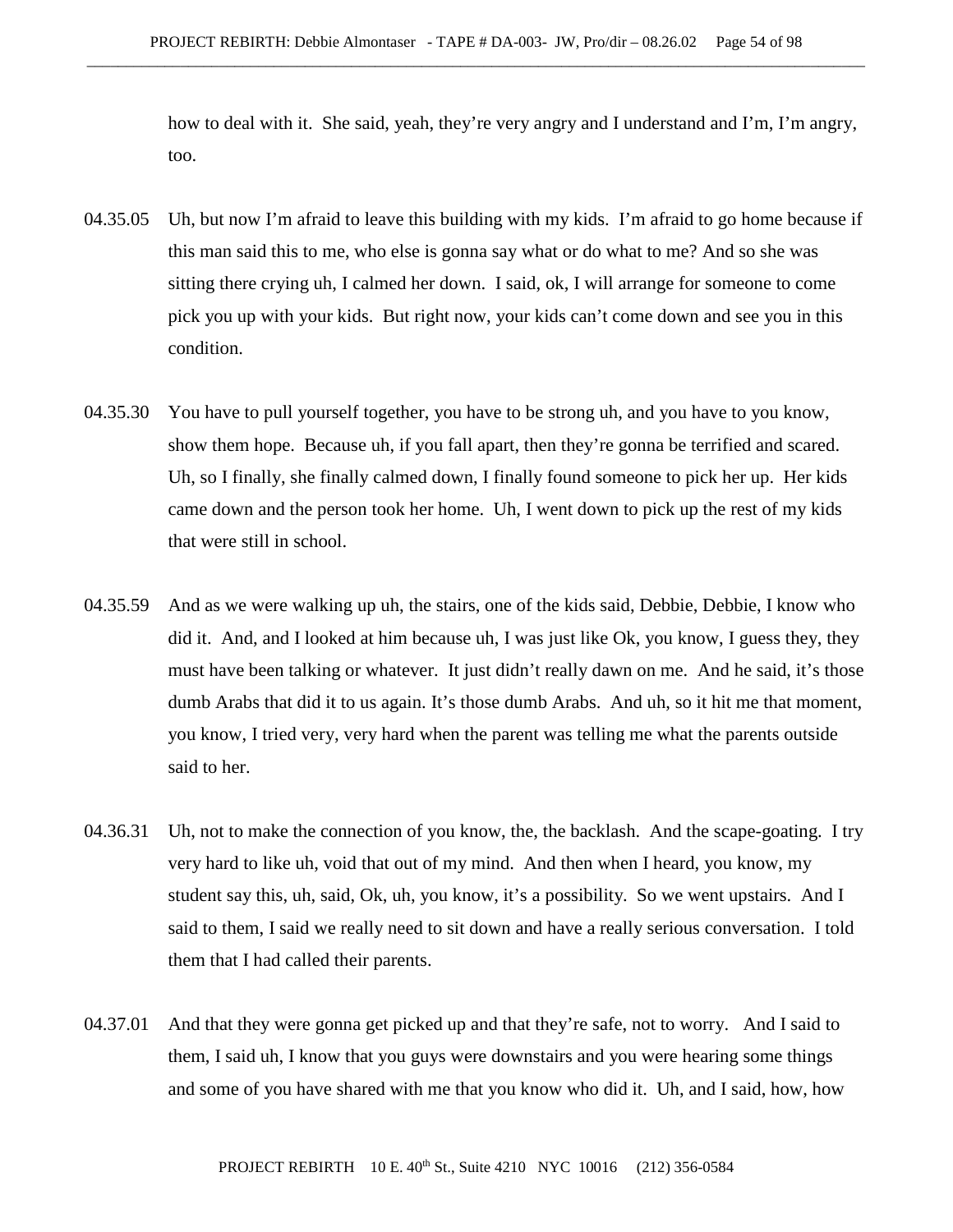how to deal with it. She said, yeah, they're very angry and I understand and I'm, I'm angry, too.

04.35.05 Uh, but now I'm afraid to leave this building with my kids. I'm afraid to go home because if this man said this to me, who else is gonna say what or do what to me? And so she was sitting there crying uh, I calmed her down. I said, ok, I will arrange for someone to come pick you up with your kids. But right now, your kids can't come down and see you in this condition.

04.35.30 You have to pull yourself together, you have to be strong uh, and you have to you know, show them hope. Because uh, if you fall apart, then they're gonna be terrified and scared. Uh, so I finally, she finally calmed down, I finally found someone to pick her up. Her kids came down and the person took her home. Uh, I went down to pick up the rest of my kids that were still in school.

04.35.59 And as we were walking up uh, the stairs, one of the kids said, Debbie, Debbie, I know who did it. And, and I looked at him because uh, I was just like Ok, you know, I guess they, they must have been talking or whatever. It just didn't really dawn on me. And he said, it's those dumb Arabs that did it to us again. It's those dumb Arabs. And uh, so it hit me that moment, you know, I tried very, very hard when the parent was telling me what the parents outside said to her.

04.36.31 Uh, not to make the connection of you know, the, the backlash. And the scape-goating. I try very hard to like uh, void that out of my mind. And then when I heard, you know, my student say this, uh, said, Ok, uh, you know, it's a possibility. So we went upstairs. And I said to them, I said we really need to sit down and have a really serious conversation. I told them that I had called their parents.

04.37.01 And that they were gonna get picked up and that they're safe, not to worry. And I said to them, I said uh, I know that you guys were downstairs and you were hearing some things and some of you have shared with me that you know who did it. Uh, and I said, how, how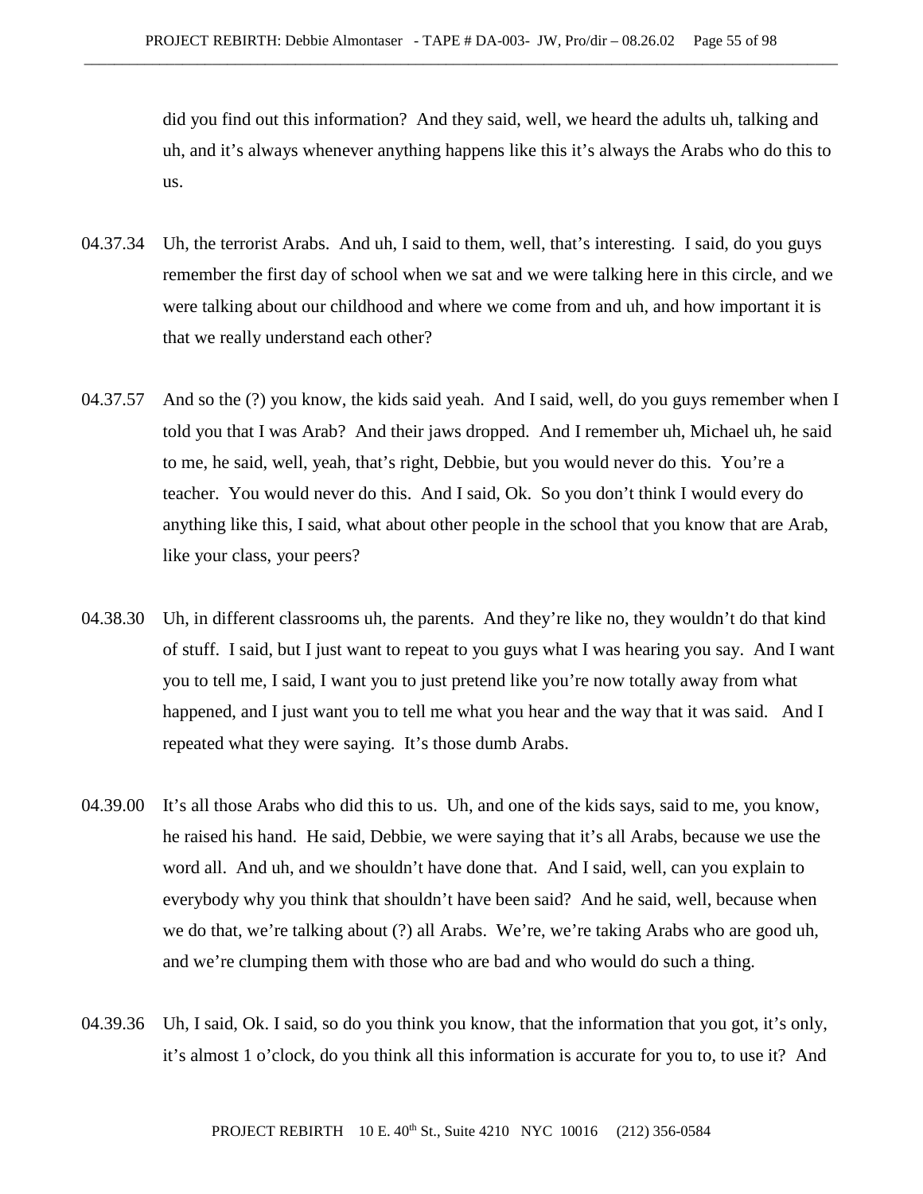did you find out this information? And they said, well, we heard the adults uh, talking and uh, and it's always whenever anything happens like this it's always the Arabs who do this to us.

04.37.34 Uh, the terrorist Arabs. And uh, I said to them, well, that's interesting. I said, do you guys remember the first day of school when we sat and we were talking here in this circle, and we were talking about our childhood and where we come from and uh, and how important it is that we really understand each other?

04.37.57 And so the (?) you know, the kids said yeah. And I said, well, do you guys remember when I told you that I was Arab? And their jaws dropped. And I remember uh, Michael uh, he said to me, he said, well, yeah, that's right, Debbie, but you would never do this. You're a teacher. You would never do this. And I said, Ok. So you don't think I would every do anything like this, I said, what about other people in the school that you know that are Arab, like your class, your peers?

04.38.30 Uh, in different classrooms uh, the parents. And they're like no, they wouldn't do that kind of stuff. I said, but I just want to repeat to you guys what I was hearing you say. And I want you to tell me, I said, I want you to just pretend like you're now totally away from what happened, and I just want you to tell me what you hear and the way that it was said. And I repeated what they were saying. It's those dumb Arabs.

04.39.00 It's all those Arabs who did this to us. Uh, and one of the kids says, said to me, you know, he raised his hand. He said, Debbie, we were saying that it's all Arabs, because we use the word all. And uh, and we shouldn't have done that. And I said, well, can you explain to everybody why you think that shouldn't have been said? And he said, well, because when we do that, we're talking about (?) all Arabs. We're, we're taking Arabs who are good uh, and we're clumping them with those who are bad and who would do such a thing.

04.39.36 Uh, I said, Ok. I said, so do you think you know, that the information that you got, it's only, it's almost 1 o'clock, do you think all this information is accurate for you to, to use it? And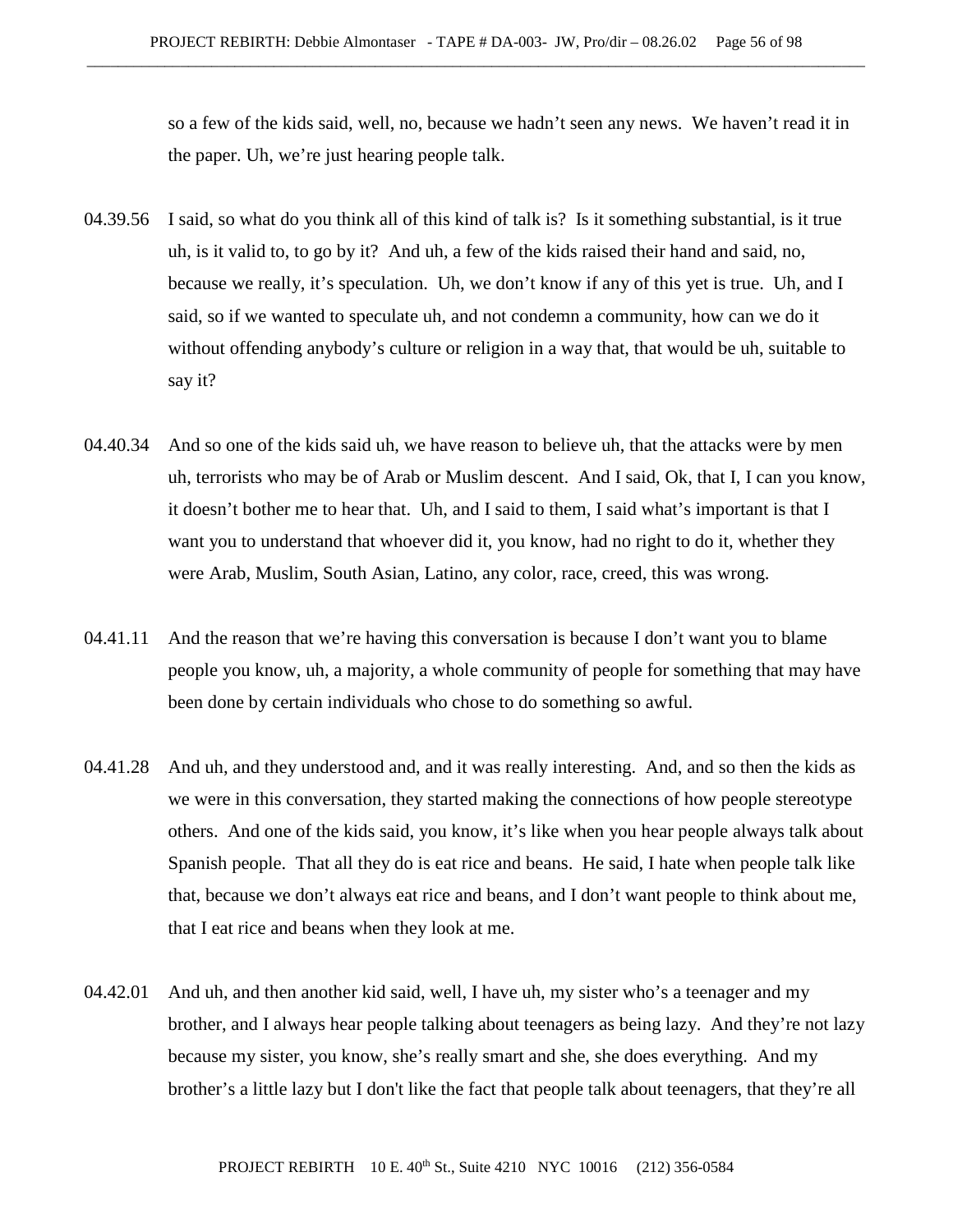so a few of the kids said, well, no, because we hadn't seen any news. We haven't read it in the paper. Uh, we're just hearing people talk.

04.39.56 I said, so what do you think all of this kind of talk is? Is it something substantial, is it true uh, is it valid to, to go by it? And uh, a few of the kids raised their hand and said, no, because we really, it's speculation. Uh, we don't know if any of this yet is true. Uh, and I said, so if we wanted to speculate uh, and not condemn a community, how can we do it without offending anybody's culture or religion in a way that, that would be uh, suitable to say it?

04.40.34 And so one of the kids said uh, we have reason to believe uh, that the attacks were by men uh, terrorists who may be of Arab or Muslim descent. And I said, Ok, that I, I can you know, it doesn't bother me to hear that. Uh, and I said to them, I said what's important is that I want you to understand that whoever did it, you know, had no right to do it, whether they were Arab, Muslim, South Asian, Latino, any color, race, creed, this was wrong.

04.41.11 And the reason that we're having this conversation is because I don't want you to blame people you know, uh, a majority, a whole community of people for something that may have been done by certain individuals who chose to do something so awful.

04.41.28 And uh, and they understood and, and it was really interesting. And, and so then the kids as we were in this conversation, they started making the connections of how people stereotype others. And one of the kids said, you know, it's like when you hear people always talk about Spanish people. That all they do is eat rice and beans. He said, I hate when people talk like that, because we don't always eat rice and beans, and I don't want people to think about me, that I eat rice and beans when they look at me.

04.42.01 And uh, and then another kid said, well, I have uh, my sister who's a teenager and my brother, and I always hear people talking about teenagers as being lazy. And they're not lazy because my sister, you know, she's really smart and she, she does everything. And my brother's a little lazy but I don't like the fact that people talk about teenagers, that they're all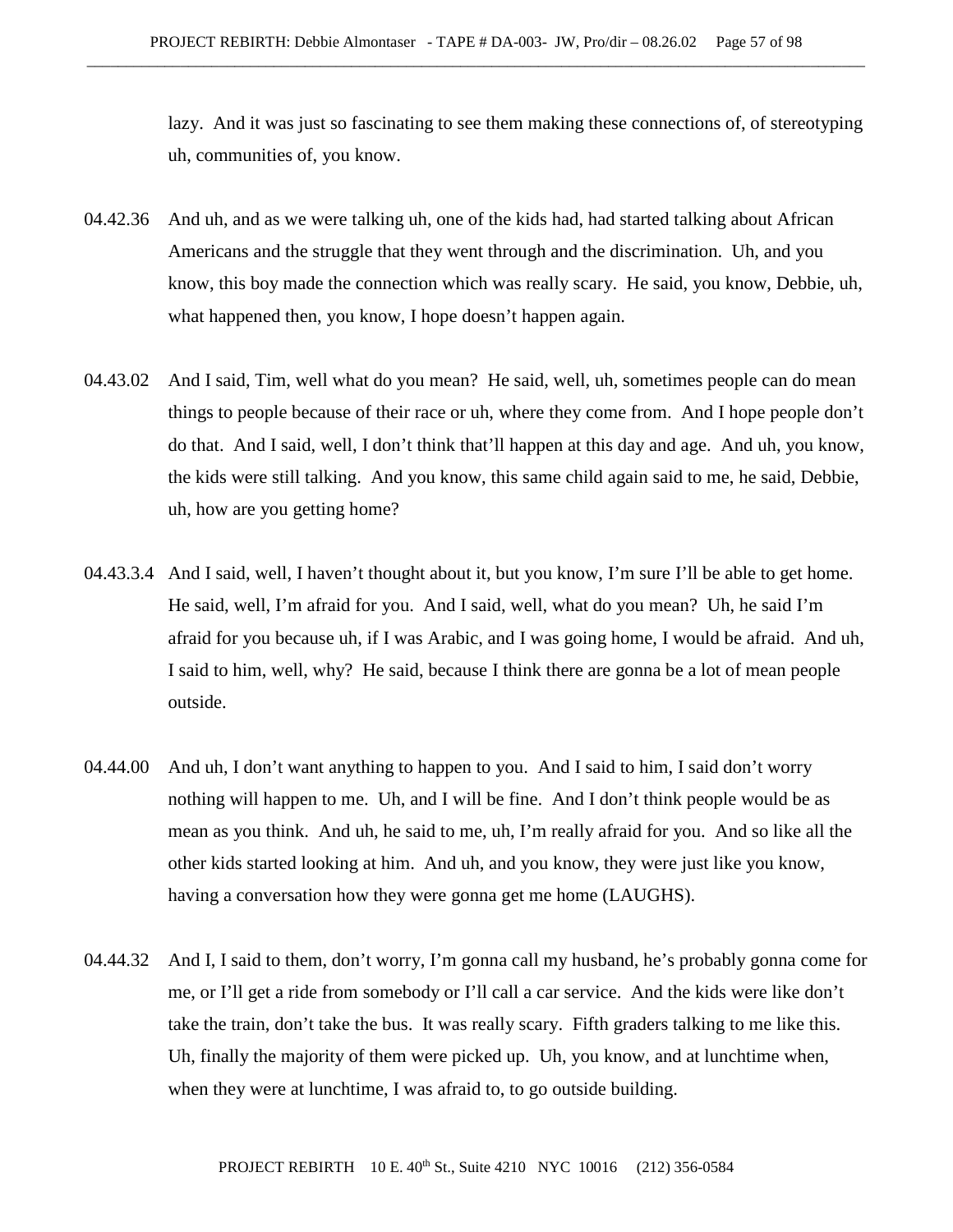lazy. And it was just so fascinating to see them making these connections of, of stereotyping uh, communities of, you know.

04.42.36 And uh, and as we were talking uh, one of the kids had, had started talking about African Americans and the struggle that they went through and the discrimination. Uh, and you know, this boy made the connection which was really scary. He said, you know, Debbie, uh, what happened then, you know, I hope doesn't happen again.

04.43.02 And I said, Tim, well what do you mean? He said, well, uh, sometimes people can do mean things to people because of their race or uh, where they come from. And I hope people don't do that. And I said, well, I don't think that'll happen at this day and age. And uh, you know, the kids were still talking. And you know, this same child again said to me, he said, Debbie, uh, how are you getting home?

04.43.3.4 And I said, well, I haven't thought about it, but you know, I'm sure I'll be able to get home. He said, well, I'm afraid for you. And I said, well, what do you mean? Uh, he said I'm afraid for you because uh, if I was Arabic, and I was going home, I would be afraid. And uh, I said to him, well, why? He said, because I think there are gonna be a lot of mean people outside.

04.44.00 And uh, I don't want anything to happen to you. And I said to him, I said don't worry nothing will happen to me. Uh, and I will be fine. And I don't think people would be as mean as you think. And uh, he said to me, uh, I'm really afraid for you. And so like all the other kids started looking at him. And uh, and you know, they were just like you know, having a conversation how they were gonna get me home (LAUGHS).

04.44.32 And I, I said to them, don't worry, I'm gonna call my husband, he's probably gonna come for me, or I'll get a ride from somebody or I'll call a car service. And the kids were like don't take the train, don't take the bus. It was really scary. Fifth graders talking to me like this. Uh, finally the majority of them were picked up. Uh, you know, and at lunchtime when, when they were at lunchtime, I was afraid to, to go outside building.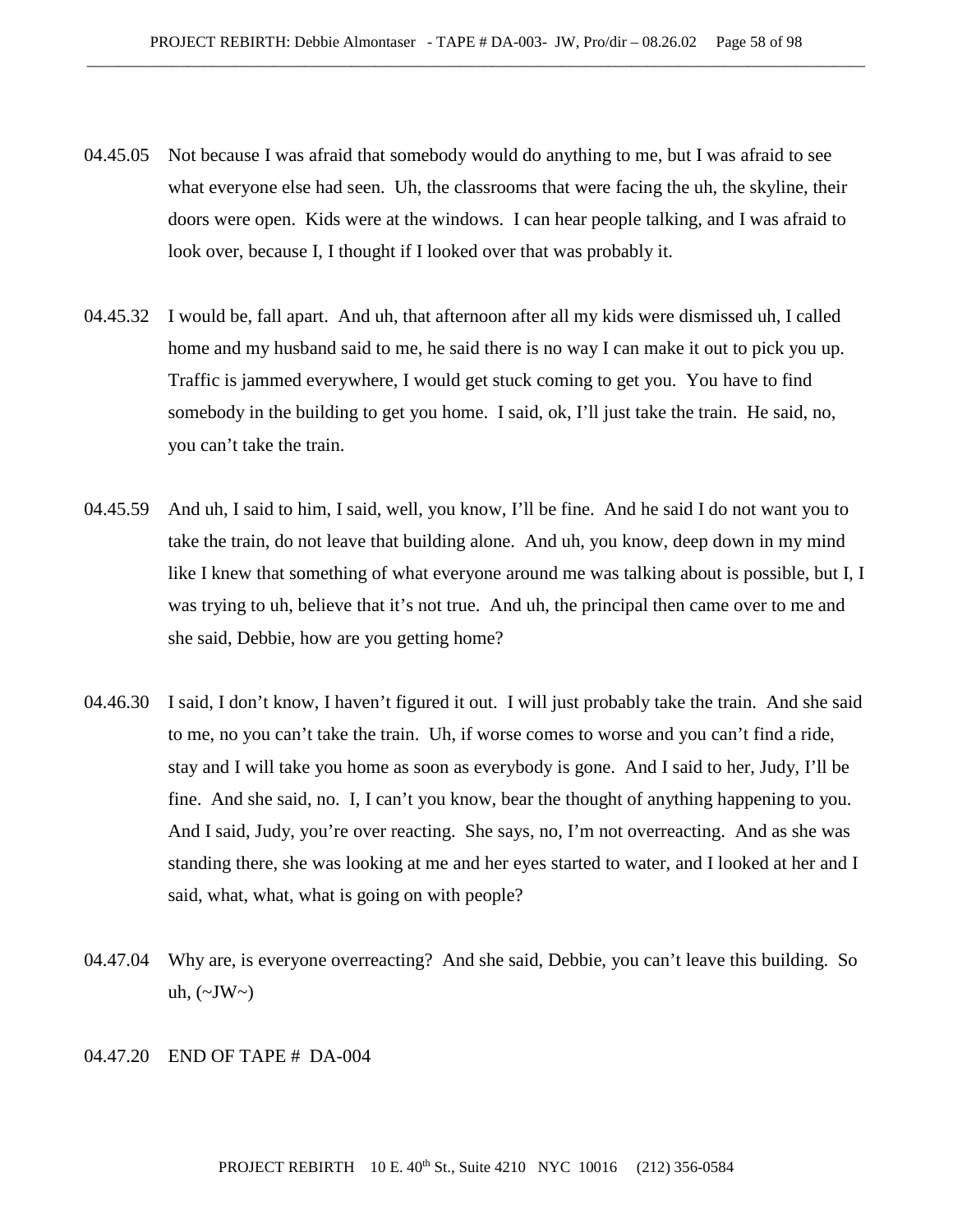04.45.05 Not because I was afraid that somebody would do anything to me, but I was afraid to see what everyone else had seen. Uh, the classrooms that were facing the uh, the skyline, their doors were open. Kids were at the windows. I can hear people talking, and I was afraid to look over, because I, I thought if I looked over that was probably it.

04.45.32 I would be, fall apart. And uh, that afternoon after all my kids were dismissed uh, I called home and my husband said to me, he said there is no way I can make it out to pick you up. Traffic is jammed everywhere, I would get stuck coming to get you. You have to find somebody in the building to get you home. I said, ok, I'll just take the train. He said, no, you can't take the train.

04.45.59 And uh, I said to him, I said, well, you know, I'll be fine. And he said I do not want you to take the train, do not leave that building alone. And uh, you know, deep down in my mind like I knew that something of what everyone around me was talking about is possible, but I, I was trying to uh, believe that it's not true. And uh, the principal then came over to me and she said, Debbie, how are you getting home?

04.46.30 I said, I don't know, I haven't figured it out. I will just probably take the train. And she said to me, no you can't take the train. Uh, if worse comes to worse and you can't find a ride, stay and I will take you home as soon as everybody is gone. And I said to her, Judy, I'll be fine. And she said, no. I, I can't you know, bear the thought of anything happening to you. And I said, Judy, you're over reacting. She says, no, I'm not overreacting. And as she was standing there, she was looking at me and her eyes started to water, and I looked at her and I said, what, what, what is going on with people?

04.47.04 Why are, is everyone overreacting? And she said, Debbie, you can't leave this building. So uh, (~JW~)

04.47.20 END OF TAPE # DA-004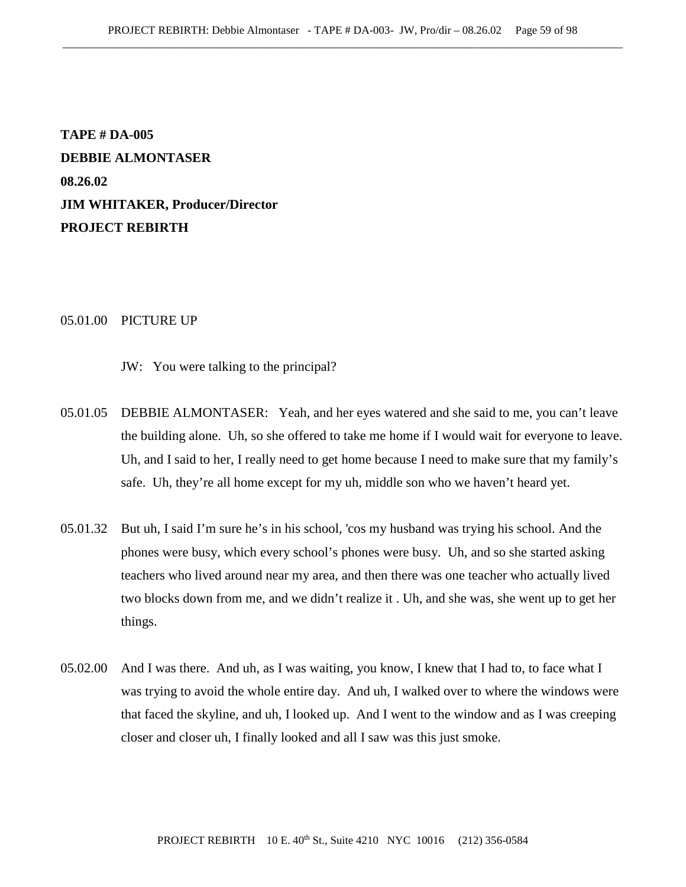**TAPE # DA-005**
**DEBBIE ALMONTASER**
**08.26.02**
**JIM WHITAKER, Producer/Director**
**PROJECT REBIRTH**

05.01.00 PICTURE UP

JW: You were talking to the principal?

05.01.05 DEBBIE ALMONTASER: Yeah, and her eyes watered and she said to me, you can't leave the building alone. Uh, so she offered to take me home if I would wait for everyone to leave. Uh, and I said to her, I really need to get home because I need to make sure that my family's safe. Uh, they're all home except for my uh, middle son who we haven't heard yet.

05.01.32 But uh, I said I'm sure he's in his school, 'cos my husband was trying his school. And the phones were busy, which every school's phones were busy. Uh, and so she started asking teachers who lived around near my area, and then there was one teacher who actually lived two blocks down from me, and we didn't realize it . Uh, and she was, she went up to get her things.

05.02.00 And I was there. And uh, as I was waiting, you know, I knew that I had to, to face what I was trying to avoid the whole entire day. And uh, I walked over to where the windows were that faced the skyline, and uh, I looked up. And I went to the window and as I was creeping closer and closer uh, I finally looked and all I saw was this just smoke.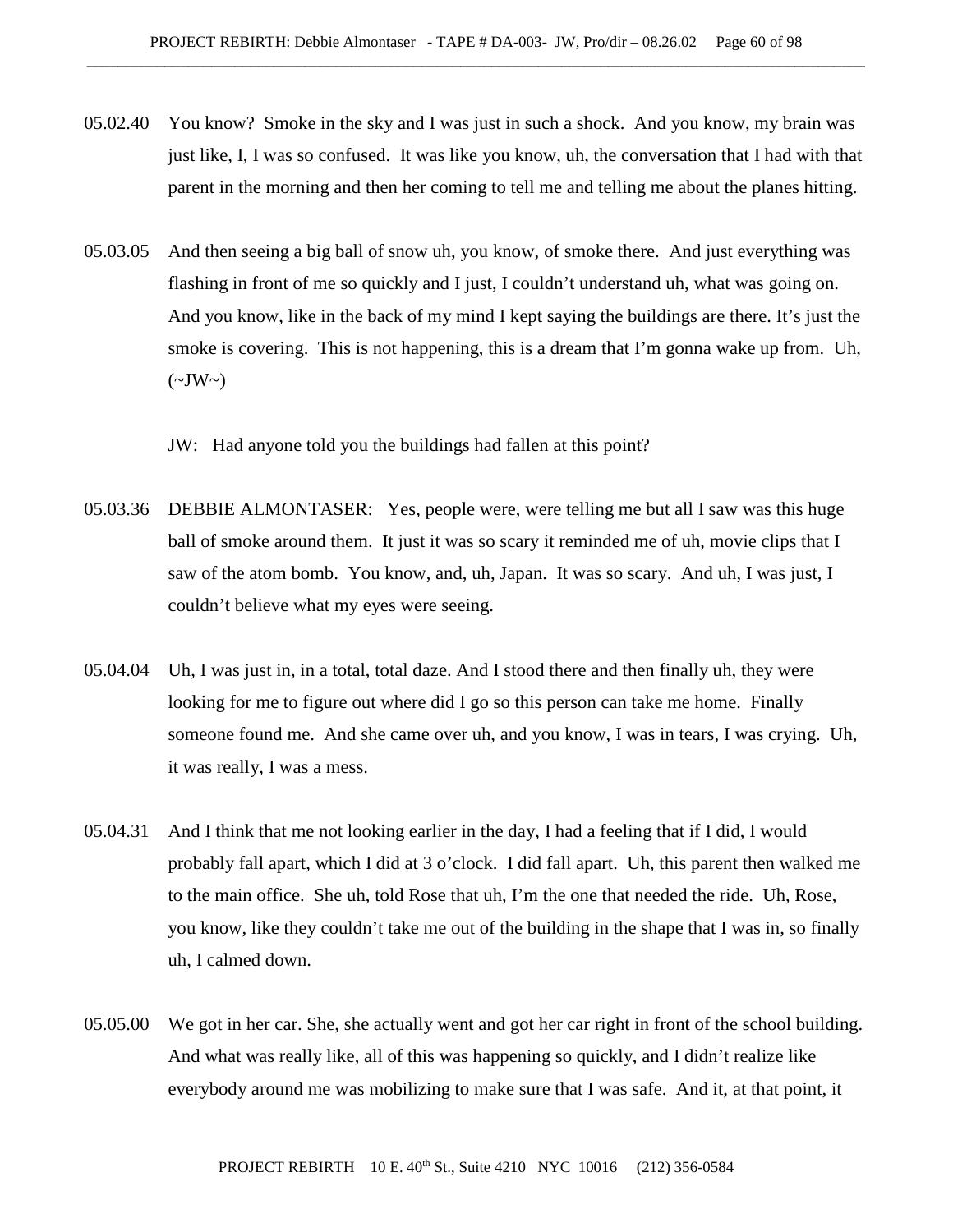05.02.40 You know? Smoke in the sky and I was just in such a shock. And you know, my brain was just like, I, I was so confused. It was like you know, uh, the conversation that I had with that parent in the morning and then her coming to tell me and telling me about the planes hitting.

05.03.05 And then seeing a big ball of snow uh, you know, of smoke there. And just everything was flashing in front of me so quickly and I just, I couldn't understand uh, what was going on. And you know, like in the back of my mind I kept saying the buildings are there. It's just the smoke is covering. This is not happening, this is a dream that I'm gonna wake up from. Uh, (~JW~)

JW: Had anyone told you the buildings had fallen at this point?

05.03.36 DEBBIE ALMONTASER: Yes, people were, were telling me but all I saw was this huge ball of smoke around them. It just it was so scary it reminded me of uh, movie clips that I saw of the atom bomb. You know, and, uh, Japan. It was so scary. And uh, I was just, I couldn't believe what my eyes were seeing.

05.04.04 Uh, I was just in, in a total, total daze. And I stood there and then finally uh, they were looking for me to figure out where did I go so this person can take me home. Finally someone found me. And she came over uh, and you know, I was in tears, I was crying. Uh, it was really, I was a mess.

05.04.31 And I think that me not looking earlier in the day, I had a feeling that if I did, I would probably fall apart, which I did at 3 o'clock. I did fall apart. Uh, this parent then walked me to the main office. She uh, told Rose that uh, I'm the one that needed the ride. Uh, Rose, you know, like they couldn't take me out of the building in the shape that I was in, so finally uh, I calmed down.

05.05.00 We got in her car. She, she actually went and got her car right in front of the school building. And what was really like, all of this was happening so quickly, and I didn't realize like everybody around me was mobilizing to make sure that I was safe. And it, at that point, it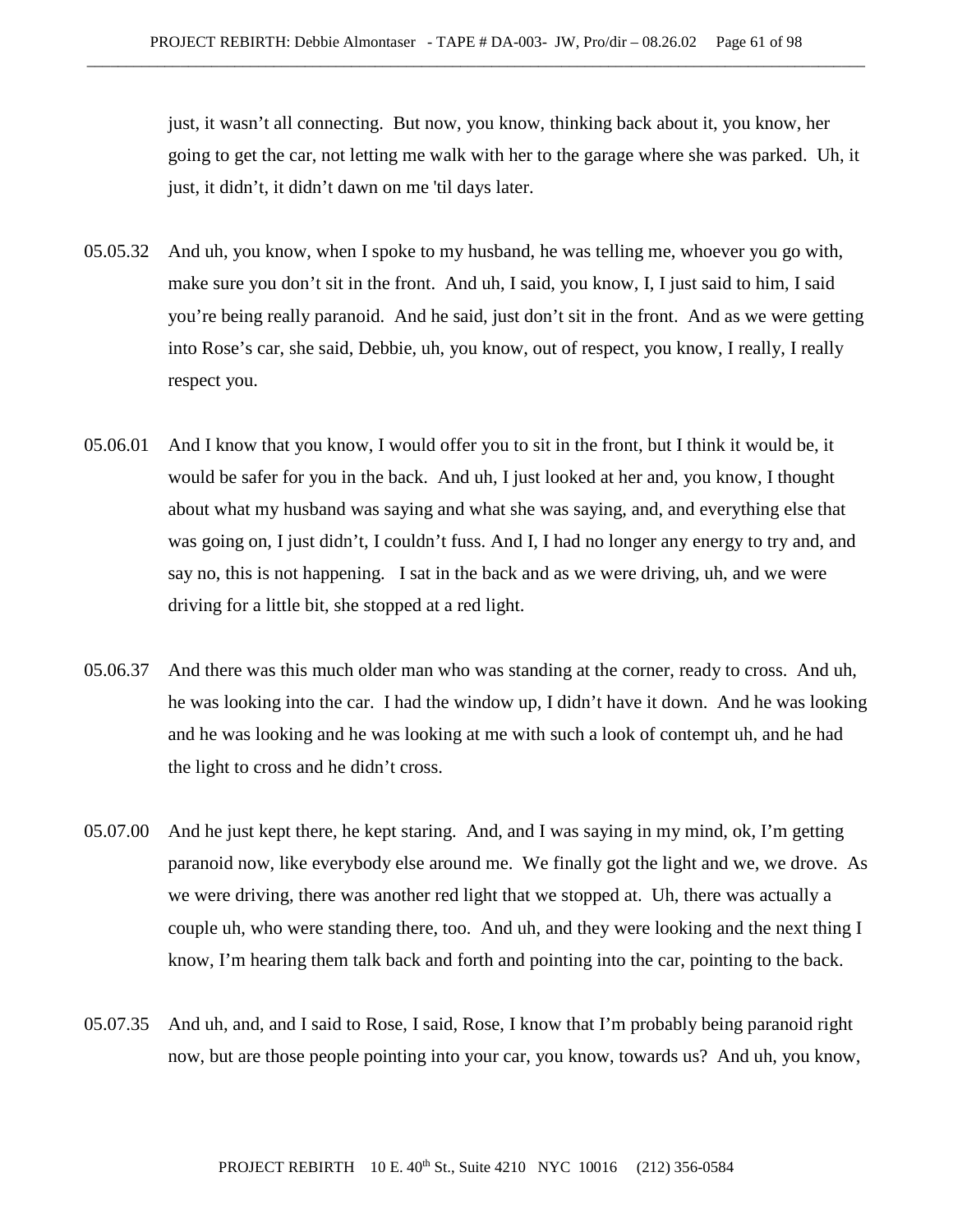just, it wasn't all connecting. But now, you know, thinking back about it, you know, her going to get the car, not letting me walk with her to the garage where she was parked. Uh, it just, it didn't, it didn't dawn on me 'til days later.

05.05.32 And uh, you know, when I spoke to my husband, he was telling me, whoever you go with, make sure you don't sit in the front. And uh, I said, you know, I, I just said to him, I said you're being really paranoid. And he said, just don't sit in the front. And as we were getting into Rose's car, she said, Debbie, uh, you know, out of respect, you know, I really, I really respect you.

05.06.01 And I know that you know, I would offer you to sit in the front, but I think it would be, it would be safer for you in the back. And uh, I just looked at her and, you know, I thought about what my husband was saying and what she was saying, and, and everything else that was going on, I just didn't, I couldn't fuss. And I, I had no longer any energy to try and, and say no, this is not happening. I sat in the back and as we were driving, uh, and we were driving for a little bit, she stopped at a red light.

05.06.37 And there was this much older man who was standing at the corner, ready to cross. And uh, he was looking into the car. I had the window up, I didn't have it down. And he was looking and he was looking and he was looking at me with such a look of contempt uh, and he had the light to cross and he didn't cross.

05.07.00 And he just kept there, he kept staring. And, and I was saying in my mind, ok, I'm getting paranoid now, like everybody else around me. We finally got the light and we, we drove. As we were driving, there was another red light that we stopped at. Uh, there was actually a couple uh, who were standing there, too. And uh, and they were looking and the next thing I know, I'm hearing them talk back and forth and pointing into the car, pointing to the back.

05.07.35 And uh, and, and I said to Rose, I said, Rose, I know that I'm probably being paranoid right now, but are those people pointing into your car, you know, towards us? And uh, you know,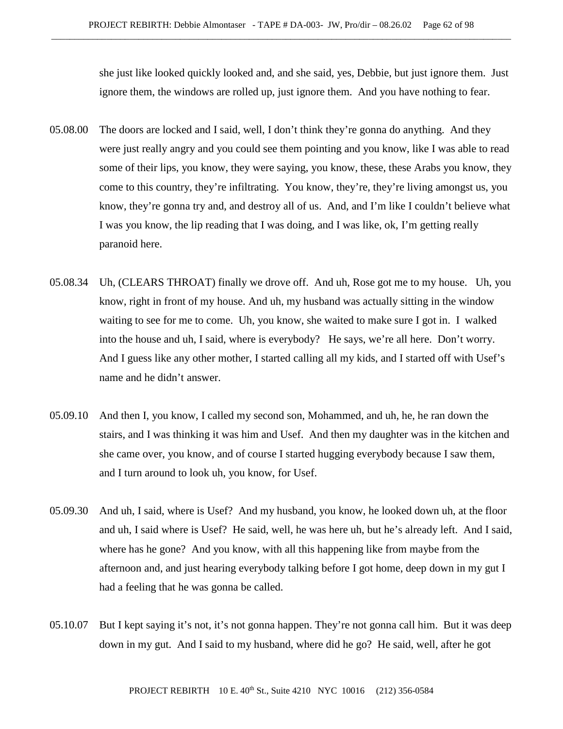she just like looked quickly looked and, and she said, yes, Debbie, but just ignore them. Just ignore them, the windows are rolled up, just ignore them. And you have nothing to fear.

05.08.00 The doors are locked and I said, well, I don't think they're gonna do anything. And they were just really angry and you could see them pointing and you know, like I was able to read some of their lips, you know, they were saying, you know, these, these Arabs you know, they come to this country, they're infiltrating. You know, they're, they're living amongst us, you know, they're gonna try and, and destroy all of us. And, and I'm like I couldn't believe what I was you know, the lip reading that I was doing, and I was like, ok, I'm getting really paranoid here.

05.08.34 Uh, (CLEARS THROAT) finally we drove off. And uh, Rose got me to my house. Uh, you know, right in front of my house. And uh, my husband was actually sitting in the window waiting to see for me to come. Uh, you know, she waited to make sure I got in. I walked into the house and uh, I said, where is everybody? He says, we're all here. Don't worry. And I guess like any other mother, I started calling all my kids, and I started off with Usef's name and he didn't answer.

05.09.10 And then I, you know, I called my second son, Mohammed, and uh, he, he ran down the stairs, and I was thinking it was him and Usef. And then my daughter was in the kitchen and she came over, you know, and of course I started hugging everybody because I saw them, and I turn around to look uh, you know, for Usef.

05.09.30 And uh, I said, where is Usef? And my husband, you know, he looked down uh, at the floor and uh, I said where is Usef? He said, well, he was here uh, but he's already left. And I said, where has he gone? And you know, with all this happening like from maybe from the afternoon and, and just hearing everybody talking before I got home, deep down in my gut I had a feeling that he was gonna be called.

05.10.07 But I kept saying it's not, it's not gonna happen. They're not gonna call him. But it was deep down in my gut. And I said to my husband, where did he go? He said, well, after he got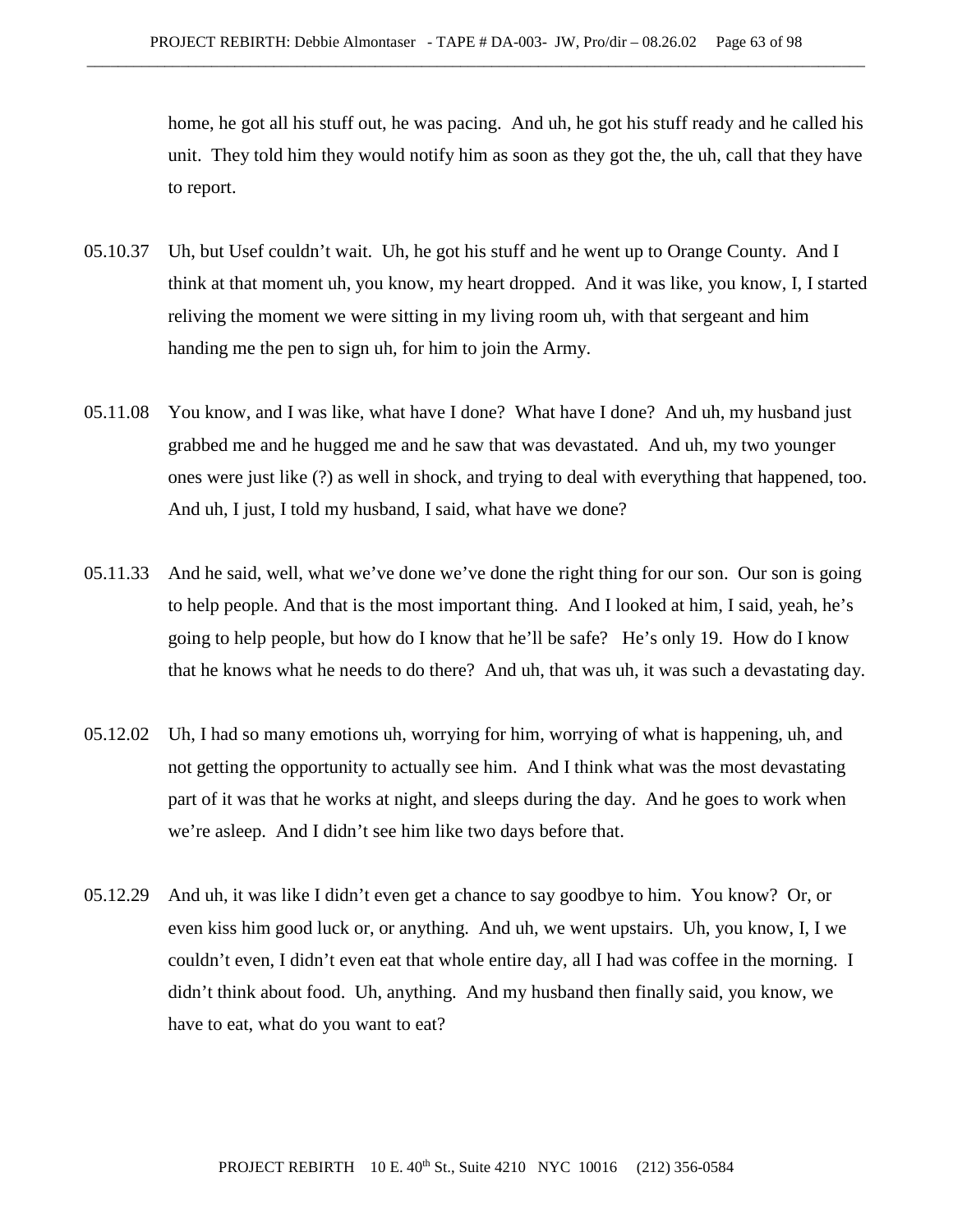home, he got all his stuff out, he was pacing. And uh, he got his stuff ready and he called his unit. They told him they would notify him as soon as they got the, the uh, call that they have to report.

05.10.37 Uh, but Usef couldn't wait. Uh, he got his stuff and he went up to Orange County. And I think at that moment uh, you know, my heart dropped. And it was like, you know, I, I started reliving the moment we were sitting in my living room uh, with that sergeant and him handing me the pen to sign uh, for him to join the Army.

05.11.08 You know, and I was like, what have I done? What have I done? And uh, my husband just grabbed me and he hugged me and he saw that was devastated. And uh, my two younger ones were just like (?) as well in shock, and trying to deal with everything that happened, too. And uh, I just, I told my husband, I said, what have we done?

05.11.33 And he said, well, what we've done we've done the right thing for our son. Our son is going to help people. And that is the most important thing. And I looked at him, I said, yeah, he's going to help people, but how do I know that he'll be safe? He's only 19. How do I know that he knows what he needs to do there? And uh, that was uh, it was such a devastating day.

05.12.02 Uh, I had so many emotions uh, worrying for him, worrying of what is happening, uh, and not getting the opportunity to actually see him. And I think what was the most devastating part of it was that he works at night, and sleeps during the day. And he goes to work when we're asleep. And I didn't see him like two days before that.

05.12.29 And uh, it was like I didn't even get a chance to say goodbye to him. You know? Or, or even kiss him good luck or, or anything. And uh, we went upstairs. Uh, you know, I, I we couldn't even, I didn't even eat that whole entire day, all I had was coffee in the morning. I didn't think about food. Uh, anything. And my husband then finally said, you know, we have to eat, what do you want to eat?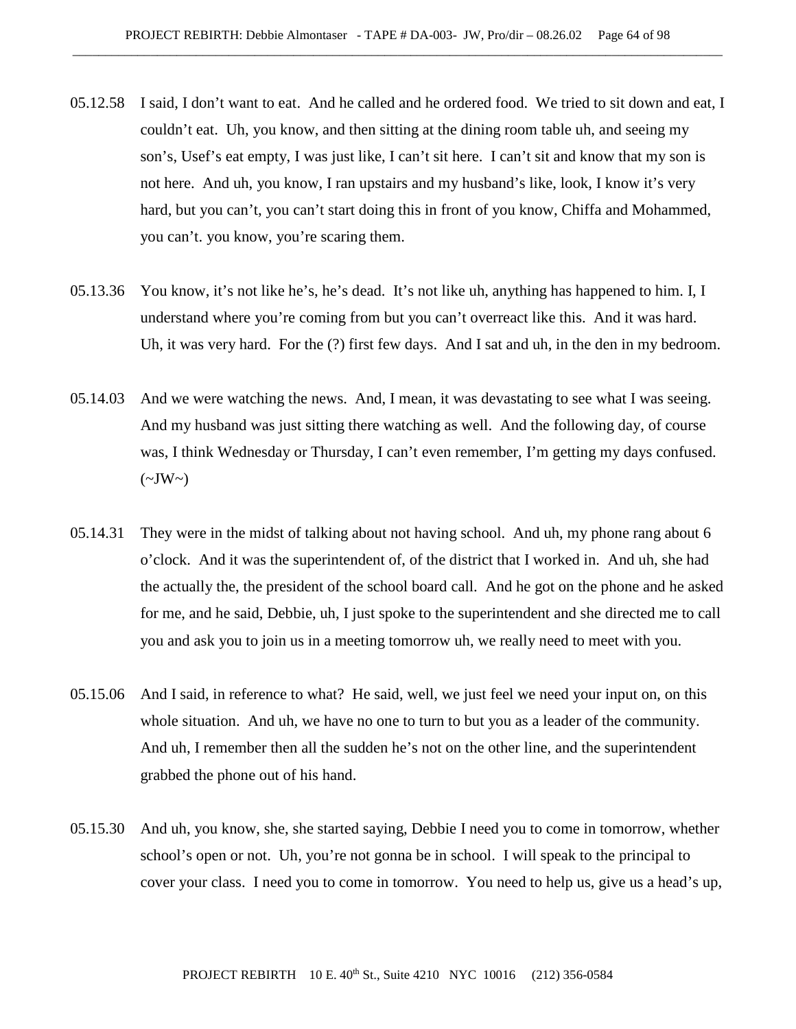05.12.58 I said, I don't want to eat. And he called and he ordered food. We tried to sit down and eat, I couldn't eat. Uh, you know, and then sitting at the dining room table uh, and seeing my son's, Usef's eat empty, I was just like, I can't sit here. I can't sit and know that my son is not here. And uh, you know, I ran upstairs and my husband's like, look, I know it's very hard, but you can't, you can't start doing this in front of you know, Chiffa and Mohammed, you can't. you know, you're scaring them.

05.13.36 You know, it's not like he's, he's dead. It's not like uh, anything has happened to him. I, I understand where you're coming from but you can't overreact like this. And it was hard. Uh, it was very hard. For the (?) first few days. And I sat and uh, in the den in my bedroom.

05.14.03 And we were watching the news. And, I mean, it was devastating to see what I was seeing. And my husband was just sitting there watching as well. And the following day, of course was, I think Wednesday or Thursday, I can't even remember, I'm getting my days confused. (~JW~)

05.14.31 They were in the midst of talking about not having school. And uh, my phone rang about 6 o'clock. And it was the superintendent of, of the district that I worked in. And uh, she had the actually the, the president of the school board call. And he got on the phone and he asked for me, and he said, Debbie, uh, I just spoke to the superintendent and she directed me to call you and ask you to join us in a meeting tomorrow uh, we really need to meet with you.

05.15.06 And I said, in reference to what? He said, well, we just feel we need your input on, on this whole situation. And uh, we have no one to turn to but you as a leader of the community. And uh, I remember then all the sudden he's not on the other line, and the superintendent grabbed the phone out of his hand.

05.15.30 And uh, you know, she, she started saying, Debbie I need you to come in tomorrow, whether school's open or not. Uh, you're not gonna be in school. I will speak to the principal to cover your class. I need you to come in tomorrow. You need to help us, give us a head's up,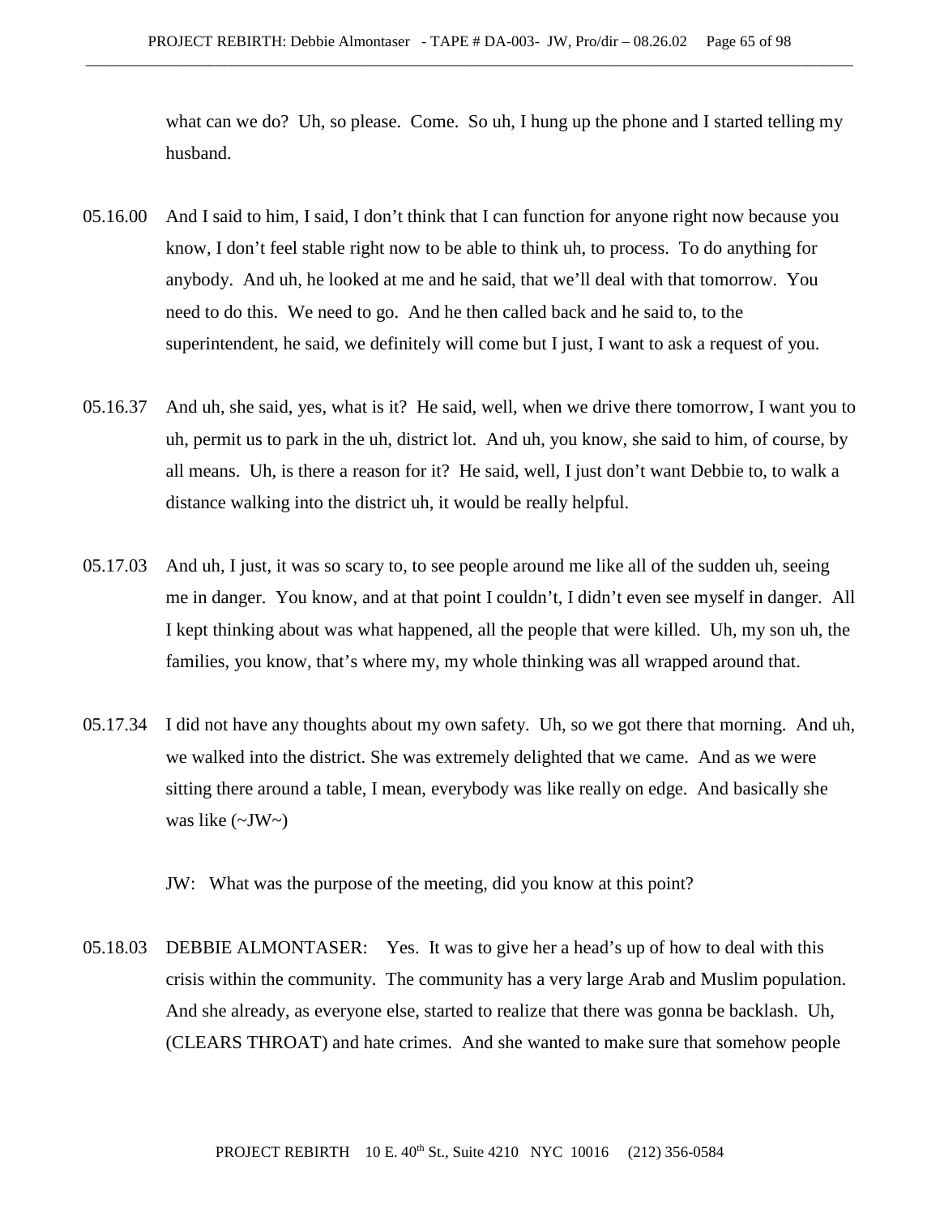what can we do? Uh, so please. Come. So uh, I hung up the phone and I started telling my husband.

05.16.00 And I said to him, I said, I don't think that I can function for anyone right now because you know, I don't feel stable right now to be able to think uh, to process. To do anything for anybody. And uh, he looked at me and he said, that we'll deal with that tomorrow. You need to do this. We need to go. And he then called back and he said to, to the superintendent, he said, we definitely will come but I just, I want to ask a request of you.

05.16.37 And uh, she said, yes, what is it? He said, well, when we drive there tomorrow, I want you to uh, permit us to park in the uh, district lot. And uh, you know, she said to him, of course, by all means. Uh, is there a reason for it? He said, well, I just don't want Debbie to, to walk a distance walking into the district uh, it would be really helpful.

05.17.03 And uh, I just, it was so scary to, to see people around me like all of the sudden uh, seeing me in danger. You know, and at that point I couldn't, I didn't even see myself in danger. All I kept thinking about was what happened, all the people that were killed. Uh, my son uh, the families, you know, that's where my, my whole thinking was all wrapped around that.

05.17.34 I did not have any thoughts about my own safety. Uh, so we got there that morning. And uh, we walked into the district. She was extremely delighted that we came. And as we were sitting there around a table, I mean, everybody was like really on edge. And basically she was like (~JW~)

JW: What was the purpose of the meeting, did you know at this point?

05.18.03 DEBBIE ALMONTASER: Yes. It was to give her a head's up of how to deal with this crisis within the community. The community has a very large Arab and Muslim population. And she already, as everyone else, started to realize that there was gonna be backlash. Uh, (CLEARS THROAT) and hate crimes. And she wanted to make sure that somehow people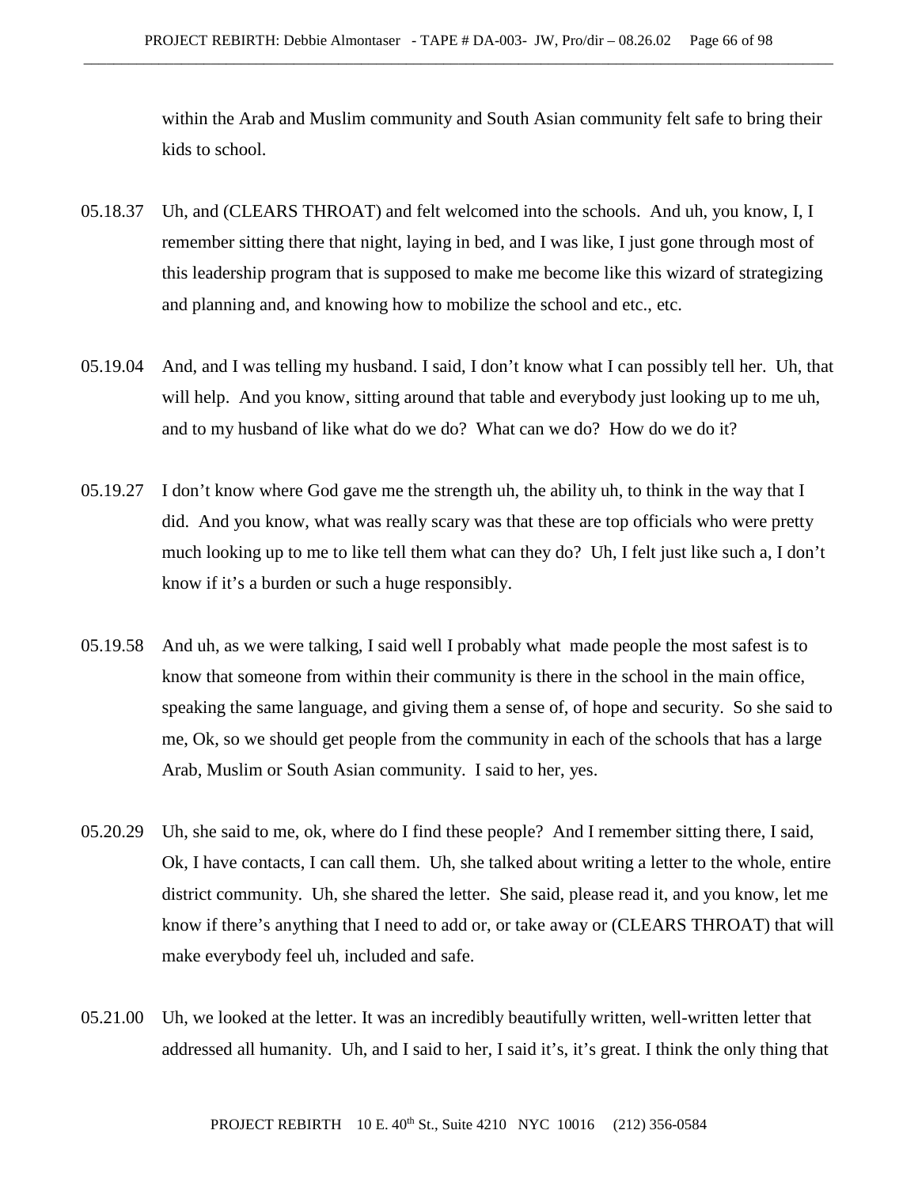within the Arab and Muslim community and South Asian community felt safe to bring their kids to school.

05.18.37 Uh, and (CLEARS THROAT) and felt welcomed into the schools. And uh, you know, I, I remember sitting there that night, laying in bed, and I was like, I just gone through most of this leadership program that is supposed to make me become like this wizard of strategizing and planning and, and knowing how to mobilize the school and etc., etc.

05.19.04 And, and I was telling my husband. I said, I don't know what I can possibly tell her. Uh, that will help. And you know, sitting around that table and everybody just looking up to me uh, and to my husband of like what do we do? What can we do? How do we do it?

05.19.27 I don't know where God gave me the strength uh, the ability uh, to think in the way that I did. And you know, what was really scary was that these are top officials who were pretty much looking up to me to like tell them what can they do? Uh, I felt just like such a, I don't know if it's a burden or such a huge responsibly.

05.19.58 And uh, as we were talking, I said well I probably what made people the most safest is to know that someone from within their community is there in the school in the main office, speaking the same language, and giving them a sense of, of hope and security. So she said to me, Ok, so we should get people from the community in each of the schools that has a large Arab, Muslim or South Asian community. I said to her, yes.

05.20.29 Uh, she said to me, ok, where do I find these people? And I remember sitting there, I said, Ok, I have contacts, I can call them. Uh, she talked about writing a letter to the whole, entire district community. Uh, she shared the letter. She said, please read it, and you know, let me know if there's anything that I need to add or, or take away or (CLEARS THROAT) that will make everybody feel uh, included and safe.

05.21.00 Uh, we looked at the letter. It was an incredibly beautifully written, well-written letter that addressed all humanity. Uh, and I said to her, I said it's, it's great. I think the only thing that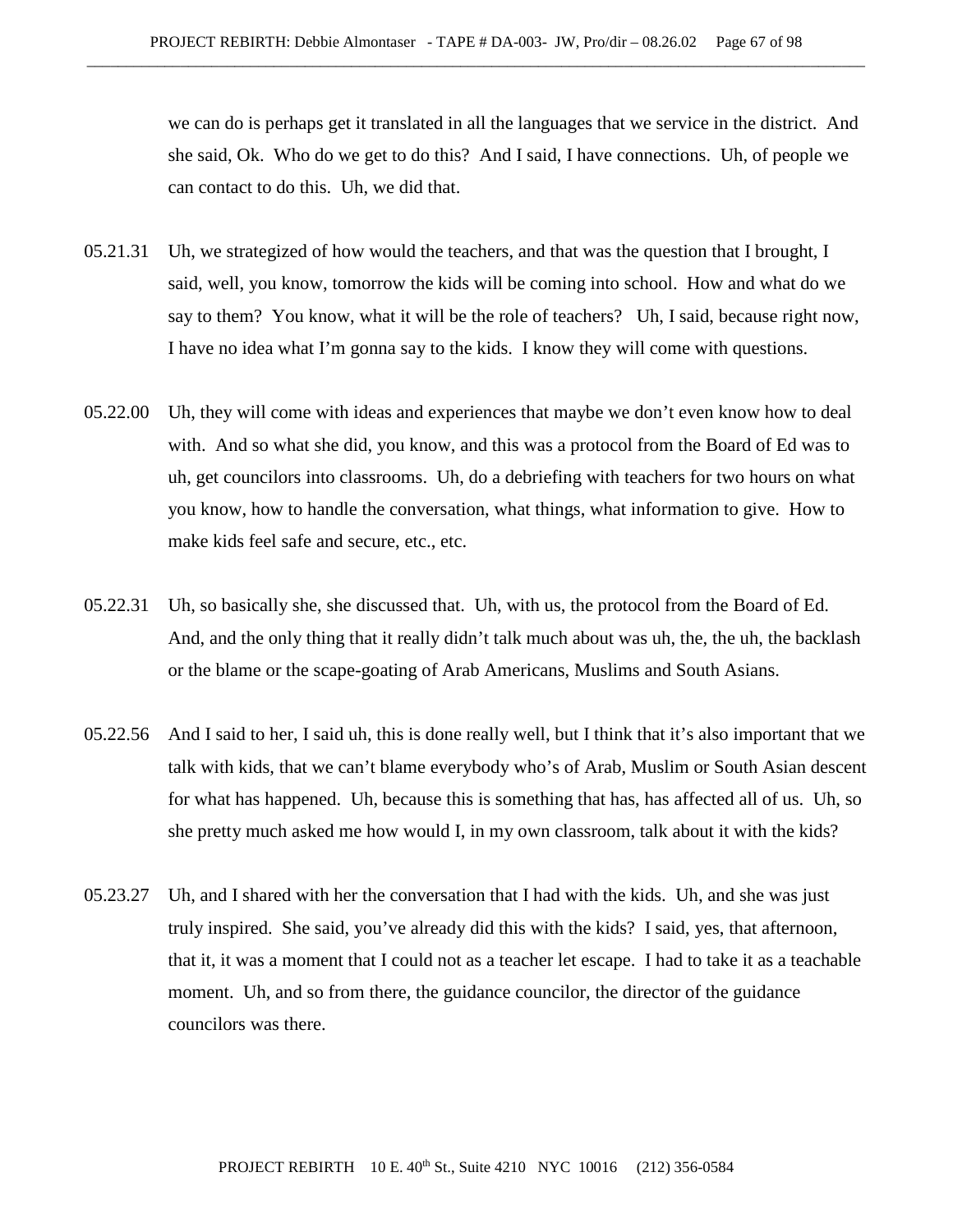we can do is perhaps get it translated in all the languages that we service in the district. And she said, Ok. Who do we get to do this? And I said, I have connections. Uh, of people we can contact to do this. Uh, we did that.

05.21.31 Uh, we strategized of how would the teachers, and that was the question that I brought, I said, well, you know, tomorrow the kids will be coming into school. How and what do we say to them? You know, what it will be the role of teachers? Uh, I said, because right now, I have no idea what I'm gonna say to the kids. I know they will come with questions.

05.22.00 Uh, they will come with ideas and experiences that maybe we don't even know how to deal with. And so what she did, you know, and this was a protocol from the Board of Ed was to uh, get councilors into classrooms. Uh, do a debriefing with teachers for two hours on what you know, how to handle the conversation, what things, what information to give. How to make kids feel safe and secure, etc., etc.

05.22.31 Uh, so basically she, she discussed that. Uh, with us, the protocol from the Board of Ed. And, and the only thing that it really didn't talk much about was uh, the, the uh, the backlash or the blame or the scape-goating of Arab Americans, Muslims and South Asians.

05.22.56 And I said to her, I said uh, this is done really well, but I think that it's also important that we talk with kids, that we can't blame everybody who's of Arab, Muslim or South Asian descent for what has happened. Uh, because this is something that has, has affected all of us. Uh, so she pretty much asked me how would I, in my own classroom, talk about it with the kids?

05.23.27 Uh, and I shared with her the conversation that I had with the kids. Uh, and she was just truly inspired. She said, you've already did this with the kids? I said, yes, that afternoon, that it, it was a moment that I could not as a teacher let escape. I had to take it as a teachable moment. Uh, and so from there, the guidance councilor, the director of the guidance councilors was there.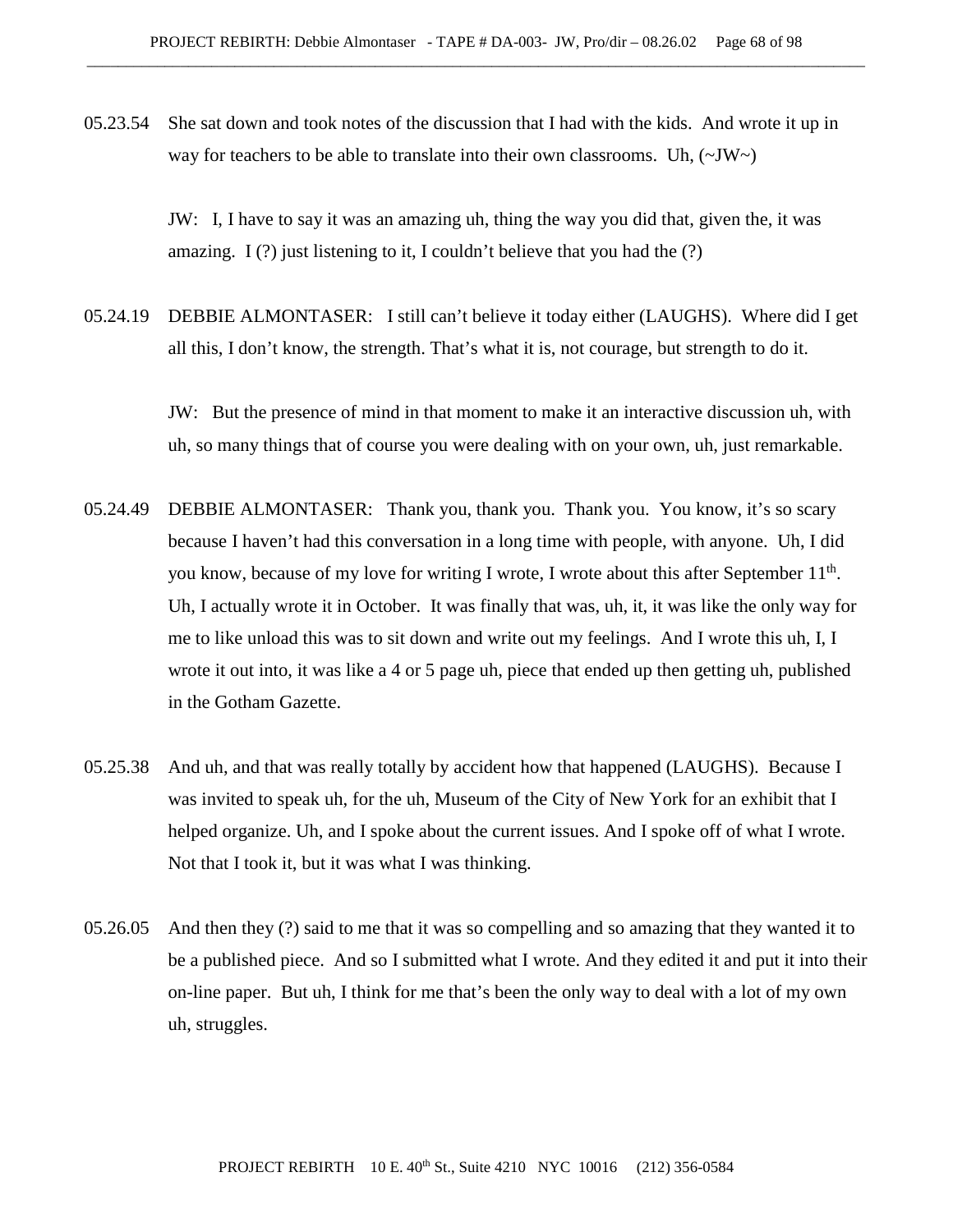05.23.54 She sat down and took notes of the discussion that I had with the kids. And wrote it up in way for teachers to be able to translate into their own classrooms. Uh, (~JW~)

JW: I, I have to say it was an amazing uh, thing the way you did that, given the, it was amazing. I (?) just listening to it, I couldn't believe that you had the (?)

05.24.19 DEBBIE ALMONTASER: I still can't believe it today either (LAUGHS). Where did I get all this, I don't know, the strength. That's what it is, not courage, but strength to do it.

JW: But the presence of mind in that moment to make it an interactive discussion uh, with uh, so many things that of course you were dealing with on your own, uh, just remarkable.

05.24.49 DEBBIE ALMONTASER: Thank you, thank you. Thank you. You know, it's so scary because I haven't had this conversation in a long time with people, with anyone. Uh, I did you know, because of my love for writing I wrote, I wrote about this after September 11th. Uh, I actually wrote it in October. It was finally that was, uh, it, it was like the only way for me to like unload this was to sit down and write out my feelings. And I wrote this uh, I, I wrote it out into, it was like a 4 or 5 page uh, piece that ended up then getting uh, published in the Gotham Gazette.

05.25.38 And uh, and that was really totally by accident how that happened (LAUGHS). Because I was invited to speak uh, for the uh, Museum of the City of New York for an exhibit that I helped organize. Uh, and I spoke about the current issues. And I spoke off of what I wrote. Not that I took it, but it was what I was thinking.

05.26.05 And then they (?) said to me that it was so compelling and so amazing that they wanted it to be a published piece. And so I submitted what I wrote. And they edited it and put it into their on-line paper. But uh, I think for me that's been the only way to deal with a lot of my own uh, struggles.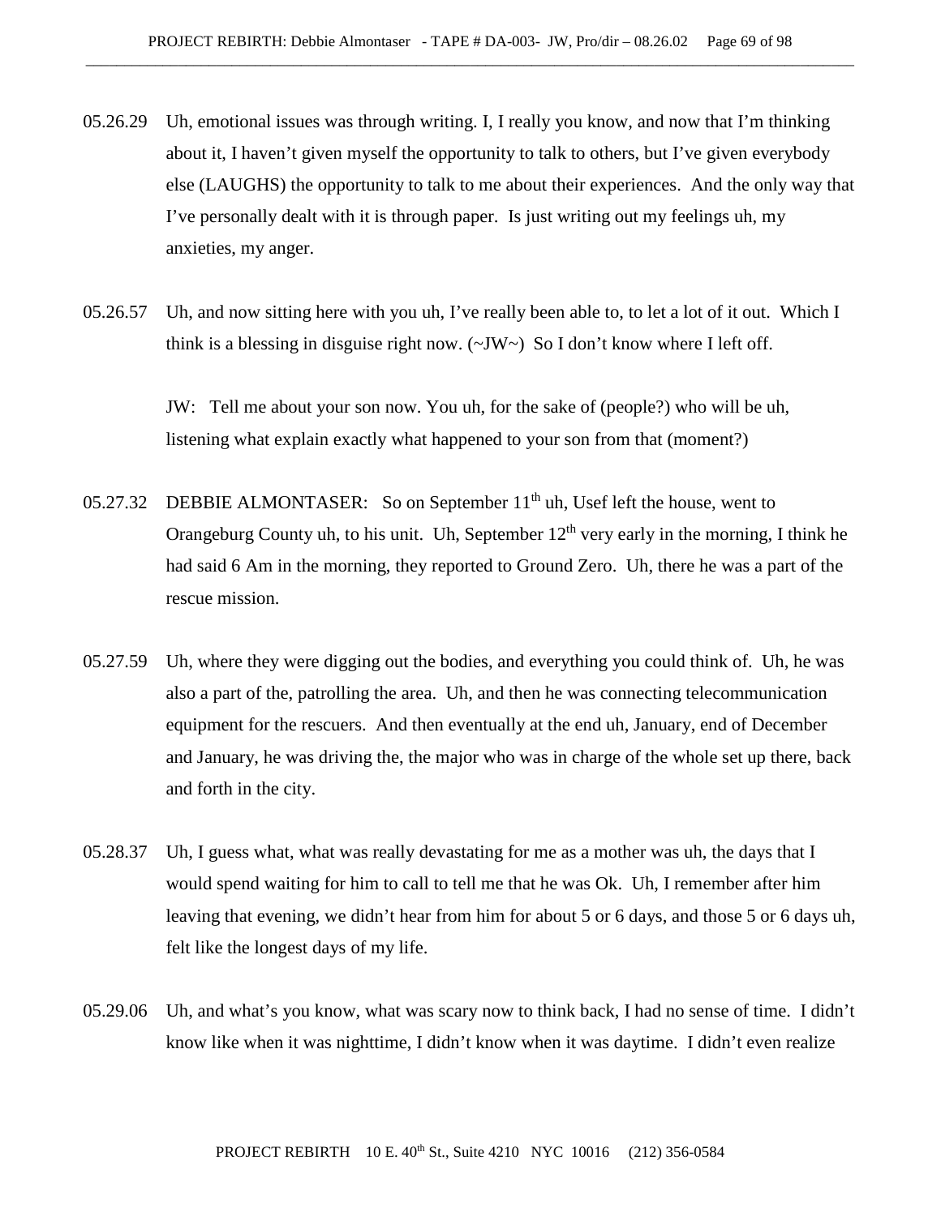05.26.29 Uh, emotional issues was through writing. I, I really you know, and now that I'm thinking about it, I haven't given myself the opportunity to talk to others, but I've given everybody else (LAUGHS) the opportunity to talk to me about their experiences. And the only way that I've personally dealt with it is through paper. Is just writing out my feelings uh, my anxieties, my anger.

05.26.57 Uh, and now sitting here with you uh, I've really been able to, to let a lot of it out. Which I think is a blessing in disguise right now. (~JW~) So I don't know where I left off.

JW: Tell me about your son now. You uh, for the sake of (people?) who will be uh, listening what explain exactly what happened to your son from that (moment?)

05.27.32 DEBBIE ALMONTASER: So on September 11th uh, Usef left the house, went to Orangeburg County uh, to his unit. Uh, September 12th very early in the morning, I think he had said 6 Am in the morning, they reported to Ground Zero. Uh, there he was a part of the rescue mission.

05.27.59 Uh, where they were digging out the bodies, and everything you could think of. Uh, he was also a part of the, patrolling the area. Uh, and then he was connecting telecommunication equipment for the rescuers. And then eventually at the end uh, January, end of December and January, he was driving the, the major who was in charge of the whole set up there, back and forth in the city.

05.28.37 Uh, I guess what, what was really devastating for me as a mother was uh, the days that I would spend waiting for him to call to tell me that he was Ok. Uh, I remember after him leaving that evening, we didn't hear from him for about 5 or 6 days, and those 5 or 6 days uh, felt like the longest days of my life.

05.29.06 Uh, and what's you know, what was scary now to think back, I had no sense of time. I didn't know like when it was nighttime, I didn't know when it was daytime. I didn't even realize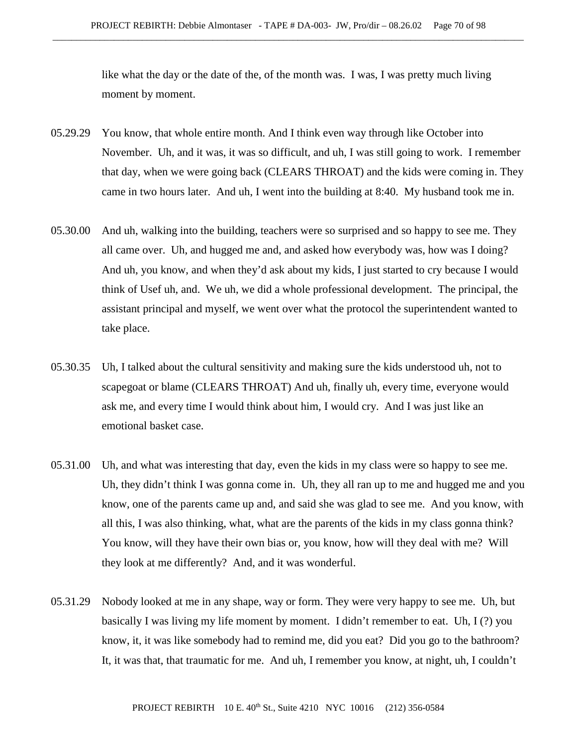like what the day or the date of the, of the month was. I was, I was pretty much living moment by moment.

05.29.29 You know, that whole entire month. And I think even way through like October into November. Uh, and it was, it was so difficult, and uh, I was still going to work. I remember that day, when we were going back (CLEARS THROAT) and the kids were coming in. They came in two hours later. And uh, I went into the building at 8:40. My husband took me in.

05.30.00 And uh, walking into the building, teachers were so surprised and so happy to see me. They all came over. Uh, and hugged me and, and asked how everybody was, how was I doing? And uh, you know, and when they'd ask about my kids, I just started to cry because I would think of Usef uh, and. We uh, we did a whole professional development. The principal, the assistant principal and myself, we went over what the protocol the superintendent wanted to take place.

05.30.35 Uh, I talked about the cultural sensitivity and making sure the kids understood uh, not to scapegoat or blame (CLEARS THROAT) And uh, finally uh, every time, everyone would ask me, and every time I would think about him, I would cry. And I was just like an emotional basket case.

05.31.00 Uh, and what was interesting that day, even the kids in my class were so happy to see me. Uh, they didn't think I was gonna come in. Uh, they all ran up to me and hugged me and you know, one of the parents came up and, and said she was glad to see me. And you know, with all this, I was also thinking, what, what are the parents of the kids in my class gonna think? You know, will they have their own bias or, you know, how will they deal with me? Will they look at me differently? And, and it was wonderful.

05.31.29 Nobody looked at me in any shape, way or form. They were very happy to see me. Uh, but basically I was living my life moment by moment. I didn't remember to eat. Uh, I (?) you know, it, it was like somebody had to remind me, did you eat? Did you go to the bathroom? It, it was that, that traumatic for me. And uh, I remember you know, at night, uh, I couldn't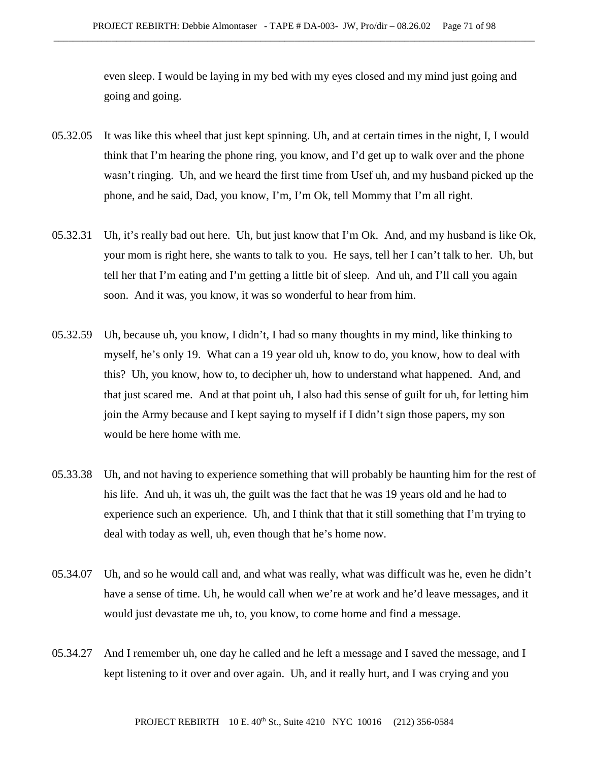even sleep. I would be laying in my bed with my eyes closed and my mind just going and going and going.

05.32.05 It was like this wheel that just kept spinning. Uh, and at certain times in the night, I, I would think that I'm hearing the phone ring, you know, and I'd get up to walk over and the phone wasn't ringing. Uh, and we heard the first time from Usef uh, and my husband picked up the phone, and he said, Dad, you know, I'm, I'm Ok, tell Mommy that I'm all right.

05.32.31 Uh, it's really bad out here. Uh, but just know that I'm Ok. And, and my husband is like Ok, your mom is right here, she wants to talk to you. He says, tell her I can't talk to her. Uh, but tell her that I'm eating and I'm getting a little bit of sleep. And uh, and I'll call you again soon. And it was, you know, it was so wonderful to hear from him.

05.32.59 Uh, because uh, you know, I didn't, I had so many thoughts in my mind, like thinking to myself, he's only 19. What can a 19 year old uh, know to do, you know, how to deal with this? Uh, you know, how to, to decipher uh, how to understand what happened. And, and that just scared me. And at that point uh, I also had this sense of guilt for uh, for letting him join the Army because and I kept saying to myself if I didn't sign those papers, my son would be here home with me.

05.33.38 Uh, and not having to experience something that will probably be haunting him for the rest of his life. And uh, it was uh, the guilt was the fact that he was 19 years old and he had to experience such an experience. Uh, and I think that that it still something that I'm trying to deal with today as well, uh, even though that he's home now.

05.34.07 Uh, and so he would call and, and what was really, what was difficult was he, even he didn't have a sense of time. Uh, he would call when we're at work and he'd leave messages, and it would just devastate me uh, to, you know, to come home and find a message.

05.34.27 And I remember uh, one day he called and he left a message and I saved the message, and I kept listening to it over and over again. Uh, and it really hurt, and I was crying and you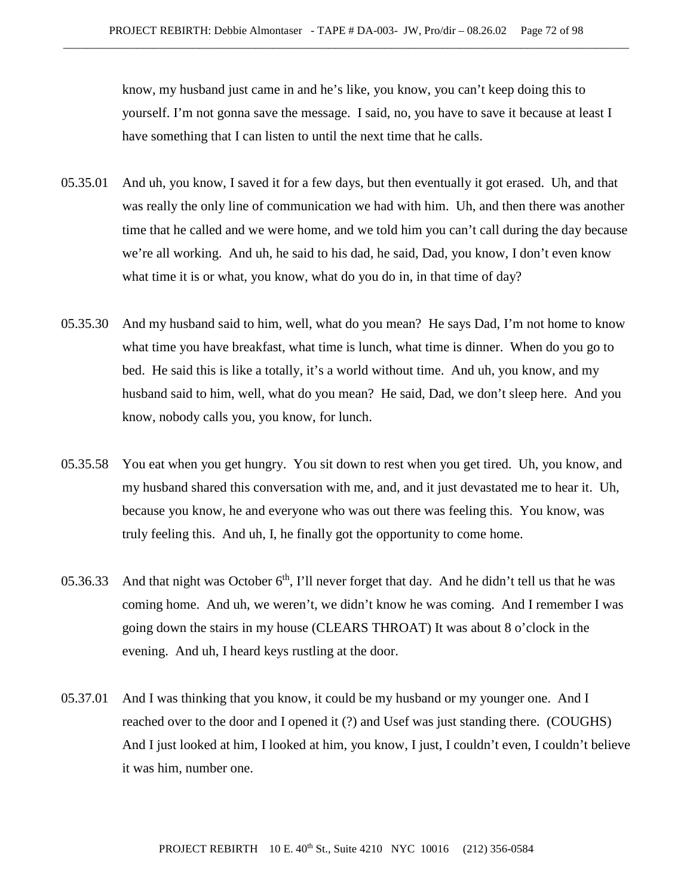know, my husband just came in and he's like, you know, you can't keep doing this to yourself. I'm not gonna save the message. I said, no, you have to save it because at least I have something that I can listen to until the next time that he calls.

05.35.01 And uh, you know, I saved it for a few days, but then eventually it got erased. Uh, and that was really the only line of communication we had with him. Uh, and then there was another time that he called and we were home, and we told him you can't call during the day because we're all working. And uh, he said to his dad, he said, Dad, you know, I don't even know what time it is or what, you know, what do you do in, in that time of day?

05.35.30 And my husband said to him, well, what do you mean? He says Dad, I'm not home to know what time you have breakfast, what time is lunch, what time is dinner. When do you go to bed. He said this is like a totally, it's a world without time. And uh, you know, and my husband said to him, well, what do you mean? He said, Dad, we don't sleep here. And you know, nobody calls you, you know, for lunch.

05.35.58 You eat when you get hungry. You sit down to rest when you get tired. Uh, you know, and my husband shared this conversation with me, and, and it just devastated me to hear it. Uh, because you know, he and everyone who was out there was feeling this. You know, was truly feeling this. And uh, I, he finally got the opportunity to come home.

05.36.33 And that night was October 6th, I'll never forget that day. And he didn't tell us that he was coming home. And uh, we weren't, we didn't know he was coming. And I remember I was going down the stairs in my house (CLEARS THROAT) It was about 8 o'clock in the evening. And uh, I heard keys rustling at the door.

05.37.01 And I was thinking that you know, it could be my husband or my younger one. And I reached over to the door and I opened it (?) and Usef was just standing there. (COUGHS) And I just looked at him, I looked at him, you know, I just, I couldn't even, I couldn't believe it was him, number one.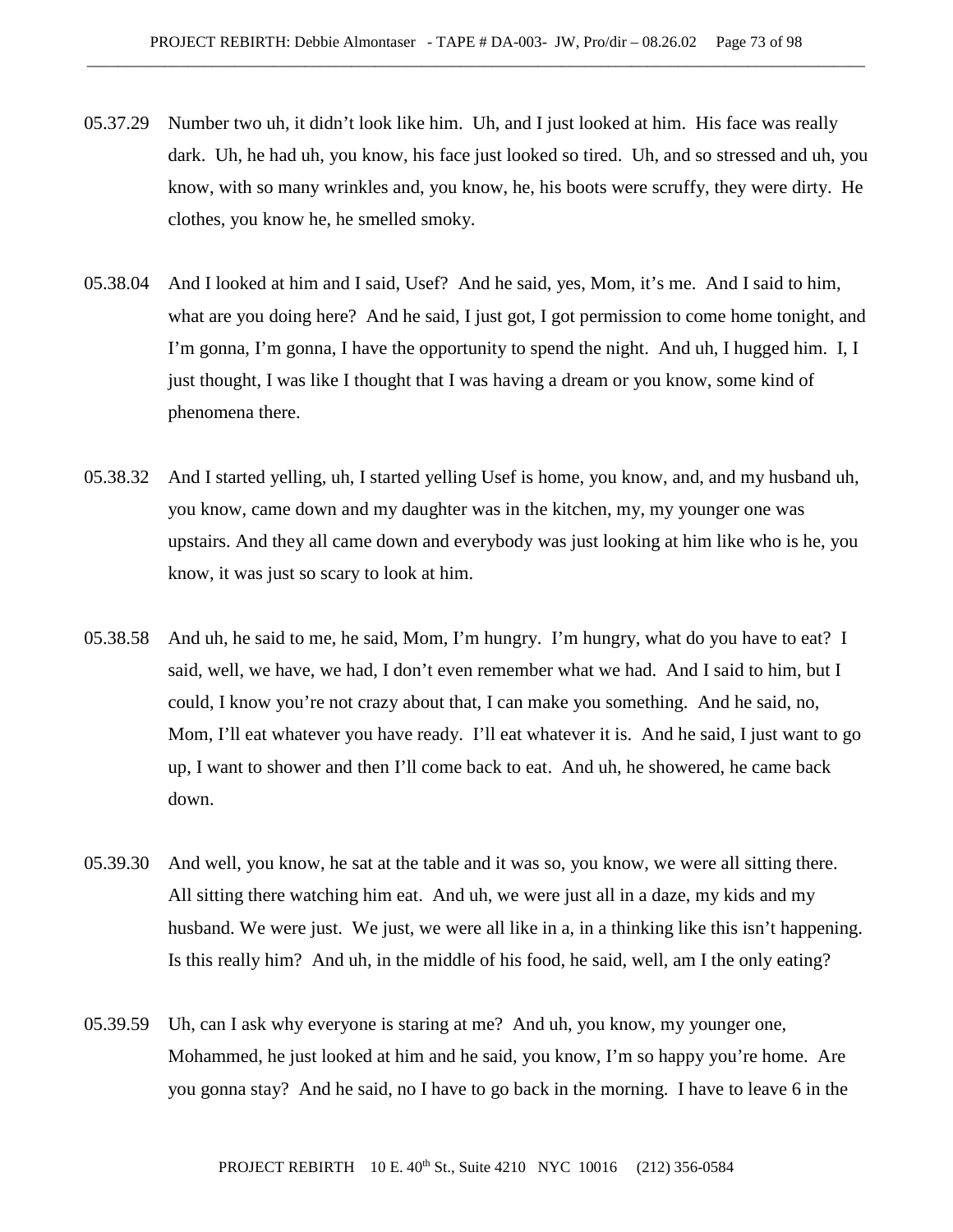05.37.29 Number two uh, it didn't look like him. Uh, and I just looked at him. His face was really dark. Uh, he had uh, you know, his face just looked so tired. Uh, and so stressed and uh, you know, with so many wrinkles and, you know, he, his boots were scruffy, they were dirty. He clothes, you know he, he smelled smoky.

05.38.04 And I looked at him and I said, Usef? And he said, yes, Mom, it's me. And I said to him, what are you doing here? And he said, I just got, I got permission to come home tonight, and I'm gonna, I'm gonna, I have the opportunity to spend the night. And uh, I hugged him. I, I just thought, I was like I thought that I was having a dream or you know, some kind of phenomena there.

05.38.32 And I started yelling, uh, I started yelling Usef is home, you know, and, and my husband uh, you know, came down and my daughter was in the kitchen, my, my younger one was upstairs. And they all came down and everybody was just looking at him like who is he, you know, it was just so scary to look at him.

05.38.58 And uh, he said to me, he said, Mom, I'm hungry. I'm hungry, what do you have to eat? I said, well, we have, we had, I don't even remember what we had. And I said to him, but I could, I know you're not crazy about that, I can make you something. And he said, no, Mom, I'll eat whatever you have ready. I'll eat whatever it is. And he said, I just want to go up, I want to shower and then I'll come back to eat. And uh, he showered, he came back down.

05.39.30 And well, you know, he sat at the table and it was so, you know, we were all sitting there. All sitting there watching him eat. And uh, we were just all in a daze, my kids and my husband. We were just. We just, we were all like in a, in a thinking like this isn't happening. Is this really him? And uh, in the middle of his food, he said, well, am I the only eating?

05.39.59 Uh, can I ask why everyone is staring at me? And uh, you know, my younger one, Mohammed, he just looked at him and he said, you know, I'm so happy you're home. Are you gonna stay? And he said, no I have to go back in the morning. I have to leave 6 in the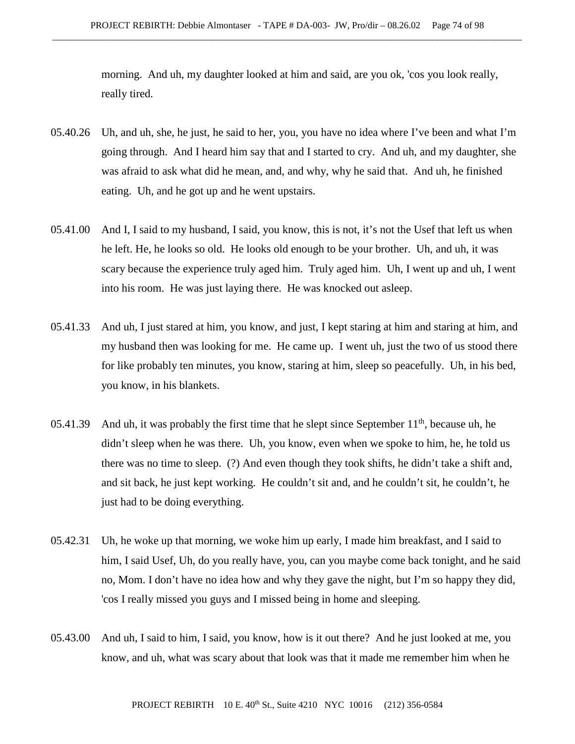morning. And uh, my daughter looked at him and said, are you ok, 'cos you look really, really tired.

05.40.26 Uh, and uh, she, he just, he said to her, you, you have no idea where I've been and what I'm going through. And I heard him say that and I started to cry. And uh, and my daughter, she was afraid to ask what did he mean, and, and why, why he said that. And uh, he finished eating. Uh, and he got up and he went upstairs.

05.41.00 And I, I said to my husband, I said, you know, this is not, it's not the Usef that left us when he left. He, he looks so old. He looks old enough to be your brother. Uh, and uh, it was scary because the experience truly aged him. Truly aged him. Uh, I went up and uh, I went into his room. He was just laying there. He was knocked out asleep.

05.41.33 And uh, I just stared at him, you know, and just, I kept staring at him and staring at him, and my husband then was looking for me. He came up. I went uh, just the two of us stood there for like probably ten minutes, you know, staring at him, sleep so peacefully. Uh, in his bed, you know, in his blankets.

05.41.39 And uh, it was probably the first time that he slept since September 11th, because uh, he didn't sleep when he was there. Uh, you know, even when we spoke to him, he, he told us there was no time to sleep. (?) And even though they took shifts, he didn't take a shift and, and sit back, he just kept working. He couldn't sit and, and he couldn't sit, he couldn't, he just had to be doing everything.

05.42.31 Uh, he woke up that morning, we woke him up early, I made him breakfast, and I said to him, I said Usef, Uh, do you really have, you, can you maybe come back tonight, and he said no, Mom. I don't have no idea how and why they gave the night, but I'm so happy they did, 'cos I really missed you guys and I missed being in home and sleeping.

05.43.00 And uh, I said to him, I said, you know, how is it out there? And he just looked at me, you know, and uh, what was scary about that look was that it made me remember him when he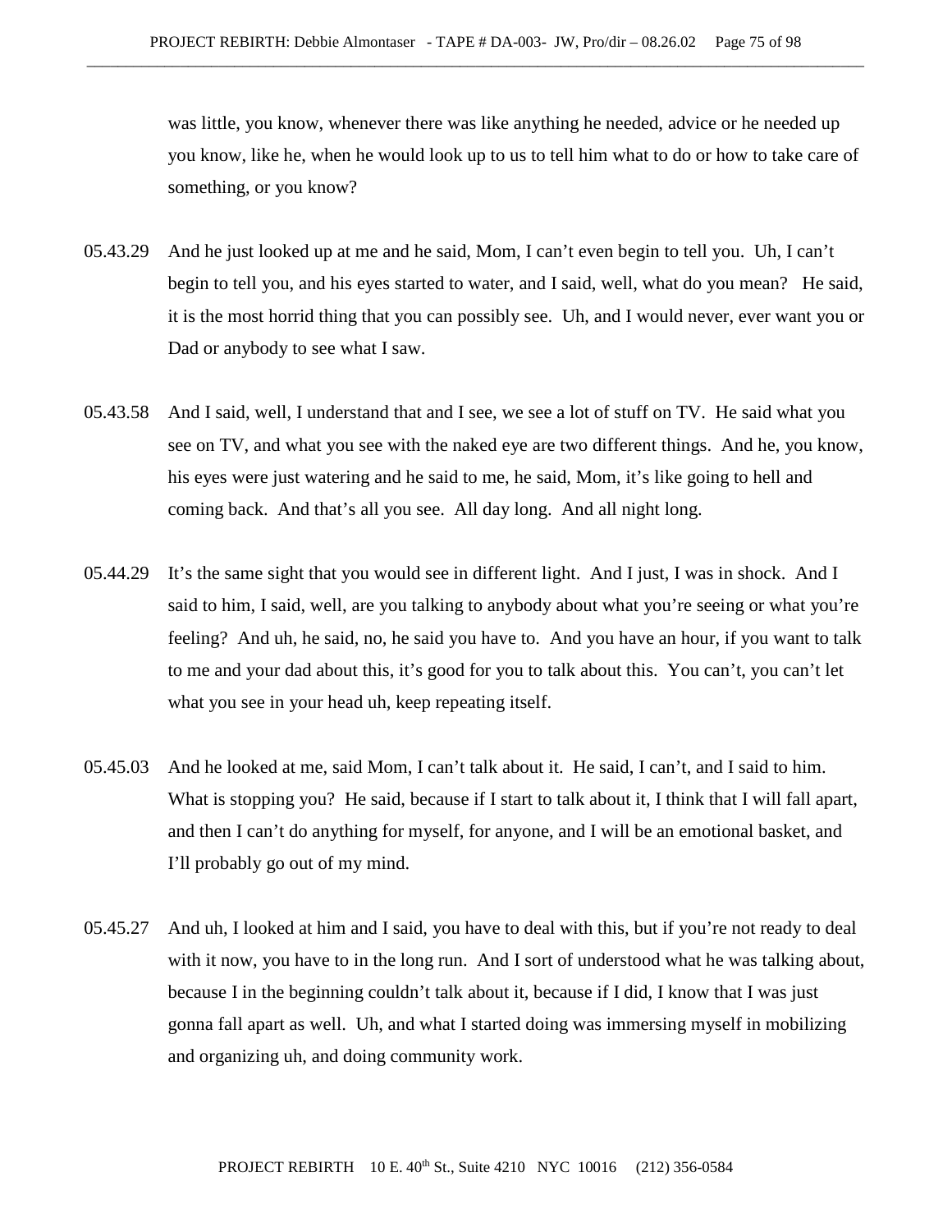was little, you know, whenever there was like anything he needed, advice or he needed up you know, like he, when he would look up to us to tell him what to do or how to take care of something, or you know?

05.43.29 And he just looked up at me and he said, Mom, I can't even begin to tell you. Uh, I can't begin to tell you, and his eyes started to water, and I said, well, what do you mean? He said, it is the most horrid thing that you can possibly see. Uh, and I would never, ever want you or Dad or anybody to see what I saw.

05.43.58 And I said, well, I understand that and I see, we see a lot of stuff on TV. He said what you see on TV, and what you see with the naked eye are two different things. And he, you know, his eyes were just watering and he said to me, he said, Mom, it's like going to hell and coming back. And that's all you see. All day long. And all night long.

05.44.29 It's the same sight that you would see in different light. And I just, I was in shock. And I said to him, I said, well, are you talking to anybody about what you're seeing or what you're feeling? And uh, he said, no, he said you have to. And you have an hour, if you want to talk to me and your dad about this, it's good for you to talk about this. You can't, you can't let what you see in your head uh, keep repeating itself.

05.45.03 And he looked at me, said Mom, I can't talk about it. He said, I can't, and I said to him. What is stopping you? He said, because if I start to talk about it, I think that I will fall apart, and then I can't do anything for myself, for anyone, and I will be an emotional basket, and I'll probably go out of my mind.

05.45.27 And uh, I looked at him and I said, you have to deal with this, but if you're not ready to deal with it now, you have to in the long run. And I sort of understood what he was talking about, because I in the beginning couldn't talk about it, because if I did, I know that I was just gonna fall apart as well. Uh, and what I started doing was immersing myself in mobilizing and organizing uh, and doing community work.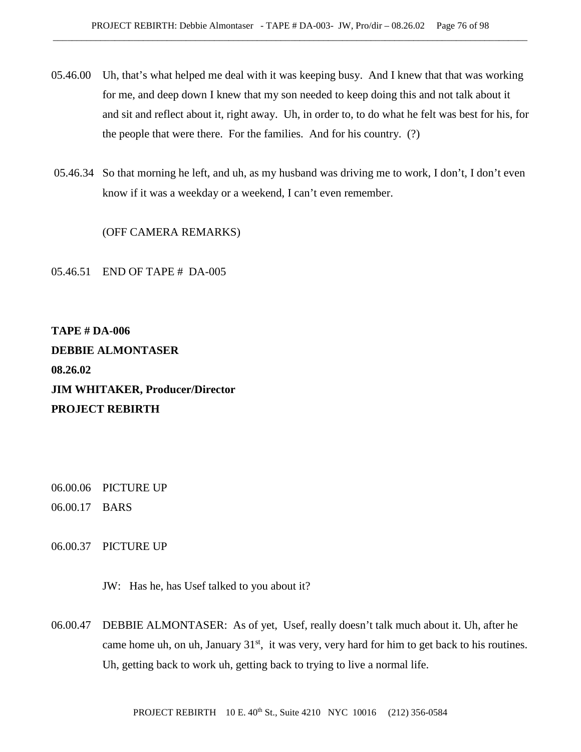05.46.00 Uh, that's what helped me deal with it was keeping busy. And I knew that that was working for me, and deep down I knew that my son needed to keep doing this and not talk about it and sit and reflect about it, right away. Uh, in order to, to do what he felt was best for his, for the people that were there. For the families. And for his country. (?)

05.46.34 So that morning he left, and uh, as my husband was driving me to work, I don't, I don't even know if it was a weekday or a weekend, I can't even remember.

(OFF CAMERA REMARKS)

05.46.51 END OF TAPE # DA-005

**TAPE # DA-006**
**DEBBIE ALMONTASER**
**08.26.02**
**JIM WHITAKER, Producer/Director**
**PROJECT REBIRTH**

06.00.06 PICTURE UP
06.00.17 BARS

06.00.37 PICTURE UP

JW: Has he, has Usef talked to you about it?

06.00.47 DEBBIE ALMONTASER: As of yet, Usef, really doesn't talk much about it. Uh, after he came home uh, on uh, January 31st, it was very, very hard for him to get back to his routines. Uh, getting back to work uh, getting back to trying to live a normal life.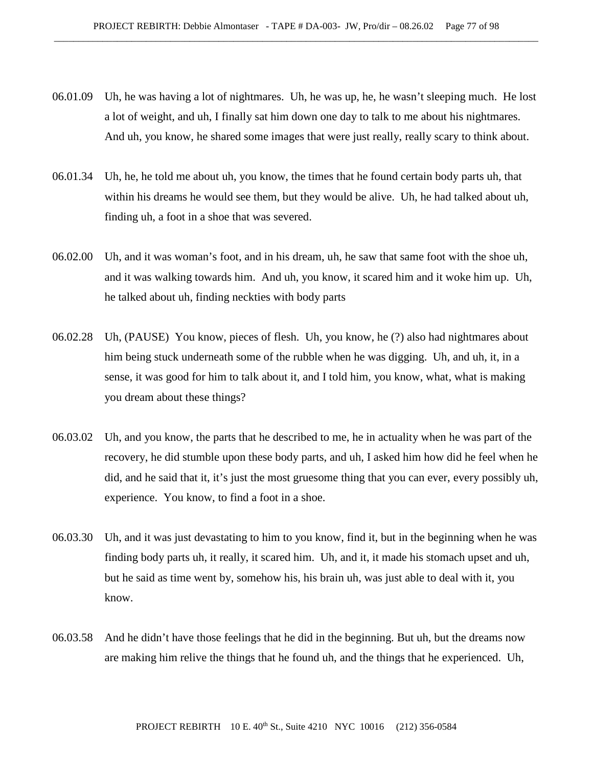06.01.09 Uh, he was having a lot of nightmares. Uh, he was up, he, he wasn't sleeping much. He lost a lot of weight, and uh, I finally sat him down one day to talk to me about his nightmares. And uh, you know, he shared some images that were just really, really scary to think about.

06.01.34 Uh, he, he told me about uh, you know, the times that he found certain body parts uh, that within his dreams he would see them, but they would be alive. Uh, he had talked about uh, finding uh, a foot in a shoe that was severed.

06.02.00 Uh, and it was woman's foot, and in his dream, uh, he saw that same foot with the shoe uh, and it was walking towards him. And uh, you know, it scared him and it woke him up. Uh, he talked about uh, finding neckties with body parts

06.02.28 Uh, (PAUSE) You know, pieces of flesh. Uh, you know, he (?) also had nightmares about him being stuck underneath some of the rubble when he was digging. Uh, and uh, it, in a sense, it was good for him to talk about it, and I told him, you know, what, what is making you dream about these things?

06.03.02 Uh, and you know, the parts that he described to me, he in actuality when he was part of the recovery, he did stumble upon these body parts, and uh, I asked him how did he feel when he did, and he said that it, it's just the most gruesome thing that you can ever, every possibly uh, experience. You know, to find a foot in a shoe.

06.03.30 Uh, and it was just devastating to him to you know, find it, but in the beginning when he was finding body parts uh, it really, it scared him. Uh, and it, it made his stomach upset and uh, but he said as time went by, somehow his, his brain uh, was just able to deal with it, you know.

06.03.58 And he didn't have those feelings that he did in the beginning. But uh, but the dreams now are making him relive the things that he found uh, and the things that he experienced. Uh,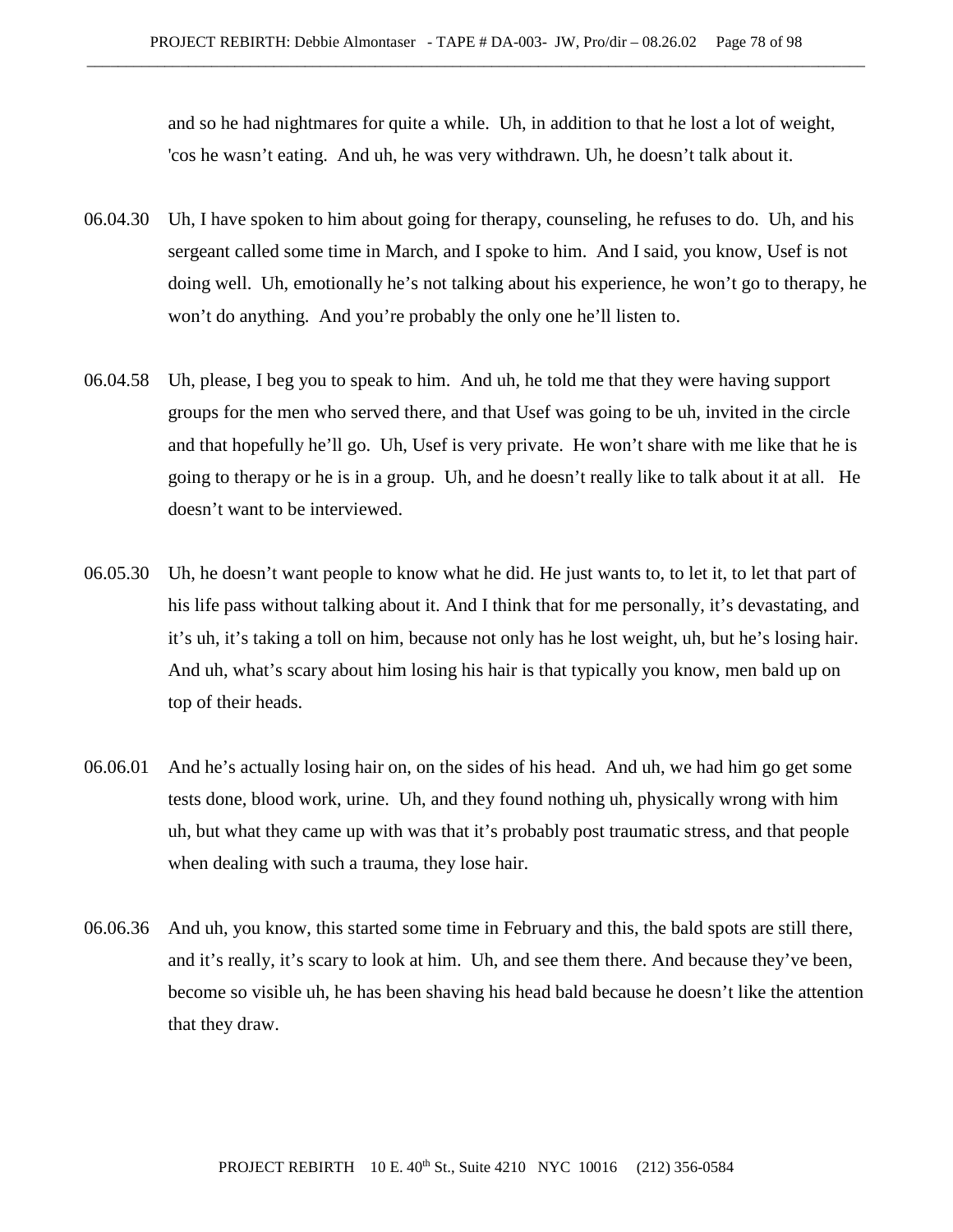and so he had nightmares for quite a while. Uh, in addition to that he lost a lot of weight, 'cos he wasn't eating. And uh, he was very withdrawn. Uh, he doesn't talk about it.

06.04.30 Uh, I have spoken to him about going for therapy, counseling, he refuses to do. Uh, and his sergeant called some time in March, and I spoke to him. And I said, you know, Usef is not doing well. Uh, emotionally he's not talking about his experience, he won't go to therapy, he won't do anything. And you're probably the only one he'll listen to.

06.04.58 Uh, please, I beg you to speak to him. And uh, he told me that they were having support groups for the men who served there, and that Usef was going to be uh, invited in the circle and that hopefully he'll go. Uh, Usef is very private. He won't share with me like that he is going to therapy or he is in a group. Uh, and he doesn't really like to talk about it at all. He doesn't want to be interviewed.

06.05.30 Uh, he doesn't want people to know what he did. He just wants to, to let it, to let that part of his life pass without talking about it. And I think that for me personally, it's devastating, and it's uh, it's taking a toll on him, because not only has he lost weight, uh, but he's losing hair. And uh, what's scary about him losing his hair is that typically you know, men bald up on top of their heads.

06.06.01 And he's actually losing hair on, on the sides of his head. And uh, we had him go get some tests done, blood work, urine. Uh, and they found nothing uh, physically wrong with him uh, but what they came up with was that it's probably post traumatic stress, and that people when dealing with such a trauma, they lose hair.

06.06.36 And uh, you know, this started some time in February and this, the bald spots are still there, and it's really, it's scary to look at him. Uh, and see them there. And because they've been, become so visible uh, he has been shaving his head bald because he doesn't like the attention that they draw.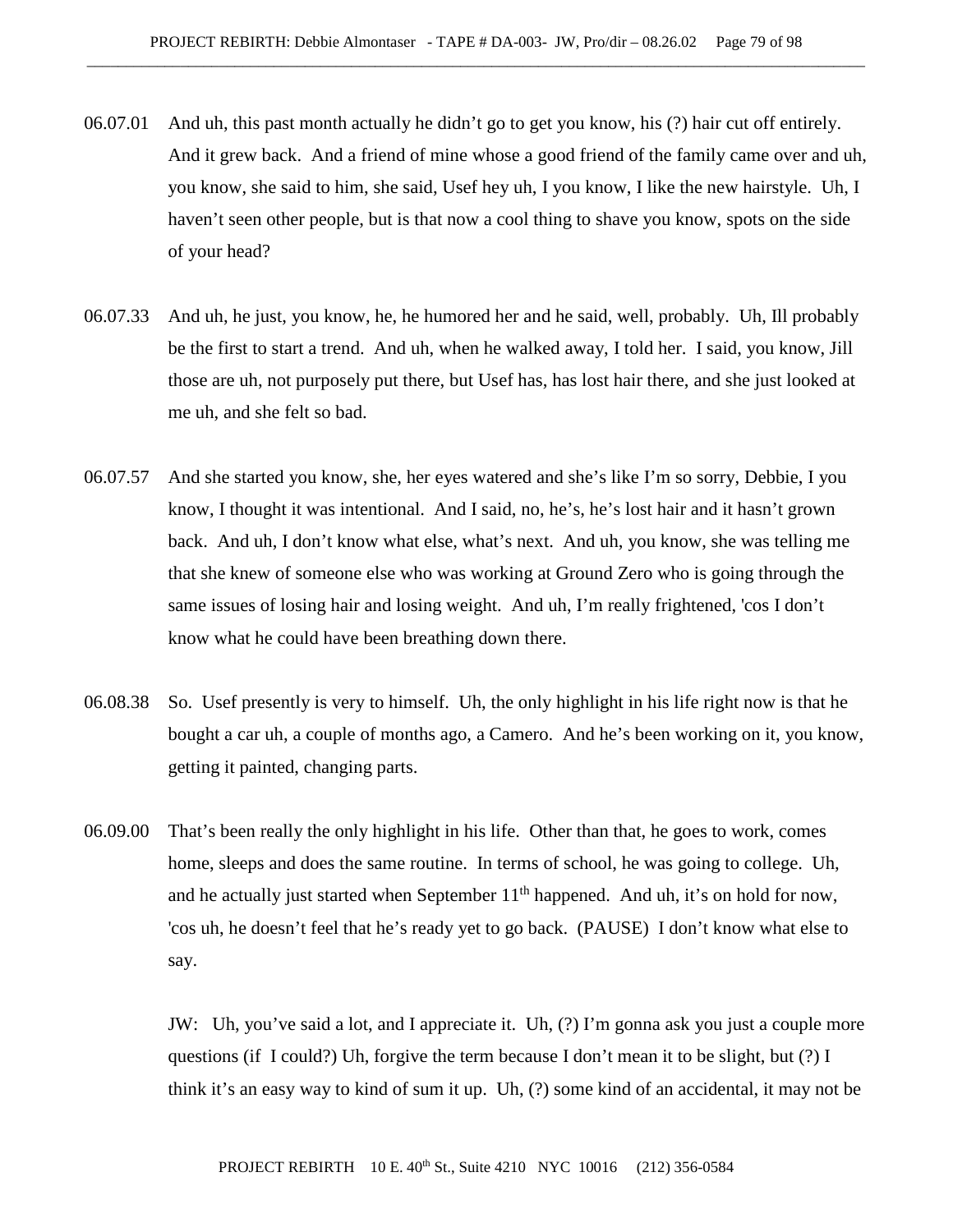06.07.01 And uh, this past month actually he didn't go to get you know, his (?) hair cut off entirely. And it grew back. And a friend of mine whose a good friend of the family came over and uh, you know, she said to him, she said, Usef hey uh, I you know, I like the new hairstyle. Uh, I haven't seen other people, but is that now a cool thing to shave you know, spots on the side of your head?

06.07.33 And uh, he just, you know, he, he humored her and he said, well, probably. Uh, Ill probably be the first to start a trend. And uh, when he walked away, I told her. I said, you know, Jill those are uh, not purposely put there, but Usef has, has lost hair there, and she just looked at me uh, and she felt so bad.

06.07.57 And she started you know, she, her eyes watered and she's like I'm so sorry, Debbie, I you know, I thought it was intentional. And I said, no, he's, he's lost hair and it hasn't grown back. And uh, I don't know what else, what's next. And uh, you know, she was telling me that she knew of someone else who was working at Ground Zero who is going through the same issues of losing hair and losing weight. And uh, I'm really frightened, 'cos I don't know what he could have been breathing down there.

06.08.38 So. Usef presently is very to himself. Uh, the only highlight in his life right now is that he bought a car uh, a couple of months ago, a Camero. And he's been working on it, you know, getting it painted, changing parts.

06.09.00 That's been really the only highlight in his life. Other than that, he goes to work, comes home, sleeps and does the same routine. In terms of school, he was going to college. Uh, and he actually just started when September 11th happened. And uh, it's on hold for now, 'cos uh, he doesn't feel that he's ready yet to go back. (PAUSE) I don't know what else to say.

JW: Uh, you've said a lot, and I appreciate it. Uh, (?) I'm gonna ask you just a couple more questions (if I could?) Uh, forgive the term because I don't mean it to be slight, but (?) I think it's an easy way to kind of sum it up. Uh, (?) some kind of an accidental, it may not be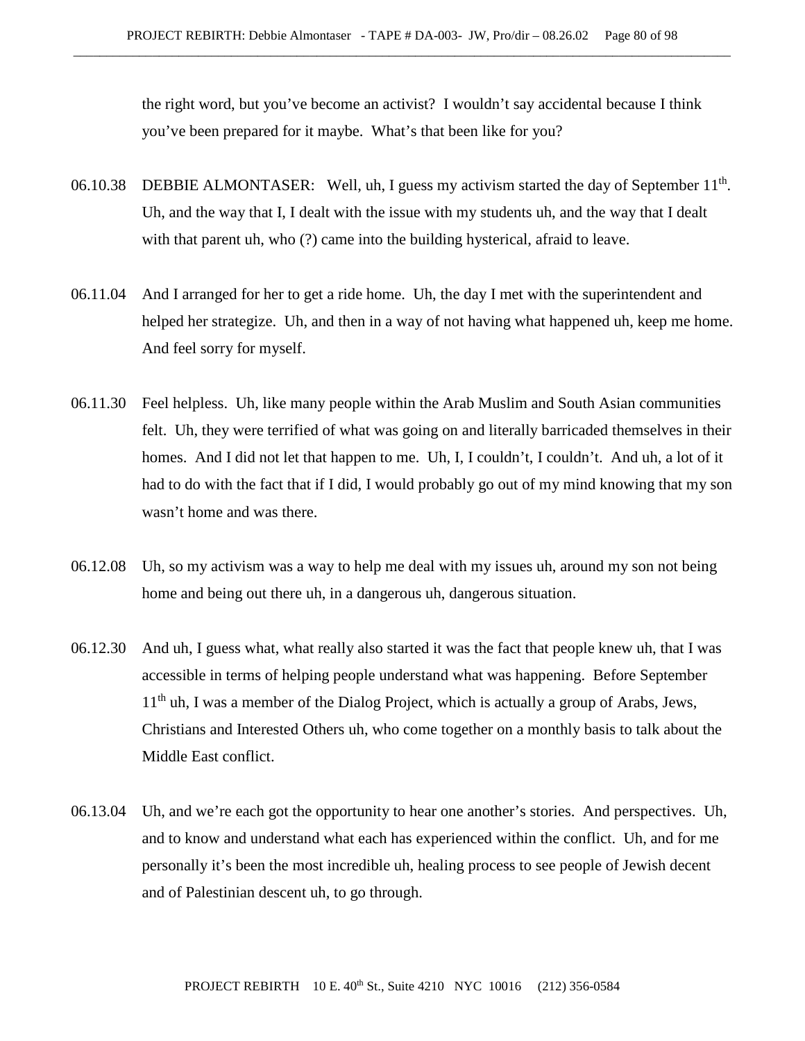the right word, but you've become an activist? I wouldn't say accidental because I think you've been prepared for it maybe. What's that been like for you?

06.10.38 DEBBIE ALMONTASER: Well, uh, I guess my activism started the day of September 11th. Uh, and the way that I, I dealt with the issue with my students uh, and the way that I dealt with that parent uh, who (?) came into the building hysterical, afraid to leave.

06.11.04 And I arranged for her to get a ride home. Uh, the day I met with the superintendent and helped her strategize. Uh, and then in a way of not having what happened uh, keep me home. And feel sorry for myself.

06.11.30 Feel helpless. Uh, like many people within the Arab Muslim and South Asian communities felt. Uh, they were terrified of what was going on and literally barricaded themselves in their homes. And I did not let that happen to me. Uh, I, I couldn't, I couldn't. And uh, a lot of it had to do with the fact that if I did, I would probably go out of my mind knowing that my son wasn't home and was there.

06.12.08 Uh, so my activism was a way to help me deal with my issues uh, around my son not being home and being out there uh, in a dangerous uh, dangerous situation.

06.12.30 And uh, I guess what, what really also started it was the fact that people knew uh, that I was accessible in terms of helping people understand what was happening. Before September 11th uh, I was a member of the Dialog Project, which is actually a group of Arabs, Jews, Christians and Interested Others uh, who come together on a monthly basis to talk about the Middle East conflict.

06.13.04 Uh, and we're each got the opportunity to hear one another's stories. And perspectives. Uh, and to know and understand what each has experienced within the conflict. Uh, and for me personally it's been the most incredible uh, healing process to see people of Jewish decent and of Palestinian descent uh, to go through.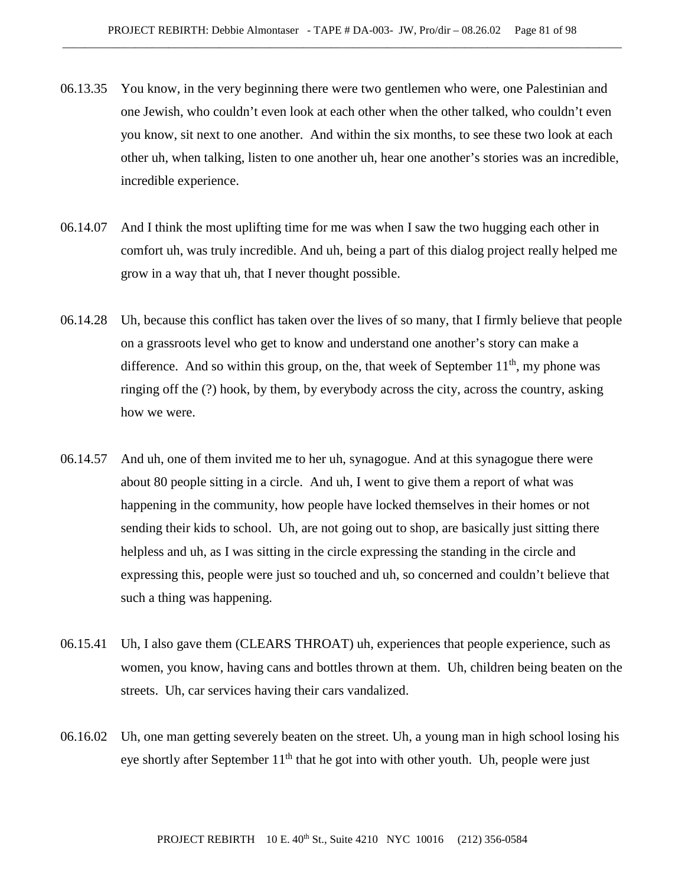06.13.35 You know, in the very beginning there were two gentlemen who were, one Palestinian and one Jewish, who couldn't even look at each other when the other talked, who couldn't even you know, sit next to one another. And within the six months, to see these two look at each other uh, when talking, listen to one another uh, hear one another's stories was an incredible, incredible experience.

06.14.07 And I think the most uplifting time for me was when I saw the two hugging each other in comfort uh, was truly incredible. And uh, being a part of this dialog project really helped me grow in a way that uh, that I never thought possible.

06.14.28 Uh, because this conflict has taken over the lives of so many, that I firmly believe that people on a grassroots level who get to know and understand one another's story can make a difference. And so within this group, on the, that week of September 11th, my phone was ringing off the (?) hook, by them, by everybody across the city, across the country, asking how we were.

06.14.57 And uh, one of them invited me to her uh, synagogue. And at this synagogue there were about 80 people sitting in a circle. And uh, I went to give them a report of what was happening in the community, how people have locked themselves in their homes or not sending their kids to school. Uh, are not going out to shop, are basically just sitting there helpless and uh, as I was sitting in the circle expressing the standing in the circle and expressing this, people were just so touched and uh, so concerned and couldn't believe that such a thing was happening.

06.15.41 Uh, I also gave them (CLEARS THROAT) uh, experiences that people experience, such as women, you know, having cans and bottles thrown at them. Uh, children being beaten on the streets. Uh, car services having their cars vandalized.

06.16.02 Uh, one man getting severely beaten on the street. Uh, a young man in high school losing his eye shortly after September 11th that he got into with other youth. Uh, people were just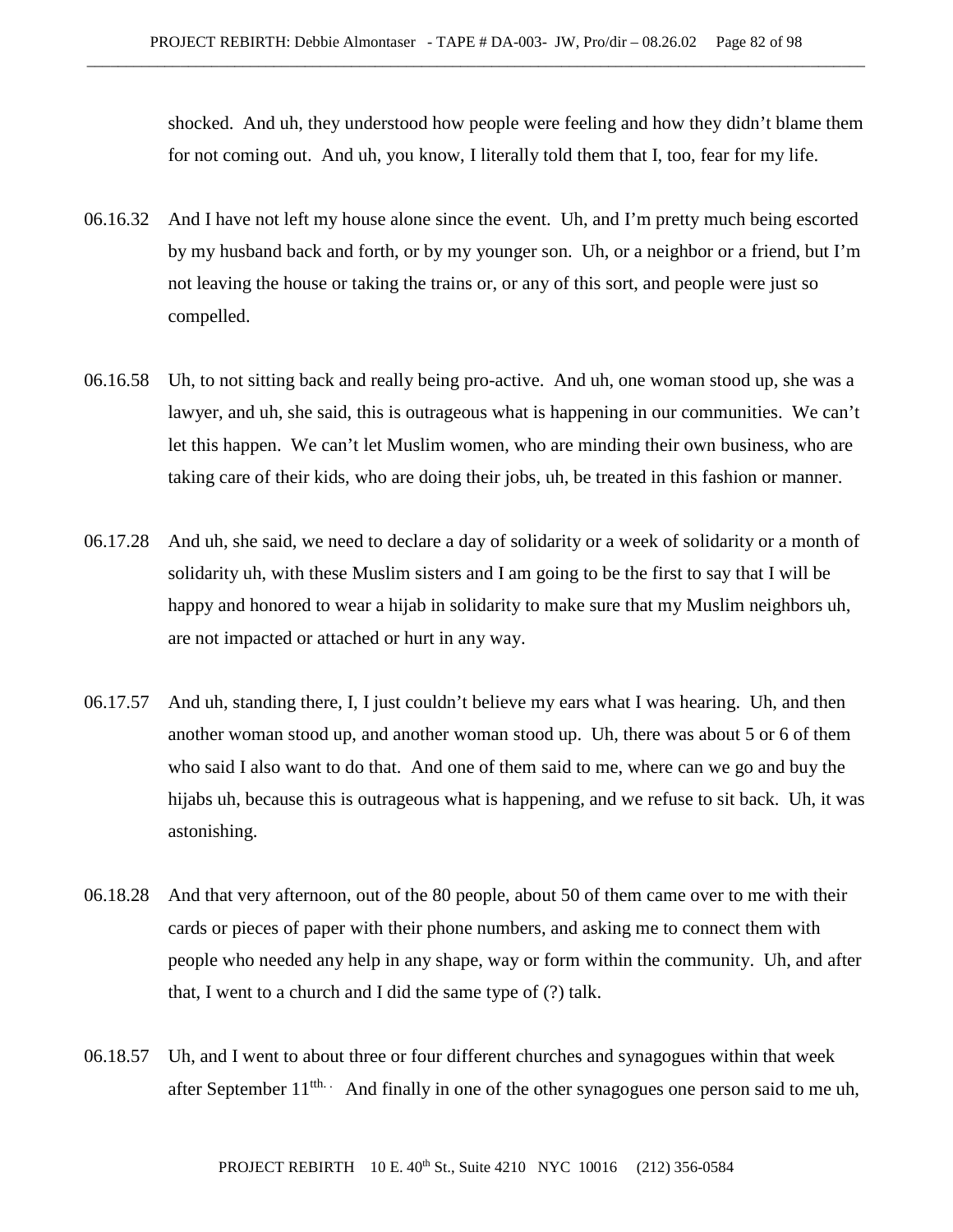shocked. And uh, they understood how people were feeling and how they didn't blame them for not coming out. And uh, you know, I literally told them that I, too, fear for my life.

06.16.32 And I have not left my house alone since the event. Uh, and I'm pretty much being escorted by my husband back and forth, or by my younger son. Uh, or a neighbor or a friend, but I'm not leaving the house or taking the trains or, or any of this sort, and people were just so compelled.

06.16.58 Uh, to not sitting back and really being pro-active. And uh, one woman stood up, she was a lawyer, and uh, she said, this is outrageous what is happening in our communities. We can't let this happen. We can't let Muslim women, who are minding their own business, who are taking care of their kids, who are doing their jobs, uh, be treated in this fashion or manner.

06.17.28 And uh, she said, we need to declare a day of solidarity or a week of solidarity or a month of solidarity uh, with these Muslim sisters and I am going to be the first to say that I will be happy and honored to wear a hijab in solidarity to make sure that my Muslim neighbors uh, are not impacted or attached or hurt in any way.

06.17.57 And uh, standing there, I, I just couldn't believe my ears what I was hearing. Uh, and then another woman stood up, and another woman stood up. Uh, there was about 5 or 6 of them who said I also want to do that. And one of them said to me, where can we go and buy the hijabs uh, because this is outrageous what is happening, and we refuse to sit back. Uh, it was astonishing.

06.18.28 And that very afternoon, out of the 80 people, about 50 of them came over to me with their cards or pieces of paper with their phone numbers, and asking me to connect them with people who needed any help in any shape, way or form within the community. Uh, and after that, I went to a church and I did the same type of (?) talk.

06.18.57 Uh, and I went to about three or four different churches and synagogues within that week after September 11[tth.]. And finally in one of the other synagogues one person said to me uh,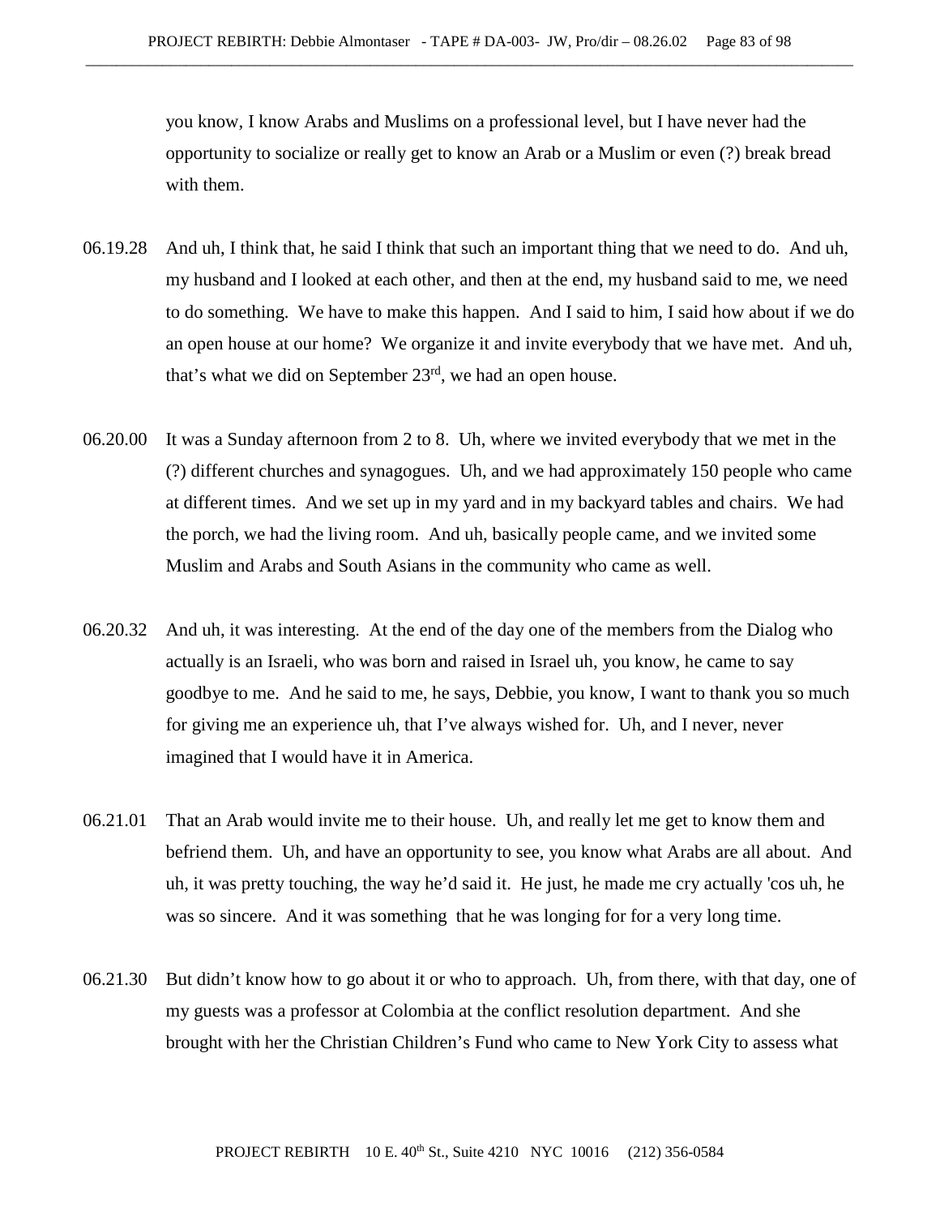you know, I know Arabs and Muslims on a professional level, but I have never had the opportunity to socialize or really get to know an Arab or a Muslim or even (?) break bread with them.

06.19.28 And uh, I think that, he said I think that such an important thing that we need to do. And uh, my husband and I looked at each other, and then at the end, my husband said to me, we need to do something. We have to make this happen. And I said to him, I said how about if we do an open house at our home? We organize it and invite everybody that we have met. And uh, that's what we did on September 23rd, we had an open house.

06.20.00 It was a Sunday afternoon from 2 to 8. Uh, where we invited everybody that we met in the (?) different churches and synagogues. Uh, and we had approximately 150 people who came at different times. And we set up in my yard and in my backyard tables and chairs. We had the porch, we had the living room. And uh, basically people came, and we invited some Muslim and Arabs and South Asians in the community who came as well.

06.20.32 And uh, it was interesting. At the end of the day one of the members from the Dialog who actually is an Israeli, who was born and raised in Israel uh, you know, he came to say goodbye to me. And he said to me, he says, Debbie, you know, I want to thank you so much for giving me an experience uh, that I've always wished for. Uh, and I never, never imagined that I would have it in America.

06.21.01 That an Arab would invite me to their house. Uh, and really let me get to know them and befriend them. Uh, and have an opportunity to see, you know what Arabs are all about. And uh, it was pretty touching, the way he'd said it. He just, he made me cry actually 'cos uh, he was so sincere. And it was something that he was longing for for a very long time.

06.21.30 But didn't know how to go about it or who to approach. Uh, from there, with that day, one of my guests was a professor at Colombia at the conflict resolution department. And she brought with her the Christian Children's Fund who came to New York City to assess what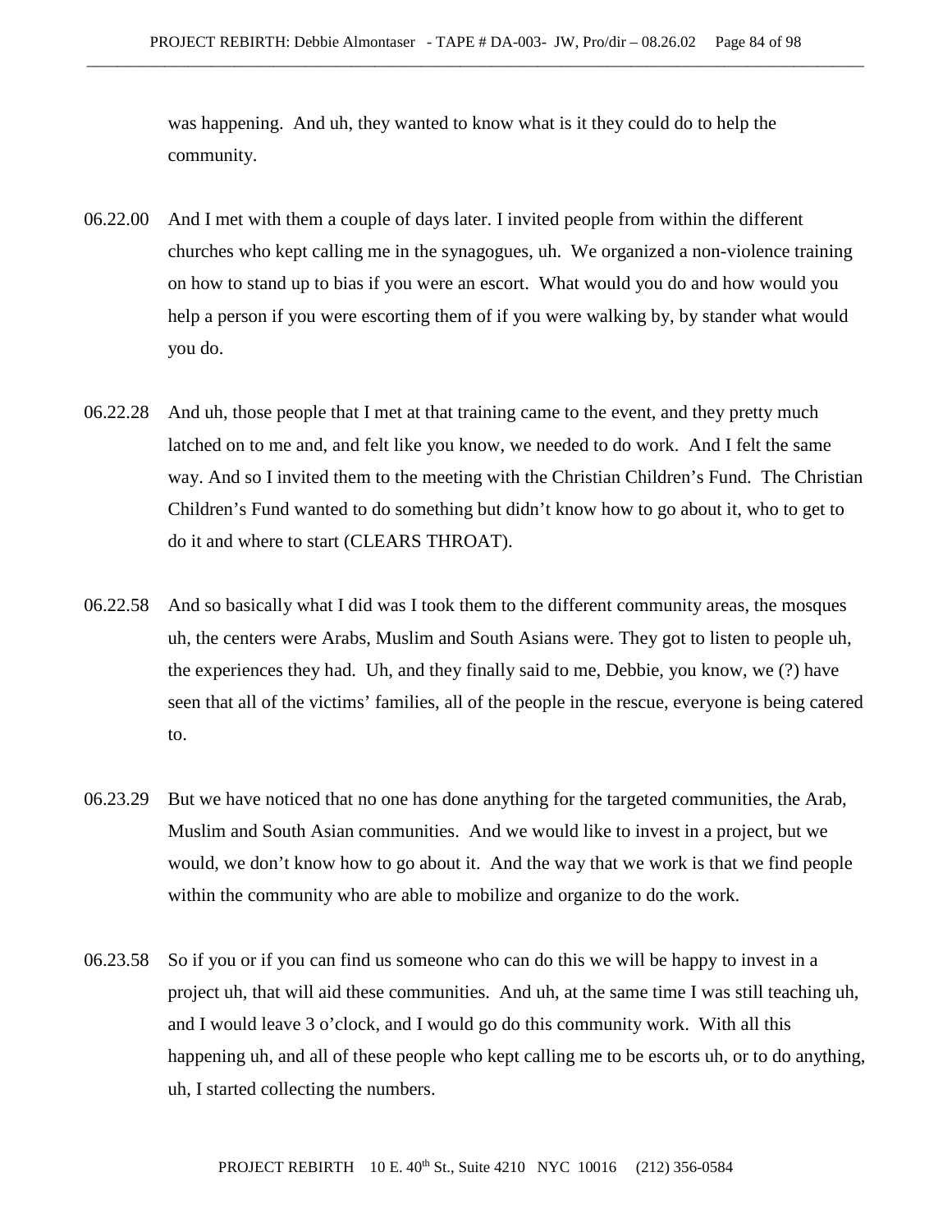was happening. And uh, they wanted to know what is it they could do to help the community.

06.22.00 And I met with them a couple of days later. I invited people from within the different churches who kept calling me in the synagogues, uh. We organized a non-violence training on how to stand up to bias if you were an escort. What would you do and how would you help a person if you were escorting them of if you were walking by, by stander what would you do.

06.22.28 And uh, those people that I met at that training came to the event, and they pretty much latched on to me and, and felt like you know, we needed to do work. And I felt the same way. And so I invited them to the meeting with the Christian Children's Fund. The Christian Children's Fund wanted to do something but didn't know how to go about it, who to get to do it and where to start (CLEARS THROAT).

06.22.58 And so basically what I did was I took them to the different community areas, the mosques uh, the centers were Arabs, Muslim and South Asians were. They got to listen to people uh, the experiences they had. Uh, and they finally said to me, Debbie, you know, we (?) have seen that all of the victims' families, all of the people in the rescue, everyone is being catered to.

06.23.29 But we have noticed that no one has done anything for the targeted communities, the Arab, Muslim and South Asian communities. And we would like to invest in a project, but we would, we don't know how to go about it. And the way that we work is that we find people within the community who are able to mobilize and organize to do the work.

06.23.58 So if you or if you can find us someone who can do this we will be happy to invest in a project uh, that will aid these communities. And uh, at the same time I was still teaching uh, and I would leave 3 o'clock, and I would go do this community work. With all this happening uh, and all of these people who kept calling me to be escorts uh, or to do anything, uh, I started collecting the numbers.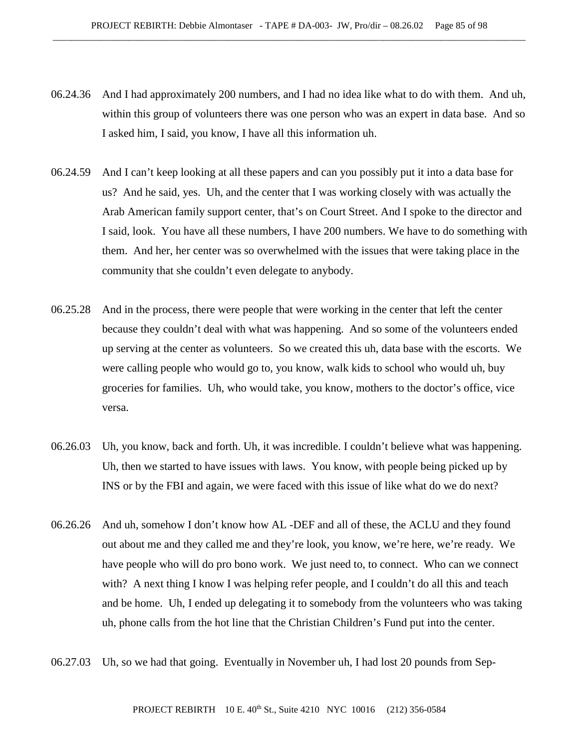06.24.36 And I had approximately 200 numbers, and I had no idea like what to do with them. And uh, within this group of volunteers there was one person who was an expert in data base. And so I asked him, I said, you know, I have all this information uh.

06.24.59 And I can't keep looking at all these papers and can you possibly put it into a data base for us? And he said, yes. Uh, and the center that I was working closely with was actually the Arab American family support center, that's on Court Street. And I spoke to the director and I said, look. You have all these numbers, I have 200 numbers. We have to do something with them. And her, her center was so overwhelmed with the issues that were taking place in the community that she couldn't even delegate to anybody.

06.25.28 And in the process, there were people that were working in the center that left the center because they couldn't deal with what was happening. And so some of the volunteers ended up serving at the center as volunteers. So we created this uh, data base with the escorts. We were calling people who would go to, you know, walk kids to school who would uh, buy groceries for families. Uh, who would take, you know, mothers to the doctor's office, vice versa.

06.26.03 Uh, you know, back and forth. Uh, it was incredible. I couldn't believe what was happening. Uh, then we started to have issues with laws. You know, with people being picked up by INS or by the FBI and again, we were faced with this issue of like what do we do next?

06.26.26 And uh, somehow I don't know how AL -DEF and all of these, the ACLU and they found out about me and they called me and they're look, you know, we're here, we're ready. We have people who will do pro bono work. We just need to, to connect. Who can we connect with? A next thing I know I was helping refer people, and I couldn't do all this and teach and be home. Uh, I ended up delegating it to somebody from the volunteers who was taking uh, phone calls from the hot line that the Christian Children's Fund put into the center.

06.27.03 Uh, so we had that going. Eventually in November uh, I had lost 20 pounds from Sep-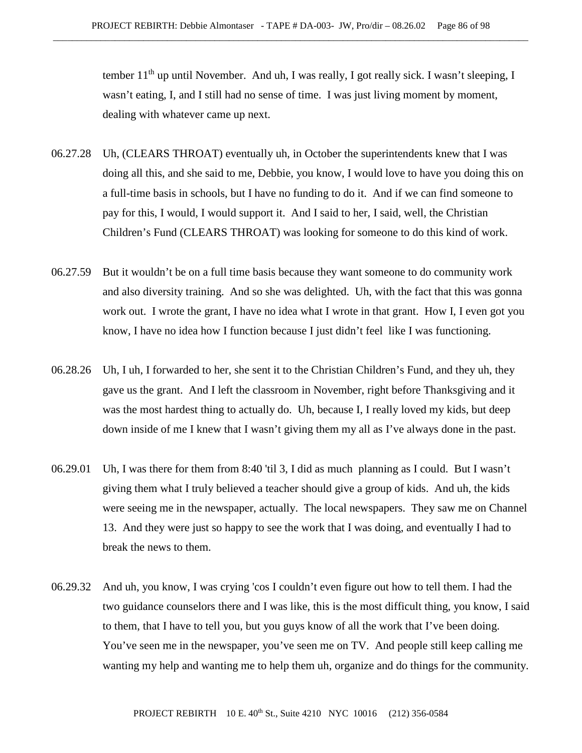tember 11th up until November. And uh, I was really, I got really sick. I wasn't sleeping, I wasn't eating, I, and I still had no sense of time. I was just living moment by moment, dealing with whatever came up next.

06.27.28 Uh, (CLEARS THROAT) eventually uh, in October the superintendents knew that I was doing all this, and she said to me, Debbie, you know, I would love to have you doing this on a full-time basis in schools, but I have no funding to do it. And if we can find someone to pay for this, I would, I would support it. And I said to her, I said, well, the Christian Children's Fund (CLEARS THROAT) was looking for someone to do this kind of work.

06.27.59 But it wouldn't be on a full time basis because they want someone to do community work and also diversity training. And so she was delighted. Uh, with the fact that this was gonna work out. I wrote the grant, I have no idea what I wrote in that grant. How I, I even got you know, I have no idea how I function because I just didn't feel like I was functioning.

06.28.26 Uh, I uh, I forwarded to her, she sent it to the Christian Children's Fund, and they uh, they gave us the grant. And I left the classroom in November, right before Thanksgiving and it was the most hardest thing to actually do. Uh, because I, I really loved my kids, but deep down inside of me I knew that I wasn't giving them my all as I've always done in the past.

06.29.01 Uh, I was there for them from 8:40 'til 3, I did as much planning as I could. But I wasn't giving them what I truly believed a teacher should give a group of kids. And uh, the kids were seeing me in the newspaper, actually. The local newspapers. They saw me on Channel 13. And they were just so happy to see the work that I was doing, and eventually I had to break the news to them.

06.29.32 And uh, you know, I was crying 'cos I couldn't even figure out how to tell them. I had the two guidance counselors there and I was like, this is the most difficult thing, you know, I said to them, that I have to tell you, but you guys know of all the work that I've been doing. You've seen me in the newspaper, you've seen me on TV. And people still keep calling me wanting my help and wanting me to help them uh, organize and do things for the community.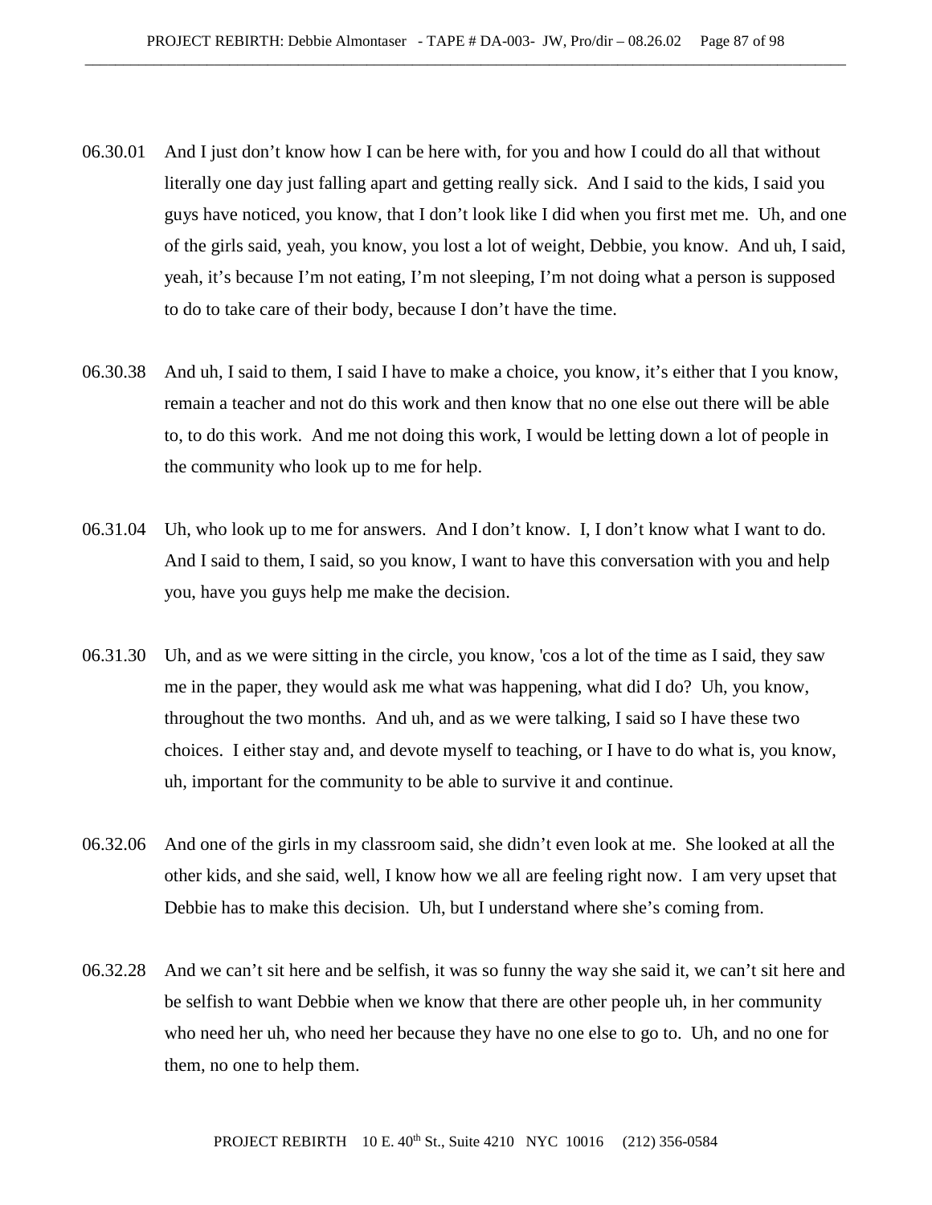06.30.01 And I just don't know how I can be here with, for you and how I could do all that without literally one day just falling apart and getting really sick. And I said to the kids, I said you guys have noticed, you know, that I don't look like I did when you first met me. Uh, and one of the girls said, yeah, you know, you lost a lot of weight, Debbie, you know. And uh, I said, yeah, it's because I'm not eating, I'm not sleeping, I'm not doing what a person is supposed to do to take care of their body, because I don't have the time.

06.30.38 And uh, I said to them, I said I have to make a choice, you know, it's either that I you know, remain a teacher and not do this work and then know that no one else out there will be able to, to do this work. And me not doing this work, I would be letting down a lot of people in the community who look up to me for help.

06.31.04 Uh, who look up to me for answers. And I don't know. I, I don't know what I want to do. And I said to them, I said, so you know, I want to have this conversation with you and help you, have you guys help me make the decision.

06.31.30 Uh, and as we were sitting in the circle, you know, 'cos a lot of the time as I said, they saw me in the paper, they would ask me what was happening, what did I do? Uh, you know, throughout the two months. And uh, and as we were talking, I said so I have these two choices. I either stay and, and devote myself to teaching, or I have to do what is, you know, uh, important for the community to be able to survive it and continue.

06.32.06 And one of the girls in my classroom said, she didn't even look at me. She looked at all the other kids, and she said, well, I know how we all are feeling right now. I am very upset that Debbie has to make this decision. Uh, but I understand where she's coming from.

06.32.28 And we can't sit here and be selfish, it was so funny the way she said it, we can't sit here and be selfish to want Debbie when we know that there are other people uh, in her community who need her uh, who need her because they have no one else to go to. Uh, and no one for them, no one to help them.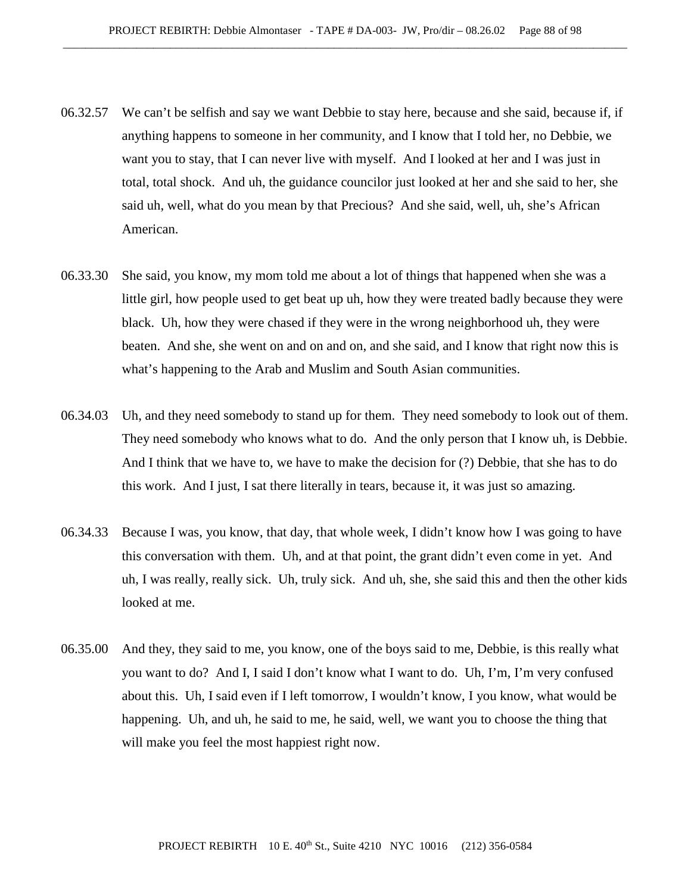06.32.57 We can't be selfish and say we want Debbie to stay here, because and she said, because if, if anything happens to someone in her community, and I know that I told her, no Debbie, we want you to stay, that I can never live with myself. And I looked at her and I was just in total, total shock. And uh, the guidance councilor just looked at her and she said to her, she said uh, well, what do you mean by that Precious? And she said, well, uh, she's African American.

06.33.30 She said, you know, my mom told me about a lot of things that happened when she was a little girl, how people used to get beat up uh, how they were treated badly because they were black. Uh, how they were chased if they were in the wrong neighborhood uh, they were beaten. And she, she went on and on and on, and she said, and I know that right now this is what's happening to the Arab and Muslim and South Asian communities.

06.34.03 Uh, and they need somebody to stand up for them. They need somebody to look out of them. They need somebody who knows what to do. And the only person that I know uh, is Debbie. And I think that we have to, we have to make the decision for (?) Debbie, that she has to do this work. And I just, I sat there literally in tears, because it, it was just so amazing.

06.34.33 Because I was, you know, that day, that whole week, I didn't know how I was going to have this conversation with them. Uh, and at that point, the grant didn't even come in yet. And uh, I was really, really sick. Uh, truly sick. And uh, she, she said this and then the other kids looked at me.

06.35.00 And they, they said to me, you know, one of the boys said to me, Debbie, is this really what you want to do? And I, I said I don't know what I want to do. Uh, I'm, I'm very confused about this. Uh, I said even if I left tomorrow, I wouldn't know, I you know, what would be happening. Uh, and uh, he said to me, he said, well, we want you to choose the thing that will make you feel the most happiest right now.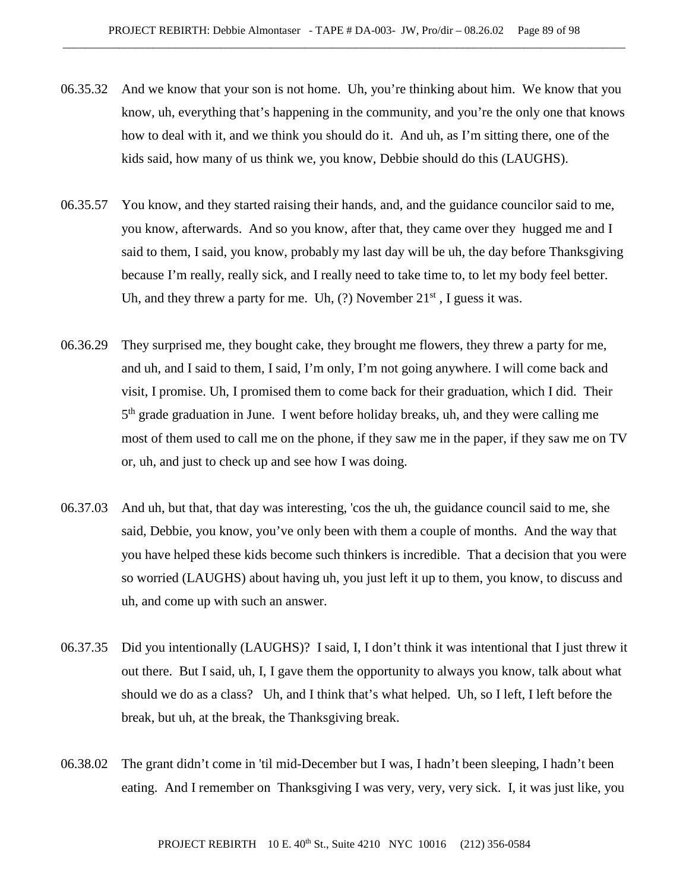06.35.32 And we know that your son is not home. Uh, you're thinking about him. We know that you know, uh, everything that's happening in the community, and you're the only one that knows how to deal with it, and we think you should do it. And uh, as I'm sitting there, one of the kids said, how many of us think we, you know, Debbie should do this (LAUGHS).

06.35.57 You know, and they started raising their hands, and, and the guidance councilor said to me, you know, afterwards. And so you know, after that, they came over they hugged me and I said to them, I said, you know, probably my last day will be uh, the day before Thanksgiving because I'm really, really sick, and I really need to take time to, to let my body feel better. Uh, and they threw a party for me. Uh, (?) November 21st , I guess it was.

06.36.29 They surprised me, they bought cake, they brought me flowers, they threw a party for me, and uh, and I said to them, I said, I'm only, I'm not going anywhere. I will come back and visit, I promise. Uh, I promised them to come back for their graduation, which I did. Their 5th grade graduation in June. I went before holiday breaks, uh, and they were calling me most of them used to call me on the phone, if they saw me in the paper, if they saw me on TV or, uh, and just to check up and see how I was doing.

06.37.03 And uh, but that, that day was interesting, 'cos the uh, the guidance council said to me, she said, Debbie, you know, you've only been with them a couple of months. And the way that you have helped these kids become such thinkers is incredible. That a decision that you were so worried (LAUGHS) about having uh, you just left it up to them, you know, to discuss and uh, and come up with such an answer.

06.37.35 Did you intentionally (LAUGHS)? I said, I, I don't think it was intentional that I just threw it out there. But I said, uh, I, I gave them the opportunity to always you know, talk about what should we do as a class? Uh, and I think that's what helped. Uh, so I left, I left before the break, but uh, at the break, the Thanksgiving break.

06.38.02 The grant didn't come in 'til mid-December but I was, I hadn't been sleeping, I hadn't been eating. And I remember on Thanksgiving I was very, very, very sick. I, it was just like, you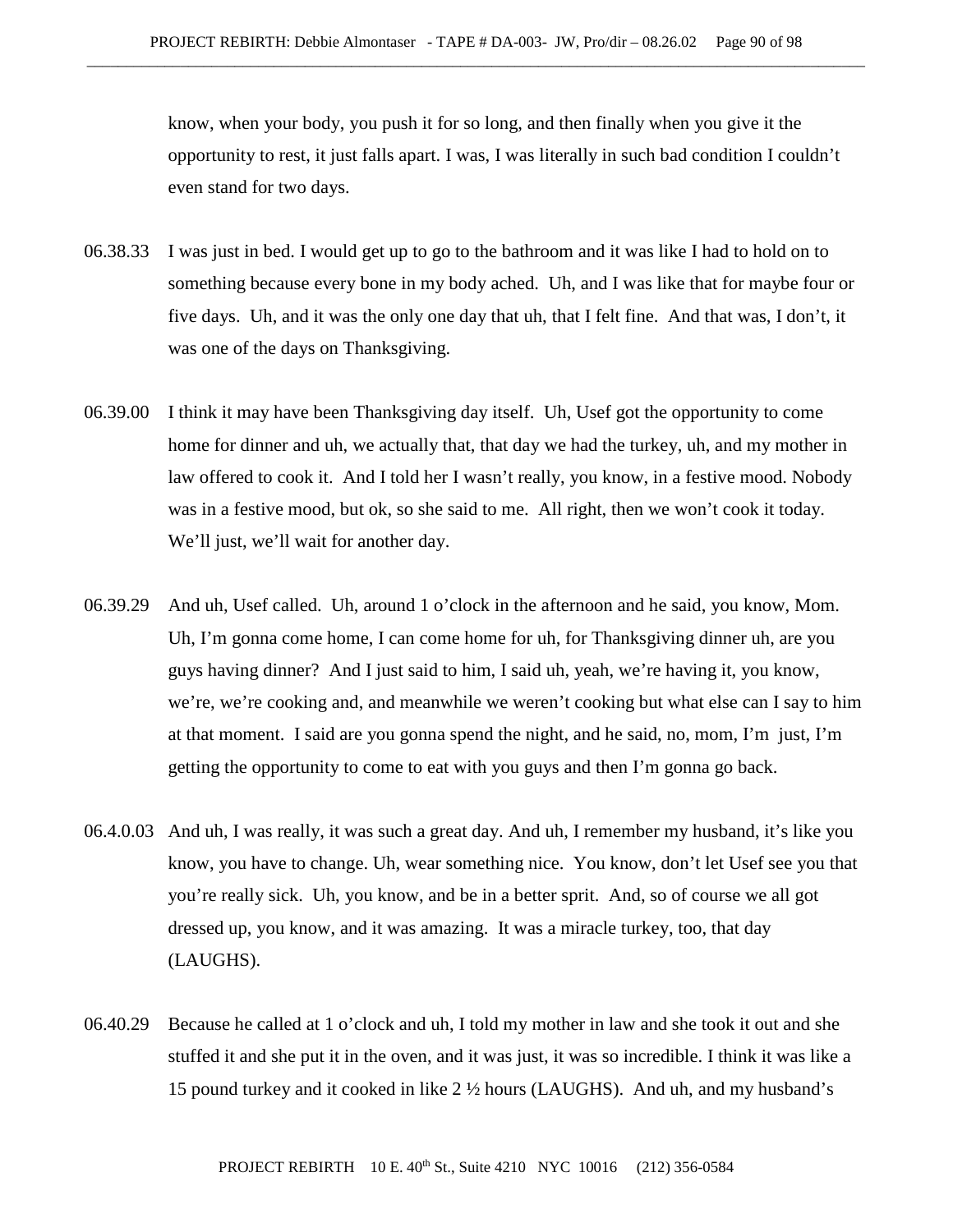know, when your body, you push it for so long, and then finally when you give it the opportunity to rest, it just falls apart. I was, I was literally in such bad condition I couldn't even stand for two days.

06.38.33 I was just in bed. I would get up to go to the bathroom and it was like I had to hold on to something because every bone in my body ached. Uh, and I was like that for maybe four or five days. Uh, and it was the only one day that uh, that I felt fine. And that was, I don't, it was one of the days on Thanksgiving.

06.39.00 I think it may have been Thanksgiving day itself. Uh, Usef got the opportunity to come home for dinner and uh, we actually that, that day we had the turkey, uh, and my mother in law offered to cook it. And I told her I wasn't really, you know, in a festive mood. Nobody was in a festive mood, but ok, so she said to me. All right, then we won't cook it today. We'll just, we'll wait for another day.

06.39.29 And uh, Usef called. Uh, around 1 o'clock in the afternoon and he said, you know, Mom. Uh, I'm gonna come home, I can come home for uh, for Thanksgiving dinner uh, are you guys having dinner? And I just said to him, I said uh, yeah, we're having it, you know, we're, we're cooking and, and meanwhile we weren't cooking but what else can I say to him at that moment. I said are you gonna spend the night, and he said, no, mom, I'm just, I'm getting the opportunity to come to eat with you guys and then I'm gonna go back.

06.4.0.03 And uh, I was really, it was such a great day. And uh, I remember my husband, it's like you know, you have to change. Uh, wear something nice. You know, don't let Usef see you that you're really sick. Uh, you know, and be in a better sprit. And, so of course we all got dressed up, you know, and it was amazing. It was a miracle turkey, too, that day (LAUGHS).

06.40.29 Because he called at 1 o'clock and uh, I told my mother in law and she took it out and she stuffed it and she put it in the oven, and it was just, it was so incredible. I think it was like a 15 pound turkey and it cooked in like 2 ½ hours (LAUGHS). And uh, and my husband's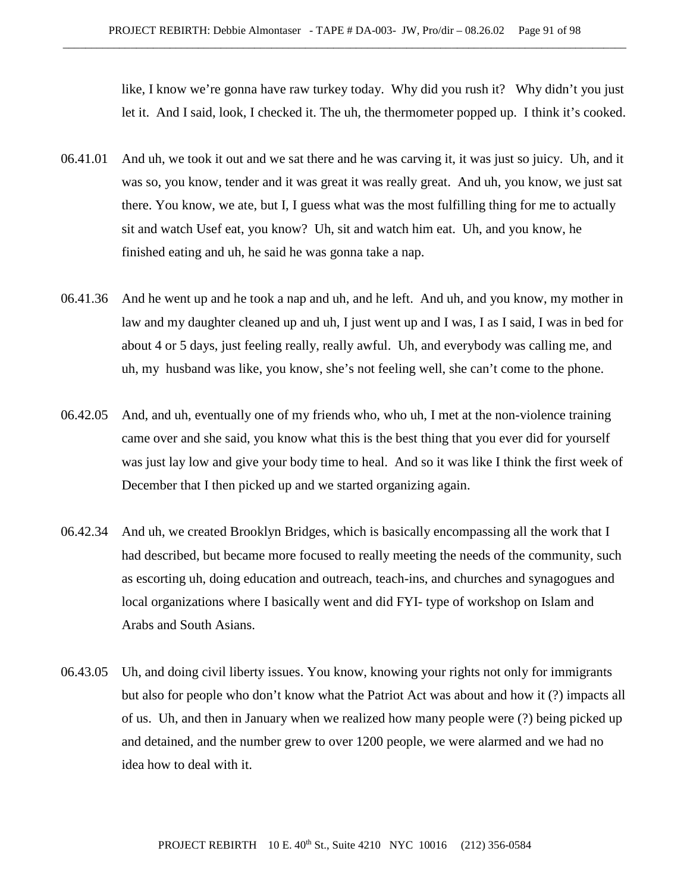like, I know we're gonna have raw turkey today. Why did you rush it? Why didn't you just let it. And I said, look, I checked it. The uh, the thermometer popped up. I think it's cooked.

06.41.01 And uh, we took it out and we sat there and he was carving it, it was just so juicy. Uh, and it was so, you know, tender and it was great it was really great. And uh, you know, we just sat there. You know, we ate, but I, I guess what was the most fulfilling thing for me to actually sit and watch Usef eat, you know? Uh, sit and watch him eat. Uh, and you know, he finished eating and uh, he said he was gonna take a nap.

06.41.36 And he went up and he took a nap and uh, and he left. And uh, and you know, my mother in law and my daughter cleaned up and uh, I just went up and I was, I as I said, I was in bed for about 4 or 5 days, just feeling really, really awful. Uh, and everybody was calling me, and uh, my husband was like, you know, she's not feeling well, she can't come to the phone.

06.42.05 And, and uh, eventually one of my friends who, who uh, I met at the non-violence training came over and she said, you know what this is the best thing that you ever did for yourself was just lay low and give your body time to heal. And so it was like I think the first week of December that I then picked up and we started organizing again.

06.42.34 And uh, we created Brooklyn Bridges, which is basically encompassing all the work that I had described, but became more focused to really meeting the needs of the community, such as escorting uh, doing education and outreach, teach-ins, and churches and synagogues and local organizations where I basically went and did FYI- type of workshop on Islam and Arabs and South Asians.

06.43.05 Uh, and doing civil liberty issues. You know, knowing your rights not only for immigrants but also for people who don't know what the Patriot Act was about and how it (?) impacts all of us. Uh, and then in January when we realized how many people were (?) being picked up and detained, and the number grew to over 1200 people, we were alarmed and we had no idea how to deal with it.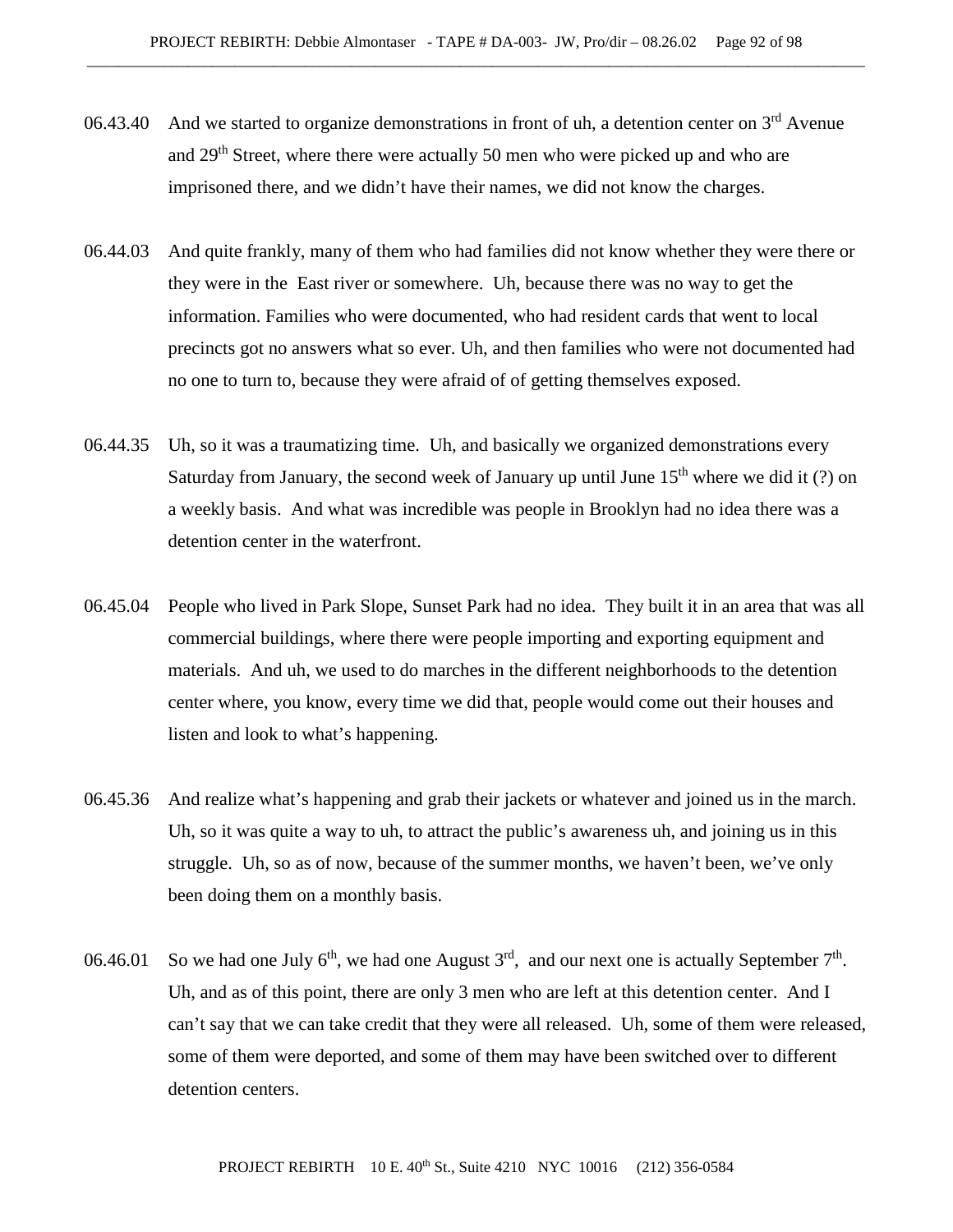06.43.40 And we started to organize demonstrations in front of uh, a detention center on 3rd Avenue and 29th Street, where there were actually 50 men who were picked up and who are imprisoned there, and we didn't have their names, we did not know the charges.

06.44.03 And quite frankly, many of them who had families did not know whether they were there or they were in the East river or somewhere. Uh, because there was no way to get the information. Families who were documented, who had resident cards that went to local precincts got no answers what so ever. Uh, and then families who were not documented had no one to turn to, because they were afraid of of getting themselves exposed.

06.44.35 Uh, so it was a traumatizing time. Uh, and basically we organized demonstrations every Saturday from January, the second week of January up until June 15th where we did it (?) on a weekly basis. And what was incredible was people in Brooklyn had no idea there was a detention center in the waterfront.

06.45.04 People who lived in Park Slope, Sunset Park had no idea. They built it in an area that was all commercial buildings, where there were people importing and exporting equipment and materials. And uh, we used to do marches in the different neighborhoods to the detention center where, you know, every time we did that, people would come out their houses and listen and look to what's happening.

06.45.36 And realize what's happening and grab their jackets or whatever and joined us in the march. Uh, so it was quite a way to uh, to attract the public's awareness uh, and joining us in this struggle. Uh, so as of now, because of the summer months, we haven't been, we've only been doing them on a monthly basis.

06.46.01 So we had one July 6th, we had one August 3rd, and our next one is actually September 7th. Uh, and as of this point, there are only 3 men who are left at this detention center. And I can't say that we can take credit that they were all released. Uh, some of them were released, some of them were deported, and some of them may have been switched over to different detention centers.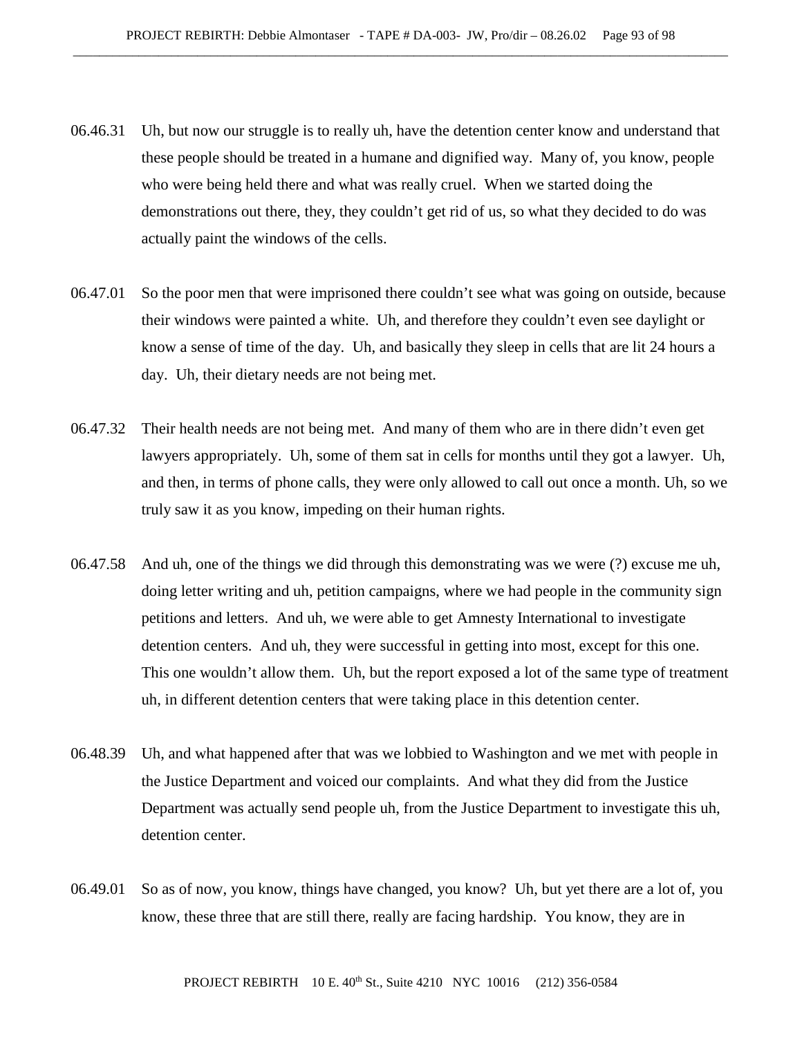06.46.31 Uh, but now our struggle is to really uh, have the detention center know and understand that these people should be treated in a humane and dignified way. Many of, you know, people who were being held there and what was really cruel. When we started doing the demonstrations out there, they, they couldn't get rid of us, so what they decided to do was actually paint the windows of the cells.

06.47.01 So the poor men that were imprisoned there couldn't see what was going on outside, because their windows were painted a white. Uh, and therefore they couldn't even see daylight or know a sense of time of the day. Uh, and basically they sleep in cells that are lit 24 hours a day. Uh, their dietary needs are not being met.

06.47.32 Their health needs are not being met. And many of them who are in there didn't even get lawyers appropriately. Uh, some of them sat in cells for months until they got a lawyer. Uh, and then, in terms of phone calls, they were only allowed to call out once a month. Uh, so we truly saw it as you know, impeding on their human rights.

06.47.58 And uh, one of the things we did through this demonstrating was we were (?) excuse me uh, doing letter writing and uh, petition campaigns, where we had people in the community sign petitions and letters. And uh, we were able to get Amnesty International to investigate detention centers. And uh, they were successful in getting into most, except for this one. This one wouldn't allow them. Uh, but the report exposed a lot of the same type of treatment uh, in different detention centers that were taking place in this detention center.

06.48.39 Uh, and what happened after that was we lobbied to Washington and we met with people in the Justice Department and voiced our complaints. And what they did from the Justice Department was actually send people uh, from the Justice Department to investigate this uh, detention center.

06.49.01 So as of now, you know, things have changed, you know? Uh, but yet there are a lot of, you know, these three that are still there, really are facing hardship. You know, they are in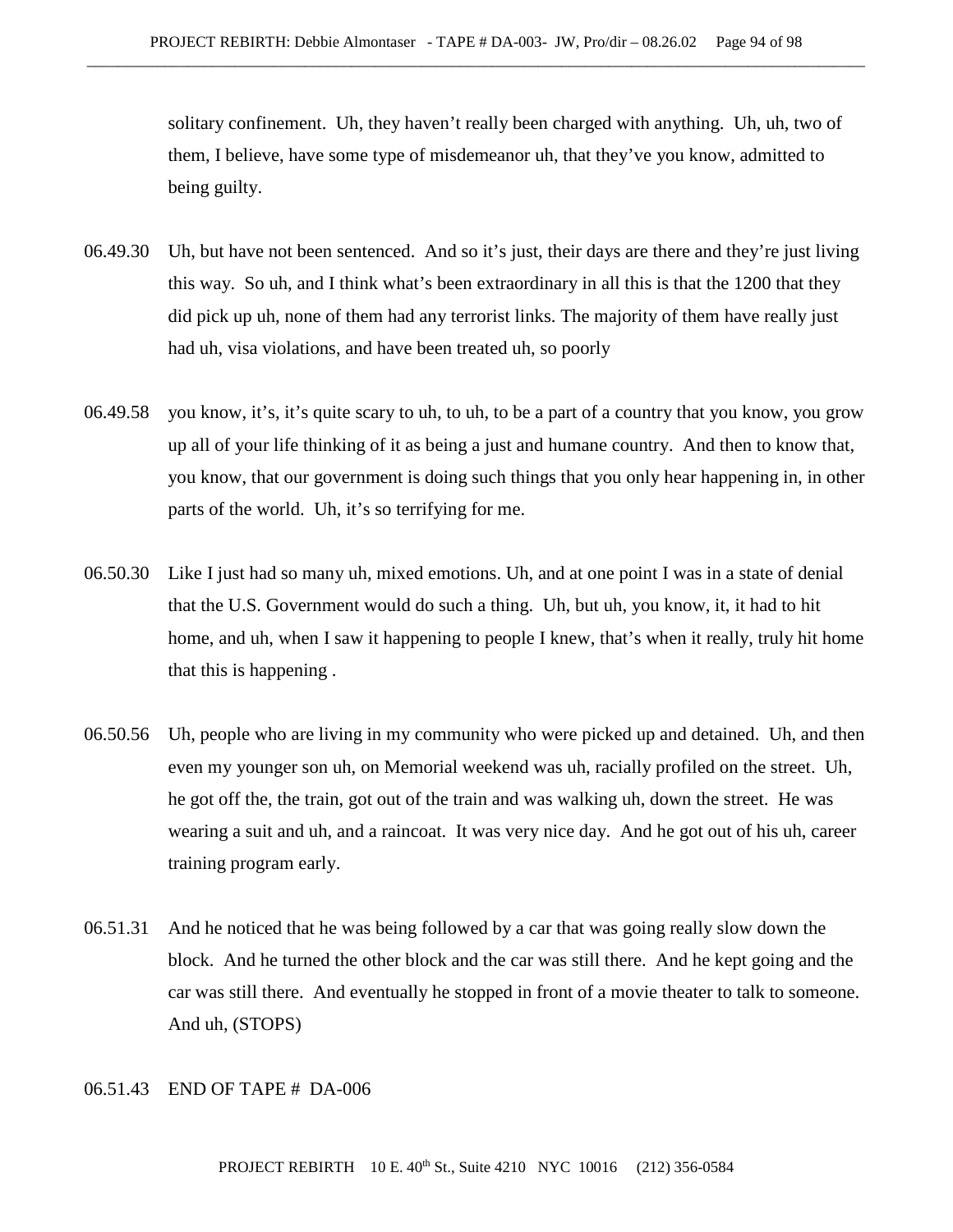solitary confinement. Uh, they haven't really been charged with anything. Uh, uh, two of them, I believe, have some type of misdemeanor uh, that they've you know, admitted to being guilty.

06.49.30 Uh, but have not been sentenced. And so it's just, their days are there and they're just living this way. So uh, and I think what's been extraordinary in all this is that the 1200 that they did pick up uh, none of them had any terrorist links. The majority of them have really just had uh, visa violations, and have been treated uh, so poorly

06.49.58 you know, it's, it's quite scary to uh, to uh, to be a part of a country that you know, you grow up all of your life thinking of it as being a just and humane country. And then to know that, you know, that our government is doing such things that you only hear happening in, in other parts of the world. Uh, it's so terrifying for me.

06.50.30 Like I just had so many uh, mixed emotions. Uh, and at one point I was in a state of denial that the U.S. Government would do such a thing. Uh, but uh, you know, it, it had to hit home, and uh, when I saw it happening to people I knew, that's when it really, truly hit home that this is happening .

06.50.56 Uh, people who are living in my community who were picked up and detained. Uh, and then even my younger son uh, on Memorial weekend was uh, racially profiled on the street. Uh, he got off the, the train, got out of the train and was walking uh, down the street. He was wearing a suit and uh, and a raincoat. It was very nice day. And he got out of his uh, career training program early.

06.51.31 And he noticed that he was being followed by a car that was going really slow down the block. And he turned the other block and the car was still there. And he kept going and the car was still there. And eventually he stopped in front of a movie theater to talk to someone. And uh, (STOPS)

06.51.43 END OF TAPE # DA-006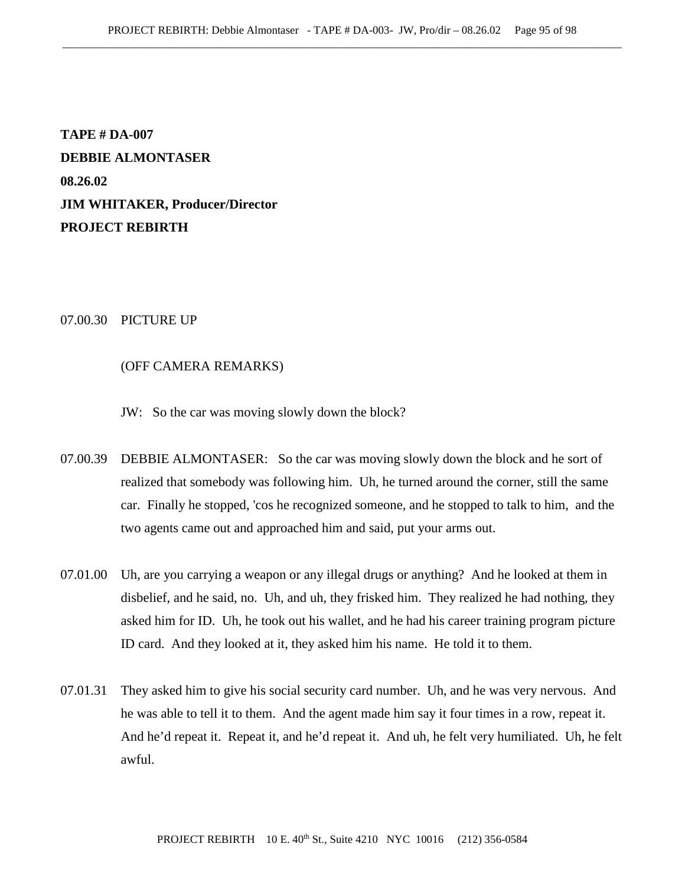**TAPE # DA-007**
**DEBBIE ALMONTASER**
**08.26.02**
**JIM WHITAKER, Producer/Director**
**PROJECT REBIRTH**

07.00.30 PICTURE UP

(OFF CAMERA REMARKS)

JW: So the car was moving slowly down the block?

07.00.39 DEBBIE ALMONTASER: So the car was moving slowly down the block and he sort of realized that somebody was following him. Uh, he turned around the corner, still the same car. Finally he stopped, 'cos he recognized someone, and he stopped to talk to him, and the two agents came out and approached him and said, put your arms out.

07.01.00 Uh, are you carrying a weapon or any illegal drugs or anything? And he looked at them in disbelief, and he said, no. Uh, and uh, they frisked him. They realized he had nothing, they asked him for ID. Uh, he took out his wallet, and he had his career training program picture ID card. And they looked at it, they asked him his name. He told it to them.

07.01.31 They asked him to give his social security card number. Uh, and he was very nervous. And he was able to tell it to them. And the agent made him say it four times in a row, repeat it. And he'd repeat it. Repeat it, and he'd repeat it. And uh, he felt very humiliated. Uh, he felt awful.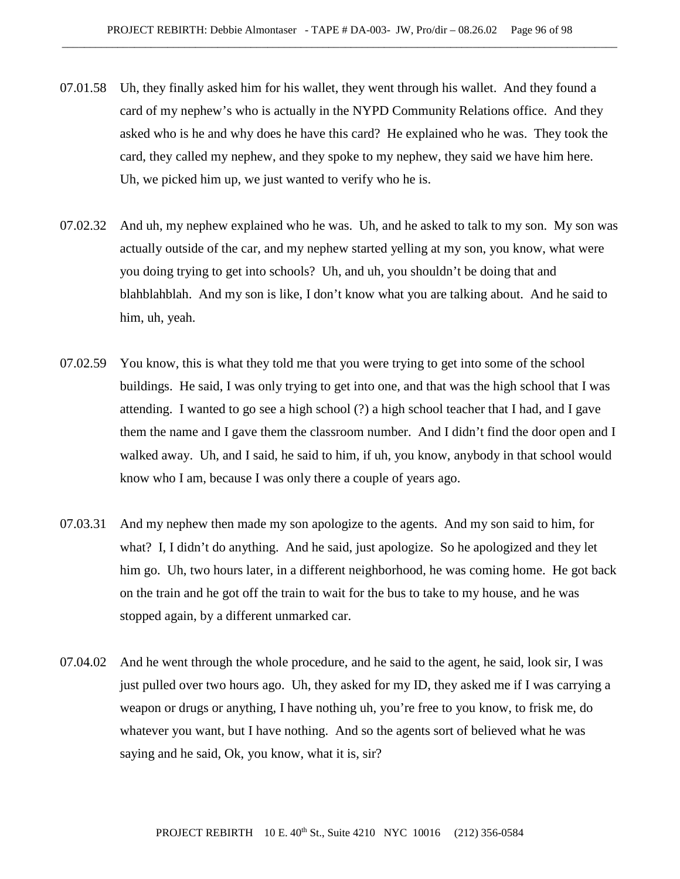07.01.58 Uh, they finally asked him for his wallet, they went through his wallet. And they found a card of my nephew's who is actually in the NYPD Community Relations office. And they asked who is he and why does he have this card? He explained who he was. They took the card, they called my nephew, and they spoke to my nephew, they said we have him here. Uh, we picked him up, we just wanted to verify who he is.

07.02.32 And uh, my nephew explained who he was. Uh, and he asked to talk to my son. My son was actually outside of the car, and my nephew started yelling at my son, you know, what were you doing trying to get into schools? Uh, and uh, you shouldn't be doing that and blahblahblah. And my son is like, I don't know what you are talking about. And he said to him, uh, yeah.

07.02.59 You know, this is what they told me that you were trying to get into some of the school buildings. He said, I was only trying to get into one, and that was the high school that I was attending. I wanted to go see a high school (?) a high school teacher that I had, and I gave them the name and I gave them the classroom number. And I didn't find the door open and I walked away. Uh, and I said, he said to him, if uh, you know, anybody in that school would know who I am, because I was only there a couple of years ago.

07.03.31 And my nephew then made my son apologize to the agents. And my son said to him, for what? I, I didn't do anything. And he said, just apologize. So he apologized and they let him go. Uh, two hours later, in a different neighborhood, he was coming home. He got back on the train and he got off the train to wait for the bus to take to my house, and he was stopped again, by a different unmarked car.

07.04.02 And he went through the whole procedure, and he said to the agent, he said, look sir, I was just pulled over two hours ago. Uh, they asked for my ID, they asked me if I was carrying a weapon or drugs or anything, I have nothing uh, you're free to you know, to frisk me, do whatever you want, but I have nothing. And so the agents sort of believed what he was saying and he said, Ok, you know, what it is, sir?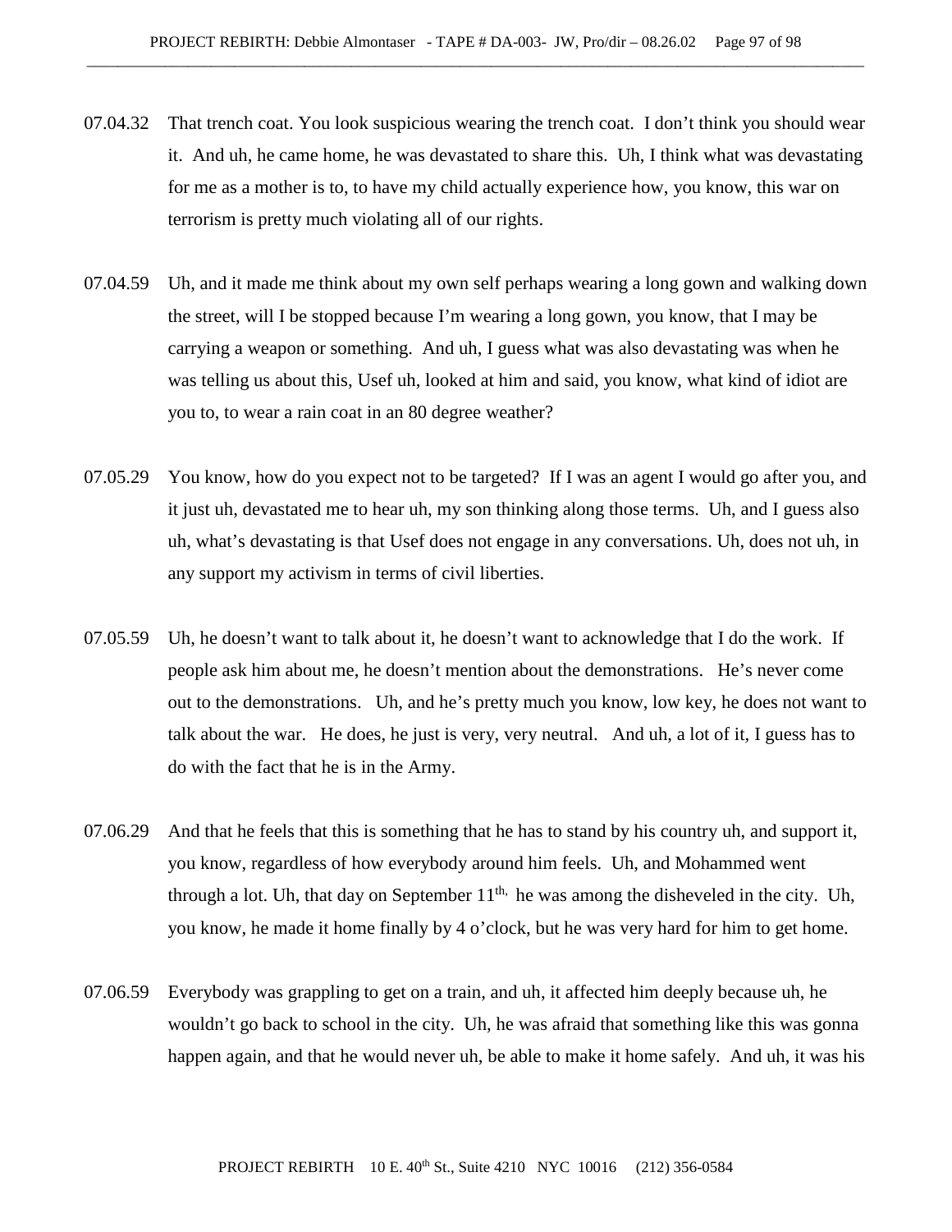07.04.32 That trench coat. You look suspicious wearing the trench coat. I don't think you should wear it. And uh, he came home, he was devastated to share this. Uh, I think what was devastating for me as a mother is to, to have my child actually experience how, you know, this war on terrorism is pretty much violating all of our rights.

07.04.59 Uh, and it made me think about my own self perhaps wearing a long gown and walking down the street, will I be stopped because I'm wearing a long gown, you know, that I may be carrying a weapon or something. And uh, I guess what was also devastating was when he was telling us about this, Usef uh, looked at him and said, you know, what kind of idiot are you to, to wear a rain coat in an 80 degree weather?

07.05.29 You know, how do you expect not to be targeted? If I was an agent I would go after you, and it just uh, devastated me to hear uh, my son thinking along those terms. Uh, and I guess also uh, what's devastating is that Usef does not engage in any conversations. Uh, does not uh, in any support my activism in terms of civil liberties.

07.05.59 Uh, he doesn't want to talk about it, he doesn't want to acknowledge that I do the work. If people ask him about me, he doesn't mention about the demonstrations. He's never come out to the demonstrations. Uh, and he's pretty much you know, low key, he does not want to talk about the war. He does, he just is very, very neutral. And uh, a lot of it, I guess has to do with the fact that he is in the Army.

07.06.29 And that he feels that this is something that he has to stand by his country uh, and support it, you know, regardless of how everybody around him feels. Uh, and Mohammed went through a lot. Uh, that day on September 11th, he was among the disheveled in the city. Uh, you know, he made it home finally by 4 o'clock, but he was very hard for him to get home.

07.06.59 Everybody was grappling to get on a train, and uh, it affected him deeply because uh, he wouldn't go back to school in the city. Uh, he was afraid that something like this was gonna happen again, and that he would never uh, be able to make it home safely. And uh, it was his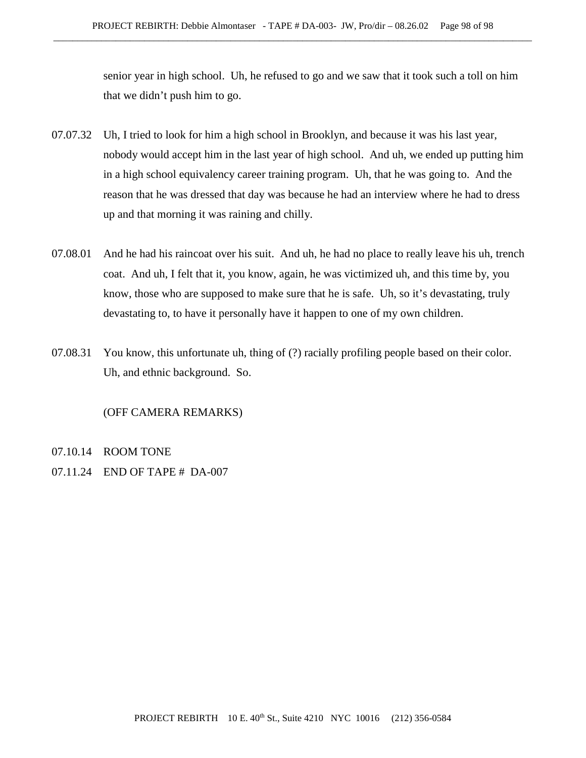senior year in high school. Uh, he refused to go and we saw that it took such a toll on him that we didn't push him to go.

07.07.32 Uh, I tried to look for him a high school in Brooklyn, and because it was his last year, nobody would accept him in the last year of high school. And uh, we ended up putting him in a high school equivalency career training program. Uh, that he was going to. And the reason that he was dressed that day was because he had an interview where he had to dress up and that morning it was raining and chilly.

07.08.01 And he had his raincoat over his suit. And uh, he had no place to really leave his uh, trench coat. And uh, I felt that it, you know, again, he was victimized uh, and this time by, you know, those who are supposed to make sure that he is safe. Uh, so it's devastating, truly devastating to, to have it personally have it happen to one of my own children.

07.08.31 You know, this unfortunate uh, thing of (?) racially profiling people based on their color. Uh, and ethnic background. So.

(OFF CAMERA REMARKS)

07.10.14 ROOM TONE

07.11.24 END OF TAPE # DA-007